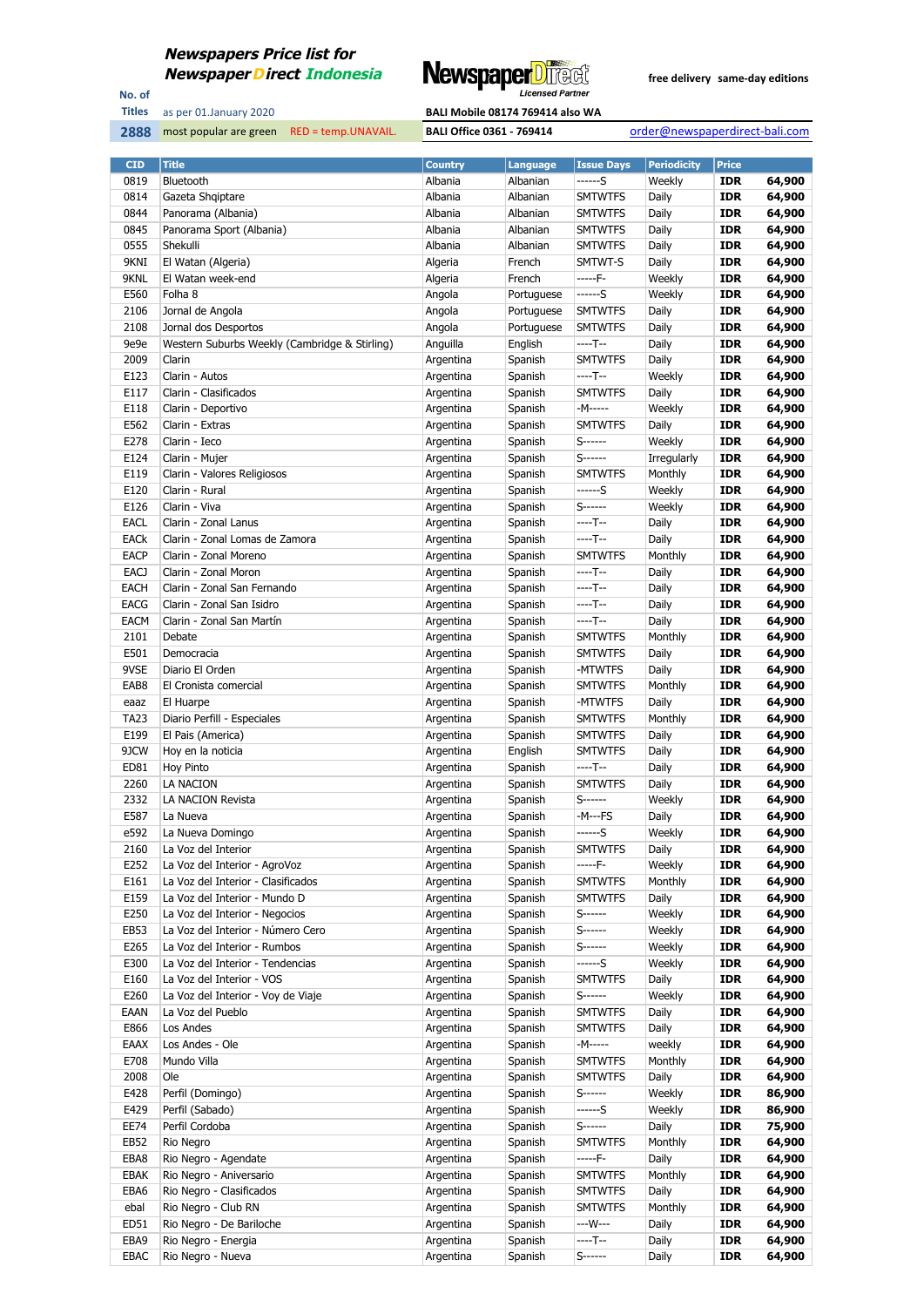# Newspapers Price list for Newspaper Direct Indonesia

NewspaperDirect Licensed Partner

free delivery same-day editions

No. of Titles: 2888

as per 01.January 2020

most popular are green RED = temp.UNAVAIL.

BALI Mobile 08174 769414 also WA

BALI Office 0361 - 769414

order@newspaperdirect-bali.com

| CID | Title | Country | Language | Issue Days | Periodicity | Price | |
|---|---|---|---|---|---|---|---|
| 0819 | Bluetooth | Albania | Albanian | ------S | Weekly | IDR | 64,900 |
| 0814 | Gazeta Shqiptare | Albania | Albanian | SMTWTFS | Daily | IDR | 64,900 |
| 0844 | Panorama (Albania) | Albania | Albanian | SMTWTFS | Daily | IDR | 64,900 |
| 0845 | Panorama Sport (Albania) | Albania | Albanian | SMTWTFS | Daily | IDR | 64,900 |
| 0555 | Shekulli | Albania | Albanian | SMTWTFS | Daily | IDR | 64,900 |
| 9KNI | El Watan (Algeria) | Algeria | French | SMTWT-S | Daily | IDR | 64,900 |
| 9KNL | El Watan week-end | Algeria | French | -----F- | Weekly | IDR | 64,900 |
| E560 | Folha 8 | Angola | Portuguese | ------S | Weekly | IDR | 64,900 |
| 2106 | Jornal de Angola | Angola | Portuguese | SMTWTFS | Daily | IDR | 64,900 |
| 2108 | Jornal dos Desportos | Angola | Portuguese | SMTWTFS | Daily | IDR | 64,900 |
| 9e9e | Western Suburbs Weekly (Cambridge & Stirling) | Anguilla | English | ----T-- | Daily | IDR | 64,900 |
| 2009 | Clarin | Argentina | Spanish | SMTWTFS | Daily | IDR | 64,900 |
| E123 | Clarin - Autos | Argentina | Spanish | ----T-- | Weekly | IDR | 64,900 |
| E117 | Clarin - Clasificados | Argentina | Spanish | SMTWTFS | Daily | IDR | 64,900 |
| E118 | Clarin - Deportivo | Argentina | Spanish | -M----- | Weekly | IDR | 64,900 |
| E562 | Clarin - Extras | Argentina | Spanish | SMTWTFS | Daily | IDR | 64,900 |
| E278 | Clarin - Ieco | Argentina | Spanish | S------ | Weekly | IDR | 64,900 |
| E124 | Clarin - Mujer | Argentina | Spanish | S------ | Irregularly | IDR | 64,900 |
| E119 | Clarin - Valores Religiosos | Argentina | Spanish | SMTWTFS | Monthly | IDR | 64,900 |
| E120 | Clarin - Rural | Argentina | Spanish | ------S | Weekly | IDR | 64,900 |
| E126 | Clarin - Viva | Argentina | Spanish | S------ | Weekly | IDR | 64,900 |
| EACL | Clarin - Zonal Lanus | Argentina | Spanish | ----T-- | Daily | IDR | 64,900 |
| EACk | Clarin - Zonal Lomas de Zamora | Argentina | Spanish | ----T-- | Daily | IDR | 64,900 |
| EACP | Clarin - Zonal Moreno | Argentina | Spanish | SMTWTFS | Monthly | IDR | 64,900 |
| EACJ | Clarin - Zonal Moron | Argentina | Spanish | ----T-- | Daily | IDR | 64,900 |
| EACH | Clarin - Zonal San Fernando | Argentina | Spanish | ----T-- | Daily | IDR | 64,900 |
| EACG | Clarin - Zonal San Isidro | Argentina | Spanish | ----T-- | Daily | IDR | 64,900 |
| EACM | Clarin - Zonal San Martín | Argentina | Spanish | ----T-- | Daily | IDR | 64,900 |
| 2101 | Debate | Argentina | Spanish | SMTWTFS | Monthly | IDR | 64,900 |
| E501 | Democracia | Argentina | Spanish | SMTWTFS | Daily | IDR | 64,900 |
| 9VSE | Diario El Orden | Argentina | Spanish | -MTWTFS | Daily | IDR | 64,900 |
| EAB8 | El Cronista comercial | Argentina | Spanish | SMTWTFS | Monthly | IDR | 64,900 |
| eaaz | El Huarpe | Argentina | Spanish | -MTWTFS | Daily | IDR | 64,900 |
| TA23 | Diario Perfill - Especiales | Argentina | Spanish | SMTWTFS | Monthly | IDR | 64,900 |
| E199 | El Pais (America) | Argentina | Spanish | SMTWTFS | Daily | IDR | 64,900 |
| 9JCW | Hoy en la noticia | Argentina | English | SMTWTFS | Daily | IDR | 64,900 |
| ED81 | Hoy Pinto | Argentina | Spanish | ----T-- | Daily | IDR | 64,900 |
| 2260 | LA NACION | Argentina | Spanish | SMTWTFS | Daily | IDR | 64,900 |
| 2332 | LA NACION Revista | Argentina | Spanish | S------ | Weekly | IDR | 64,900 |
| E587 | La Nueva | Argentina | Spanish | -M---FS | Daily | IDR | 64,900 |
| e592 | La Nueva Domingo | Argentina | Spanish | ------S | Weekly | IDR | 64,900 |
| 2160 | La Voz del Interior | Argentina | Spanish | SMTWTFS | Daily | IDR | 64,900 |
| E252 | La Voz del Interior - AgroVoz | Argentina | Spanish | -----F- | Weekly | IDR | 64,900 |
| E161 | La Voz del Interior - Clasificados | Argentina | Spanish | SMTWTFS | Monthly | IDR | 64,900 |
| E159 | La Voz del Interior - Mundo D | Argentina | Spanish | SMTWTFS | Daily | IDR | 64,900 |
| E250 | La Voz del Interior - Negocios | Argentina | Spanish | S------ | Weekly | IDR | 64,900 |
| EB53 | La Voz del Interior - Número Cero | Argentina | Spanish | S------ | Weekly | IDR | 64,900 |
| E265 | La Voz del Interior - Rumbos | Argentina | Spanish | S------ | Weekly | IDR | 64,900 |
| E300 | La Voz del Interior - Tendencias | Argentina | Spanish | ------S | Weekly | IDR | 64,900 |
| E160 | La Voz del Interior - VOS | Argentina | Spanish | SMTWTFS | Daily | IDR | 64,900 |
| E260 | La Voz del Interior - Voy de Viaje | Argentina | Spanish | S------ | Weekly | IDR | 64,900 |
| EAAN | La Voz del Pueblo | Argentina | Spanish | SMTWTFS | Daily | IDR | 64,900 |
| E866 | Los Andes | Argentina | Spanish | SMTWTFS | Daily | IDR | 64,900 |
| EAAX | Los Andes - Ole | Argentina | Spanish | -M----- | weekly | IDR | 64,900 |
| E708 | Mundo Villa | Argentina | Spanish | SMTWTFS | Monthly | IDR | 64,900 |
| 2008 | Ole | Argentina | Spanish | SMTWTFS | Daily | IDR | 64,900 |
| E428 | Perfil (Domingo) | Argentina | Spanish | S------ | Weekly | IDR | 86,900 |
| E429 | Perfil (Sabado) | Argentina | Spanish | ------S | Weekly | IDR | 86,900 |
| EE74 | Perfil Cordoba | Argentina | Spanish | S------ | Daily | IDR | 75,900 |
| EB52 | Rio Negro | Argentina | Spanish | SMTWTFS | Monthly | IDR | 64,900 |
| EBA8 | Rio Negro - Agendate | Argentina | Spanish | -----F- | Daily | IDR | 64,900 |
| EBAK | Rio Negro - Aniversario | Argentina | Spanish | SMTWTFS | Monthly | IDR | 64,900 |
| EBA6 | Rio Negro - Clasificados | Argentina | Spanish | SMTWTFS | Daily | IDR | 64,900 |
| ebal | Rio Negro - Club RN | Argentina | Spanish | SMTWTFS | Monthly | IDR | 64,900 |
| ED51 | Rio Negro - De Bariloche | Argentina | Spanish | ---W--- | Daily | IDR | 64,900 |
| EBA9 | Rio Negro - Energia | Argentina | Spanish | ----T-- | Daily | IDR | 64,900 |
| EBAC | Rio Negro - Nueva | Argentina | Spanish | S------ | Daily | IDR | 64,900 |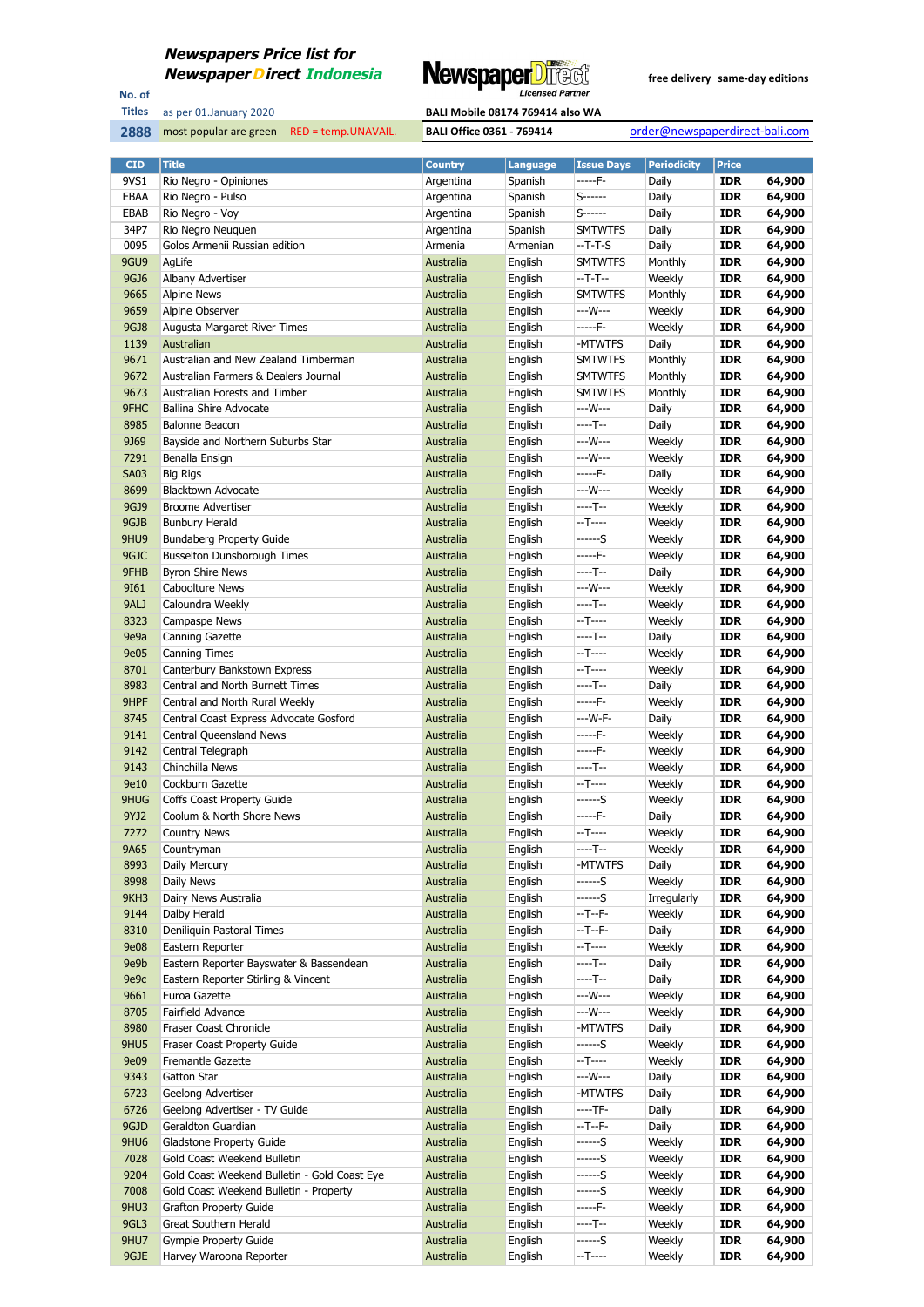# Newspapers Price list for Newspaper Direct Indonesia

NewspaperDirect Licensed Partner

free delivery same-day editions

| No. of Titles | as per 01.January 2020 | BALI Mobile 08174 769414 also WA | |
|---|---|---|---|
| 2888 | most popular are green RED = temp.UNAVAIL. | BALI Office 0361 - 769414 | order@newspaperdirect-bali.com |

| CID | Title | Country | Language | Issue Days | Periodicity | Price | |
|---|---|---|---|---|---|---|---|
| 9VS1 | Rio Negro - Opiniones | Argentina | Spanish | -----F- | Daily | IDR | 64,900 |
| EBAA | Rio Negro - Pulso | Argentina | Spanish | S------ | Daily | IDR | 64,900 |
| EBAB | Rio Negro - Voy | Argentina | Spanish | S------ | Daily | IDR | 64,900 |
| 34P7 | Rio Negro Neuquen | Argentina | Spanish | SMTWTFS | Daily | IDR | 64,900 |
| 0095 | Golos Armenii Russian edition | Armenia | Armenian | --T-T-S | Daily | IDR | 64,900 |
| 9GU9 | AgLife | Australia | English | SMTWTFS | Monthly | IDR | 64,900 |
| 9GJ6 | Albany Advertiser | Australia | English | --T-T-- | Weekly | IDR | 64,900 |
| 9665 | Alpine News | Australia | English | SMTWTFS | Monthly | IDR | 64,900 |
| 9659 | Alpine Observer | Australia | English | ---W--- | Weekly | IDR | 64,900 |
| 9GJ8 | Augusta Margaret River Times | Australia | English | -----F- | Weekly | IDR | 64,900 |
| 1139 | Australian | Australia | English | -MTWTFS | Daily | IDR | 64,900 |
| 9671 | Australian and New Zealand Timberman | Australia | English | SMTWTFS | Monthly | IDR | 64,900 |
| 9672 | Australian Farmers & Dealers Journal | Australia | English | SMTWTFS | Monthly | IDR | 64,900 |
| 9673 | Australian Forests and Timber | Australia | English | SMTWTFS | Monthly | IDR | 64,900 |
| 9FHC | Ballina Shire Advocate | Australia | English | ---W--- | Daily | IDR | 64,900 |
| 8985 | Balonne Beacon | Australia | English | ----T-- | Daily | IDR | 64,900 |
| 9J69 | Bayside and Northern Suburbs Star | Australia | English | ---W--- | Weekly | IDR | 64,900 |
| 7291 | Benalla Ensign | Australia | English | ---W--- | Weekly | IDR | 64,900 |
| SA03 | Big Rigs | Australia | English | -----F- | Daily | IDR | 64,900 |
| 8699 | Blacktown Advocate | Australia | English | ---W--- | Weekly | IDR | 64,900 |
| 9GJ9 | Broome Advertiser | Australia | English | ----T-- | Weekly | IDR | 64,900 |
| 9GJB | Bunbury Herald | Australia | English | --T---- | Weekly | IDR | 64,900 |
| 9HU9 | Bundaberg Property Guide | Australia | English | ------S | Weekly | IDR | 64,900 |
| 9GJC | Busselton Dunsborough Times | Australia | English | -----F- | Weekly | IDR | 64,900 |
| 9FHB | Byron Shire News | Australia | English | ----T-- | Daily | IDR | 64,900 |
| 9I61 | Caboolture News | Australia | English | ---W--- | Weekly | IDR | 64,900 |
| 9ALJ | Caloundra Weekly | Australia | English | ----T-- | Weekly | IDR | 64,900 |
| 8323 | Campaspe News | Australia | English | --T---- | Weekly | IDR | 64,900 |
| 9e9a | Canning Gazette | Australia | English | ----T-- | Daily | IDR | 64,900 |
| 9e05 | Canning Times | Australia | English | --T---- | Weekly | IDR | 64,900 |
| 8701 | Canterbury Bankstown Express | Australia | English | --T---- | Weekly | IDR | 64,900 |
| 8983 | Central and North Burnett Times | Australia | English | ----T-- | Daily | IDR | 64,900 |
| 9HPF | Central and North Rural Weekly | Australia | English | -----F- | Weekly | IDR | 64,900 |
| 8745 | Central Coast Express Advocate Gosford | Australia | English | ---W-F- | Daily | IDR | 64,900 |
| 9141 | Central Queensland News | Australia | English | -----F- | Weekly | IDR | 64,900 |
| 9142 | Central Telegraph | Australia | English | -----F- | Weekly | IDR | 64,900 |
| 9143 | Chinchilla News | Australia | English | ----T-- | Weekly | IDR | 64,900 |
| 9e10 | Cockburn Gazette | Australia | English | --T---- | Weekly | IDR | 64,900 |
| 9HUG | Coffs Coast Property Guide | Australia | English | ------S | Weekly | IDR | 64,900 |
| 9YJ2 | Coolum & North Shore News | Australia | English | -----F- | Daily | IDR | 64,900 |
| 7272 | Country News | Australia | English | --T---- | Weekly | IDR | 64,900 |
| 9A65 | Countryman | Australia | English | ----T-- | Weekly | IDR | 64,900 |
| 8993 | Daily Mercury | Australia | English | -MTWTFS | Daily | IDR | 64,900 |
| 8998 | Daily News | Australia | English | ------S | Weekly | IDR | 64,900 |
| 9KH3 | Dairy News Australia | Australia | English | ------S | Irregularly | IDR | 64,900 |
| 9144 | Dalby Herald | Australia | English | --T--F- | Weekly | IDR | 64,900 |
| 8310 | Deniliquin Pastoral Times | Australia | English | --T--F- | Daily | IDR | 64,900 |
| 9e08 | Eastern Reporter | Australia | English | --T---- | Weekly | IDR | 64,900 |
| 9e9b | Eastern Reporter Bayswater & Bassendean | Australia | English | ----T-- | Daily | IDR | 64,900 |
| 9e9c | Eastern Reporter Stirling & Vincent | Australia | English | ----T-- | Daily | IDR | 64,900 |
| 9661 | Euroa Gazette | Australia | English | ---W--- | Weekly | IDR | 64,900 |
| 8705 | Fairfield Advance | Australia | English | ---W--- | Weekly | IDR | 64,900 |
| 8980 | Fraser Coast Chronicle | Australia | English | -MTWTFS | Daily | IDR | 64,900 |
| 9HU5 | Fraser Coast Property Guide | Australia | English | ------S | Weekly | IDR | 64,900 |
| 9e09 | Fremantle Gazette | Australia | English | --T---- | Weekly | IDR | 64,900 |
| 9343 | Gatton Star | Australia | English | ---W--- | Daily | IDR | 64,900 |
| 6723 | Geelong Advertiser | Australia | English | -MTWTFS | Daily | IDR | 64,900 |
| 6726 | Geelong Advertiser - TV Guide | Australia | English | ----TF- | Daily | IDR | 64,900 |
| 9GJD | Geraldton Guardian | Australia | English | --T--F- | Daily | IDR | 64,900 |
| 9HU6 | Gladstone Property Guide | Australia | English | ------S | Weekly | IDR | 64,900 |
| 7028 | Gold Coast Weekend Bulletin | Australia | English | ------S | Weekly | IDR | 64,900 |
| 9204 | Gold Coast Weekend Bulletin - Gold Coast Eye | Australia | English | ------S | Weekly | IDR | 64,900 |
| 7008 | Gold Coast Weekend Bulletin - Property | Australia | English | ------S | Weekly | IDR | 64,900 |
| 9HU3 | Grafton Property Guide | Australia | English | -----F- | Weekly | IDR | 64,900 |
| 9GL3 | Great Southern Herald | Australia | English | ----T-- | Weekly | IDR | 64,900 |
| 9HU7 | Gympie Property Guide | Australia | English | ------S | Weekly | IDR | 64,900 |
| 9GJE | Harvey Waroona Reporter | Australia | English | --T---- | Weekly | IDR | 64,900 |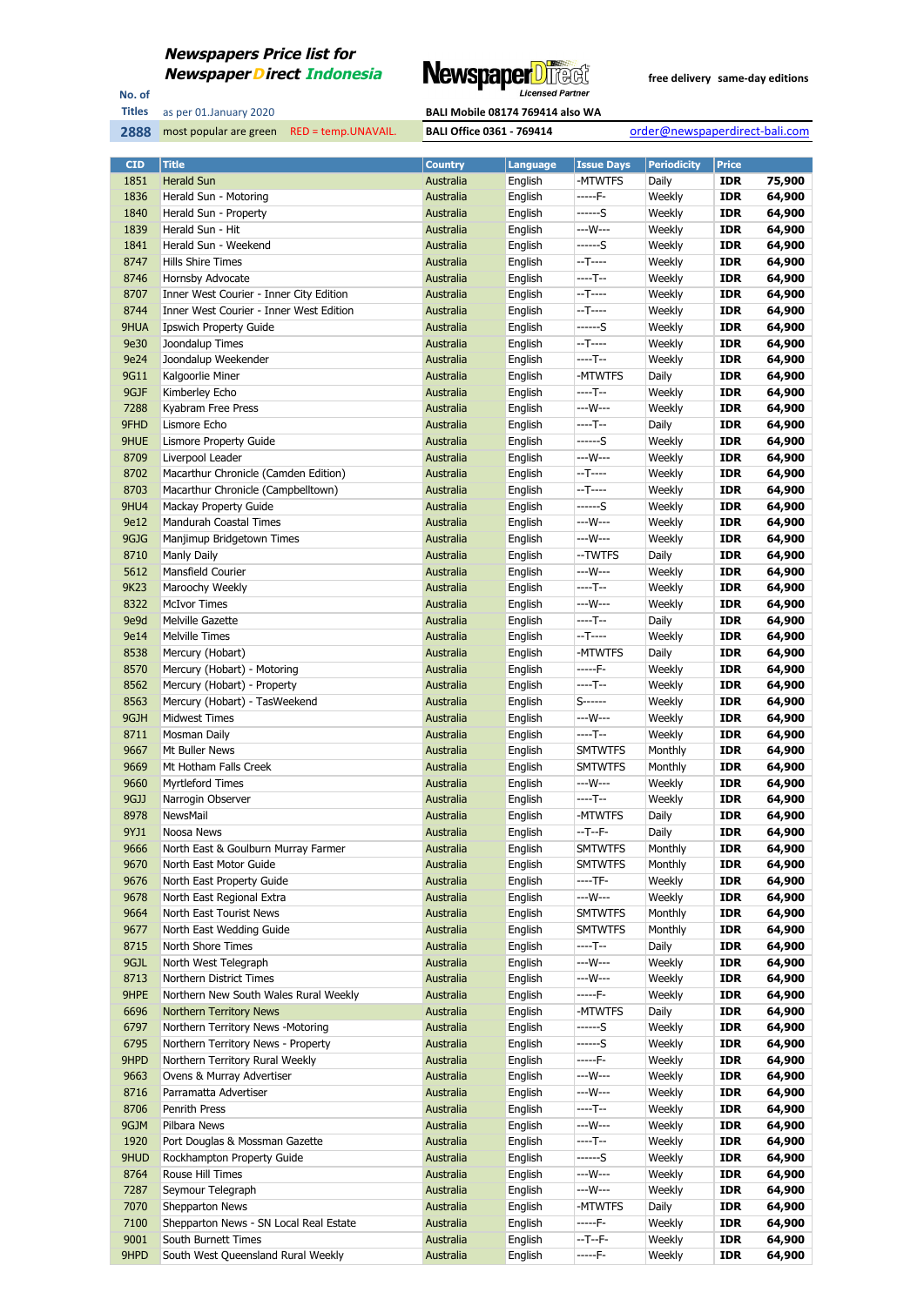# Newspapers Price list for NewspaperDirect Indonesia

**NewspaperDirect** Licensed Partner

free delivery same-day editions

No. of Titles **2888**

as per 01.January 2020

most popular are green RED = temp.UNAVAIL.

BALI Mobile 08174 769414 also WA

BALI Office 0361 - 769414

order@newspaperdirect-bali.com

| CID | Title | Country | Language | Issue Days | Periodicity | Price | |
|---|---|---|---|---|---|---|---|
| 1851 | Herald Sun | Australia | English | -MTWTFS | Daily | IDR | 75,900 |
| 1836 | Herald Sun - Motoring | Australia | English | -----F- | Weekly | IDR | 64,900 |
| 1840 | Herald Sun - Property | Australia | English | ------S | Weekly | IDR | 64,900 |
| 1839 | Herald Sun - Hit | Australia | English | ---W--- | Weekly | IDR | 64,900 |
| 1841 | Herald Sun - Weekend | Australia | English | ------S | Weekly | IDR | 64,900 |
| 8747 | Hills Shire Times | Australia | English | --T---- | Weekly | IDR | 64,900 |
| 8746 | Hornsby Advocate | Australia | English | ----T-- | Weekly | IDR | 64,900 |
| 8707 | Inner West Courier - Inner City Edition | Australia | English | --T---- | Weekly | IDR | 64,900 |
| 8744 | Inner West Courier - Inner West Edition | Australia | English | --T---- | Weekly | IDR | 64,900 |
| 9HUA | Ipswich Property Guide | Australia | English | ------S | Weekly | IDR | 64,900 |
| 9e30 | Joondalup Times | Australia | English | --T---- | Weekly | IDR | 64,900 |
| 9e24 | Joondalup Weekender | Australia | English | ----T-- | Weekly | IDR | 64,900 |
| 9G11 | Kalgoorlie Miner | Australia | English | -MTWTFS | Daily | IDR | 64,900 |
| 9GJF | Kimberley Echo | Australia | English | ----T-- | Weekly | IDR | 64,900 |
| 7288 | Kyabram Free Press | Australia | English | ---W--- | Weekly | IDR | 64,900 |
| 9FHD | Lismore Echo | Australia | English | ----T-- | Daily | IDR | 64,900 |
| 9HUE | Lismore Property Guide | Australia | English | ------S | Weekly | IDR | 64,900 |
| 8709 | Liverpool Leader | Australia | English | ---W--- | Weekly | IDR | 64,900 |
| 8702 | Macarthur Chronicle (Camden Edition) | Australia | English | --T---- | Weekly | IDR | 64,900 |
| 8703 | Macarthur Chronicle (Campbelltown) | Australia | English | --T---- | Weekly | IDR | 64,900 |
| 9HU4 | Mackay Property Guide | Australia | English | ------S | Weekly | IDR | 64,900 |
| 9e12 | Mandurah Coastal Times | Australia | English | ---W--- | Weekly | IDR | 64,900 |
| 9GJG | Manjimup Bridgetown Times | Australia | English | ---W--- | Weekly | IDR | 64,900 |
| 8710 | Manly Daily | Australia | English | --TWTFS | Daily | IDR | 64,900 |
| 5612 | Mansfield Courier | Australia | English | ---W--- | Weekly | IDR | 64,900 |
| 9K23 | Maroochy Weekly | Australia | English | ----T-- | Weekly | IDR | 64,900 |
| 8322 | McIvor Times | Australia | English | ---W--- | Weekly | IDR | 64,900 |
| 9e9d | Melville Gazette | Australia | English | ----T-- | Daily | IDR | 64,900 |
| 9e14 | Melville Times | Australia | English | --T---- | Weekly | IDR | 64,900 |
| 8538 | Mercury (Hobart) | Australia | English | -MTWTFS | Daily | IDR | 64,900 |
| 8570 | Mercury (Hobart) - Motoring | Australia | English | -----F- | Weekly | IDR | 64,900 |
| 8562 | Mercury (Hobart) - Property | Australia | English | ----T-- | Weekly | IDR | 64,900 |
| 8563 | Mercury (Hobart) - TasWeekend | Australia | English | S------ | Weekly | IDR | 64,900 |
| 9GJH | Midwest Times | Australia | English | ---W--- | Weekly | IDR | 64,900 |
| 8711 | Mosman Daily | Australia | English | ----T-- | Weekly | IDR | 64,900 |
| 9667 | Mt Buller News | Australia | English | SMTWTFS | Monthly | IDR | 64,900 |
| 9669 | Mt Hotham Falls Creek | Australia | English | SMTWTFS | Monthly | IDR | 64,900 |
| 9660 | Myrtleford Times | Australia | English | ---W--- | Weekly | IDR | 64,900 |
| 9GJJ | Narrogin Observer | Australia | English | ----T-- | Weekly | IDR | 64,900 |
| 8978 | NewsMail | Australia | English | -MTWTFS | Daily | IDR | 64,900 |
| 9YJ1 | Noosa News | Australia | English | --T--F- | Daily | IDR | 64,900 |
| 9666 | North East & Goulburn Murray Farmer | Australia | English | SMTWTFS | Monthly | IDR | 64,900 |
| 9670 | North East Motor Guide | Australia | English | SMTWTFS | Monthly | IDR | 64,900 |
| 9676 | North East Property Guide | Australia | English | ----TF- | Weekly | IDR | 64,900 |
| 9678 | North East Regional Extra | Australia | English | ---W--- | Weekly | IDR | 64,900 |
| 9664 | North East Tourist News | Australia | English | SMTWTFS | Monthly | IDR | 64,900 |
| 9677 | North East Wedding Guide | Australia | English | SMTWTFS | Monthly | IDR | 64,900 |
| 8715 | North Shore Times | Australia | English | ----T-- | Daily | IDR | 64,900 |
| 9GJL | North West Telegraph | Australia | English | ---W--- | Weekly | IDR | 64,900 |
| 8713 | Northern District Times | Australia | English | ---W--- | Weekly | IDR | 64,900 |
| 9HPE | Northern New South Wales Rural Weekly | Australia | English | -----F- | Weekly | IDR | 64,900 |
| 6696 | Northern Territory News | Australia | English | -MTWTFS | Daily | IDR | 64,900 |
| 6797 | Northern Territory News -Motoring | Australia | English | ------S | Weekly | IDR | 64,900 |
| 6795 | Northern Territory News - Property | Australia | English | ------S | Weekly | IDR | 64,900 |
| 9HPD | Northern Territory Rural Weekly | Australia | English | -----F- | Weekly | IDR | 64,900 |
| 9663 | Ovens & Murray Advertiser | Australia | English | ---W--- | Weekly | IDR | 64,900 |
| 8716 | Parramatta Advertiser | Australia | English | ---W--- | Weekly | IDR | 64,900 |
| 8706 | Penrith Press | Australia | English | ----T-- | Weekly | IDR | 64,900 |
| 9GJM | Pilbara News | Australia | English | ---W--- | Weekly | IDR | 64,900 |
| 1920 | Port Douglas & Mossman Gazette | Australia | English | ----T-- | Weekly | IDR | 64,900 |
| 9HUD | Rockhampton Property Guide | Australia | English | ------S | Weekly | IDR | 64,900 |
| 8764 | Rouse Hill Times | Australia | English | ---W--- | Weekly | IDR | 64,900 |
| 7287 | Seymour Telegraph | Australia | English | ---W--- | Weekly | IDR | 64,900 |
| 7070 | Shepparton News | Australia | English | -MTWTFS | Daily | IDR | 64,900 |
| 7100 | Shepparton News - SN Local Real Estate | Australia | English | -----F- | Weekly | IDR | 64,900 |
| 9001 | South Burnett Times | Australia | English | --T--F- | Weekly | IDR | 64,900 |
| 9HPD | South West Queensland Rural Weekly | Australia | English | -----F- | Weekly | IDR | 64,900 |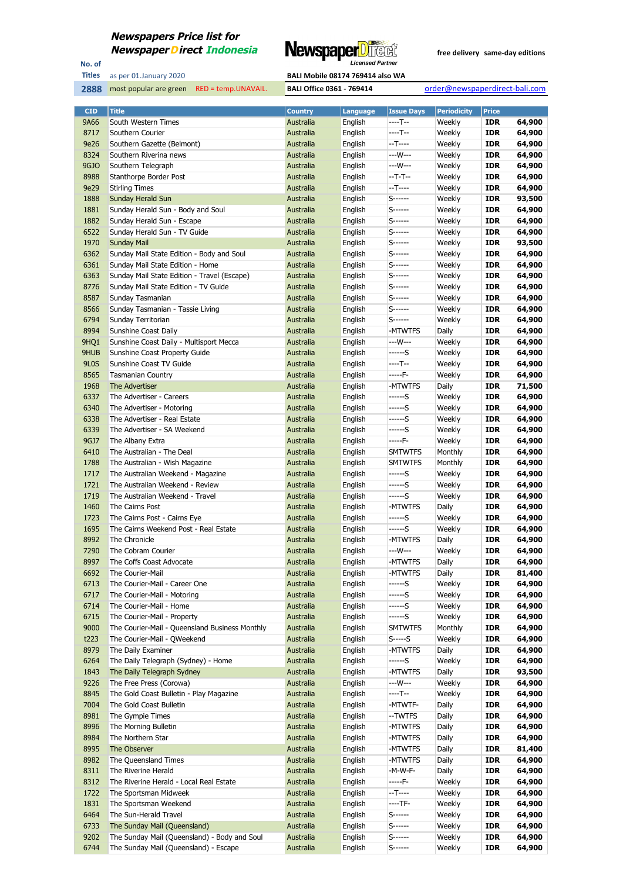**Newspapers Price list for Newspaper Direct Indonesia**

NewspaperDirect Licensed Partner

free delivery same-day editions

No. of Titles: 2888

as per 01.January 2020

most popular are green RED = temp.UNAVAIL.

BALI Mobile 08174 769414 also WA

BALI Office 0361 - 769414

order@newspaperdirect-bali.com

| CID | Title | Country | Language | Issue Days | Periodicity | Price | |
|---|---|---|---|---|---|---|---|
| 9A66 | South Western Times | Australia | English | ----T-- | Weekly | IDR | 64,900 |
| 8717 | Southern Courier | Australia | English | ----T-- | Weekly | IDR | 64,900 |
| 9e26 | Southern Gazette (Belmont) | Australia | English | --T---- | Weekly | IDR | 64,900 |
| 8324 | Southern Riverina news | Australia | English | ---W--- | Weekly | IDR | 64,900 |
| 9GJO | Southern Telegraph | Australia | English | ---W--- | Weekly | IDR | 64,900 |
| 8988 | Stanthorpe Border Post | Australia | English | --T-T-- | Weekly | IDR | 64,900 |
| 9e29 | Stirling Times | Australia | English | --T---- | Weekly | IDR | 64,900 |
| 1888 | Sunday Herald Sun | Australia | English | S------ | Weekly | IDR | 93,500 |
| 1881 | Sunday Herald Sun - Body and Soul | Australia | English | S------ | Weekly | IDR | 64,900 |
| 1882 | Sunday Herald Sun - Escape | Australia | English | S------ | Weekly | IDR | 64,900 |
| 6522 | Sunday Herald Sun - TV Guide | Australia | English | S------ | Weekly | IDR | 64,900 |
| 1970 | Sunday Mail | Australia | English | S------ | Weekly | IDR | 93,500 |
| 6362 | Sunday Mail State Edition - Body and Soul | Australia | English | S------ | Weekly | IDR | 64,900 |
| 6361 | Sunday Mail State Edition - Home | Australia | English | S------ | Weekly | IDR | 64,900 |
| 6363 | Sunday Mail State Edition - Travel (Escape) | Australia | English | S------ | Weekly | IDR | 64,900 |
| 8776 | Sunday Mail State Edition - TV Guide | Australia | English | S------ | Weekly | IDR | 64,900 |
| 8587 | Sunday Tasmanian | Australia | English | S------ | Weekly | IDR | 64,900 |
| 8566 | Sunday Tasmanian - Tassie Living | Australia | English | S------ | Weekly | IDR | 64,900 |
| 6794 | Sunday Territorian | Australia | English | S------ | Weekly | IDR | 64,900 |
| 8994 | Sunshine Coast Daily | Australia | English | -MTWTFS | Daily | IDR | 64,900 |
| 9HQ1 | Sunshine Coast Daily - Multisport Mecca | Australia | English | ---W--- | Weekly | IDR | 64,900 |
| 9HUB | Sunshine Coast Property Guide | Australia | English | ------S | Weekly | IDR | 64,900 |
| 9L0S | Sunshine Coast TV Guide | Australia | English | ----T-- | Weekly | IDR | 64,900 |
| 8565 | Tasmanian Country | Australia | English | -----F- | Weekly | IDR | 64,900 |
| 1968 | The Advertiser | Australia | English | -MTWTFS | Daily | IDR | 71,500 |
| 6337 | The Advertiser - Careers | Australia | English | ------S | Weekly | IDR | 64,900 |
| 6340 | The Advertiser - Motoring | Australia | English | ------S | Weekly | IDR | 64,900 |
| 6338 | The Advertiser - Real Estate | Australia | English | ------S | Weekly | IDR | 64,900 |
| 6339 | The Advertiser - SA Weekend | Australia | English | ------S | Weekly | IDR | 64,900 |
| 9GJ7 | The Albany Extra | Australia | English | -----F- | Weekly | IDR | 64,900 |
| 6410 | The Australian - The Deal | Australia | English | SMTWTFS | Monthly | IDR | 64,900 |
| 1788 | The Australian - Wish Magazine | Australia | English | SMTWTFS | Monthly | IDR | 64,900 |
| 1717 | The Australian Weekend - Magazine | Australia | English | ------S | Weekly | IDR | 64,900 |
| 1721 | The Australian Weekend - Review | Australia | English | ------S | Weekly | IDR | 64,900 |
| 1719 | The Australian Weekend - Travel | Australia | English | ------S | Weekly | IDR | 64,900 |
| 1460 | The Cairns Post | Australia | English | -MTWTFS | Daily | IDR | 64,900 |
| 1723 | The Cairns Post - Cairns Eye | Australia | English | ------S | Weekly | IDR | 64,900 |
| 1695 | The Cairns Weekend Post - Real Estate | Australia | English | ------S | Weekly | IDR | 64,900 |
| 8992 | The Chronicle | Australia | English | -MTWTFS | Daily | IDR | 64,900 |
| 7290 | The Cobram Courier | Australia | English | ---W--- | Weekly | IDR | 64,900 |
| 8997 | The Coffs Coast Advocate | Australia | English | -MTWTFS | Daily | IDR | 64,900 |
| 6692 | The Courier-Mail | Australia | English | -MTWTFS | Daily | IDR | 81,400 |
| 6713 | The Courier-Mail - Career One | Australia | English | ------S | Weekly | IDR | 64,900 |
| 6717 | The Courier-Mail - Motoring | Australia | English | ------S | Weekly | IDR | 64,900 |
| 6714 | The Courier-Mail - Home | Australia | English | ------S | Weekly | IDR | 64,900 |
| 6715 | The Courier-Mail - Property | Australia | English | ------S | Weekly | IDR | 64,900 |
| 9000 | The Courier-Mail - Queensland Business Monthly | Australia | English | SMTWTFS | Monthly | IDR | 64,900 |
| t223 | The Courier-Mail - QWeekend | Australia | English | S-----S | Weekly | IDR | 64,900 |
| 8979 | The Daily Examiner | Australia | English | -MTWTFS | Daily | IDR | 64,900 |
| 6264 | The Daily Telegraph (Sydney) - Home | Australia | English | ------S | Weekly | IDR | 64,900 |
| 1843 | The Daily Telegraph Sydney | Australia | English | -MTWTFS | Daily | IDR | 93,500 |
| 9226 | The Free Press (Corowa) | Australia | English | ---W--- | Weekly | IDR | 64,900 |
| 8845 | The Gold Coast Bulletin - Play Magazine | Australia | English | ----T-- | Weekly | IDR | 64,900 |
| 7004 | The Gold Coast Bulletin | Australia | English | -MTWTF- | Daily | IDR | 64,900 |
| 8981 | The Gympie Times | Australia | English | --TWTFS | Daily | IDR | 64,900 |
| 8996 | The Morning Bulletin | Australia | English | -MTWTFS | Daily | IDR | 64,900 |
| 8984 | The Northern Star | Australia | English | -MTWTFS | Daily | IDR | 64,900 |
| 8995 | The Observer | Australia | English | -MTWTFS | Daily | IDR | 81,400 |
| 8982 | The Queensland Times | Australia | English | -MTWTFS | Daily | IDR | 64,900 |
| 8311 | The Riverine Herald | Australia | English | -M-W-F- | Daily | IDR | 64,900 |
| 8312 | The Riverine Herald - Local Real Estate | Australia | English | -----F- | Weekly | IDR | 64,900 |
| 1722 | The Sportsman Midweek | Australia | English | --T---- | Weekly | IDR | 64,900 |
| 1831 | The Sportsman Weekend | Australia | English | ----TF- | Weekly | IDR | 64,900 |
| 6464 | The Sun-Herald Travel | Australia | English | S------ | Weekly | IDR | 64,900 |
| 6733 | The Sunday Mail (Queensland) | Australia | English | S------ | Weekly | IDR | 64,900 |
| 9202 | The Sunday Mail (Queensland) - Body and Soul | Australia | English | S------ | Weekly | IDR | 64,900 |
| 6744 | The Sunday Mail (Queensland) - Escape | Australia | English | S------ | Weekly | IDR | 64,900 |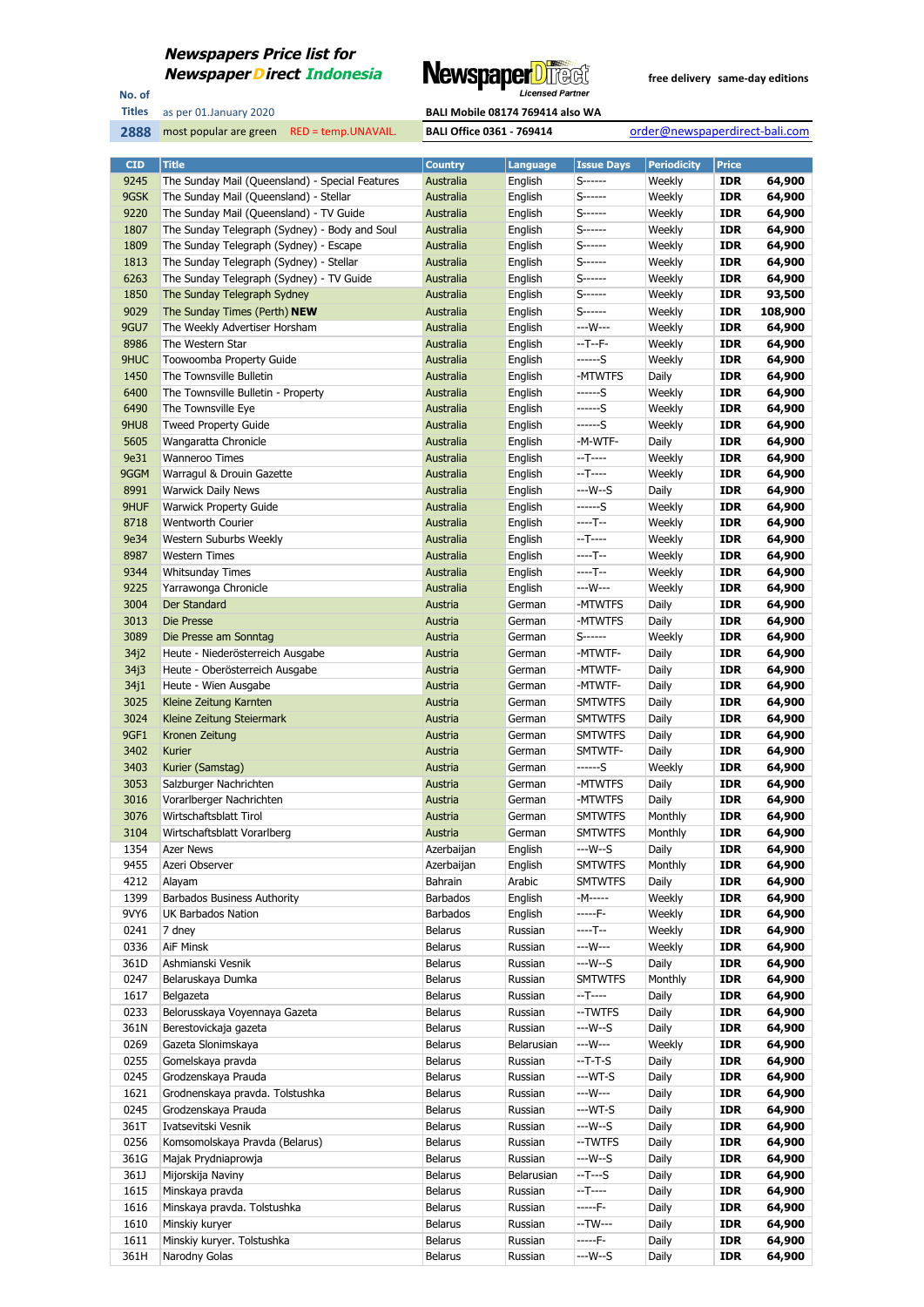# Newspapers Price list for NewspaperDirect Indonesia

NewspaperDirect Licensed Partner

free delivery same-day editions

No. of Titles: 2888

as per 01.January 2020

most popular are green RED = temp.UNAVAIL.

BALI Mobile 08174 769414 also WA

BALI Office 0361 - 769414

order@newspaperdirect-bali.com

| CID | Title | Country | Language | Issue Days | Periodicity | Price | |
|---|---|---|---|---|---|---|---|
| 9245 | The Sunday Mail (Queensland) - Special Features | Australia | English | S------ | Weekly | IDR | 64,900 |
| 9GSK | The Sunday Mail (Queensland) - Stellar | Australia | English | S------ | Weekly | IDR | 64,900 |
| 9220 | The Sunday Mail (Queensland) - TV Guide | Australia | English | S------ | Weekly | IDR | 64,900 |
| 1807 | The Sunday Telegraph (Sydney) - Body and Soul | Australia | English | S------ | Weekly | IDR | 64,900 |
| 1809 | The Sunday Telegraph (Sydney) - Stellar | Australia | English | S------ | Weekly | IDR | 64,900 |
| 1813 | The Sunday Telegraph (Sydney) - Escape | Australia | English | S------ | Weekly | IDR | 64,900 |
| 6263 | The Sunday Telegraph (Sydney) - TV Guide | Australia | English | S------ | Weekly | IDR | 64,900 |
| 1850 | The Sunday Telegraph Sydney | Australia | English | S------ | Weekly | IDR | 93,500 |
| 9029 | The Sunday Times (Perth) **NEW** | Australia | English | S------ | Weekly | IDR | 108,900 |
| 9GU7 | The Weekly Advertiser Horsham | Australia | English | ---W--- | Weekly | IDR | 64,900 |
| 8986 | The Western Star | Australia | English | --T--F- | Weekly | IDR | 64,900 |
| 9HUC | Toowoomba Property Guide | Australia | English | ------S | Weekly | IDR | 64,900 |
| 1450 | The Townsville Bulletin | Australia | English | -MTWTFS | Daily | IDR | 64,900 |
| 6400 | The Townsville Bulletin - Property | Australia | English | ------S | Weekly | IDR | 64,900 |
| 6490 | The Townsville Eye | Australia | English | ------S | Weekly | IDR | 64,900 |
| 9HU8 | Tweed Property Guide | Australia | English | ------S | Weekly | IDR | 64,900 |
| 5605 | Wangaratta Chronicle | Australia | English | -M-WTF- | Daily | IDR | 64,900 |
| 9e31 | Wanneroo Times | Australia | English | --T---- | Weekly | IDR | 64,900 |
| 9GGM | Warragul & Drouin Gazette | Australia | English | --T---- | Weekly | IDR | 64,900 |
| 8991 | Warwick Daily News | Australia | English | ---W--S | Daily | IDR | 64,900 |
| 9HUF | Warwick Property Guide | Australia | English | ------S | Weekly | IDR | 64,900 |
| 8718 | Wentworth Courier | Australia | English | ----T-- | Weekly | IDR | 64,900 |
| 9e34 | Western Suburbs Weekly | Australia | English | --T---- | Weekly | IDR | 64,900 |
| 8987 | Western Times | Australia | English | ----T-- | Weekly | IDR | 64,900 |
| 9344 | Whitsunday Times | Australia | English | ----T-- | Weekly | IDR | 64,900 |
| 9225 | Yarrawonga Chronicle | Australia | English | ---W--- | Weekly | IDR | 64,900 |
| 3004 | Der Standard | Austria | German | -MTWTFS | Daily | IDR | 64,900 |
| 3013 | Die Presse | Austria | German | -MTWTFS | Daily | IDR | 64,900 |
| 3089 | Die Presse am Sonntag | Austria | German | S------ | Weekly | IDR | 64,900 |
| 34j2 | Heute - Niederösterreich Ausgabe | Austria | German | -MTWTF- | Daily | IDR | 64,900 |
| 34j3 | Heute - Oberösterreich Ausgabe | Austria | German | -MTWTF- | Daily | IDR | 64,900 |
| 34j1 | Heute - Wien Ausgabe | Austria | German | -MTWTF- | Daily | IDR | 64,900 |
| 3025 | Kleine Zeitung Karnten | Austria | German | SMTWTFS | Daily | IDR | 64,900 |
| 3024 | Kleine Zeitung Steiermark | Austria | German | SMTWTFS | Daily | IDR | 64,900 |
| 9GF1 | Kronen Zeitung | Austria | German | SMTWTFS | Daily | IDR | 64,900 |
| 3402 | Kurier | Austria | German | SMTWTF- | Daily | IDR | 64,900 |
| 3403 | Kurier (Samstag) | Austria | German | ------S | Weekly | IDR | 64,900 |
| 3053 | Salzburger Nachrichten | Austria | German | -MTWTFS | Daily | IDR | 64,900 |
| 3016 | Vorarlberger Nachrichten | Austria | German | -MTWTFS | Daily | IDR | 64,900 |
| 3076 | Wirtschaftsblatt Tirol | Austria | German | SMTWTFS | Monthly | IDR | 64,900 |
| 3104 | Wirtschaftsblatt Vorarlberg | Austria | German | SMTWTFS | Monthly | IDR | 64,900 |
| 1354 | Azer News | Azerbaijan | English | ---W--S | Daily | IDR | 64,900 |
| 9455 | Azeri Observer | Azerbaijan | English | SMTWTFS | Monthly | IDR | 64,900 |
| 4212 | Alayam | Bahrain | Arabic | SMTWTFS | Daily | IDR | 64,900 |
| 1399 | Barbados Business Authority | Barbados | English | -M----- | Weekly | IDR | 64,900 |
| 9VY6 | UK Barbados Nation | Barbados | English | -----F- | Weekly | IDR | 64,900 |
| 0241 | 7 dney | Belarus | Russian | ----T-- | Weekly | IDR | 64,900 |
| 0336 | AiF Minsk | Belarus | Russian | ---W--- | Weekly | IDR | 64,900 |
| 361D | Ashmianski Vesnik | Belarus | Russian | ---W--S | Daily | IDR | 64,900 |
| 0247 | Belaruskaya Dumka | Belarus | Russian | SMTWTFS | Monthly | IDR | 64,900 |
| 1617 | Belgazeta | Belarus | Russian | --T---- | Daily | IDR | 64,900 |
| 0233 | Belorusskaya Voyennaya Gazeta | Belarus | Russian | --TWTFS | Daily | IDR | 64,900 |
| 361N | Berestovickaja gazeta | Belarus | Russian | ---W--S | Daily | IDR | 64,900 |
| 0269 | Gazeta Slonimskaya | Belarus | Belarusian | ---W--- | Weekly | IDR | 64,900 |
| 0255 | Gomelskaya pravda | Belarus | Russian | --T-T-S | Daily | IDR | 64,900 |
| 0245 | Grodzenskaya Prauda | Belarus | Russian | ---WT-S | Daily | IDR | 64,900 |
| 1621 | Grodnenskaya pravda. Tolstushka | Belarus | Russian | ---W--- | Daily | IDR | 64,900 |
| 0245 | Grodzenskaya Prauda | Belarus | Russian | ---WT-S | Daily | IDR | 64,900 |
| 361T | Ivatsevitski Vesnik | Belarus | Russian | ---W--S | Daily | IDR | 64,900 |
| 0256 | Komsomolskaya Pravda (Belarus) | Belarus | Russian | --TWTFS | Daily | IDR | 64,900 |
| 361G | Majak Prydniaprowja | Belarus | Russian | ---W--S | Daily | IDR | 64,900 |
| 361J | Mijorskija Naviny | Belarus | Belarusian | --T---S | Daily | IDR | 64,900 |
| 1615 | Minskaya pravda | Belarus | Russian | --T---- | Daily | IDR | 64,900 |
| 1616 | Minskaya pravda. Tolstushka | Belarus | Russian | -----F- | Daily | IDR | 64,900 |
| 1610 | Minskiy kuryer | Belarus | Russian | --TW--- | Daily | IDR | 64,900 |
| 1611 | Minskiy kuryer. Tolstushka | Belarus | Russian | -----F- | Daily | IDR | 64,900 |
| 361H | Narodny Golas | Belarus | Russian | ---W--S | Daily | IDR | 64,900 |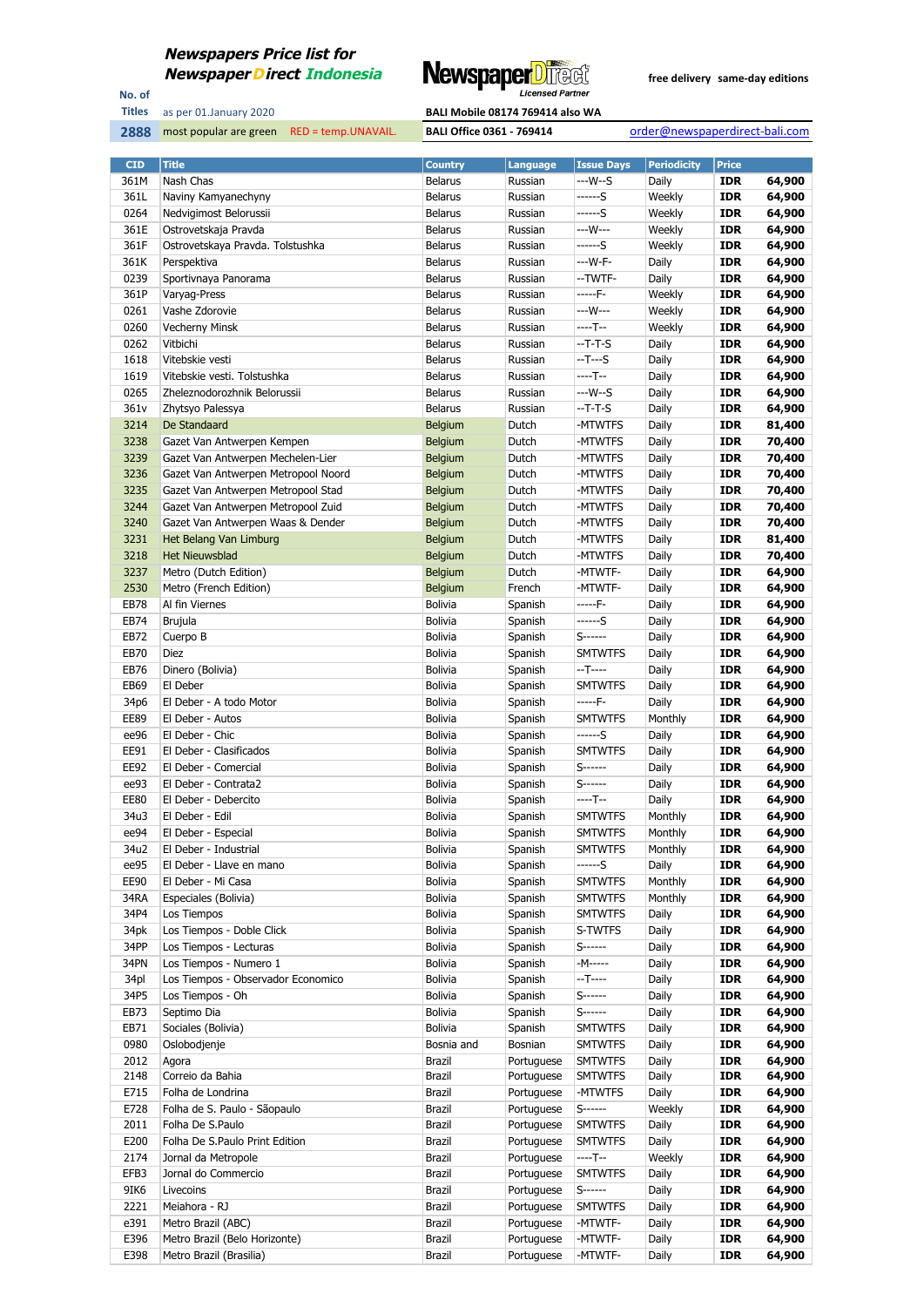## Newspapers Price list for Newspaper Direct Indonesia

NewspaperDirect Licensed Partner

free delivery same-day editions

No. of Titles: 2888

as per 01.January 2020

most popular are green RED = temp.UNAVAIL.

BALI Mobile 08174 769414 also WA

BALI Office 0361 - 769414

order@newspaperdirect-bali.com

| CID | Title | Country | Language | Issue Days | Periodicity | Price | |
|---|---|---|---|---|---|---|---|
| 361M | Nash Chas | Belarus | Russian | ---W--S | Daily | IDR | 64,900 |
| 361L | Naviny Kamyanechyny | Belarus | Russian | ------S | Weekly | IDR | 64,900 |
| 0264 | Nedvigimost Belorussii | Belarus | Russian | ------S | Weekly | IDR | 64,900 |
| 361E | Ostrovetskaja Pravda | Belarus | Russian | ---W--- | Weekly | IDR | 64,900 |
| 361F | Ostrovetskaya Pravda. Tolstushka | Belarus | Russian | ------S | Weekly | IDR | 64,900 |
| 361K | Perspektiva | Belarus | Russian | ---W-F- | Daily | IDR | 64,900 |
| 0239 | Sportivnaya Panorama | Belarus | Russian | --TWTF- | Daily | IDR | 64,900 |
| 361P | Varyag-Press | Belarus | Russian | -----F- | Weekly | IDR | 64,900 |
| 0261 | Vashe Zdorovie | Belarus | Russian | ---W--- | Weekly | IDR | 64,900 |
| 0260 | Vecherny Minsk | Belarus | Russian | ----T-- | Weekly | IDR | 64,900 |
| 0262 | Vitbichi | Belarus | Russian | --T-T-S | Daily | IDR | 64,900 |
| 1618 | Vitebskie vesti | Belarus | Russian | --T---S | Daily | IDR | 64,900 |
| 1619 | Vitebskie vesti. Tolstushka | Belarus | Russian | ----T-- | Daily | IDR | 64,900 |
| 0265 | Zheleznodorozhnik Belorussii | Belarus | Russian | ---W--S | Daily | IDR | 64,900 |
| 361v | Zhytsyo Palessya | Belarus | Russian | --T-T-S | Daily | IDR | 64,900 |
| 3214 | De Standaard | Belgium | Dutch | -MTWTFS | Daily | IDR | 81,400 |
| 3238 | Gazet Van Antwerpen Kempen | Belgium | Dutch | -MTWTFS | Daily | IDR | 70,400 |
| 3239 | Gazet Van Antwerpen Mechelen-Lier | Belgium | Dutch | -MTWTFS | Daily | IDR | 70,400 |
| 3236 | Gazet Van Antwerpen Metropool Noord | Belgium | Dutch | -MTWTFS | Daily | IDR | 70,400 |
| 3235 | Gazet Van Antwerpen Metropool Stad | Belgium | Dutch | -MTWTFS | Daily | IDR | 70,400 |
| 3244 | Gazet Van Antwerpen Metropool Zuid | Belgium | Dutch | -MTWTFS | Daily | IDR | 70,400 |
| 3240 | Gazet Van Antwerpen Waas & Dender | Belgium | Dutch | -MTWTFS | Daily | IDR | 70,400 |
| 3231 | Het Belang Van Limburg | Belgium | Dutch | -MTWTFS | Daily | IDR | 81,400 |
| 3218 | Het Nieuwsblad | Belgium | Dutch | -MTWTFS | Daily | IDR | 70,400 |
| 3237 | Metro (Dutch Edition) | Belgium | Dutch | -MTWTF- | Daily | IDR | 64,900 |
| 2530 | Metro (French Edition) | Belgium | French | -MTWTF- | Daily | IDR | 64,900 |
| EB78 | Al fin Viernes | Bolivia | Spanish | -----F- | Daily | IDR | 64,900 |
| EB74 | Brujula | Bolivia | Spanish | ------S | Daily | IDR | 64,900 |
| EB72 | Cuerpo B | Bolivia | Spanish | S------ | Daily | IDR | 64,900 |
| EB70 | Diez | Bolivia | Spanish | SMTWTFS | Daily | IDR | 64,900 |
| EB76 | Dinero (Bolivia) | Bolivia | Spanish | --T---- | Daily | IDR | 64,900 |
| EB69 | El Deber | Bolivia | Spanish | SMTWTFS | Daily | IDR | 64,900 |
| 34p6 | El Deber - A todo Motor | Bolivia | Spanish | -----F- | Daily | IDR | 64,900 |
| EE89 | El Deber - Autos | Bolivia | Spanish | SMTWTFS | Monthly | IDR | 64,900 |
| ee96 | El Deber - Chic | Bolivia | Spanish | ------S | Daily | IDR | 64,900 |
| EE91 | El Deber - Clasificados | Bolivia | Spanish | SMTWTFS | Daily | IDR | 64,900 |
| EE92 | El Deber - Comercial | Bolivia | Spanish | S------ | Daily | IDR | 64,900 |
| ee93 | El Deber - Contrata2 | Bolivia | Spanish | S------ | Daily | IDR | 64,900 |
| EE80 | El Deber - Debercito | Bolivia | Spanish | ----T-- | Daily | IDR | 64,900 |
| 34u3 | El Deber - Edil | Bolivia | Spanish | SMTWTFS | Monthly | IDR | 64,900 |
| ee94 | El Deber - Especial | Bolivia | Spanish | SMTWTFS | Monthly | IDR | 64,900 |
| 34u2 | El Deber - Industrial | Bolivia | Spanish | SMTWTFS | Monthly | IDR | 64,900 |
| ee95 | El Deber - Llave en mano | Bolivia | Spanish | ------S | Daily | IDR | 64,900 |
| EE90 | El Deber - Mi Casa | Bolivia | Spanish | SMTWTFS | Monthly | IDR | 64,900 |
| 34RA | Especiales (Bolivia) | Bolivia | Spanish | SMTWTFS | Monthly | IDR | 64,900 |
| 34P4 | Los Tiempos | Bolivia | Spanish | SMTWTFS | Daily | IDR | 64,900 |
| 34pk | Los Tiempos - Doble Click | Bolivia | Spanish | S-TWTFS | Daily | IDR | 64,900 |
| 34PP | Los Tiempos - Lecturas | Bolivia | Spanish | S------ | Daily | IDR | 64,900 |
| 34PN | Los Tiempos - Numero 1 | Bolivia | Spanish | -M----- | Daily | IDR | 64,900 |
| 34pl | Los Tiempos - Observador Economico | Bolivia | Spanish | --T---- | Daily | IDR | 64,900 |
| 34P5 | Los Tiempos - Oh | Bolivia | Spanish | S------ | Daily | IDR | 64,900 |
| EB73 | Septimo Dia | Bolivia | Spanish | S------ | Daily | IDR | 64,900 |
| EB71 | Sociales (Bolivia) | Bolivia | Spanish | SMTWTFS | Daily | IDR | 64,900 |
| 0980 | Oslobodjenje | Bosnia and | Bosnian | SMTWTFS | Daily | IDR | 64,900 |
| 2012 | Agora | Brazil | Portuguese | SMTWTFS | Daily | IDR | 64,900 |
| 2148 | Correio da Bahia | Brazil | Portuguese | SMTWTFS | Daily | IDR | 64,900 |
| E715 | Folha de Londrina | Brazil | Portuguese | -MTWTFS | Daily | IDR | 64,900 |
| E728 | Folha de S. Paulo - Sãopaulo | Brazil | Portuguese | S------ | Weekly | IDR | 64,900 |
| 2011 | Folha De S.Paulo | Brazil | Portuguese | SMTWTFS | Daily | IDR | 64,900 |
| E200 | Folha De S.Paulo Print Edition | Brazil | Portuguese | SMTWTFS | Daily | IDR | 64,900 |
| 2174 | Jornal da Metropole | Brazil | Portuguese | ----T-- | Weekly | IDR | 64,900 |
| EFB3 | Jornal do Commercio | Brazil | Portuguese | SMTWTFS | Daily | IDR | 64,900 |
| 9IK6 | Livecoins | Brazil | Portuguese | S------ | Daily | IDR | 64,900 |
| 2221 | Meiahora - RJ | Brazil | Portuguese | SMTWTFS | Daily | IDR | 64,900 |
| e391 | Metro Brazil (ABC) | Brazil | Portuguese | -MTWTF- | Daily | IDR | 64,900 |
| E396 | Metro Brazil (Belo Horizonte) | Brazil | Portuguese | -MTWTF- | Daily | IDR | 64,900 |
| E398 | Metro Brazil (Brasilia) | Brazil | Portuguese | -MTWTF- | Daily | IDR | 64,900 |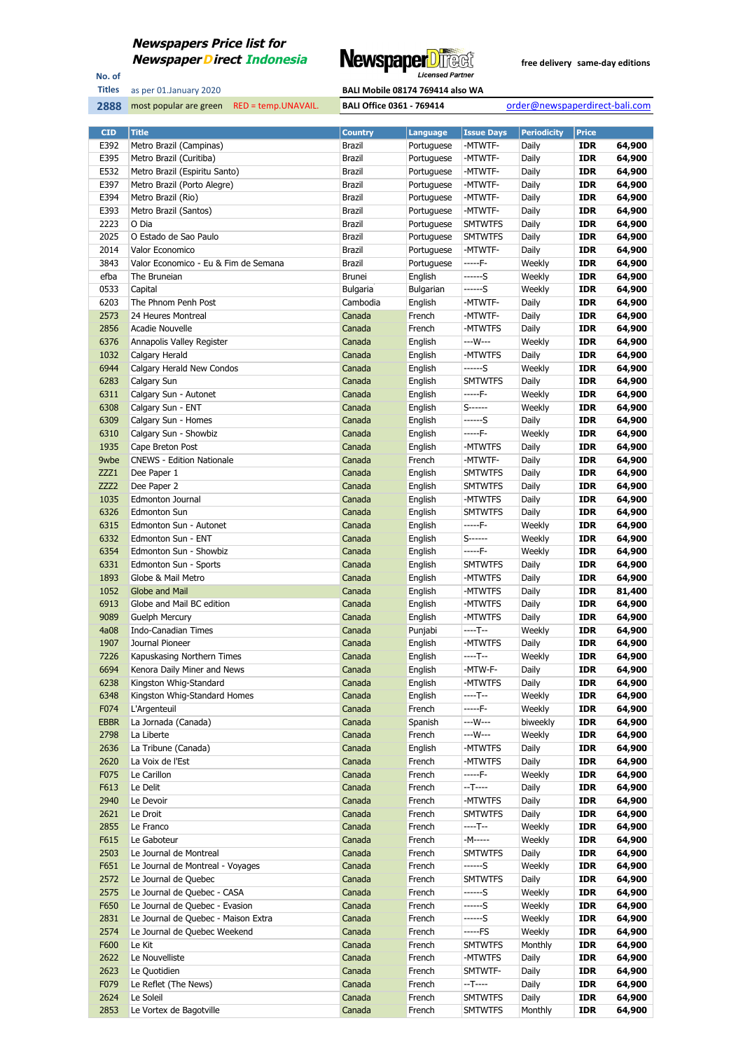**Newspapers Price list for Newspaper Direct Indonesia**

NewspaperDirect Licensed Partner

free delivery same-day editions

No. of Titles: 2888

as per 01.January 2020

most popular are green RED = temp.UNAVAIL.

BALI Mobile 08174 769414 also WA

BALI Office 0361 - 769414

order@newspaperdirect-bali.com

| CID | Title | Country | Language | Issue Days | Periodicity | Price | |
|---|---|---|---|---|---|---|---|
| E392 | Metro Brazil (Campinas) | Brazil | Portuguese | -MTWTF- | Daily | IDR | 64,900 |
| E395 | Metro Brazil (Curitiba) | Brazil | Portuguese | -MTWTF- | Daily | IDR | 64,900 |
| E532 | Metro Brazil (Espiritu Santo) | Brazil | Portuguese | -MTWTF- | Daily | IDR | 64,900 |
| E397 | Metro Brazil (Porto Alegre) | Brazil | Portuguese | -MTWTF- | Daily | IDR | 64,900 |
| E394 | Metro Brazil (Rio) | Brazil | Portuguese | -MTWTF- | Daily | IDR | 64,900 |
| E393 | Metro Brazil (Santos) | Brazil | Portuguese | -MTWTF- | Daily | IDR | 64,900 |
| 2223 | O Dia | Brazil | Portuguese | SMTWTFS | Daily | IDR | 64,900 |
| 2025 | O Estado de Sao Paulo | Brazil | Portuguese | SMTWTFS | Daily | IDR | 64,900 |
| 2014 | Valor Economico | Brazil | Portuguese | -MTWTF- | Daily | IDR | 64,900 |
| 3843 | Valor Economico - Eu & Fim de Semana | Brazil | Portuguese | -----F- | Weekly | IDR | 64,900 |
| efba | The Bruneian | Brunei | English | ------S | Weekly | IDR | 64,900 |
| 0533 | Capital | Bulgaria | Bulgarian | ------S | Weekly | IDR | 64,900 |
| 6203 | The Phnom Penh Post | Cambodia | English | -MTWTF- | Daily | IDR | 64,900 |
| 2573 | 24 Heures Montreal | Canada | French | -MTWTF- | Daily | IDR | 64,900 |
| 2856 | Acadie Nouvelle | Canada | French | -MTWTFS | Daily | IDR | 64,900 |
| 6376 | Annapolis Valley Register | Canada | English | ---W--- | Weekly | IDR | 64,900 |
| 1032 | Calgary Herald | Canada | English | -MTWTFS | Daily | IDR | 64,900 |
| 6944 | Calgary Herald New Condos | Canada | English | ------S | Weekly | IDR | 64,900 |
| 6283 | Calgary Sun | Canada | English | SMTWTFS | Daily | IDR | 64,900 |
| 6311 | Calgary Sun - Autonet | Canada | English | -----F- | Weekly | IDR | 64,900 |
| 6308 | Calgary Sun - ENT | Canada | English | S------ | Weekly | IDR | 64,900 |
| 6309 | Calgary Sun - Homes | Canada | English | ------S | Daily | IDR | 64,900 |
| 6310 | Calgary Sun - Showbiz | Canada | English | -----F- | Weekly | IDR | 64,900 |
| 1935 | Cape Breton Post | Canada | English | -MTWTFS | Daily | IDR | 64,900 |
| 9wbe | CNEWS - Edition Nationale | Canada | French | -MTWTF- | Daily | IDR | 64,900 |
| ZZZ1 | Dee Paper 1 | Canada | English | SMTWTFS | Daily | IDR | 64,900 |
| ZZZ2 | Dee Paper 2 | Canada | English | SMTWTFS | Daily | IDR | 64,900 |
| 1035 | Edmonton Journal | Canada | English | -MTWTFS | Daily | IDR | 64,900 |
| 6326 | Edmonton Sun | Canada | English | SMTWTFS | Daily | IDR | 64,900 |
| 6315 | Edmonton Sun - Autonet | Canada | English | -----F- | Weekly | IDR | 64,900 |
| 6332 | Edmonton Sun - ENT | Canada | English | S------ | Weekly | IDR | 64,900 |
| 6354 | Edmonton Sun - Showbiz | Canada | English | -----F- | Weekly | IDR | 64,900 |
| 6331 | Edmonton Sun - Sports | Canada | English | SMTWTFS | Daily | IDR | 64,900 |
| 1893 | Globe & Mail Metro | Canada | English | -MTWTFS | Daily | IDR | 64,900 |
| 1052 | Globe and Mail | Canada | English | -MTWTFS | Daily | IDR | 81,400 |
| 6913 | Globe and Mail BC edition | Canada | English | -MTWTFS | Daily | IDR | 64,900 |
| 9089 | Guelph Mercury | Canada | English | -MTWTFS | Daily | IDR | 64,900 |
| 4a08 | Indo-Canadian Times | Canada | Punjabi | ----T-- | Weekly | IDR | 64,900 |
| 1907 | Journal Pioneer | Canada | English | -MTWTFS | Daily | IDR | 64,900 |
| 7226 | Kapuskasing Northern Times | Canada | English | ----T-- | Weekly | IDR | 64,900 |
| 6694 | Kenora Daily Miner and News | Canada | English | -MTW-F- | Daily | IDR | 64,900 |
| 6238 | Kingston Whig-Standard | Canada | English | -MTWTFS | Daily | IDR | 64,900 |
| 6348 | Kingston Whig-Standard Homes | Canada | English | ----T-- | Weekly | IDR | 64,900 |
| F074 | L'Argenteuil | Canada | French | -----F- | Weekly | IDR | 64,900 |
| EBBR | La Jornada (Canada) | Canada | Spanish | ---W--- | biweekly | IDR | 64,900 |
| 2798 | La Liberte | Canada | French | ---W--- | Weekly | IDR | 64,900 |
| 2636 | La Tribune (Canada) | Canada | English | -MTWTFS | Daily | IDR | 64,900 |
| 2620 | La Voix de l'Est | Canada | French | -MTWTFS | Daily | IDR | 64,900 |
| F075 | Le Carillon | Canada | French | -----F- | Weekly | IDR | 64,900 |
| F613 | Le Delit | Canada | French | --T---- | Daily | IDR | 64,900 |
| 2940 | Le Devoir | Canada | French | -MTWTFS | Daily | IDR | 64,900 |
| 2621 | Le Droit | Canada | French | SMTWTFS | Daily | IDR | 64,900 |
| 2855 | Le Franco | Canada | French | ----T-- | Weekly | IDR | 64,900 |
| F615 | Le Gaboteur | Canada | French | -M----- | Weekly | IDR | 64,900 |
| 2503 | Le Journal de Montreal | Canada | French | SMTWTFS | Daily | IDR | 64,900 |
| F651 | Le Journal de Montreal - Voyages | Canada | French | ------S | Weekly | IDR | 64,900 |
| 2572 | Le Journal de Quebec | Canada | French | SMTWTFS | Daily | IDR | 64,900 |
| 2575 | Le Journal de Quebec - CASA | Canada | French | ------S | Weekly | IDR | 64,900 |
| F650 | Le Journal de Quebec - Evasion | Canada | French | ------S | Weekly | IDR | 64,900 |
| 2831 | Le Journal de Quebec - Maison Extra | Canada | French | ------S | Weekly | IDR | 64,900 |
| 2574 | Le Journal de Quebec Weekend | Canada | French | -----FS | Weekly | IDR | 64,900 |
| F600 | Le Kit | Canada | French | SMTWTFS | Monthly | IDR | 64,900 |
| 2622 | Le Nouvelliste | Canada | French | -MTWTFS | Daily | IDR | 64,900 |
| 2623 | Le Quotidien | Canada | French | SMTWTF- | Daily | IDR | 64,900 |
| F079 | Le Reflet (The News) | Canada | French | --T---- | Daily | IDR | 64,900 |
| 2624 | Le Soleil | Canada | French | SMTWTFS | Daily | IDR | 64,900 |
| 2853 | Le Vortex de Bagotville | Canada | French | SMTWTFS | Monthly | IDR | 64,900 |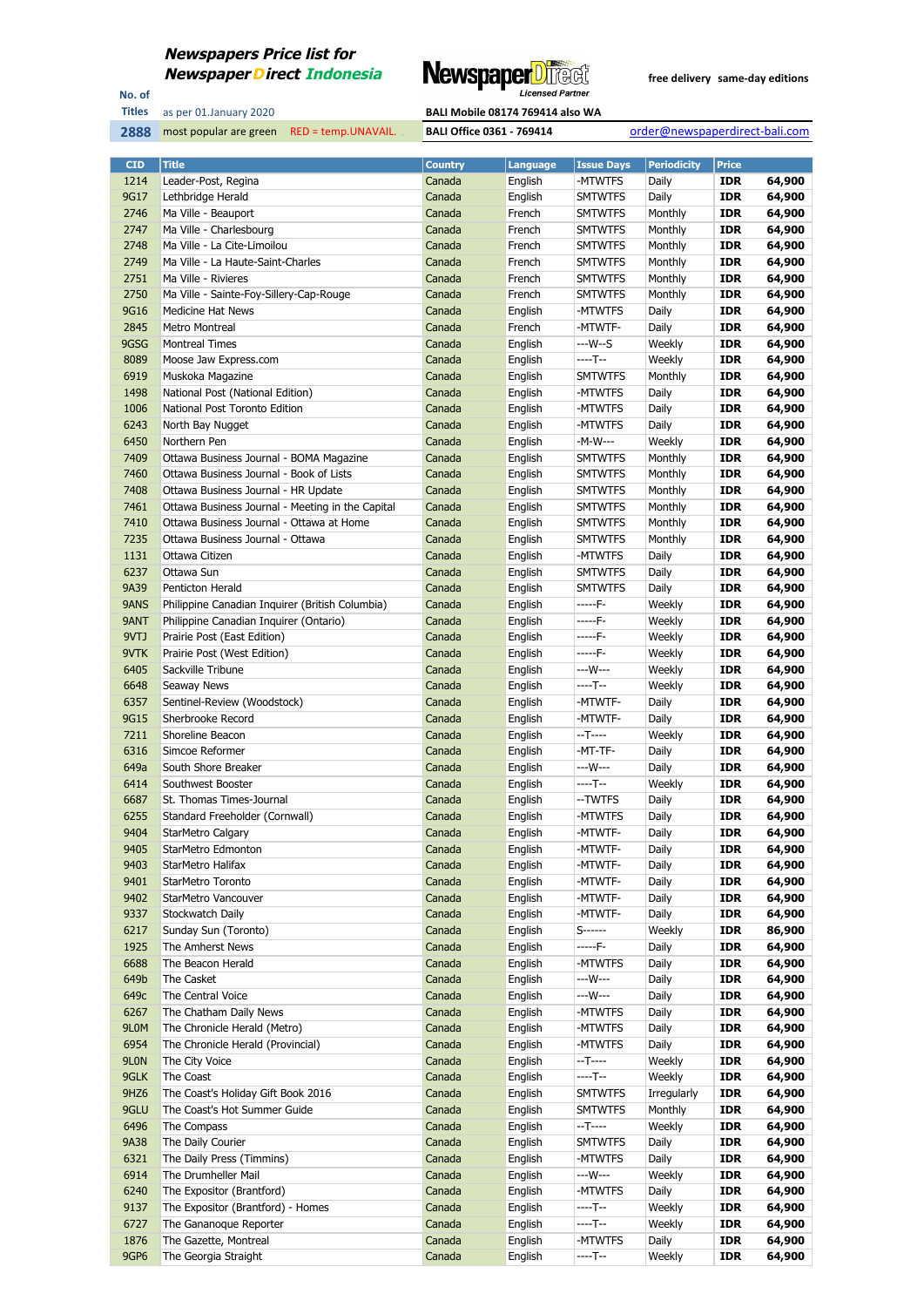**Newspapers Price list for Newspaper Direct Indonesia**

NewspaperDirect Licensed Partner

free delivery same-day editions

No. of Titles: 2888

as per 01.January 2020

most popular are green RED = temp.UNAVAIL.

BALI Mobile 08174 769414 also WA

BALI Office 0361 - 769414

order@newspaperdirect-bali.com

| CID | Title | Country | Language | Issue Days | Periodicity | Price | |
|---|---|---|---|---|---|---|---|
| 1214 | Leader-Post, Regina | Canada | English | -MTWTFS | Daily | IDR | 64,900 |
| 9G17 | Lethbridge Herald | Canada | English | SMTWTFS | Daily | IDR | 64,900 |
| 2746 | Ma Ville - Beauport | Canada | French | SMTWTFS | Monthly | IDR | 64,900 |
| 2747 | Ma Ville - Charlesbourg | Canada | French | SMTWTFS | Monthly | IDR | 64,900 |
| 2748 | Ma Ville - La Cite-Limoilou | Canada | French | SMTWTFS | Monthly | IDR | 64,900 |
| 2749 | Ma Ville - La Haute-Saint-Charles | Canada | French | SMTWTFS | Monthly | IDR | 64,900 |
| 2751 | Ma Ville - Rivieres | Canada | French | SMTWTFS | Monthly | IDR | 64,900 |
| 2750 | Ma Ville - Sainte-Foy-Sillery-Cap-Rouge | Canada | French | SMTWTFS | Monthly | IDR | 64,900 |
| 9G16 | Medicine Hat News | Canada | English | -MTWTFS | Daily | IDR | 64,900 |
| 2845 | Metro Montreal | Canada | French | -MTWTF- | Daily | IDR | 64,900 |
| 9GSG | Montreal Times | Canada | English | ---W--S | Weekly | IDR | 64,900 |
| 8089 | Moose Jaw Express.com | Canada | English | ----T-- | Weekly | IDR | 64,900 |
| 6919 | Muskoka Magazine | Canada | English | SMTWTFS | Monthly | IDR | 64,900 |
| 1498 | National Post (National Edition) | Canada | English | -MTWTFS | Daily | IDR | 64,900 |
| 1006 | National Post Toronto Edition | Canada | English | -MTWTFS | Daily | IDR | 64,900 |
| 6243 | North Bay Nugget | Canada | English | -MTWTFS | Daily | IDR | 64,900 |
| 6450 | Northern Pen | Canada | English | -M-W--- | Weekly | IDR | 64,900 |
| 7409 | Ottawa Business Journal - BOMA Magazine | Canada | English | SMTWTFS | Monthly | IDR | 64,900 |
| 7460 | Ottawa Business Journal - Book of Lists | Canada | English | SMTWTFS | Monthly | IDR | 64,900 |
| 7408 | Ottawa Business Journal - HR Update | Canada | English | SMTWTFS | Monthly | IDR | 64,900 |
| 7461 | Ottawa Business Journal - Meeting in the Capital | Canada | English | SMTWTFS | Monthly | IDR | 64,900 |
| 7410 | Ottawa Business Journal - Ottawa at Home | Canada | English | SMTWTFS | Monthly | IDR | 64,900 |
| 7235 | Ottawa Business Journal - Ottawa | Canada | English | SMTWTFS | Monthly | IDR | 64,900 |
| 1131 | Ottawa Citizen | Canada | English | -MTWTFS | Daily | IDR | 64,900 |
| 6237 | Ottawa Sun | Canada | English | SMTWTFS | Daily | IDR | 64,900 |
| 9A39 | Penticton Herald | Canada | English | SMTWTFS | Daily | IDR | 64,900 |
| 9ANS | Philippine Canadian Inquirer (British Columbia) | Canada | English | -----F- | Weekly | IDR | 64,900 |
| 9ANT | Philippine Canadian Inquirer (Ontario) | Canada | English | -----F- | Weekly | IDR | 64,900 |
| 9VTJ | Prairie Post (East Edition) | Canada | English | -----F- | Weekly | IDR | 64,900 |
| 9VTK | Prairie Post (West Edition) | Canada | English | -----F- | Weekly | IDR | 64,900 |
| 6405 | Sackville Tribune | Canada | English | ---W--- | Weekly | IDR | 64,900 |
| 6648 | Seaway News | Canada | English | ----T-- | Weekly | IDR | 64,900 |
| 6357 | Sentinel-Review (Woodstock) | Canada | English | -MTWTF- | Daily | IDR | 64,900 |
| 9G15 | Sherbrooke Record | Canada | English | -MTWTF- | Daily | IDR | 64,900 |
| 7211 | Shoreline Beacon | Canada | English | --T---- | Weekly | IDR | 64,900 |
| 6316 | Simcoe Reformer | Canada | English | -MT-TF- | Daily | IDR | 64,900 |
| 649a | South Shore Breaker | Canada | English | ---W--- | Daily | IDR | 64,900 |
| 6414 | Southwest Booster | Canada | English | ----T-- | Weekly | IDR | 64,900 |
| 6687 | St. Thomas Times-Journal | Canada | English | --TWTFS | Daily | IDR | 64,900 |
| 6255 | Standard Freeholder (Cornwall) | Canada | English | -MTWTFS | Daily | IDR | 64,900 |
| 9404 | StarMetro Calgary | Canada | English | -MTWTF- | Daily | IDR | 64,900 |
| 9405 | StarMetro Edmonton | Canada | English | -MTWTF- | Daily | IDR | 64,900 |
| 9403 | StarMetro Halifax | Canada | English | -MTWTF- | Daily | IDR | 64,900 |
| 9401 | StarMetro Toronto | Canada | English | -MTWTF- | Daily | IDR | 64,900 |
| 9402 | StarMetro Vancouver | Canada | English | -MTWTF- | Daily | IDR | 64,900 |
| 9337 | Stockwatch Daily | Canada | English | -MTWTF- | Daily | IDR | 64,900 |
| 6217 | Sunday Sun (Toronto) | Canada | English | S------ | Weekly | IDR | 86,900 |
| 1925 | The Amherst News | Canada | English | -----F- | Daily | IDR | 64,900 |
| 6688 | The Beacon Herald | Canada | English | -MTWTFS | Daily | IDR | 64,900 |
| 649b | The Casket | Canada | English | ---W--- | Daily | IDR | 64,900 |
| 649c | The Central Voice | Canada | English | ---W--- | Daily | IDR | 64,900 |
| 6267 | The Chatham Daily News | Canada | English | -MTWTFS | Daily | IDR | 64,900 |
| 9L0M | The Chronicle Herald (Metro) | Canada | English | -MTWTFS | Daily | IDR | 64,900 |
| 6954 | The Chronicle Herald (Provincial) | Canada | English | -MTWTFS | Daily | IDR | 64,900 |
| 9L0N | The City Voice | Canada | English | --T---- | Weekly | IDR | 64,900 |
| 9GLK | The Coast | Canada | English | ----T-- | Weekly | IDR | 64,900 |
| 9HZ6 | The Coast's Holiday Gift Book 2016 | Canada | English | SMTWTFS | Irregularly | IDR | 64,900 |
| 9GLU | The Coast's Hot Summer Guide | Canada | English | SMTWTFS | Monthly | IDR | 64,900 |
| 6496 | The Compass | Canada | English | --T---- | Weekly | IDR | 64,900 |
| 9A38 | The Daily Courier | Canada | English | SMTWTFS | Daily | IDR | 64,900 |
| 6321 | The Daily Press (Timmins) | Canada | English | -MTWTFS | Daily | IDR | 64,900 |
| 6914 | The Drumheller Mail | Canada | English | ---W--- | Weekly | IDR | 64,900 |
| 6240 | The Expositor (Brantford) | Canada | English | -MTWTFS | Daily | IDR | 64,900 |
| 9137 | The Expositor (Brantford) - Homes | Canada | English | ----T-- | Weekly | IDR | 64,900 |
| 6727 | The Gananoque Reporter | Canada | English | ----T-- | Weekly | IDR | 64,900 |
| 1876 | The Gazette, Montreal | Canada | English | -MTWTFS | Daily | IDR | 64,900 |
| 9GP6 | The Georgia Straight | Canada | English | ----T-- | Weekly | IDR | 64,900 |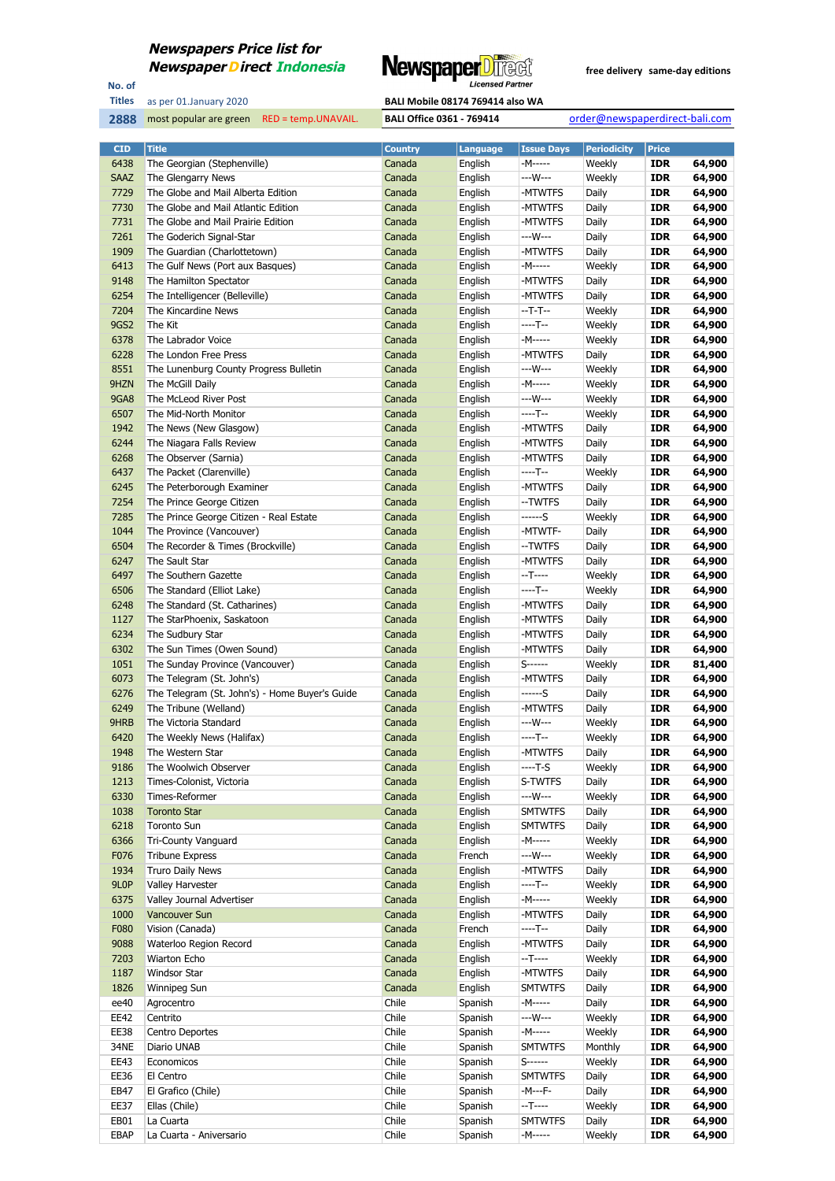**Newspapers Price list for Newspaper Direct Indonesia**

No. of Titles: **2888**

as per 01.January 2020

most popular are green    RED = temp.UNAVAIL.

NewspaperDirect Licensed Partner

free delivery  same-day editions

BALI Mobile 08174 769414 also WA

BALI Office 0361 - 769414

order@newspaperdirect-bali.com

| CID | Title | Country | Language | Issue Days | Periodicity | Price | |
|---|---|---|---|---|---|---|---|
| 6438 | The Georgian (Stephenville) | Canada | English | -M----- | Weekly | IDR | 64,900 |
| SAAZ | The Glengarry News | Canada | English | ---W--- | Weekly | IDR | 64,900 |
| 7729 | The Globe and Mail Alberta Edition | Canada | English | -MTWTFS | Daily | IDR | 64,900 |
| 7730 | The Globe and Mail Atlantic Edition | Canada | English | -MTWTFS | Daily | IDR | 64,900 |
| 7731 | The Globe and Mail Prairie Edition | Canada | English | -MTWTFS | Daily | IDR | 64,900 |
| 7261 | The Goderich Signal-Star | Canada | English | ---W--- | Daily | IDR | 64,900 |
| 1909 | The Guardian (Charlottetown) | Canada | English | -MTWTFS | Daily | IDR | 64,900 |
| 6413 | The Gulf News (Port aux Basques) | Canada | English | -M----- | Weekly | IDR | 64,900 |
| 9148 | The Hamilton Spectator | Canada | English | -MTWTFS | Daily | IDR | 64,900 |
| 6254 | The Intelligencer (Belleville) | Canada | English | -MTWTFS | Daily | IDR | 64,900 |
| 7204 | The Kincardine News | Canada | English | --T-T-- | Weekly | IDR | 64,900 |
| 9GS2 | The Kit | Canada | English | ----T-- | Weekly | IDR | 64,900 |
| 6378 | The Labrador Voice | Canada | English | -M----- | Weekly | IDR | 64,900 |
| 6228 | The London Free Press | Canada | English | -MTWTFS | Daily | IDR | 64,900 |
| 8551 | The Lunenburg County Progress Bulletin | Canada | English | ---W--- | Weekly | IDR | 64,900 |
| 9HZN | The McGill Daily | Canada | English | -M----- | Weekly | IDR | 64,900 |
| 9GA8 | The McLeod River Post | Canada | English | ---W--- | Weekly | IDR | 64,900 |
| 6507 | The Mid-North Monitor | Canada | English | ----T-- | Weekly | IDR | 64,900 |
| 1942 | The News (New Glasgow) | Canada | English | -MTWTFS | Daily | IDR | 64,900 |
| 6244 | The Niagara Falls Review | Canada | English | -MTWTFS | Daily | IDR | 64,900 |
| 6268 | The Observer (Sarnia) | Canada | English | -MTWTFS | Daily | IDR | 64,900 |
| 6437 | The Packet (Clarenville) | Canada | English | ----T-- | Weekly | IDR | 64,900 |
| 6245 | The Peterborough Examiner | Canada | English | -MTWTFS | Daily | IDR | 64,900 |
| 7254 | The Prince George Citizen | Canada | English | --TWTFS | Daily | IDR | 64,900 |
| 7285 | The Prince George Citizen - Real Estate | Canada | English | ------S | Weekly | IDR | 64,900 |
| 1044 | The Province (Vancouver) | Canada | English | -MTWTF- | Daily | IDR | 64,900 |
| 6504 | The Recorder & Times (Brockville) | Canada | English | --TWTFS | Daily | IDR | 64,900 |
| 6247 | The Sault Star | Canada | English | -MTWTFS | Daily | IDR | 64,900 |
| 6497 | The Southern Gazette | Canada | English | --T---- | Weekly | IDR | 64,900 |
| 6506 | The Standard (Elliot Lake) | Canada | English | ----T-- | Weekly | IDR | 64,900 |
| 6248 | The Standard (St. Catharines) | Canada | English | -MTWTFS | Daily | IDR | 64,900 |
| 1127 | The StarPhoenix, Saskatoon | Canada | English | -MTWTFS | Daily | IDR | 64,900 |
| 6234 | The Sudbury Star | Canada | English | -MTWTFS | Daily | IDR | 64,900 |
| 6302 | The Sun Times (Owen Sound) | Canada | English | -MTWTFS | Daily | IDR | 64,900 |
| 1051 | The Sunday Province (Vancouver) | Canada | English | S------ | Weekly | IDR | 81,400 |
| 6073 | The Telegram (St. John's) | Canada | English | -MTWTFS | Daily | IDR | 64,900 |
| 6276 | The Telegram (St. John's) - Home Buyer's Guide | Canada | English | ------S | Daily | IDR | 64,900 |
| 6249 | The Tribune (Welland) | Canada | English | -MTWTFS | Daily | IDR | 64,900 |
| 9HRB | The Victoria Standard | Canada | English | ---W--- | Weekly | IDR | 64,900 |
| 6420 | The Weekly News (Halifax) | Canada | English | ----T-- | Weekly | IDR | 64,900 |
| 1948 | The Western Star | Canada | English | -MTWTFS | Daily | IDR | 64,900 |
| 9186 | The Woolwich Observer | Canada | English | ----T-S | Weekly | IDR | 64,900 |
| 1213 | Times-Colonist, Victoria | Canada | English | S-TWTFS | Daily | IDR | 64,900 |
| 6330 | Times-Reformer | Canada | English | ---W--- | Weekly | IDR | 64,900 |
| 1038 | Toronto Star | Canada | English | SMTWTFS | Daily | IDR | 64,900 |
| 6218 | Toronto Sun | Canada | English | SMTWTFS | Daily | IDR | 64,900 |
| 6366 | Tri-County Vanguard | Canada | English | -M----- | Weekly | IDR | 64,900 |
| F076 | Tribune Express | Canada | French | ---W--- | Weekly | IDR | 64,900 |
| 1934 | Truro Daily News | Canada | English | -MTWTFS | Daily | IDR | 64,900 |
| 9L0P | Valley Harvester | Canada | English | ----T-- | Weekly | IDR | 64,900 |
| 6375 | Valley Journal Advertiser | Canada | English | -M----- | Weekly | IDR | 64,900 |
| 1000 | Vancouver Sun | Canada | English | -MTWTFS | Daily | IDR | 64,900 |
| F080 | Vision (Canada) | Canada | French | ----T-- | Daily | IDR | 64,900 |
| 9088 | Waterloo Region Record | Canada | English | -MTWTFS | Daily | IDR | 64,900 |
| 7203 | Wiarton Echo | Canada | English | --T---- | Weekly | IDR | 64,900 |
| 1187 | Windsor Star | Canada | English | -MTWTFS | Daily | IDR | 64,900 |
| 1826 | Winnipeg Sun | Canada | English | SMTWTFS | Daily | IDR | 64,900 |
| ee40 | Agrocentro | Chile | Spanish | -M----- | Daily | IDR | 64,900 |
| EE42 | Centrito | Chile | Spanish | ---W--- | Weekly | IDR | 64,900 |
| EE38 | Centro Deportes | Chile | Spanish | -M----- | Weekly | IDR | 64,900 |
| 34NE | Diario UNAB | Chile | Spanish | SMTWTFS | Monthly | IDR | 64,900 |
| EE43 | Economicos | Chile | Spanish | S------ | Weekly | IDR | 64,900 |
| EE36 | El Centro | Chile | Spanish | SMTWTFS | Daily | IDR | 64,900 |
| EB47 | El Grafico (Chile) | Chile | Spanish | -M---F- | Daily | IDR | 64,900 |
| EE37 | Ellas (Chile) | Chile | Spanish | --T---- | Weekly | IDR | 64,900 |
| EB01 | La Cuarta | Chile | Spanish | SMTWTFS | Daily | IDR | 64,900 |
| EBAP | La Cuarta - Aniversario | Chile | Spanish | -M----- | Weekly | IDR | 64,900 |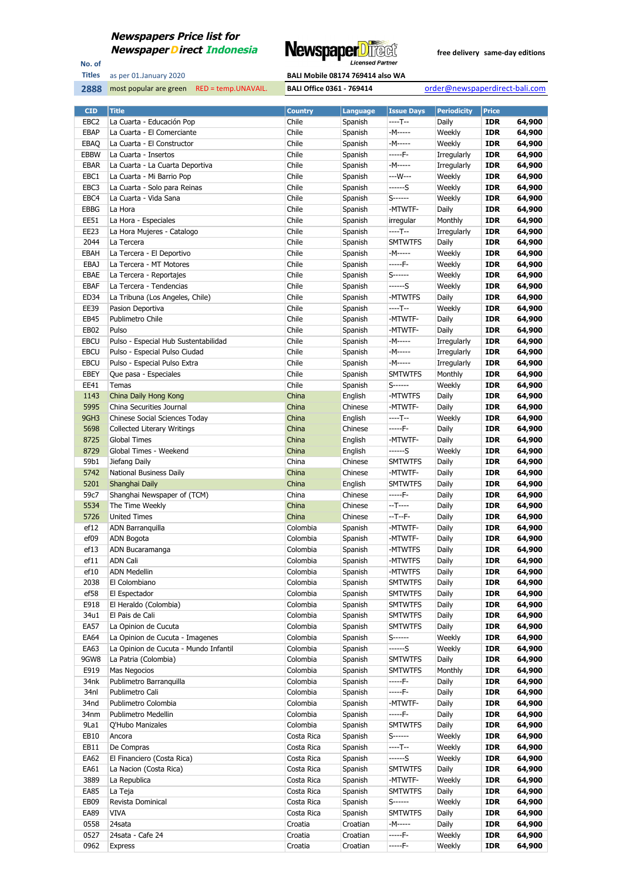# Newspapers Price list for NewspaperDirect Indonesia

NewspaperDirect Licensed Partner

free delivery same-day editions

No. of Titles: **2888**

as per 01.January 2020

most popular are green RED = temp.UNAVAIL.

BALI Mobile 08174 769414 also WA

BALI Office 0361 - 769414

order@newspaperdirect-bali.com

| CID | Title | Country | Language | Issue Days | Periodicity | Price | |
|---|---|---|---|---|---|---|---|
| EBC2 | La Cuarta - Educación Pop | Chile | Spanish | ----T-- | Daily | IDR | 64,900 |
| EBAP | La Cuarta - El Comerciante | Chile | Spanish | -M----- | Weekly | IDR | 64,900 |
| EBAQ | La Cuarta - El Constructor | Chile | Spanish | -M----- | Weekly | IDR | 64,900 |
| EBBW | La Cuarta - Insertos | Chile | Spanish | -----F- | Irregularly | IDR | 64,900 |
| EBAR | La Cuarta - La Cuarta Deportiva | Chile | Spanish | -M----- | Irregularly | IDR | 64,900 |
| EBC1 | La Cuarta - Mi Barrio Pop | Chile | Spanish | ---W--- | Weekly | IDR | 64,900 |
| EBC3 | La Cuarta - Solo para Reinas | Chile | Spanish | ------S | Weekly | IDR | 64,900 |
| EBC4 | La Cuarta - Vida Sana | Chile | Spanish | S------ | Weekly | IDR | 64,900 |
| EBBG | La Hora | Chile | Spanish | -MTWTF- | Daily | IDR | 64,900 |
| EE51 | La Hora - Especiales | Chile | Spanish | irregular | Monthly | IDR | 64,900 |
| EE23 | La Hora Mujeres - Catalogo | Chile | Spanish | ----T-- | Irregularly | IDR | 64,900 |
| 2044 | La Tercera | Chile | Spanish | SMTWTFS | Daily | IDR | 64,900 |
| EBAH | La Tercera - El Deportivo | Chile | Spanish | -M----- | Weekly | IDR | 64,900 |
| EBAJ | La Tercera - MT Motores | Chile | Spanish | -----F- | Weekly | IDR | 64,900 |
| EBAE | La Tercera - Reportajes | Chile | Spanish | S------ | Weekly | IDR | 64,900 |
| EBAF | La Tercera - Tendencias | Chile | Spanish | ------S | Weekly | IDR | 64,900 |
| ED34 | La Tribuna (Los Angeles, Chile) | Chile | Spanish | -MTWTFS | Daily | IDR | 64,900 |
| EE39 | Pasion Deportiva | Chile | Spanish | ----T-- | Weekly | IDR | 64,900 |
| EB45 | Publimetro Chile | Chile | Spanish | -MTWTF- | Daily | IDR | 64,900 |
| EB02 | Pulso | Chile | Spanish | -MTWTF- | Daily | IDR | 64,900 |
| EBCU | Pulso - Especial Hub Sustentabilidad | Chile | Spanish | -M----- | Irregularly | IDR | 64,900 |
| EBCU | Pulso - Especial Pulso Ciudad | Chile | Spanish | -M----- | Irregularly | IDR | 64,900 |
| EBCU | Pulso - Especial Pulso Extra | Chile | Spanish | -M----- | Irregularly | IDR | 64,900 |
| EBEY | Que pasa - Especiales | Chile | Spanish | SMTWTFS | Monthly | IDR | 64,900 |
| EE41 | Temas | Chile | Spanish | S------ | Weekly | IDR | 64,900 |
| 1143 | China Daily Hong Kong | China | English | -MTWTFS | Daily | IDR | 64,900 |
| 5995 | China Securities Journal | China | Chinese | -MTWTF- | Daily | IDR | 64,900 |
| 9GH3 | Chinese Social Sciences Today | China | English | ----T-- | Weekly | IDR | 64,900 |
| 5698 | Collected Literary Writings | China | Chinese | -----F- | Daily | IDR | 64,900 |
| 8725 | Global Times | China | English | -MTWTF- | Daily | IDR | 64,900 |
| 8729 | Global Times - Weekend | China | English | ------S | Weekly | IDR | 64,900 |
| 59b1 | Jiefang Daily | China | Chinese | SMTWTFS | Daily | IDR | 64,900 |
| 5742 | National Business Daily | China | Chinese | -MTWTF- | Daily | IDR | 64,900 |
| 5201 | Shanghai Daily | China | English | SMTWTFS | Daily | IDR | 64,900 |
| 59c7 | Shanghai Newspaper of (TCM) | China | Chinese | -----F- | Daily | IDR | 64,900 |
| 5534 | The Time Weekly | China | Chinese | --T---- | Daily | IDR | 64,900 |
| 5726 | United Times | China | Chinese | --T--F- | Daily | IDR | 64,900 |
| ef12 | ADN Barranquilla | Colombia | Spanish | -MTWTF- | Daily | IDR | 64,900 |
| ef09 | ADN Bogota | Colombia | Spanish | -MTWTF- | Daily | IDR | 64,900 |
| ef13 | ADN Bucaramanga | Colombia | Spanish | -MTWTFS | Daily | IDR | 64,900 |
| ef11 | ADN Cali | Colombia | Spanish | -MTWTFS | Daily | IDR | 64,900 |
| ef10 | ADN Medellin | Colombia | Spanish | -MTWTFS | Daily | IDR | 64,900 |
| 2038 | El Colombiano | Colombia | Spanish | SMTWTFS | Daily | IDR | 64,900 |
| ef58 | El Espectador | Colombia | Spanish | SMTWTFS | Daily | IDR | 64,900 |
| E918 | El Heraldo (Colombia) | Colombia | Spanish | SMTWTFS | Daily | IDR | 64,900 |
| 34u1 | El Pais de Cali | Colombia | Spanish | SMTWTFS | Daily | IDR | 64,900 |
| EA57 | La Opinion de Cucuta | Colombia | Spanish | SMTWTFS | Daily | IDR | 64,900 |
| EA64 | La Opinion de Cucuta - Imagenes | Colombia | Spanish | S------ | Weekly | IDR | 64,900 |
| EA63 | La Opinion de Cucuta - Mundo Infantil | Colombia | Spanish | ------S | Weekly | IDR | 64,900 |
| 9GW8 | La Patria (Colombia) | Colombia | Spanish | SMTWTFS | Daily | IDR | 64,900 |
| E919 | Mas Negocios | Colombia | Spanish | SMTWTFS | Monthly | IDR | 64,900 |
| 34nk | Publimetro Barranquilla | Colombia | Spanish | -----F- | Daily | IDR | 64,900 |
| 34nl | Publimetro Cali | Colombia | Spanish | -----F- | Daily | IDR | 64,900 |
| 34nd | Publimetro Colombia | Colombia | Spanish | -MTWTF- | Daily | IDR | 64,900 |
| 34nm | Publimetro Medellin | Colombia | Spanish | -----F- | Daily | IDR | 64,900 |
| 9La1 | Q'Hubo Manizales | Colombia | Spanish | SMTWTFS | Daily | IDR | 64,900 |
| EB10 | Ancora | Costa Rica | Spanish | S------ | Weekly | IDR | 64,900 |
| EB11 | De Compras | Costa Rica | Spanish | ----T-- | Weekly | IDR | 64,900 |
| EA62 | El Financiero (Costa Rica) | Costa Rica | Spanish | ------S | Weekly | IDR | 64,900 |
| EA61 | La Nacion (Costa Rica) | Costa Rica | Spanish | SMTWTFS | Daily | IDR | 64,900 |
| 3889 | La Republica | Costa Rica | Spanish | -MTWTF- | Weekly | IDR | 64,900 |
| EA85 | La Teja | Costa Rica | Spanish | SMTWTFS | Daily | IDR | 64,900 |
| EB09 | Revista Dominical | Costa Rica | Spanish | S------ | Weekly | IDR | 64,900 |
| EA89 | VIVA | Costa Rica | Spanish | SMTWTFS | Daily | IDR | 64,900 |
| 0558 | 24sata | Croatia | Croatian | -M----- | Daily | IDR | 64,900 |
| 0527 | 24sata - Cafe 24 | Croatia | Croatian | -----F- | Weekly | IDR | 64,900 |
| 0962 | Express | Croatia | Croatian | -----F- | Weekly | IDR | 64,900 |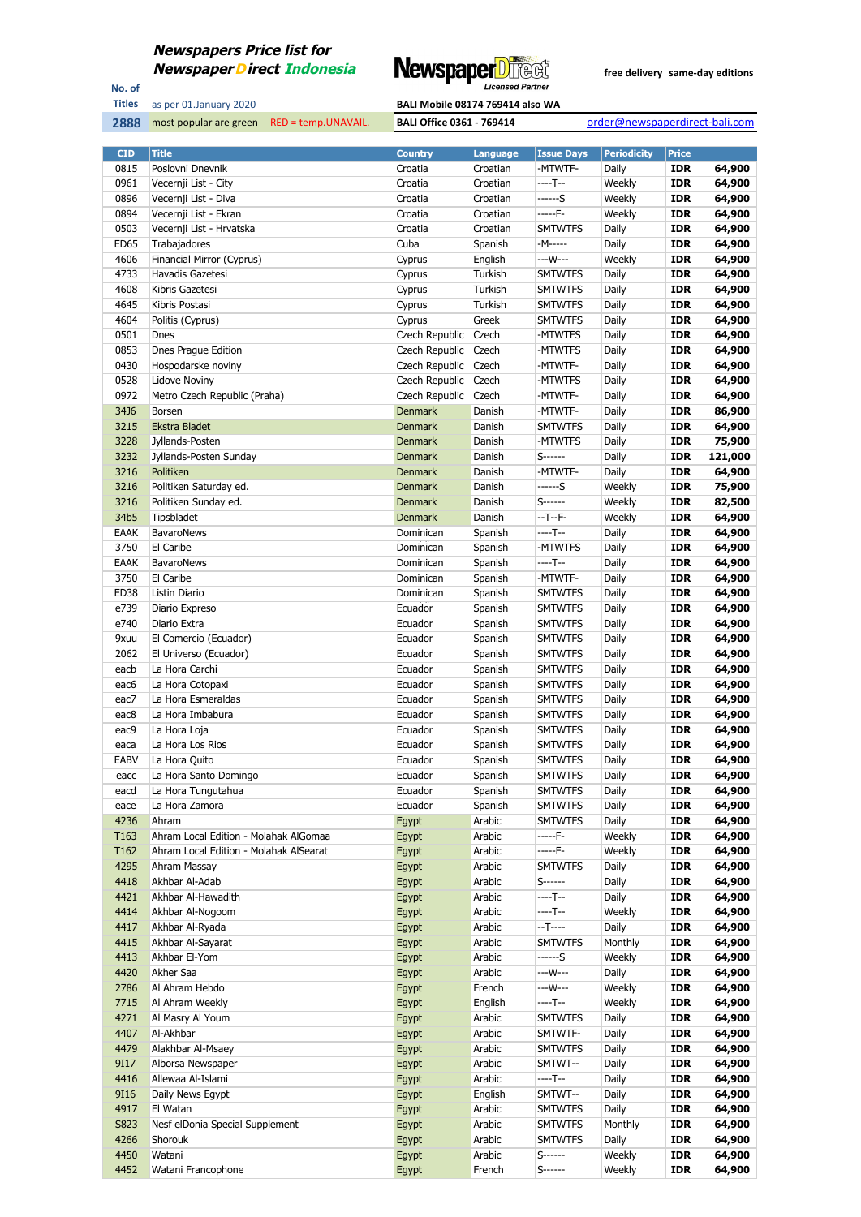**Newspapers Price list for**
**Newspaper Direct Indonesia**

NewspaperDirect Licensed Partner

free delivery same-day editions

No. of Titles: 2888

as per 01.January 2020

most popular are green RED = temp.UNAVAIL.

BALI Mobile 08174 769414 also WA

BALI Office 0361 - 769414

order@newspaperdirect-bali.com

| CID | Title | Country | Language | Issue Days | Periodicity | Price | |
|---|---|---|---|---|---|---|---|
| 0815 | Poslovni Dnevnik | Croatia | Croatian | -MTWTF- | Daily | IDR | 64,900 |
| 0961 | Vecernji List - City | Croatia | Croatian | ----T-- | Weekly | IDR | 64,900 |
| 0896 | Vecernji List - Diva | Croatia | Croatian | ------S | Weekly | IDR | 64,900 |
| 0894 | Vecernji List - Ekran | Croatia | Croatian | -----F- | Weekly | IDR | 64,900 |
| 0503 | Vecernji List - Hrvatska | Croatia | Croatian | SMTWTFS | Daily | IDR | 64,900 |
| ED65 | Trabajadores | Cuba | Spanish | -M----- | Daily | IDR | 64,900 |
| 4606 | Financial Mirror (Cyprus) | Cyprus | English | ---W--- | Weekly | IDR | 64,900 |
| 4733 | Havadis Gazetesi | Cyprus | Turkish | SMTWTFS | Daily | IDR | 64,900 |
| 4608 | Kibris Gazetesi | Cyprus | Turkish | SMTWTFS | Daily | IDR | 64,900 |
| 4645 | Kibris Postasi | Cyprus | Turkish | SMTWTFS | Daily | IDR | 64,900 |
| 4604 | Politis (Cyprus) | Cyprus | Greek | SMTWTFS | Daily | IDR | 64,900 |
| 0501 | Dnes | Czech Republic | Czech | -MTWTFS | Daily | IDR | 64,900 |
| 0853 | Dnes Prague Edition | Czech Republic | Czech | -MTWTFS | Daily | IDR | 64,900 |
| 0430 | Hospodarske noviny | Czech Republic | Czech | -MTWTF- | Daily | IDR | 64,900 |
| 0528 | Lidove Noviny | Czech Republic | Czech | -MTWTFS | Daily | IDR | 64,900 |
| 0972 | Metro Czech Republic (Praha) | Czech Republic | Czech | -MTWTF- | Daily | IDR | 64,900 |
| 34J6 | Borsen | Denmark | Danish | -MTWTF- | Daily | IDR | 86,900 |
| 3215 | Ekstra Bladet | Denmark | Danish | SMTWTFS | Daily | IDR | 64,900 |
| 3228 | Jyllands-Posten | Denmark | Danish | -MTWTFS | Daily | IDR | 75,900 |
| 3232 | Jyllands-Posten Sunday | Denmark | Danish | S------ | Daily | IDR | 121,000 |
| 3216 | Politiken | Denmark | Danish | -MTWTF- | Daily | IDR | 64,900 |
| 3216 | Politiken Saturday ed. | Denmark | Danish | ------S | Weekly | IDR | 75,900 |
| 3216 | Politiken Sunday ed. | Denmark | Danish | S------ | Weekly | IDR | 82,500 |
| 34b5 | Tipsbladet | Denmark | Danish | --T--F- | Weekly | IDR | 64,900 |
| EAAK | BavaroNews | Dominican | Spanish | ----T-- | Daily | IDR | 64,900 |
| 3750 | El Caribe | Dominican | Spanish | -MTWTFS | Daily | IDR | 64,900 |
| EAAK | BavaroNews | Dominican | Spanish | ----T-- | Daily | IDR | 64,900 |
| 3750 | El Caribe | Dominican | Spanish | -MTWTF- | Daily | IDR | 64,900 |
| ED38 | Listin Diario | Dominican | Spanish | SMTWTFS | Daily | IDR | 64,900 |
| e739 | Diario Expreso | Ecuador | Spanish | SMTWTFS | Daily | IDR | 64,900 |
| e740 | Diario Extra | Ecuador | Spanish | SMTWTFS | Daily | IDR | 64,900 |
| 9xuu | El Comercio (Ecuador) | Ecuador | Spanish | SMTWTFS | Daily | IDR | 64,900 |
| 2062 | El Universo (Ecuador) | Ecuador | Spanish | SMTWTFS | Daily | IDR | 64,900 |
| eacb | La Hora Carchi | Ecuador | Spanish | SMTWTFS | Daily | IDR | 64,900 |
| eac6 | La Hora Cotopaxi | Ecuador | Spanish | SMTWTFS | Daily | IDR | 64,900 |
| eac7 | La Hora Esmeraldas | Ecuador | Spanish | SMTWTFS | Daily | IDR | 64,900 |
| eac8 | La Hora Imbabura | Ecuador | Spanish | SMTWTFS | Daily | IDR | 64,900 |
| eac9 | La Hora Loja | Ecuador | Spanish | SMTWTFS | Daily | IDR | 64,900 |
| eaca | La Hora Los Rios | Ecuador | Spanish | SMTWTFS | Daily | IDR | 64,900 |
| EABV | La Hora Quito | Ecuador | Spanish | SMTWTFS | Daily | IDR | 64,900 |
| eacc | La Hora Santo Domingo | Ecuador | Spanish | SMTWTFS | Daily | IDR | 64,900 |
| eacd | La Hora Tungutahua | Ecuador | Spanish | SMTWTFS | Daily | IDR | 64,900 |
| eace | La Hora Zamora | Ecuador | Spanish | SMTWTFS | Daily | IDR | 64,900 |
| 4236 | Ahram | Egypt | Arabic | SMTWTFS | Daily | IDR | 64,900 |
| T163 | Ahram Local Edition - Molahak AlGomaa | Egypt | Arabic | -----F- | Weekly | IDR | 64,900 |
| T162 | Ahram Local Edition - Molahak AlSearat | Egypt | Arabic | -----F- | Weekly | IDR | 64,900 |
| 4295 | Ahram Massay | Egypt | Arabic | SMTWTFS | Daily | IDR | 64,900 |
| 4418 | Akhbar Al-Adab | Egypt | Arabic | S------ | Daily | IDR | 64,900 |
| 4421 | Akhbar Al-Hawadith | Egypt | Arabic | ----T-- | Daily | IDR | 64,900 |
| 4414 | Akhbar Al-Nogoom | Egypt | Arabic | ----T-- | Weekly | IDR | 64,900 |
| 4417 | Akhbar Al-Ryada | Egypt | Arabic | --T---- | Daily | IDR | 64,900 |
| 4415 | Akhbar Al-Sayarat | Egypt | Arabic | SMTWTFS | Monthly | IDR | 64,900 |
| 4413 | Akhbar El-Yom | Egypt | Arabic | ------S | Weekly | IDR | 64,900 |
| 4420 | Akher Saa | Egypt | Arabic | ---W--- | Daily | IDR | 64,900 |
| 2786 | Al Ahram Hebdo | Egypt | French | ---W--- | Weekly | IDR | 64,900 |
| 7715 | Al Ahram Weekly | Egypt | English | ----T-- | Weekly | IDR | 64,900 |
| 4271 | Al Masry Al Youm | Egypt | Arabic | SMTWTFS | Daily | IDR | 64,900 |
| 4407 | Al-Akhbar | Egypt | Arabic | SMTWTF- | Daily | IDR | 64,900 |
| 4479 | Alakhbar Al-Msaey | Egypt | Arabic | SMTWTFS | Daily | IDR | 64,900 |
| 9I17 | Alborsa Newspaper | Egypt | Arabic | SMTWT-- | Daily | IDR | 64,900 |
| 4416 | Allewaa Al-Islami | Egypt | Arabic | ----T-- | Daily | IDR | 64,900 |
| 9I16 | Daily News Egypt | Egypt | English | SMTWT-- | Daily | IDR | 64,900 |
| 4917 | El Watan | Egypt | Arabic | SMTWTFS | Daily | IDR | 64,900 |
| S823 | Nesf elDonia Special Supplement | Egypt | Arabic | SMTWTFS | Monthly | IDR | 64,900 |
| 4266 | Shorouk | Egypt | Arabic | SMTWTFS | Daily | IDR | 64,900 |
| 4450 | Watani | Egypt | Arabic | S------ | Weekly | IDR | 64,900 |
| 4452 | Watani Francophone | Egypt | French | S------ | Weekly | IDR | 64,900 |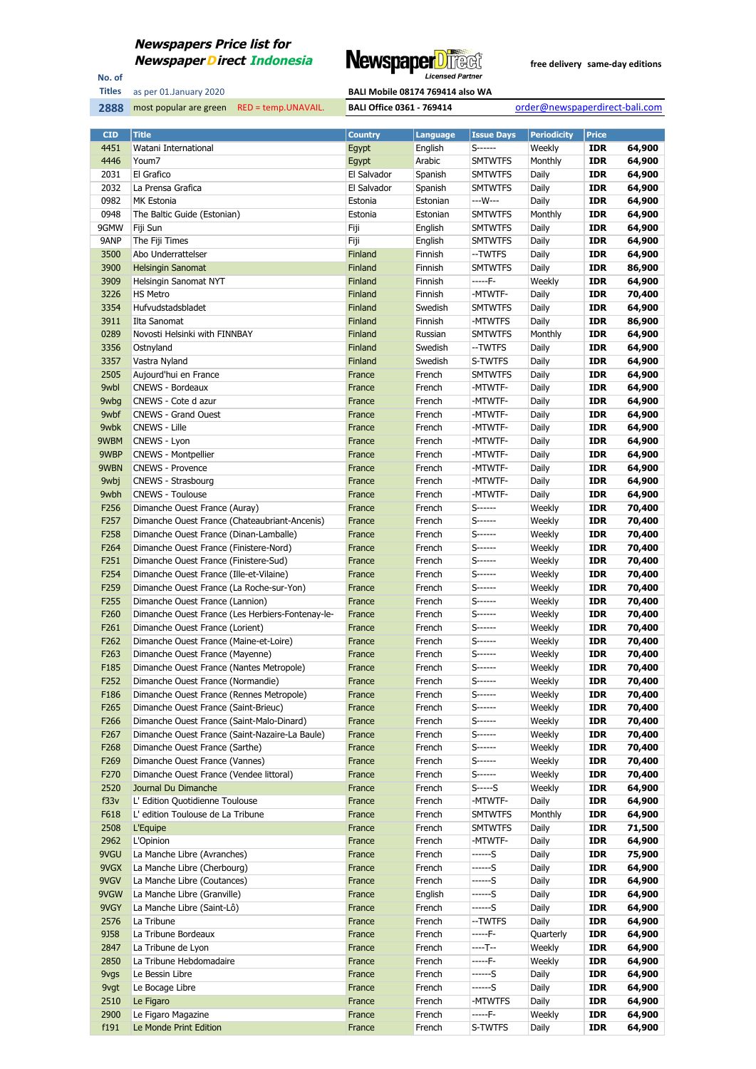**Newspapers Price list for**
**Newspaper Direct Indonesia**

NewspaperDirect
Licensed Partner

free delivery same-day editions

| No. of Titles | as per 01.January 2020 | BALI Mobile 08174 769414 also WA | |
|---|---|---|---|
| 2888 | most popular are green RED = temp.UNAVAIL. | BALI Office 0361 - 769414 | order@newspaperdirect-bali.com |

| CID | Title | Country | Language | Issue Days | Periodicity | Price | |
|---|---|---|---|---|---|---|---|
| 4451 | Watani International | Egypt | English | S------ | Weekly | IDR | 64,900 |
| 4446 | Youm7 | Egypt | Arabic | SMTWTFS | Monthly | IDR | 64,900 |
| 2031 | El Grafico | El Salvador | Spanish | SMTWTFS | Daily | IDR | 64,900 |
| 2032 | La Prensa Grafica | El Salvador | Spanish | SMTWTFS | Daily | IDR | 64,900 |
| 0982 | MK Estonia | Estonia | Estonian | ---W--- | Daily | IDR | 64,900 |
| 0948 | The Baltic Guide (Estonian) | Estonia | Estonian | SMTWTFS | Monthly | IDR | 64,900 |
| 9GMW | Fiji Sun | Fiji | English | SMTWTFS | Daily | IDR | 64,900 |
| 9ANP | The Fiji Times | Fiji | English | SMTWTFS | Daily | IDR | 64,900 |
| 3500 | Abo Underrattelser | Finland | Finnish | --TWTFS | Daily | IDR | 64,900 |
| 3900 | Helsingin Sanomat | Finland | Finnish | SMTWTFS | Daily | IDR | 86,900 |
| 3909 | Helsingin Sanomat NYT | Finland | Finnish | -----F- | Weekly | IDR | 64,900 |
| 3226 | HS Metro | Finland | Finnish | -MTWTF- | Daily | IDR | 70,400 |
| 3354 | Hufvudstadsbladet | Finland | Swedish | SMTWTFS | Daily | IDR | 64,900 |
| 3911 | Ilta Sanomat | Finland | Finnish | -MTWTFS | Daily | IDR | 86,900 |
| 0289 | Novosti Helsinki with FINNBAY | Finland | Russian | SMTWTFS | Monthly | IDR | 64,900 |
| 3356 | Ostnyland | Finland | Swedish | --TWTFS | Daily | IDR | 64,900 |
| 3357 | Vastra Nyland | Finland | Swedish | S-TWTFS | Daily | IDR | 64,900 |
| 2505 | Aujourd'hui en France | France | French | SMTWTFS | Daily | IDR | 64,900 |
| 9wbl | CNEWS - Bordeaux | France | French | -MTWTF- | Daily | IDR | 64,900 |
| 9wbg | CNEWS - Cote d azur | France | French | -MTWTF- | Daily | IDR | 64,900 |
| 9wbf | CNEWS - Grand Ouest | France | French | -MTWTF- | Daily | IDR | 64,900 |
| 9wbk | CNEWS - Lille | France | French | -MTWTF- | Daily | IDR | 64,900 |
| 9WBM | CNEWS - Lyon | France | French | -MTWTF- | Daily | IDR | 64,900 |
| 9WBP | CNEWS - Montpellier | France | French | -MTWTF- | Daily | IDR | 64,900 |
| 9WBN | CNEWS - Provence | France | French | -MTWTF- | Daily | IDR | 64,900 |
| 9wbj | CNEWS - Strasbourg | France | French | -MTWTF- | Daily | IDR | 64,900 |
| 9wbh | CNEWS - Toulouse | France | French | -MTWTF- | Daily | IDR | 64,900 |
| F256 | Dimanche Ouest France (Auray) | France | French | S------ | Weekly | IDR | 70,400 |
| F257 | Dimanche Ouest France (Chateaubriant-Ancenis) | France | French | S------ | Weekly | IDR | 70,400 |
| F258 | Dimanche Ouest France (Dinan-Lamballe) | France | French | S------ | Weekly | IDR | 70,400 |
| F264 | Dimanche Ouest France (Finistere-Nord) | France | French | S------ | Weekly | IDR | 70,400 |
| F251 | Dimanche Ouest France (Finistere-Sud) | France | French | S------ | Weekly | IDR | 70,400 |
| F254 | Dimanche Ouest France (Ille-et-Vilaine) | France | French | S------ | Weekly | IDR | 70,400 |
| F259 | Dimanche Ouest France (La Roche-sur-Yon) | France | French | S------ | Weekly | IDR | 70,400 |
| F255 | Dimanche Ouest France (Lannion) | France | French | S------ | Weekly | IDR | 70,400 |
| F260 | Dimanche Ouest France (Les Herbiers-Fontenay-le- | France | French | S------ | Weekly | IDR | 70,400 |
| F261 | Dimanche Ouest France (Lorient) | France | French | S------ | Weekly | IDR | 70,400 |
| F262 | Dimanche Ouest France (Maine-et-Loire) | France | French | S------ | Weekly | IDR | 70,400 |
| F263 | Dimanche Ouest France (Mayenne) | France | French | S------ | Weekly | IDR | 70,400 |
| F185 | Dimanche Ouest France (Nantes Metropole) | France | French | S------ | Weekly | IDR | 70,400 |
| F252 | Dimanche Ouest France (Normandie) | France | French | S------ | Weekly | IDR | 70,400 |
| F186 | Dimanche Ouest France (Rennes Metropole) | France | French | S------ | Weekly | IDR | 70,400 |
| F265 | Dimanche Ouest France (Saint-Brieuc) | France | French | S------ | Weekly | IDR | 70,400 |
| F266 | Dimanche Ouest France (Saint-Malo-Dinard) | France | French | S------ | Weekly | IDR | 70,400 |
| F267 | Dimanche Ouest France (Saint-Nazaire-La Baule) | France | French | S------ | Weekly | IDR | 70,400 |
| F268 | Dimanche Ouest France (Sarthe) | France | French | S------ | Weekly | IDR | 70,400 |
| F269 | Dimanche Ouest France (Vannes) | France | French | S------ | Weekly | IDR | 70,400 |
| F270 | Dimanche Ouest France (Vendee littoral) | France | French | S------ | Weekly | IDR | 70,400 |
| 2520 | Journal Du Dimanche | France | French | S-----S | Weekly | IDR | 64,900 |
| f33v | L' Edition Quotidienne Toulouse | France | French | -MTWTF- | Daily | IDR | 64,900 |
| F618 | L' edition Toulouse de La Tribune | France | French | SMTWTFS | Monthly | IDR | 64,900 |
| 2508 | L'Equipe | France | French | SMTWTFS | Daily | IDR | 71,500 |
| 2962 | L'Opinion | France | French | -MTWTF- | Daily | IDR | 64,900 |
| 9VGU | La Manche Libre (Avranches) | France | French | ------S | Daily | IDR | 75,900 |
| 9VGX | La Manche Libre (Cherbourg) | France | French | ------S | Daily | IDR | 64,900 |
| 9VGV | La Manche Libre (Coutances) | France | French | ------S | Daily | IDR | 64,900 |
| 9VGW | La Manche Libre (Granville) | France | English | ------S | Daily | IDR | 64,900 |
| 9VGY | La Manche Libre (Saint-Lô) | France | French | ------S | Daily | IDR | 64,900 |
| 2576 | La Tribune | France | French | --TWTFS | Daily | IDR | 64,900 |
| 9J58 | La Tribune Bordeaux | France | French | -----F- | Quarterly | IDR | 64,900 |
| 2847 | La Tribune de Lyon | France | French | ----T-- | Weekly | IDR | 64,900 |
| 2850 | La Tribune Hebdomadaire | France | French | -----F- | Weekly | IDR | 64,900 |
| 9vgs | Le Bessin Libre | France | French | ------S | Daily | IDR | 64,900 |
| 9vgt | Le Bocage Libre | France | French | ------S | Daily | IDR | 64,900 |
| 2510 | Le Figaro | France | French | -MTWTFS | Daily | IDR | 64,900 |
| 2900 | Le Figaro Magazine | France | French | -----F- | Weekly | IDR | 64,900 |
| f191 | Le Monde Print Edition | France | French | S-TWTFS | Daily | IDR | 64,900 |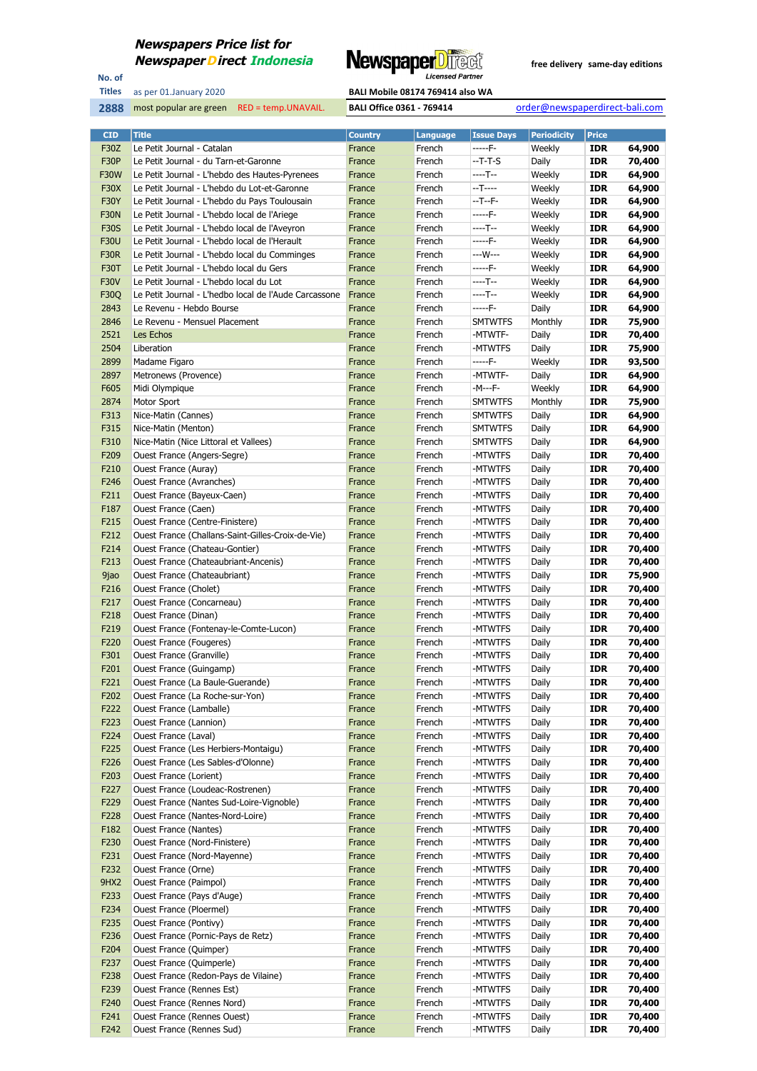**Newspapers Price list for**
**Newspaper Direct Indonesia**

No. of Titles: 2888

as per 01.January 2020

most popular are green RED = temp.UNAVAIL.

free delivery same-day editions

BALI Mobile 08174 769414 also WA

BALI Office 0361 - 769414

order@newspaperdirect-bali.com

| CID | Title | Country | Language | Issue Days | Periodicity | Price | |
|---|---|---|---|---|---|---|---|
| F30Z | Le Petit Journal - Catalan | France | French | -----F- | Weekly | IDR | 64,900 |
| F30P | Le Petit Journal - du Tarn-et-Garonne | France | French | --T-T-S | Daily | IDR | 70,400 |
| F30W | Le Petit Journal - L'hebdo des Hautes-Pyrenees | France | French | ----T-- | Weekly | IDR | 64,900 |
| F30X | Le Petit Journal - L'hebdo du Lot-et-Garonne | France | French | --T---- | Weekly | IDR | 64,900 |
| F30Y | Le Petit Journal - L'hebdo du Pays Toulousain | France | French | --T--F- | Weekly | IDR | 64,900 |
| F30N | Le Petit Journal - L'hebdo local de l'Ariege | France | French | -----F- | Weekly | IDR | 64,900 |
| F30S | Le Petit Journal - L'hebdo local de l'Aveyron | France | French | ----T-- | Weekly | IDR | 64,900 |
| F30U | Le Petit Journal - L'hebdo local de l'Herault | France | French | -----F- | Weekly | IDR | 64,900 |
| F30R | Le Petit Journal - L'hebdo local du Comminges | France | French | ---W--- | Weekly | IDR | 64,900 |
| F30T | Le Petit Journal - L'hebdo local du Gers | France | French | -----F- | Weekly | IDR | 64,900 |
| F30V | Le Petit Journal - L'hebdo local du Lot | France | French | ----T-- | Weekly | IDR | 64,900 |
| F30Q | Le Petit Journal - L'hedbo local de l'Aude Carcassone | France | French | ----T-- | Weekly | IDR | 64,900 |
| 2843 | Le Revenu - Hebdo Bourse | France | French | -----F- | Daily | IDR | 64,900 |
| 2846 | Le Revenu - Mensuel Placement | France | French | SMTWTFS | Monthly | IDR | 75,900 |
| 2521 | Les Echos | France | French | -MTWTF- | Daily | IDR | 70,400 |
| 2504 | Liberation | France | French | -MTWTFS | Daily | IDR | 75,900 |
| 2899 | Madame Figaro | France | French | -----F- | Weekly | IDR | 93,500 |
| 2897 | Metronews (Provence) | France | French | -MTWTF- | Daily | IDR | 64,900 |
| F605 | Midi Olympique | France | French | -M---F- | Weekly | IDR | 64,900 |
| 2874 | Motor Sport | France | French | SMTWTFS | Monthly | IDR | 75,900 |
| F313 | Nice-Matin (Cannes) | France | French | SMTWTFS | Daily | IDR | 64,900 |
| F315 | Nice-Matin (Menton) | France | French | SMTWTFS | Daily | IDR | 64,900 |
| F310 | Nice-Matin (Nice Littoral et Vallees) | France | French | SMTWTFS | Daily | IDR | 64,900 |
| F209 | Ouest France (Angers-Segre) | France | French | -MTWTFS | Daily | IDR | 70,400 |
| F210 | Ouest France (Auray) | France | French | -MTWTFS | Daily | IDR | 70,400 |
| F246 | Ouest France (Avranches) | France | French | -MTWTFS | Daily | IDR | 70,400 |
| F211 | Ouest France (Bayeux-Caen) | France | French | -MTWTFS | Daily | IDR | 70,400 |
| F187 | Ouest France (Caen) | France | French | -MTWTFS | Daily | IDR | 70,400 |
| F215 | Ouest France (Centre-Finistere) | France | French | -MTWTFS | Daily | IDR | 70,400 |
| F212 | Ouest France (Challans-Saint-Gilles-Croix-de-Vie) | France | French | -MTWTFS | Daily | IDR | 70,400 |
| F214 | Ouest France (Chateau-Gontier) | France | French | -MTWTFS | Daily | IDR | 70,400 |
| F213 | Ouest France (Chateaubriant-Ancenis) | France | French | -MTWTFS | Daily | IDR | 70,400 |
| 9jao | Ouest France (Chateaubriant) | France | French | -MTWTFS | Daily | IDR | 75,900 |
| F216 | Ouest France (Cholet) | France | French | -MTWTFS | Daily | IDR | 70,400 |
| F217 | Ouest France (Concarneau) | France | French | -MTWTFS | Daily | IDR | 70,400 |
| F218 | Ouest France (Dinan) | France | French | -MTWTFS | Daily | IDR | 70,400 |
| F219 | Ouest France (Fontenay-le-Comte-Lucon) | France | French | -MTWTFS | Daily | IDR | 70,400 |
| F220 | Ouest France (Fougeres) | France | French | -MTWTFS | Daily | IDR | 70,400 |
| F301 | Ouest France (Granville) | France | French | -MTWTFS | Daily | IDR | 70,400 |
| F201 | Ouest France (Guingamp) | France | French | -MTWTFS | Daily | IDR | 70,400 |
| F221 | Ouest France (La Baule-Guerande) | France | French | -MTWTFS | Daily | IDR | 70,400 |
| F202 | Ouest France (La Roche-sur-Yon) | France | French | -MTWTFS | Daily | IDR | 70,400 |
| F222 | Ouest France (Lamballe) | France | French | -MTWTFS | Daily | IDR | 70,400 |
| F223 | Ouest France (Lannion) | France | French | -MTWTFS | Daily | IDR | 70,400 |
| F224 | Ouest France (Laval) | France | French | -MTWTFS | Daily | IDR | 70,400 |
| F225 | Ouest France (Les Herbiers-Montaigu) | France | French | -MTWTFS | Daily | IDR | 70,400 |
| F226 | Ouest France (Les Sables-d'Olonne) | France | French | -MTWTFS | Daily | IDR | 70,400 |
| F203 | Ouest France (Lorient) | France | French | -MTWTFS | Daily | IDR | 70,400 |
| F227 | Ouest France (Loudeac-Rostrenen) | France | French | -MTWTFS | Daily | IDR | 70,400 |
| F229 | Ouest France (Nantes Sud-Loire-Vignoble) | France | French | -MTWTFS | Daily | IDR | 70,400 |
| F228 | Ouest France (Nantes-Nord-Loire) | France | French | -MTWTFS | Daily | IDR | 70,400 |
| F182 | Ouest France (Nantes) | France | French | -MTWTFS | Daily | IDR | 70,400 |
| F230 | Ouest France (Nord-Finistere) | France | French | -MTWTFS | Daily | IDR | 70,400 |
| F231 | Ouest France (Nord-Mayenne) | France | French | -MTWTFS | Daily | IDR | 70,400 |
| F232 | Ouest France (Orne) | France | French | -MTWTFS | Daily | IDR | 70,400 |
| 9HX2 | Ouest France (Paimpol) | France | French | -MTWTFS | Daily | IDR | 70,400 |
| F233 | Ouest France (Pays d'Auge) | France | French | -MTWTFS | Daily | IDR | 70,400 |
| F234 | Ouest France (Ploermel) | France | French | -MTWTFS | Daily | IDR | 70,400 |
| F235 | Ouest France (Pontivy) | France | French | -MTWTFS | Daily | IDR | 70,400 |
| F236 | Ouest France (Pornic-Pays de Retz) | France | French | -MTWTFS | Daily | IDR | 70,400 |
| F204 | Ouest France (Quimper) | France | French | -MTWTFS | Daily | IDR | 70,400 |
| F237 | Ouest France (Quimperle) | France | French | -MTWTFS | Daily | IDR | 70,400 |
| F238 | Ouest France (Redon-Pays de Vilaine) | France | French | -MTWTFS | Daily | IDR | 70,400 |
| F239 | Ouest France (Rennes Est) | France | French | -MTWTFS | Daily | IDR | 70,400 |
| F240 | Ouest France (Rennes Nord) | France | French | -MTWTFS | Daily | IDR | 70,400 |
| F241 | Ouest France (Rennes Ouest) | France | French | -MTWTFS | Daily | IDR | 70,400 |
| F242 | Ouest France (Rennes Sud) | France | French | -MTWTFS | Daily | IDR | 70,400 |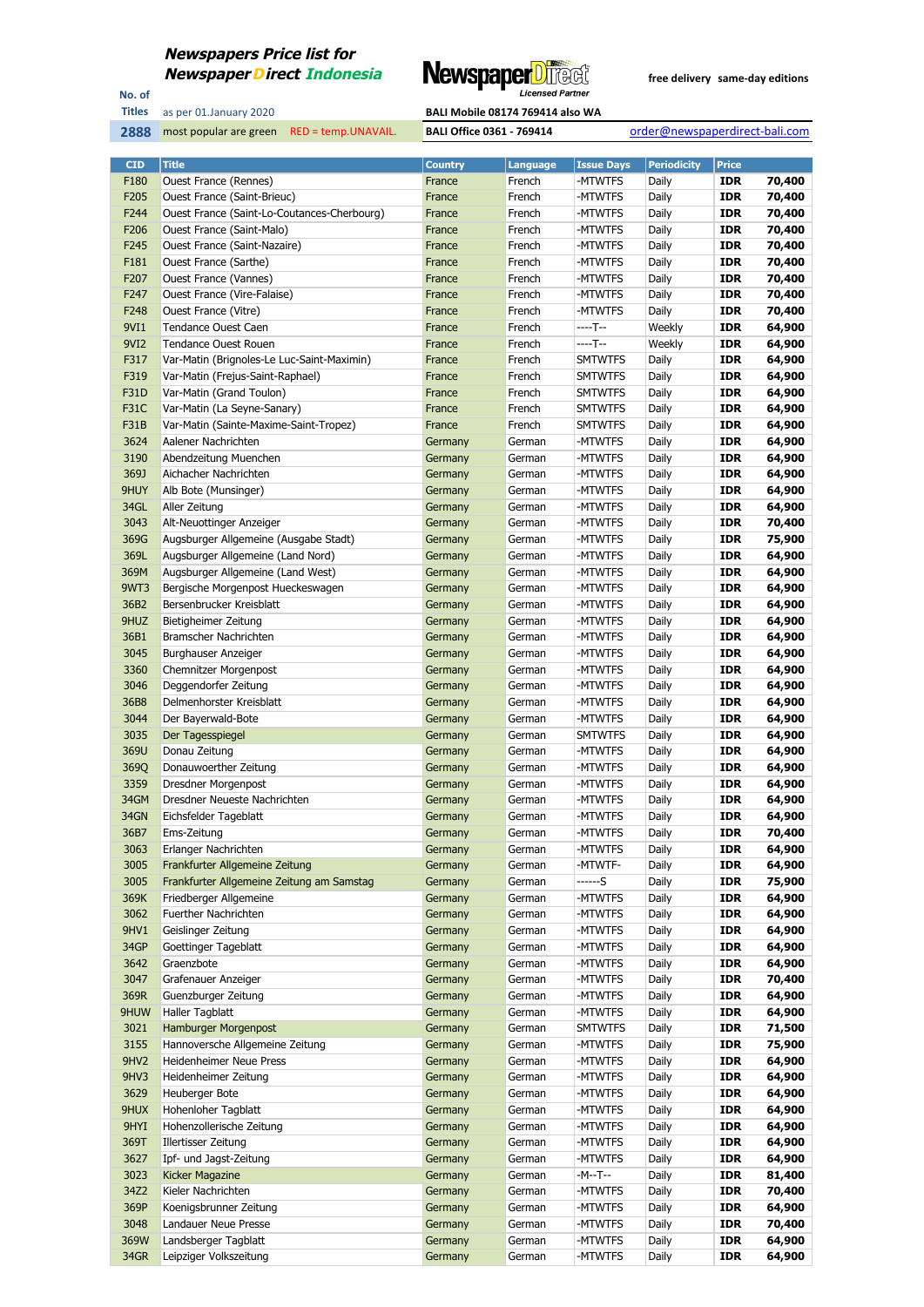**Newspapers Price list for**
***Newspaper Direct Indonesia***

NewspaperDirect Licensed Partner

free delivery same-day editions

| No. of Titles | as per 01.January 2020 | BALI Mobile 08174 769414 also WA | |
|---|---|---|---|
| 2888 | most popular are green RED = temp.UNAVAIL. | BALI Office 0361 - 769414 | order@newspaperdirect-bali.com |

| CID | Title | Country | Language | Issue Days | Periodicity | Price | |
|---|---|---|---|---|---|---|---|
| F180 | Ouest France (Rennes) | France | French | -MTWTFS | Daily | IDR | 70,400 |
| F205 | Ouest France (Saint-Brieuc) | France | French | -MTWTFS | Daily | IDR | 70,400 |
| F244 | Ouest France (Saint-Lo-Coutances-Cherbourg) | France | French | -MTWTFS | Daily | IDR | 70,400 |
| F206 | Ouest France (Saint-Malo) | France | French | -MTWTFS | Daily | IDR | 70,400 |
| F245 | Ouest France (Saint-Nazaire) | France | French | -MTWTFS | Daily | IDR | 70,400 |
| F181 | Ouest France (Sarthe) | France | French | -MTWTFS | Daily | IDR | 70,400 |
| F207 | Ouest France (Vannes) | France | French | -MTWTFS | Daily | IDR | 70,400 |
| F247 | Ouest France (Vire-Falaise) | France | French | -MTWTFS | Daily | IDR | 70,400 |
| F248 | Ouest France (Vitre) | France | French | -MTWTFS | Daily | IDR | 70,400 |
| 9VI1 | Tendance Ouest Caen | France | French | ----T-- | Weekly | IDR | 64,900 |
| 9VI2 | Tendance Ouest Rouen | France | French | ----T-- | Weekly | IDR | 64,900 |
| F317 | Var-Matin (Brignoles-Le Luc-Saint-Maximin) | France | French | SMTWTFS | Daily | IDR | 64,900 |
| F319 | Var-Matin (Frejus-Saint-Raphael) | France | French | SMTWTFS | Daily | IDR | 64,900 |
| F31D | Var-Matin (Grand Toulon) | France | French | SMTWTFS | Daily | IDR | 64,900 |
| F31C | Var-Matin (La Seyne-Sanary) | France | French | SMTWTFS | Daily | IDR | 64,900 |
| F31B | Var-Matin (Sainte-Maxime-Saint-Tropez) | France | French | SMTWTFS | Daily | IDR | 64,900 |
| 3624 | Aalener Nachrichten | Germany | German | -MTWTFS | Daily | IDR | 64,900 |
| 3190 | Abendzeitung Muenchen | Germany | German | -MTWTFS | Daily | IDR | 64,900 |
| 369J | Aichacher Nachrichten | Germany | German | -MTWTFS | Daily | IDR | 64,900 |
| 9HUY | Alb Bote (Munsinger) | Germany | German | -MTWTFS | Daily | IDR | 64,900 |
| 34GL | Aller Zeitung | Germany | German | -MTWTFS | Daily | IDR | 64,900 |
| 3043 | Alt-Neuottinger Anzeiger | Germany | German | -MTWTFS | Daily | IDR | 70,400 |
| 369G | Augsburger Allgemeine (Ausgabe Stadt) | Germany | German | -MTWTFS | Daily | IDR | 75,900 |
| 369L | Augsburger Allgemeine (Land Nord) | Germany | German | -MTWTFS | Daily | IDR | 64,900 |
| 369M | Augsburger Allgemeine (Land West) | Germany | German | -MTWTFS | Daily | IDR | 64,900 |
| 9WT3 | Bergische Morgenpost Hueckeswagen | Germany | German | -MTWTFS | Daily | IDR | 64,900 |
| 36B2 | Bersenbrucker Kreisblatt | Germany | German | -MTWTFS | Daily | IDR | 64,900 |
| 9HUZ | Bietigheimer Zeitung | Germany | German | -MTWTFS | Daily | IDR | 64,900 |
| 36B1 | Bramscher Nachrichten | Germany | German | -MTWTFS | Daily | IDR | 64,900 |
| 3045 | Burghauser Anzeiger | Germany | German | -MTWTFS | Daily | IDR | 64,900 |
| 3360 | Chemnitzer Morgenpost | Germany | German | -MTWTFS | Daily | IDR | 64,900 |
| 3046 | Deggendorfer Zeitung | Germany | German | -MTWTFS | Daily | IDR | 64,900 |
| 36B8 | Delmenhorster Kreisblatt | Germany | German | -MTWTFS | Daily | IDR | 64,900 |
| 3044 | Der Bayerwald-Bote | Germany | German | -MTWTFS | Daily | IDR | 64,900 |
| 3035 | Der Tagesspiegel | Germany | German | SMTWTFS | Daily | IDR | 64,900 |
| 369U | Donau Zeitung | Germany | German | -MTWTFS | Daily | IDR | 64,900 |
| 369Q | Donauwoerther Zeitung | Germany | German | -MTWTFS | Daily | IDR | 64,900 |
| 3359 | Dresdner Morgenpost | Germany | German | -MTWTFS | Daily | IDR | 64,900 |
| 34GM | Dresdner Neueste Nachrichten | Germany | German | -MTWTFS | Daily | IDR | 64,900 |
| 34GN | Eichsfelder Tageblatt | Germany | German | -MTWTFS | Daily | IDR | 64,900 |
| 36B7 | Ems-Zeitung | Germany | German | -MTWTFS | Daily | IDR | 70,400 |
| 3063 | Erlanger Nachrichten | Germany | German | -MTWTFS | Daily | IDR | 64,900 |
| 3005 | Frankfurter Allgemeine Zeitung | Germany | German | -MTWTF- | Daily | IDR | 64,900 |
| 3005 | Frankfurter Allgemeine Zeitung am Samstag | Germany | German | ------S | Daily | IDR | 75,900 |
| 369K | Friedberger Allgemeine | Germany | German | -MTWTFS | Daily | IDR | 64,900 |
| 3062 | Fuerther Nachrichten | Germany | German | -MTWTFS | Daily | IDR | 64,900 |
| 9HV1 | Geislinger Zeitung | Germany | German | -MTWTFS | Daily | IDR | 64,900 |
| 34GP | Goettinger Tageblatt | Germany | German | -MTWTFS | Daily | IDR | 64,900 |
| 3642 | Graenzbote | Germany | German | -MTWTFS | Daily | IDR | 64,900 |
| 3047 | Grafenauer Anzeiger | Germany | German | -MTWTFS | Daily | IDR | 70,400 |
| 369R | Guenzburger Zeitung | Germany | German | -MTWTFS | Daily | IDR | 64,900 |
| 9HUW | Haller Tagblatt | Germany | German | -MTWTFS | Daily | IDR | 64,900 |
| 3021 | Hamburger Morgenpost | Germany | German | SMTWTFS | Daily | IDR | 71,500 |
| 3155 | Hannoversche Allgemeine Zeitung | Germany | German | -MTWTFS | Daily | IDR | 75,900 |
| 9HV2 | Heidenheimer Neue Press | Germany | German | -MTWTFS | Daily | IDR | 64,900 |
| 9HV3 | Heidenheimer Zeitung | Germany | German | -MTWTFS | Daily | IDR | 64,900 |
| 3629 | Heuberger Bote | Germany | German | -MTWTFS | Daily | IDR | 64,900 |
| 9HUX | Hohenloher Tagblatt | Germany | German | -MTWTFS | Daily | IDR | 64,900 |
| 9HYI | Hohenzollerische Zeitung | Germany | German | -MTWTFS | Daily | IDR | 64,900 |
| 369T | Illertisser Zeitung | Germany | German | -MTWTFS | Daily | IDR | 64,900 |
| 3627 | Ipf- und Jagst-Zeitung | Germany | German | -MTWTFS | Daily | IDR | 64,900 |
| 3023 | Kicker Magazine | Germany | German | -M--T-- | Daily | IDR | 81,400 |
| 34Z2 | Kieler Nachrichten | Germany | German | -MTWTFS | Daily | IDR | 70,400 |
| 369P | Koenigsbrunner Zeitung | Germany | German | -MTWTFS | Daily | IDR | 64,900 |
| 3048 | Landauer Neue Presse | Germany | German | -MTWTFS | Daily | IDR | 70,400 |
| 369W | Landsberger Tagblatt | Germany | German | -MTWTFS | Daily | IDR | 64,900 |
| 34GR | Leipziger Volkszeitung | Germany | German | -MTWTFS | Daily | IDR | 64,900 |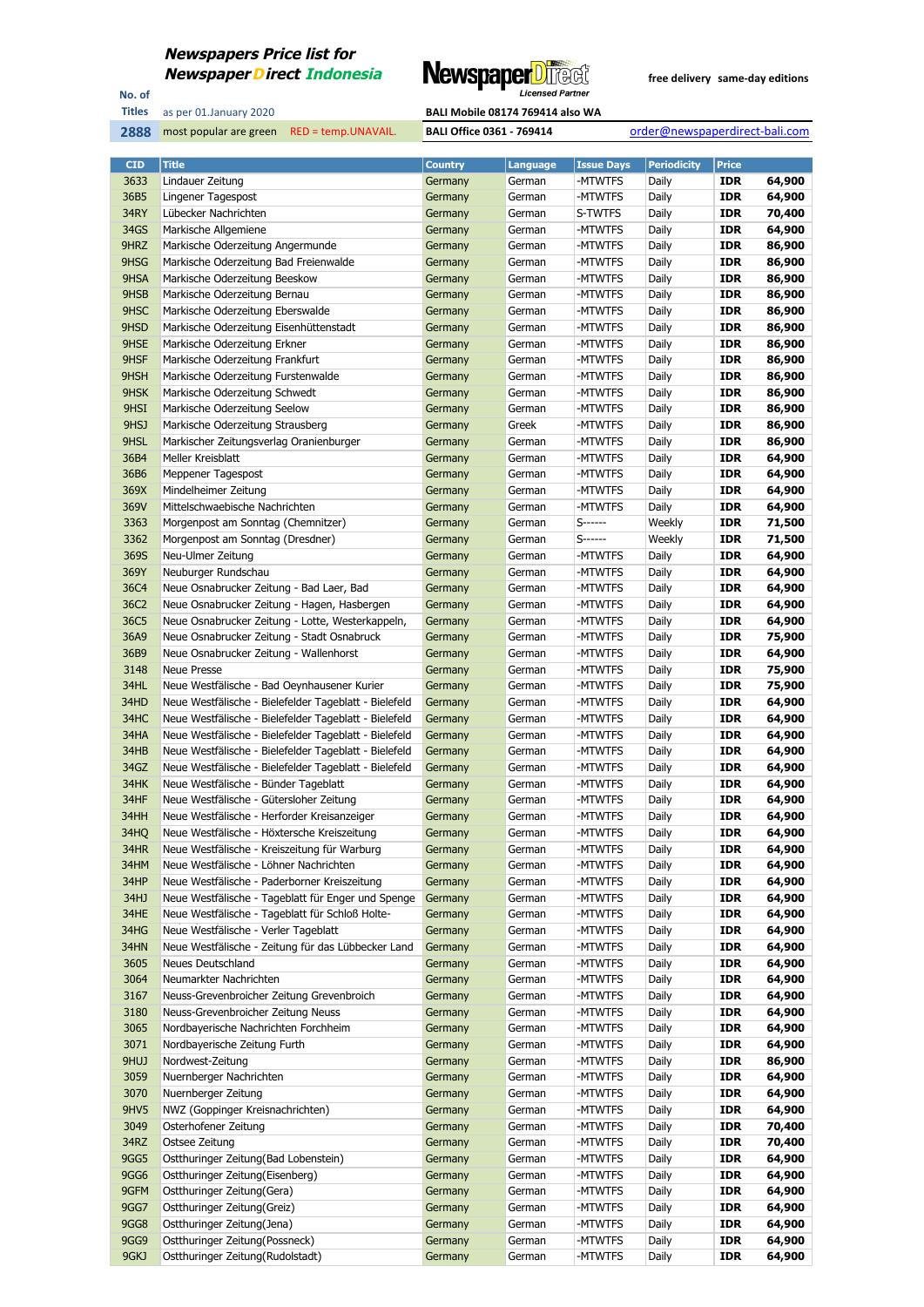## *Newspapers Price list for Newspaper Direct Indonesia*

**NewspaperDirect** *Licensed Partner*

**free delivery same-day editions**

No. of Titles: **2888**

as per 01.January 2020

most popular are green RED = temp.UNAVAIL.

**BALI Mobile 08174 769414 also WA**

**BALI Office 0361 - 769414**

order@newspaperdirect-bali.com

| CID | Title | Country | Language | Issue Days | Periodicity | Price | |
|---|---|---|---|---|---|---|---|
| 3633 | Lindauer Zeitung | Germany | German | -MTWTFS | Daily | IDR | 64,900 |
| 36B5 | Lingener Tagespost | Germany | German | -MTWTFS | Daily | IDR | 64,900 |
| 34RY | Lübecker Nachrichten | Germany | German | S-TWTFS | Daily | IDR | 70,400 |
| 34GS | Markische Allgemiene | Germany | German | -MTWTFS | Daily | IDR | 64,900 |
| 9HRZ | Markische Oderzeitung Angermunde | Germany | German | -MTWTFS | Daily | IDR | 86,900 |
| 9HSG | Markische Oderzeitung Bad Freienwalde | Germany | German | -MTWTFS | Daily | IDR | 86,900 |
| 9HSA | Markische Oderzeitung Beeskow | Germany | German | -MTWTFS | Daily | IDR | 86,900 |
| 9HSB | Markische Oderzeitung Bernau | Germany | German | -MTWTFS | Daily | IDR | 86,900 |
| 9HSC | Markische Oderzeitung Eberswalde | Germany | German | -MTWTFS | Daily | IDR | 86,900 |
| 9HSD | Markische Oderzeitung Eisenhüttenstadt | Germany | German | -MTWTFS | Daily | IDR | 86,900 |
| 9HSE | Markische Oderzeitung Erkner | Germany | German | -MTWTFS | Daily | IDR | 86,900 |
| 9HSF | Markische Oderzeitung Frankfurt | Germany | German | -MTWTFS | Daily | IDR | 86,900 |
| 9HSH | Markische Oderzeitung Furstenwalde | Germany | German | -MTWTFS | Daily | IDR | 86,900 |
| 9HSK | Markische Oderzeitung Schwedt | Germany | German | -MTWTFS | Daily | IDR | 86,900 |
| 9HSI | Markische Oderzeitung Seelow | Germany | German | -MTWTFS | Daily | IDR | 86,900 |
| 9HSJ | Markische Oderzeitung Strausberg | Germany | Greek | -MTWTFS | Daily | IDR | 86,900 |
| 9HSL | Markischer Zeitungsverlag Oranienburger | Germany | German | -MTWTFS | Daily | IDR | 86,900 |
| 36B4 | Meller Kreisblatt | Germany | German | -MTWTFS | Daily | IDR | 64,900 |
| 36B6 | Meppener Tagespost | Germany | German | -MTWTFS | Daily | IDR | 64,900 |
| 369X | Mindelheimer Zeitung | Germany | German | -MTWTFS | Daily | IDR | 64,900 |
| 369V | Mittelschwaebische Nachrichten | Germany | German | -MTWTFS | Daily | IDR | 64,900 |
| 3363 | Morgenpost am Sonntag (Chemnitzer) | Germany | German | S------ | Weekly | IDR | 71,500 |
| 3362 | Morgenpost am Sonntag (Dresdner) | Germany | German | S------ | Weekly | IDR | 71,500 |
| 369S | Neu-Ulmer Zeitung | Germany | German | -MTWTFS | Daily | IDR | 64,900 |
| 369Y | Neuburger Rundschau | Germany | German | -MTWTFS | Daily | IDR | 64,900 |
| 36C4 | Neue Osnabrucker Zeitung - Bad Laer, Bad | Germany | German | -MTWTFS | Daily | IDR | 64,900 |
| 36C2 | Neue Osnabrucker Zeitung - Hagen, Hasbergen | Germany | German | -MTWTFS | Daily | IDR | 64,900 |
| 36C5 | Neue Osnabrucker Zeitung - Lotte, Westerkappeln, | Germany | German | -MTWTFS | Daily | IDR | 64,900 |
| 36A9 | Neue Osnabrucker Zeitung - Stadt Osnabruck | Germany | German | -MTWTFS | Daily | IDR | 75,900 |
| 36B9 | Neue Osnabrucker Zeitung - Wallenhorst | Germany | German | -MTWTFS | Daily | IDR | 64,900 |
| 3148 | Neue Presse | Germany | German | -MTWTFS | Daily | IDR | 75,900 |
| 34HL | Neue Westfälische - Bad Oeynhausener Kurier | Germany | German | -MTWTFS | Daily | IDR | 75,900 |
| 34HD | Neue Westfälische - Bielefelder Tageblatt - Bielefeld | Germany | German | -MTWTFS | Daily | IDR | 64,900 |
| 34HC | Neue Westfälische - Bielefelder Tageblatt - Bielefeld | Germany | German | -MTWTFS | Daily | IDR | 64,900 |
| 34HA | Neue Westfälische - Bielefelder Tageblatt - Bielefeld | Germany | German | -MTWTFS | Daily | IDR | 64,900 |
| 34HB | Neue Westfälische - Bielefelder Tageblatt - Bielefeld | Germany | German | -MTWTFS | Daily | IDR | 64,900 |
| 34GZ | Neue Westfälische - Bielefelder Tageblatt - Bielefeld | Germany | German | -MTWTFS | Daily | IDR | 64,900 |
| 34HK | Neue Westfälische - Bünder Tageblatt | Germany | German | -MTWTFS | Daily | IDR | 64,900 |
| 34HF | Neue Westfälische - Gütersloher Zeitung | Germany | German | -MTWTFS | Daily | IDR | 64,900 |
| 34HH | Neue Westfälische - Herforder Kreisanzeiger | Germany | German | -MTWTFS | Daily | IDR | 64,900 |
| 34HQ | Neue Westfälische - Höxtersche Kreiszeitung | Germany | German | -MTWTFS | Daily | IDR | 64,900 |
| 34HR | Neue Westfälische - Kreiszeitung für Warburg | Germany | German | -MTWTFS | Daily | IDR | 64,900 |
| 34HM | Neue Westfälische - Löhner Nachrichten | Germany | German | -MTWTFS | Daily | IDR | 64,900 |
| 34HP | Neue Westfälische - Paderborner Kreiszeitung | Germany | German | -MTWTFS | Daily | IDR | 64,900 |
| 34HJ | Neue Westfälische - Tageblatt für Enger und Spenge | Germany | German | -MTWTFS | Daily | IDR | 64,900 |
| 34HE | Neue Westfälische - Tageblatt für Schloß Holte- | Germany | German | -MTWTFS | Daily | IDR | 64,900 |
| 34HG | Neue Westfälische - Verler Tageblatt | Germany | German | -MTWTFS | Daily | IDR | 64,900 |
| 34HN | Neue Westfälische - Zeitung für das Lübbecker Land | Germany | German | -MTWTFS | Daily | IDR | 64,900 |
| 3605 | Neues Deutschland | Germany | German | -MTWTFS | Daily | IDR | 64,900 |
| 3064 | Neumarkter Nachrichten | Germany | German | -MTWTFS | Daily | IDR | 64,900 |
| 3167 | Neuss-Grevenbroicher Zeitung Grevenbroich | Germany | German | -MTWTFS | Daily | IDR | 64,900 |
| 3180 | Neuss-Grevenbroicher Zeitung Neuss | Germany | German | -MTWTFS | Daily | IDR | 64,900 |
| 3065 | Nordbayerische Nachrichten Forchheim | Germany | German | -MTWTFS | Daily | IDR | 64,900 |
| 3071 | Nordbayerische Zeitung Furth | Germany | German | -MTWTFS | Daily | IDR | 64,900 |
| 9HUJ | Nordwest-Zeitung | Germany | German | -MTWTFS | Daily | IDR | 86,900 |
| 3059 | Nuernberger Nachrichten | Germany | German | -MTWTFS | Daily | IDR | 64,900 |
| 3070 | Nuernberger Zeitung | Germany | German | -MTWTFS | Daily | IDR | 64,900 |
| 9HV5 | NWZ (Goppinger Kreisnachrichten) | Germany | German | -MTWTFS | Daily | IDR | 64,900 |
| 3049 | Osterhofener Zeitung | Germany | German | -MTWTFS | Daily | IDR | 70,400 |
| 34RZ | Ostsee Zeitung | Germany | German | -MTWTFS | Daily | IDR | 70,400 |
| 9GG5 | Ostthuringer Zeitung(Bad Lobenstein) | Germany | German | -MTWTFS | Daily | IDR | 64,900 |
| 9GG6 | Ostthuringer Zeitung(Eisenberg) | Germany | German | -MTWTFS | Daily | IDR | 64,900 |
| 9GFM | Ostthuringer Zeitung(Gera) | Germany | German | -MTWTFS | Daily | IDR | 64,900 |
| 9GG7 | Ostthuringer Zeitung(Greiz) | Germany | German | -MTWTFS | Daily | IDR | 64,900 |
| 9GG8 | Ostthuringer Zeitung(Jena) | Germany | German | -MTWTFS | Daily | IDR | 64,900 |
| 9GG9 | Ostthuringer Zeitung(Possneck) | Germany | German | -MTWTFS | Daily | IDR | 64,900 |
| 9GKJ | Ostthuringer Zeitung(Rudolstadt) | Germany | German | -MTWTFS | Daily | IDR | 64,900 |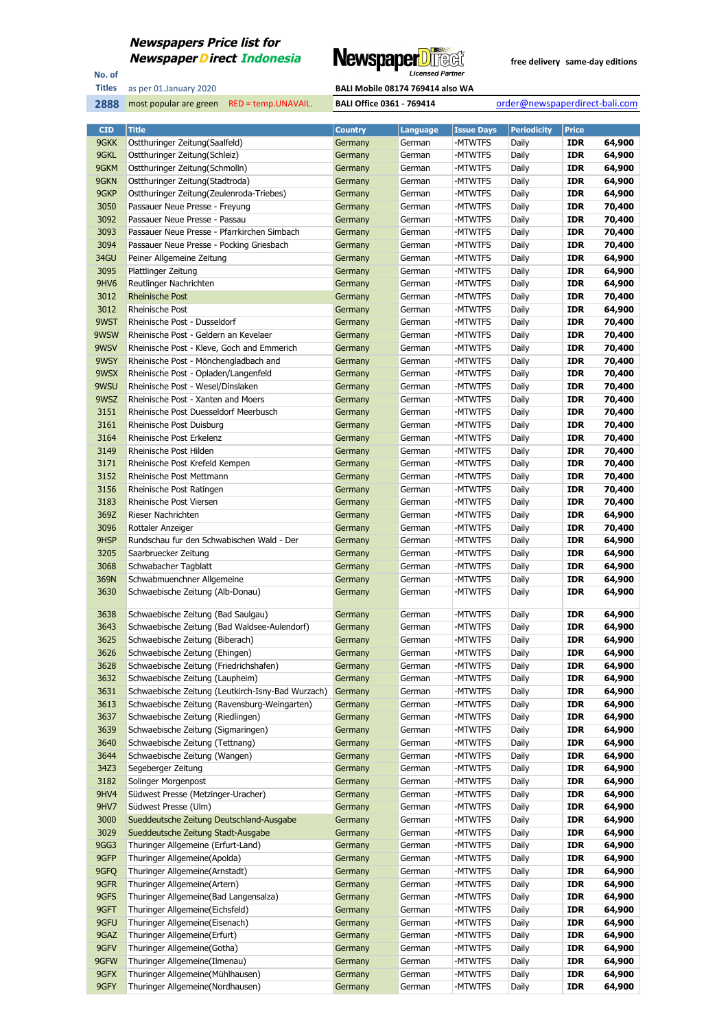# Newspapers Price list for NewspaperDirect Indonesia

**NewspaperDirect** Licensed Partner

free delivery same-day editions

No. of Titles: **2888**

as per 01.January 2020

most popular are green RED = temp.UNAVAIL.

BALI Mobile 08174 769414 also WA

BALI Office 0361 - 769414

order@newspaperdirect-bali.com

| CID | Title | Country | Language | Issue Days | Periodicity | Price | |
|---|---|---|---|---|---|---|---|
| 9GKK | Ostthuringer Zeitung(Saalfeld) | Germany | German | -MTWTFS | Daily | IDR | 64,900 |
| 9GKL | Ostthuringer Zeitung(Schleiz) | Germany | German | -MTWTFS | Daily | IDR | 64,900 |
| 9GKM | Ostthuringer Zeitung(Schmolln) | Germany | German | -MTWTFS | Daily | IDR | 64,900 |
| 9GKN | Ostthuringer Zeitung(Stadtroda) | Germany | German | -MTWTFS | Daily | IDR | 64,900 |
| 9GKP | Ostthuringer Zeitung(Zeulenroda-Triebes) | Germany | German | -MTWTFS | Daily | IDR | 64,900 |
| 3050 | Passauer Neue Presse - Freyung | Germany | German | -MTWTFS | Daily | IDR | 70,400 |
| 3092 | Passauer Neue Presse - Passau | Germany | German | -MTWTFS | Daily | IDR | 70,400 |
| 3093 | Passauer Neue Presse - Pfarrkirchen Simbach | Germany | German | -MTWTFS | Daily | IDR | 70,400 |
| 3094 | Passauer Neue Presse - Pocking Griesbach | Germany | German | -MTWTFS | Daily | IDR | 70,400 |
| 34GU | Peiner Allgemeine Zeitung | Germany | German | -MTWTFS | Daily | IDR | 64,900 |
| 3095 | Plattlinger Zeitung | Germany | German | -MTWTFS | Daily | IDR | 64,900 |
| 9HV6 | Reutlinger Nachrichten | Germany | German | -MTWTFS | Daily | IDR | 64,900 |
| 3012 | Rheinische Post | Germany | German | -MTWTFS | Daily | IDR | 70,400 |
| 3012 | Rheinische Post | Germany | German | -MTWTFS | Daily | IDR | 64,900 |
| 9WST | Rheinische Post - Dusseldorf | Germany | German | -MTWTFS | Daily | IDR | 70,400 |
| 9WSW | Rheinische Post - Geldern an Kevelaer | Germany | German | -MTWTFS | Daily | IDR | 70,400 |
| 9WSV | Rheinische Post - Kleve, Goch and Emmerich | Germany | German | -MTWTFS | Daily | IDR | 70,400 |
| 9WSY | Rheinische Post - Mönchengladbach and | Germany | German | -MTWTFS | Daily | IDR | 70,400 |
| 9WSX | Rheinische Post - Opladen/Langenfeld | Germany | German | -MTWTFS | Daily | IDR | 70,400 |
| 9WSU | Rheinische Post - Wesel/Dinslaken | Germany | German | -MTWTFS | Daily | IDR | 70,400 |
| 9WSZ | Rheinische Post - Xanten and Moers | Germany | German | -MTWTFS | Daily | IDR | 70,400 |
| 3151 | Rheinische Post Duesseldorf Meerbusch | Germany | German | -MTWTFS | Daily | IDR | 70,400 |
| 3161 | Rheinische Post Duisburg | Germany | German | -MTWTFS | Daily | IDR | 70,400 |
| 3164 | Rheinische Post Erkelenz | Germany | German | -MTWTFS | Daily | IDR | 70,400 |
| 3149 | Rheinische Post Hilden | Germany | German | -MTWTFS | Daily | IDR | 70,400 |
| 3171 | Rheinische Post Krefeld Kempen | Germany | German | -MTWTFS | Daily | IDR | 70,400 |
| 3152 | Rheinische Post Mettmann | Germany | German | -MTWTFS | Daily | IDR | 70,400 |
| 3156 | Rheinische Post Ratingen | Germany | German | -MTWTFS | Daily | IDR | 70,400 |
| 3183 | Rheinische Post Viersen | Germany | German | -MTWTFS | Daily | IDR | 70,400 |
| 369Z | Rieser Nachrichten | Germany | German | -MTWTFS | Daily | IDR | 64,900 |
| 3096 | Rottaler Anzeiger | Germany | German | -MTWTFS | Daily | IDR | 70,400 |
| 9HSP | Rundschau fur den Schwabischen Wald - Der | Germany | German | -MTWTFS | Daily | IDR | 64,900 |
| 3205 | Saarbruecker Zeitung | Germany | German | -MTWTFS | Daily | IDR | 64,900 |
| 3068 | Schwabacher Tagblatt | Germany | German | -MTWTFS | Daily | IDR | 64,900 |
| 369N | Schwabmuenchner Allgemeine | Germany | German | -MTWTFS | Daily | IDR | 64,900 |
| 3630 | Schwaebische Zeitung (Alb-Donau) | Germany | German | -MTWTFS | Daily | IDR | 64,900 |
| 3638 | Schwaebische Zeitung (Bad Saulgau) | Germany | German | -MTWTFS | Daily | IDR | 64,900 |
| 3643 | Schwaebische Zeitung (Bad Waldsee-Aulendorf) | Germany | German | -MTWTFS | Daily | IDR | 64,900 |
| 3625 | Schwaebische Zeitung (Biberach) | Germany | German | -MTWTFS | Daily | IDR | 64,900 |
| 3626 | Schwaebische Zeitung (Ehingen) | Germany | German | -MTWTFS | Daily | IDR | 64,900 |
| 3628 | Schwaebische Zeitung (Friedrichshafen) | Germany | German | -MTWTFS | Daily | IDR | 64,900 |
| 3632 | Schwaebische Zeitung (Laupheim) | Germany | German | -MTWTFS | Daily | IDR | 64,900 |
| 3631 | Schwaebische Zeitung (Leutkirch-Isny-Bad Wurzach) | Germany | German | -MTWTFS | Daily | IDR | 64,900 |
| 3613 | Schwaebische Zeitung (Ravensburg-Weingarten) | Germany | German | -MTWTFS | Daily | IDR | 64,900 |
| 3637 | Schwaebische Zeitung (Riedlingen) | Germany | German | -MTWTFS | Daily | IDR | 64,900 |
| 3639 | Schwaebische Zeitung (Sigmaringen) | Germany | German | -MTWTFS | Daily | IDR | 64,900 |
| 3640 | Schwaebische Zeitung (Tettnang) | Germany | German | -MTWTFS | Daily | IDR | 64,900 |
| 3644 | Schwaebische Zeitung (Wangen) | Germany | German | -MTWTFS | Daily | IDR | 64,900 |
| 34Z3 | Segeberger Zeitung | Germany | German | -MTWTFS | Daily | IDR | 64,900 |
| 3182 | Solinger Morgenpost | Germany | German | -MTWTFS | Daily | IDR | 64,900 |
| 9HV4 | Südwest Presse (Metzinger-Uracher) | Germany | German | -MTWTFS | Daily | IDR | 64,900 |
| 9HV7 | Südwest Presse (Ulm) | Germany | German | -MTWTFS | Daily | IDR | 64,900 |
| 3000 | Sueddeutsche Zeitung Deutschland-Ausgabe | Germany | German | -MTWTFS | Daily | IDR | 64,900 |
| 3029 | Sueddeutsche Zeitung Stadt-Ausgabe | Germany | German | -MTWTFS | Daily | IDR | 64,900 |
| 9GG3 | Thuringer Allgemeine (Erfurt-Land) | Germany | German | -MTWTFS | Daily | IDR | 64,900 |
| 9GFP | Thuringer Allgemeine(Apolda) | Germany | German | -MTWTFS | Daily | IDR | 64,900 |
| 9GFQ | Thuringer Allgemeine(Arnstadt) | Germany | German | -MTWTFS | Daily | IDR | 64,900 |
| 9GFR | Thuringer Allgemeine(Artern) | Germany | German | -MTWTFS | Daily | IDR | 64,900 |
| 9GFS | Thuringer Allgemeine(Bad Langensalza) | Germany | German | -MTWTFS | Daily | IDR | 64,900 |
| 9GFT | Thuringer Allgemeine(Eichsfeld) | Germany | German | -MTWTFS | Daily | IDR | 64,900 |
| 9GFU | Thuringer Allgemeine(Eisenach) | Germany | German | -MTWTFS | Daily | IDR | 64,900 |
| 9GAZ | Thuringer Allgemeine(Erfurt) | Germany | German | -MTWTFS | Daily | IDR | 64,900 |
| 9GFV | Thuringer Allgemeine(Gotha) | Germany | German | -MTWTFS | Daily | IDR | 64,900 |
| 9GFW | Thuringer Allgemeine(Ilmenau) | Germany | German | -MTWTFS | Daily | IDR | 64,900 |
| 9GFX | Thuringer Allgemeine(Mühlhausen) | Germany | German | -MTWTFS | Daily | IDR | 64,900 |
| 9GFY | Thuringer Allgemeine(Nordhausen) | Germany | German | -MTWTFS | Daily | IDR | 64,900 |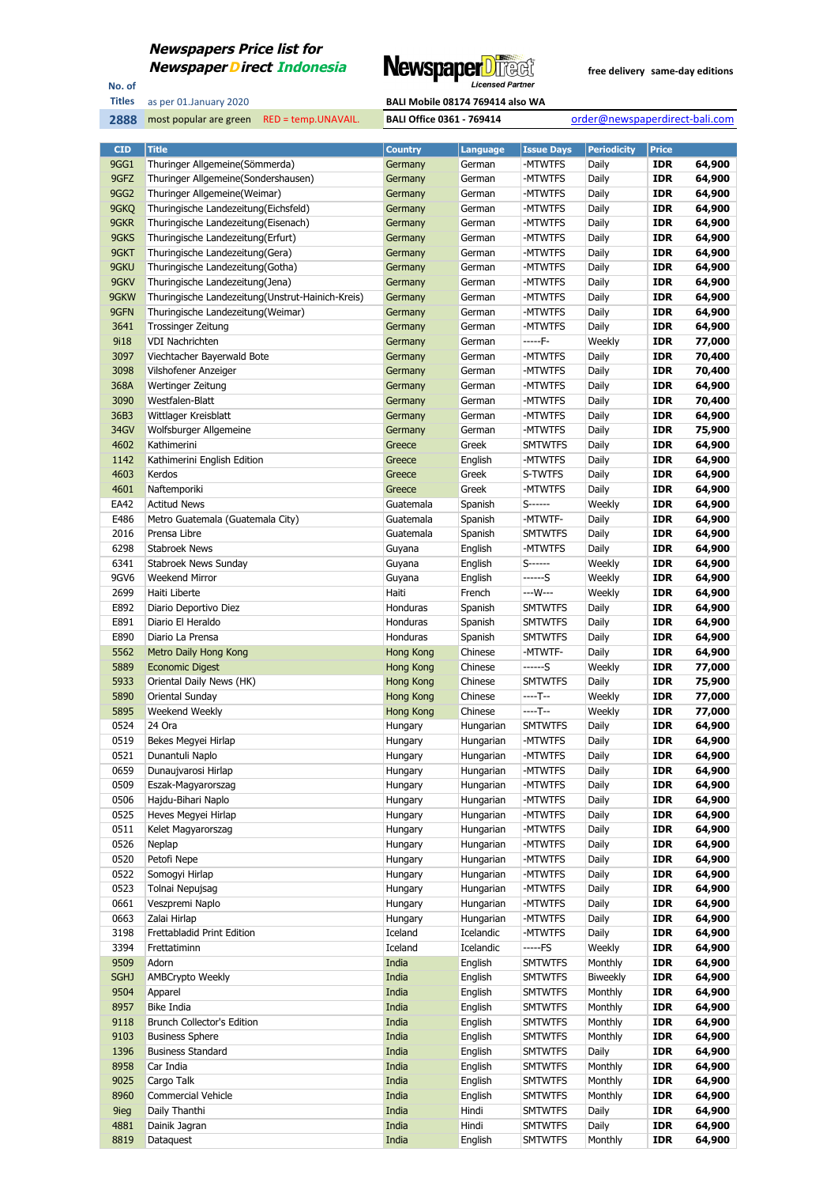# Newspapers Price list for Newspaper Direct Indonesia

NewspaperDirect Licensed Partner

free delivery same-day editions

| No. of Titles | as per 01.January 2020 | BALI Mobile 08174 769414 also WA | |
|---|---|---|---|
| 2888 | most popular are green RED = temp.UNAVAIL. | BALI Office 0361 - 769414 | order@newspaperdirect-bali.com |

| CID | Title | Country | Language | Issue Days | Periodicity | Price | |
|---|---|---|---|---|---|---|---|
| 9GG1 | Thuringer Allgemeine(Sömmerda) | Germany | German | -MTWTFS | Daily | IDR | 64,900 |
| 9GFZ | Thuringer Allgemeine(Sondershausen) | Germany | German | -MTWTFS | Daily | IDR | 64,900 |
| 9GG2 | Thuringer Allgemeine(Weimar) | Germany | German | -MTWTFS | Daily | IDR | 64,900 |
| 9GKQ | Thuringische Landezeitung(Eichsfeld) | Germany | German | -MTWTFS | Daily | IDR | 64,900 |
| 9GKR | Thuringische Landezeitung(Eisenach) | Germany | German | -MTWTFS | Daily | IDR | 64,900 |
| 9GKS | Thuringische Landezeitung(Erfurt) | Germany | German | -MTWTFS | Daily | IDR | 64,900 |
| 9GKT | Thuringische Landezeitung(Gera) | Germany | German | -MTWTFS | Daily | IDR | 64,900 |
| 9GKU | Thuringische Landezeitung(Gotha) | Germany | German | -MTWTFS | Daily | IDR | 64,900 |
| 9GKV | Thuringische Landezeitung(Jena) | Germany | German | -MTWTFS | Daily | IDR | 64,900 |
| 9GKW | Thuringische Landezeitung(Unstrut-Hainich-Kreis) | Germany | German | -MTWTFS | Daily | IDR | 64,900 |
| 9GFN | Thuringische Landezeitung(Weimar) | Germany | German | -MTWTFS | Daily | IDR | 64,900 |
| 3641 | Trossinger Zeitung | Germany | German | -MTWTFS | Daily | IDR | 64,900 |
| 9i18 | VDI Nachrichten | Germany | German | -----F- | Weekly | IDR | 77,000 |
| 3097 | Viechtacher Bayerwald Bote | Germany | German | -MTWTFS | Daily | IDR | 70,400 |
| 3098 | Vilshofener Anzeiger | Germany | German | -MTWTFS | Daily | IDR | 70,400 |
| 368A | Wertinger Zeitung | Germany | German | -MTWTFS | Daily | IDR | 64,900 |
| 3090 | Westfalen-Blatt | Germany | German | -MTWTFS | Daily | IDR | 70,400 |
| 36B3 | Wittlager Kreisblatt | Germany | German | -MTWTFS | Daily | IDR | 64,900 |
| 34GV | Wolfsburger Allgemeine | Germany | German | -MTWTFS | Daily | IDR | 75,900 |
| 4602 | Kathimerini | Greece | Greek | SMTWTFS | Daily | IDR | 64,900 |
| 1142 | Kathimerini English Edition | Greece | English | -MTWTFS | Daily | IDR | 64,900 |
| 4603 | Kerdos | Greece | Greek | S-TWTFS | Daily | IDR | 64,900 |
| 4601 | Naftemporiki | Greece | Greek | -MTWTFS | Daily | IDR | 64,900 |
| EA42 | Actitud News | Guatemala | Spanish | S------ | Weekly | IDR | 64,900 |
| E486 | Metro Guatemala (Guatemala City) | Guatemala | Spanish | -MTWTF- | Daily | IDR | 64,900 |
| 2016 | Prensa Libre | Guatemala | Spanish | SMTWTFS | Daily | IDR | 64,900 |
| 6298 | Stabroek News | Guyana | English | -MTWTFS | Daily | IDR | 64,900 |
| 6341 | Stabroek News Sunday | Guyana | English | S------ | Weekly | IDR | 64,900 |
| 9GV6 | Weekend Mirror | Guyana | English | ------S | Weekly | IDR | 64,900 |
| 2699 | Haiti Liberte | Haiti | French | ---W--- | Weekly | IDR | 64,900 |
| E892 | Diario Deportivo Diez | Honduras | Spanish | SMTWTFS | Daily | IDR | 64,900 |
| E891 | Diario El Heraldo | Honduras | Spanish | SMTWTFS | Daily | IDR | 64,900 |
| E890 | Diario La Prensa | Honduras | Spanish | SMTWTFS | Daily | IDR | 64,900 |
| 5562 | Metro Daily Hong Kong | Hong Kong | Chinese | -MTWTF- | Daily | IDR | 64,900 |
| 5889 | Economic Digest | Hong Kong | Chinese | ------S | Weekly | IDR | 77,000 |
| 5933 | Oriental Daily News (HK) | Hong Kong | Chinese | SMTWTFS | Daily | IDR | 75,900 |
| 5890 | Oriental Sunday | Hong Kong | Chinese | ----T-- | Weekly | IDR | 77,000 |
| 5895 | Weekend Weekly | Hong Kong | Chinese | ----T-- | Weekly | IDR | 77,000 |
| 0524 | 24 Ora | Hungary | Hungarian | SMTWTFS | Daily | IDR | 64,900 |
| 0519 | Bekes Megyei Hirlap | Hungary | Hungarian | -MTWTFS | Daily | IDR | 64,900 |
| 0521 | Dunantuli Naplo | Hungary | Hungarian | -MTWTFS | Daily | IDR | 64,900 |
| 0659 | Dunaujvarosi Hirlap | Hungary | Hungarian | -MTWTFS | Daily | IDR | 64,900 |
| 0509 | Eszak-Magyarorszag | Hungary | Hungarian | -MTWTFS | Daily | IDR | 64,900 |
| 0506 | Hajdu-Bihari Naplo | Hungary | Hungarian | -MTWTFS | Daily | IDR | 64,900 |
| 0525 | Heves Megyei Hirlap | Hungary | Hungarian | -MTWTFS | Daily | IDR | 64,900 |
| 0511 | Kelet Magyarorszag | Hungary | Hungarian | -MTWTFS | Daily | IDR | 64,900 |
| 0526 | Neplap | Hungary | Hungarian | -MTWTFS | Daily | IDR | 64,900 |
| 0520 | Petofi Nepe | Hungary | Hungarian | -MTWTFS | Daily | IDR | 64,900 |
| 0522 | Somogyi Hirlap | Hungary | Hungarian | -MTWTFS | Daily | IDR | 64,900 |
| 0523 | Tolnai Nepujsag | Hungary | Hungarian | -MTWTFS | Daily | IDR | 64,900 |
| 0661 | Veszpremi Naplo | Hungary | Hungarian | -MTWTFS | Daily | IDR | 64,900 |
| 0663 | Zalai Hirlap | Hungary | Hungarian | -MTWTFS | Daily | IDR | 64,900 |
| 3198 | Frettabladid Print Edition | Iceland | Icelandic | -MTWTFS | Daily | IDR | 64,900 |
| 3394 | Frettatiminn | Iceland | Icelandic | -----FS | Weekly | IDR | 64,900 |
| 9509 | Adorn | India | English | SMTWTFS | Monthly | IDR | 64,900 |
| SGHJ | AMBCrypto Weekly | India | English | SMTWTFS | Biweekly | IDR | 64,900 |
| 9504 | Apparel | India | English | SMTWTFS | Monthly | IDR | 64,900 |
| 8957 | Bike India | India | English | SMTWTFS | Monthly | IDR | 64,900 |
| 9118 | Brunch Collector's Edition | India | English | SMTWTFS | Monthly | IDR | 64,900 |
| 9103 | Business Sphere | India | English | SMTWTFS | Monthly | IDR | 64,900 |
| 1396 | Business Standard | India | English | SMTWTFS | Daily | IDR | 64,900 |
| 8958 | Car India | India | English | SMTWTFS | Monthly | IDR | 64,900 |
| 9025 | Cargo Talk | India | English | SMTWTFS | Monthly | IDR | 64,900 |
| 8960 | Commercial Vehicle | India | English | SMTWTFS | Monthly | IDR | 64,900 |
| 9ieg | Daily Thanthi | India | Hindi | SMTWTFS | Daily | IDR | 64,900 |
| 4881 | Dainik Jagran | India | Hindi | SMTWTFS | Daily | IDR | 64,900 |
| 8819 | Dataquest | India | English | SMTWTFS | Monthly | IDR | 64,900 |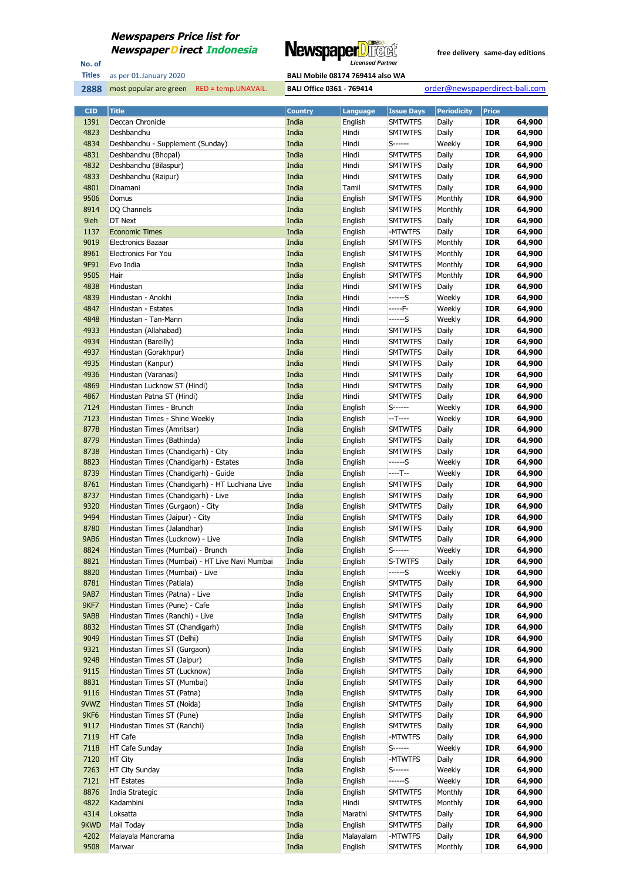**Newspapers Price list for**
**Newspaper Direct Indonesia**

No. of Titles: **2888**

as per 01.January 2020

most popular are green  RED = temp.UNAVAIL.

Licensed Partner

free delivery  same-day editions

BALI Mobile 08174 769414 also WA

BALI Office 0361 - 769414

order@newspaperdirect-bali.com

| CID | Title | Country | Language | Issue Days | Periodicity | Price | |
|---|---|---|---|---|---|---|---|
| 1391 | Deccan Chronicle | India | English | SMTWTFS | Daily | IDR | 64,900 |
| 4823 | Deshbandhu | India | Hindi | SMTWTFS | Daily | IDR | 64,900 |
| 4834 | Deshbandhu - Supplement (Sunday) | India | Hindi | S------ | Weekly | IDR | 64,900 |
| 4831 | Deshbandhu (Bhopal) | India | Hindi | SMTWTFS | Daily | IDR | 64,900 |
| 4832 | Deshbandhu (Bilaspur) | India | Hindi | SMTWTFS | Daily | IDR | 64,900 |
| 4833 | Deshbandhu (Raipur) | India | Hindi | SMTWTFS | Daily | IDR | 64,900 |
| 4801 | Dinamani | India | Tamil | SMTWTFS | Daily | IDR | 64,900 |
| 9506 | Domus | India | English | SMTWTFS | Monthly | IDR | 64,900 |
| 8914 | DQ Channels | India | English | SMTWTFS | Monthly | IDR | 64,900 |
| 9ieh | DT Next | India | English | SMTWTFS | Daily | IDR | 64,900 |
| 1137 | Economic Times | India | English | -MTWTFS | Daily | IDR | 64,900 |
| 9019 | Electronics Bazaar | India | English | SMTWTFS | Monthly | IDR | 64,900 |
| 8961 | Electronics For You | India | English | SMTWTFS | Monthly | IDR | 64,900 |
| 9F91 | Evo India | India | English | SMTWTFS | Monthly | IDR | 64,900 |
| 9505 | Hair | India | English | SMTWTFS | Monthly | IDR | 64,900 |
| 4838 | Hindustan | India | Hindi | SMTWTFS | Daily | IDR | 64,900 |
| 4839 | Hindustan - Anokhi | India | Hindi | ------S | Weekly | IDR | 64,900 |
| 4847 | Hindustan - Estates | India | Hindi | -----F- | Weekly | IDR | 64,900 |
| 4848 | Hindustan - Tan-Mann | India | Hindi | ------S | Weekly | IDR | 64,900 |
| 4933 | Hindustan (Allahabad) | India | Hindi | SMTWTFS | Daily | IDR | 64,900 |
| 4934 | Hindustan (Bareilly) | India | Hindi | SMTWTFS | Daily | IDR | 64,900 |
| 4937 | Hindustan (Gorakhpur) | India | Hindi | SMTWTFS | Daily | IDR | 64,900 |
| 4935 | Hindustan (Kanpur) | India | Hindi | SMTWTFS | Daily | IDR | 64,900 |
| 4936 | Hindustan (Varanasi) | India | Hindi | SMTWTFS | Daily | IDR | 64,900 |
| 4869 | Hindustan Lucknow ST (Hindi) | India | Hindi | SMTWTFS | Daily | IDR | 64,900 |
| 4867 | Hindustan Patna ST (Hindi) | India | Hindi | SMTWTFS | Daily | IDR | 64,900 |
| 7124 | Hindustan Times - Brunch | India | English | S------ | Weekly | IDR | 64,900 |
| 7123 | Hindustan Times - Shine Weekly | India | English | --T---- | Weekly | IDR | 64,900 |
| 8778 | Hindustan Times (Amritsar) | India | English | SMTWTFS | Daily | IDR | 64,900 |
| 8779 | Hindustan Times (Bathinda) | India | English | SMTWTFS | Daily | IDR | 64,900 |
| 8738 | Hindustan Times (Chandigarh) - City | India | English | SMTWTFS | Daily | IDR | 64,900 |
| 8823 | Hindustan Times (Chandigarh) - Estates | India | English | ------S | Weekly | IDR | 64,900 |
| 8739 | Hindustan Times (Chandigarh) - Guide | India | English | ----T-- | Weekly | IDR | 64,900 |
| 8761 | Hindustan Times (Chandigarh) - HT Ludhiana Live | India | English | SMTWTFS | Daily | IDR | 64,900 |
| 8737 | Hindustan Times (Chandigarh) - Live | India | English | SMTWTFS | Daily | IDR | 64,900 |
| 9320 | Hindustan Times (Gurgaon) - City | India | English | SMTWTFS | Daily | IDR | 64,900 |
| 9494 | Hindustan Times (Jaipur) - City | India | English | SMTWTFS | Daily | IDR | 64,900 |
| 8780 | Hindustan Times (Jalandhar) | India | English | SMTWTFS | Daily | IDR | 64,900 |
| 9AB6 | Hindustan Times (Lucknow) - Live | India | English | SMTWTFS | Daily | IDR | 64,900 |
| 8824 | Hindustan Times (Mumbai) - Brunch | India | English | S------ | Weekly | IDR | 64,900 |
| 8821 | Hindustan Times (Mumbai) - HT Live Navi Mumbai | India | English | S-TWTFS | Daily | IDR | 64,900 |
| 8820 | Hindustan Times (Mumbai) - Live | India | English | ------S | Weekly | IDR | 64,900 |
| 8781 | Hindustan Times (Patiala) | India | English | SMTWTFS | Daily | IDR | 64,900 |
| 9AB7 | Hindustan Times (Patna) - Live | India | English | SMTWTFS | Daily | IDR | 64,900 |
| 9KF7 | Hindustan Times (Pune) - Cafe | India | English | SMTWTFS | Daily | IDR | 64,900 |
| 9AB8 | Hindustan Times (Ranchi) - Live | India | English | SMTWTFS | Daily | IDR | 64,900 |
| 8832 | Hindustan Times ST (Chandigarh) | India | English | SMTWTFS | Daily | IDR | 64,900 |
| 9049 | Hindustan Times ST (Delhi) | India | English | SMTWTFS | Daily | IDR | 64,900 |
| 9321 | Hindustan Times ST (Gurgaon) | India | English | SMTWTFS | Daily | IDR | 64,900 |
| 9248 | Hindustan Times ST (Jaipur) | India | English | SMTWTFS | Daily | IDR | 64,900 |
| 9115 | Hindustan Times ST (Lucknow) | India | English | SMTWTFS | Daily | IDR | 64,900 |
| 8831 | Hindustan Times ST (Mumbai) | India | English | SMTWTFS | Daily | IDR | 64,900 |
| 9116 | Hindustan Times ST (Patna) | India | English | SMTWTFS | Daily | IDR | 64,900 |
| 9VWZ | Hindustan Times ST (Noida) | India | English | SMTWTFS | Daily | IDR | 64,900 |
| 9KF6 | Hindustan Times ST (Pune) | India | English | SMTWTFS | Daily | IDR | 64,900 |
| 9117 | Hindustan Times ST (Ranchi) | India | English | SMTWTFS | Daily | IDR | 64,900 |
| 7119 | HT Cafe | India | English | -MTWTFS | Daily | IDR | 64,900 |
| 7118 | HT Cafe Sunday | India | English | S------ | Weekly | IDR | 64,900 |
| 7120 | HT City | India | English | -MTWTFS | Daily | IDR | 64,900 |
| 7263 | HT City Sunday | India | English | S------ | Weekly | IDR | 64,900 |
| 7121 | HT Estates | India | English | ------S | Weekly | IDR | 64,900 |
| 8876 | India Strategic | India | English | SMTWTFS | Monthly | IDR | 64,900 |
| 4822 | Kadambini | India | Hindi | SMTWTFS | Monthly | IDR | 64,900 |
| 4314 | Loksatta | India | Marathi | SMTWTFS | Daily | IDR | 64,900 |
| 9KWD | Mail Today | India | English | SMTWTFS | Daily | IDR | 64,900 |
| 4202 | Malayala Manorama | India | Malayalam | -MTWTFS | Daily | IDR | 64,900 |
| 9508 | Marwar | India | English | SMTWTFS | Monthly | IDR | 64,900 |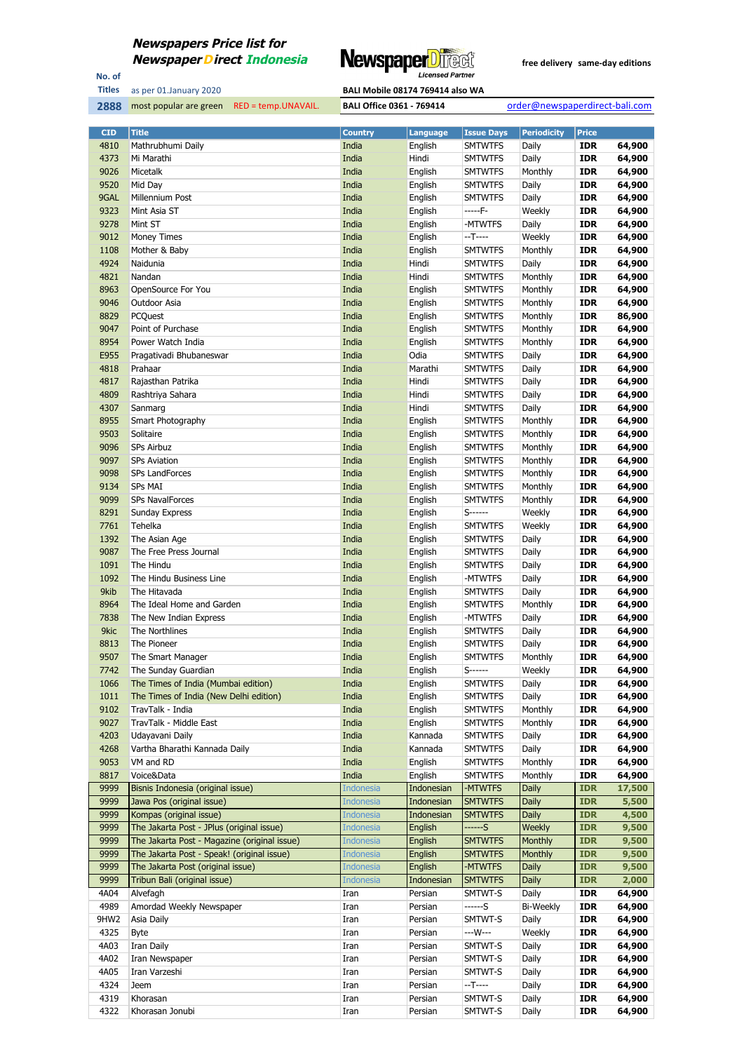# Newspapers Price list for Newspaper Direct Indonesia

**NewspaperDirect** Licensed Partner

free delivery same-day editions

No. of Titles: **2888**

as per 01.January 2020

most popular are green RED = temp.UNAVAIL.

BALI Mobile 08174 769414 also WA

BALI Office 0361 - 769414

order@newspaperdirect-bali.com

| CID | Title | Country | Language | Issue Days | Periodicity | Price | |
|---|---|---|---|---|---|---|---|
| 4810 | Mathrubhumi Daily | India | English | SMTWTFS | Daily | IDR | 64,900 |
| 4373 | Mi Marathi | India | Hindi | SMTWTFS | Daily | IDR | 64,900 |
| 9026 | Micetalk | India | English | SMTWTFS | Monthly | IDR | 64,900 |
| 9520 | Mid Day | India | English | SMTWTFS | Daily | IDR | 64,900 |
| 9GAL | Millennium Post | India | English | SMTWTFS | Daily | IDR | 64,900 |
| 9323 | Mint Asia ST | India | English | -----F- | Weekly | IDR | 64,900 |
| 9278 | Mint ST | India | English | -MTWTFS | Daily | IDR | 64,900 |
| 9012 | Money Times | India | English | --T---- | Weekly | IDR | 64,900 |
| 1108 | Mother & Baby | India | English | SMTWTFS | Monthly | IDR | 64,900 |
| 4924 | Naidunia | India | Hindi | SMTWTFS | Daily | IDR | 64,900 |
| 4821 | Nandan | India | Hindi | SMTWTFS | Monthly | IDR | 64,900 |
| 8963 | OpenSource For You | India | English | SMTWTFS | Monthly | IDR | 64,900 |
| 9046 | Outdoor Asia | India | English | SMTWTFS | Monthly | IDR | 64,900 |
| 8829 | PCQuest | India | English | SMTWTFS | Monthly | IDR | 86,900 |
| 9047 | Point of Purchase | India | English | SMTWTFS | Monthly | IDR | 64,900 |
| 8954 | Power Watch India | India | English | SMTWTFS | Monthly | IDR | 64,900 |
| E955 | Pragativadi Bhubaneswar | India | Odia | SMTWTFS | Daily | IDR | 64,900 |
| 4818 | Prahaar | India | Marathi | SMTWTFS | Daily | IDR | 64,900 |
| 4817 | Rajasthan Patrika | India | Hindi | SMTWTFS | Daily | IDR | 64,900 |
| 4809 | Rashtriya Sahara | India | Hindi | SMTWTFS | Daily | IDR | 64,900 |
| 4307 | Sanmarg | India | Hindi | SMTWTFS | Daily | IDR | 64,900 |
| 8955 | Smart Photography | India | English | SMTWTFS | Monthly | IDR | 64,900 |
| 9503 | Solitaire | India | English | SMTWTFS | Monthly | IDR | 64,900 |
| 9096 | SPs Airbuz | India | English | SMTWTFS | Monthly | IDR | 64,900 |
| 9097 | SPs Aviation | India | English | SMTWTFS | Monthly | IDR | 64,900 |
| 9098 | SPs LandForces | India | English | SMTWTFS | Monthly | IDR | 64,900 |
| 9134 | SPs MAI | India | English | SMTWTFS | Monthly | IDR | 64,900 |
| 9099 | SPs NavalForces | India | English | SMTWTFS | Monthly | IDR | 64,900 |
| 8291 | Sunday Express | India | English | S------ | Weekly | IDR | 64,900 |
| 7761 | Tehelka | India | English | SMTWTFS | Weekly | IDR | 64,900 |
| 1392 | The Asian Age | India | English | SMTWTFS | Daily | IDR | 64,900 |
| 9087 | The Free Press Journal | India | English | SMTWTFS | Daily | IDR | 64,900 |
| 1091 | The Hindu | India | English | SMTWTFS | Daily | IDR | 64,900 |
| 1092 | The Hindu Business Line | India | English | -MTWTFS | Daily | IDR | 64,900 |
| 9kib | The Hitavada | India | English | SMTWTFS | Daily | IDR | 64,900 |
| 8964 | The Ideal Home and Garden | India | English | SMTWTFS | Monthly | IDR | 64,900 |
| 7838 | The New Indian Express | India | English | -MTWTFS | Daily | IDR | 64,900 |
| 9kic | The Northlines | India | English | SMTWTFS | Daily | IDR | 64,900 |
| 8813 | The Pioneer | India | English | SMTWTFS | Daily | IDR | 64,900 |
| 9507 | The Smart Manager | India | English | SMTWTFS | Monthly | IDR | 64,900 |
| 7742 | The Sunday Guardian | India | English | S------ | Weekly | IDR | 64,900 |
| 1066 | The Times of India (Mumbai edition) | India | English | SMTWTFS | Daily | IDR | 64,900 |
| 1011 | The Times of India (New Delhi edition) | India | English | SMTWTFS | Daily | IDR | 64,900 |
| 9102 | TravTalk - India | India | English | SMTWTFS | Monthly | IDR | 64,900 |
| 9027 | TravTalk - Middle East | India | English | SMTWTFS | Monthly | IDR | 64,900 |
| 4203 | Udayavani Daily | India | Kannada | SMTWTFS | Daily | IDR | 64,900 |
| 4268 | Vartha Bharathi Kannada Daily | India | Kannada | SMTWTFS | Daily | IDR | 64,900 |
| 9053 | VM and RD | India | English | SMTWTFS | Monthly | IDR | 64,900 |
| 8817 | Voice&Data | India | English | SMTWTFS | Monthly | IDR | 64,900 |
| 9999 | Bisnis Indonesia (original issue) | Indonesia | Indonesian | -MTWTFS | Daily | IDR | 17,500 |
| 9999 | Jawa Pos (original issue) | Indonesia | Indonesian | SMTWTFS | Daily | IDR | 5,500 |
| 9999 | Kompas (original issue) | Indonesia | Indonesian | SMTWTFS | Daily | IDR | 4,500 |
| 9999 | The Jakarta Post - JPlus (original issue) | Indonesia | English | ------S | Weekly | IDR | 9,500 |
| 9999 | The Jakarta Post - Magazine (original issue) | Indonesia | English | SMTWTFS | Monthly | IDR | 9,500 |
| 9999 | The Jakarta Post - Speak! (original issue) | Indonesia | English | SMTWTFS | Monthly | IDR | 9,500 |
| 9999 | The Jakarta Post (original issue) | Indonesia | English | -MTWTFS | Daily | IDR | 9,500 |
| 9999 | Tribun Bali (original issue) | Indonesia | Indonesian | SMTWTFS | Daily | IDR | 2,000 |
| 4A04 | Alvefagh | Iran | Persian | SMTWT-S | Daily | IDR | 64,900 |
| 4989 | Amordad Weekly Newspaper | Iran | Persian | ------S | Bi-Weekly | IDR | 64,900 |
| 9HW2 | Asia Daily | Iran | Persian | SMTWT-S | Daily | IDR | 64,900 |
| 4325 | Byte | Iran | Persian | ---W--- | Weekly | IDR | 64,900 |
| 4A03 | Iran Daily | Iran | Persian | SMTWT-S | Daily | IDR | 64,900 |
| 4A02 | Iran Newspaper | Iran | Persian | SMTWT-S | Daily | IDR | 64,900 |
| 4A05 | Iran Varzeshi | Iran | Persian | SMTWT-S | Daily | IDR | 64,900 |
| 4324 | Jeem | Iran | Persian | --T---- | Daily | IDR | 64,900 |
| 4319 | Khorasan | Iran | Persian | SMTWT-S | Daily | IDR | 64,900 |
| 4322 | Khorasan Jonubi | Iran | Persian | SMTWT-S | Daily | IDR | 64,900 |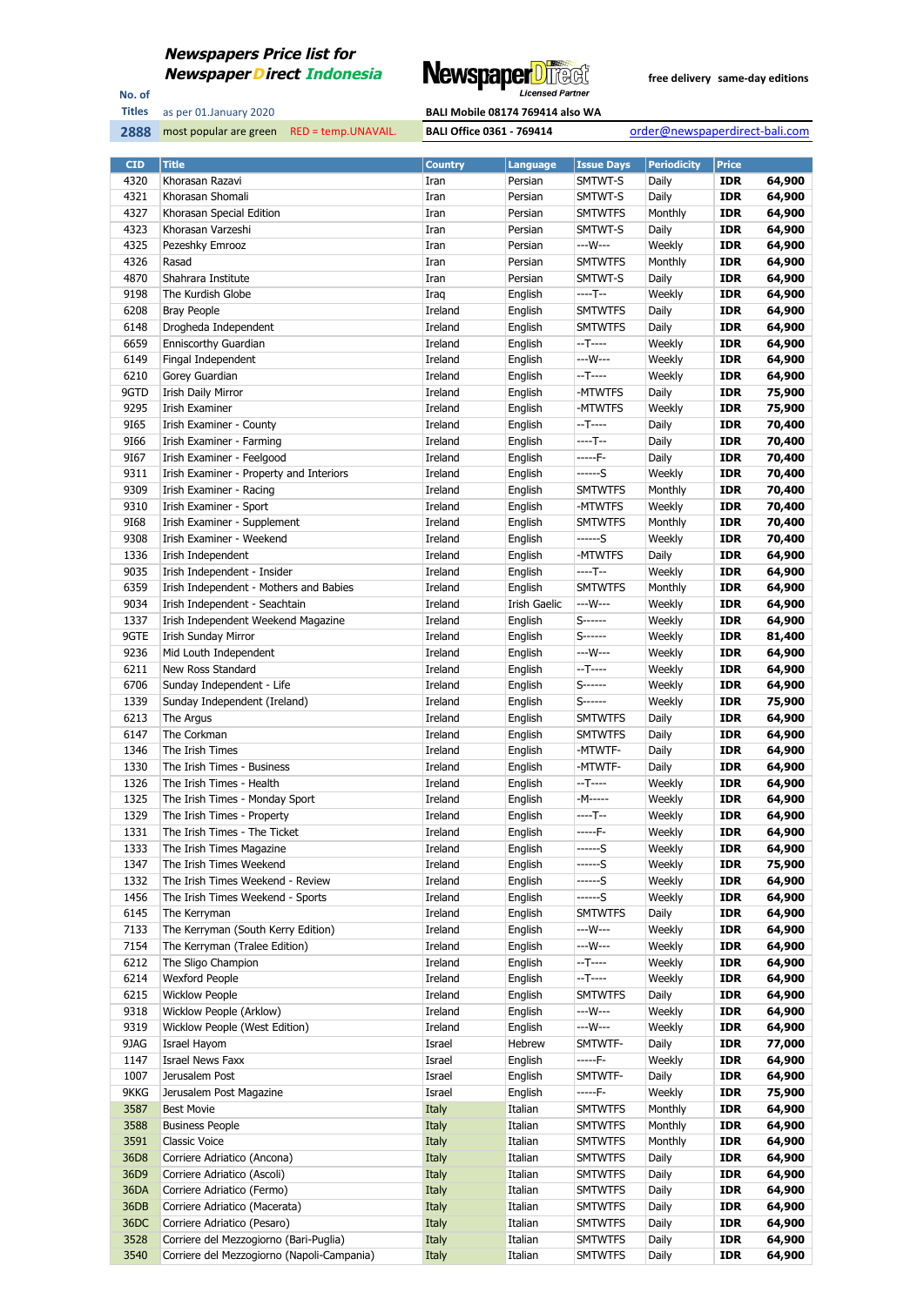**Newspapers Price list for**
***Newspaper Direct Indonesia***

free delivery same-day editions

No. of Titles: **2888**

as per 01.January 2020

most popular are green RED = temp.UNAVAIL.

BALI Mobile 08174 769414 also WA

BALI Office 0361 - 769414

order@newspaperdirect-bali.com

| CID | Title | Country | Language | Issue Days | Periodicity | Price | |
|---|---|---|---|---|---|---|---|
| 4320 | Khorasan Razavi | Iran | Persian | SMTWT-S | Daily | IDR | 64,900 |
| 4321 | Khorasan Shomali | Iran | Persian | SMTWT-S | Daily | IDR | 64,900 |
| 4327 | Khorasan Special Edition | Iran | Persian | SMTWTFS | Monthly | IDR | 64,900 |
| 4323 | Khorasan Varzeshi | Iran | Persian | SMTWT-S | Daily | IDR | 64,900 |
| 4325 | Pezeshky Emrooz | Iran | Persian | ---W--- | Weekly | IDR | 64,900 |
| 4326 | Rasad | Iran | Persian | SMTWTFS | Monthly | IDR | 64,900 |
| 4870 | Shahrara Institute | Iran | Persian | SMTWT-S | Daily | IDR | 64,900 |
| 9198 | The Kurdish Globe | Iraq | English | ----T-- | Weekly | IDR | 64,900 |
| 6208 | Bray People | Ireland | English | SMTWTFS | Daily | IDR | 64,900 |
| 6148 | Drogheda Independent | Ireland | English | SMTWTFS | Daily | IDR | 64,900 |
| 6659 | Enniscorthy Guardian | Ireland | English | --T---- | Weekly | IDR | 64,900 |
| 6149 | Fingal Independent | Ireland | English | ---W--- | Weekly | IDR | 64,900 |
| 6210 | Gorey Guardian | Ireland | English | --T---- | Weekly | IDR | 64,900 |
| 9GTD | Irish Daily Mirror | Ireland | English | -MTWTFS | Daily | IDR | 75,900 |
| 9295 | Irish Examiner | Ireland | English | -MTWTFS | Weekly | IDR | 75,900 |
| 9I65 | Irish Examiner - County | Ireland | English | --T---- | Daily | IDR | 70,400 |
| 9I66 | Irish Examiner - Farming | Ireland | English | ----T-- | Daily | IDR | 70,400 |
| 9I67 | Irish Examiner - Feelgood | Ireland | English | -----F- | Daily | IDR | 70,400 |
| 9311 | Irish Examiner - Property and Interiors | Ireland | English | ------S | Weekly | IDR | 70,400 |
| 9309 | Irish Examiner - Racing | Ireland | English | SMTWTFS | Monthly | IDR | 70,400 |
| 9310 | Irish Examiner - Sport | Ireland | English | -MTWTFS | Weekly | IDR | 70,400 |
| 9I68 | Irish Examiner - Supplement | Ireland | English | SMTWTFS | Monthly | IDR | 70,400 |
| 9308 | Irish Examiner - Weekend | Ireland | English | ------S | Weekly | IDR | 70,400 |
| 1336 | Irish Independent | Ireland | English | -MTWTFS | Daily | IDR | 64,900 |
| 9035 | Irish Independent - Insider | Ireland | English | ----T-- | Weekly | IDR | 64,900 |
| 6359 | Irish Independent - Mothers and Babies | Ireland | English | SMTWTFS | Monthly | IDR | 64,900 |
| 9034 | Irish Independent - Seachtain | Ireland | Irish Gaelic | ---W--- | Weekly | IDR | 64,900 |
| 1337 | Irish Independent Weekend Magazine | Ireland | English | S------ | Weekly | IDR | 64,900 |
| 9GTE | Irish Sunday Mirror | Ireland | English | S------ | Weekly | IDR | 81,400 |
| 9236 | Mid Louth Independent | Ireland | English | ---W--- | Weekly | IDR | 64,900 |
| 6211 | New Ross Standard | Ireland | English | --T---- | Weekly | IDR | 64,900 |
| 6706 | Sunday Independent - Life | Ireland | English | S------ | Weekly | IDR | 64,900 |
| 1339 | Sunday Independent (Ireland) | Ireland | English | S------ | Weekly | IDR | 75,900 |
| 6213 | The Argus | Ireland | English | SMTWTFS | Daily | IDR | 64,900 |
| 6147 | The Corkman | Ireland | English | SMTWTFS | Daily | IDR | 64,900 |
| 1346 | The Irish Times | Ireland | English | -MTWTF- | Daily | IDR | 64,900 |
| 1330 | The Irish Times - Business | Ireland | English | -MTWTF- | Daily | IDR | 64,900 |
| 1326 | The Irish Times - Health | Ireland | English | --T---- | Weekly | IDR | 64,900 |
| 1325 | The Irish Times - Monday Sport | Ireland | English | -M----- | Weekly | IDR | 64,900 |
| 1329 | The Irish Times - Property | Ireland | English | ----T-- | Weekly | IDR | 64,900 |
| 1331 | The Irish Times - The Ticket | Ireland | English | -----F- | Weekly | IDR | 64,900 |
| 1333 | The Irish Times Magazine | Ireland | English | ------S | Weekly | IDR | 64,900 |
| 1347 | The Irish Times Weekend | Ireland | English | ------S | Weekly | IDR | 75,900 |
| 1332 | The Irish Times Weekend - Review | Ireland | English | ------S | Weekly | IDR | 64,900 |
| 1456 | The Irish Times Weekend - Sports | Ireland | English | ------S | Weekly | IDR | 64,900 |
| 6145 | The Kerryman | Ireland | English | SMTWTFS | Daily | IDR | 64,900 |
| 7133 | The Kerryman (South Kerry Edition) | Ireland | English | ---W--- | Weekly | IDR | 64,900 |
| 7154 | The Kerryman (Tralee Edition) | Ireland | English | ---W--- | Weekly | IDR | 64,900 |
| 6212 | The Sligo Champion | Ireland | English | --T---- | Weekly | IDR | 64,900 |
| 6214 | Wexford People | Ireland | English | --T---- | Weekly | IDR | 64,900 |
| 6215 | Wicklow People | Ireland | English | SMTWTFS | Daily | IDR | 64,900 |
| 9318 | Wicklow People (Arklow) | Ireland | English | ---W--- | Weekly | IDR | 64,900 |
| 9319 | Wicklow People (West Edition) | Ireland | English | ---W--- | Weekly | IDR | 64,900 |
| 9JAG | Israel Hayom | Israel | Hebrew | SMTWTF- | Daily | IDR | 77,000 |
| 1147 | Israel News Faxx | Israel | English | -----F- | Weekly | IDR | 64,900 |
| 1007 | Jerusalem Post | Israel | English | SMTWTF- | Daily | IDR | 64,900 |
| 9KKG | Jerusalem Post Magazine | Israel | English | -----F- | Weekly | IDR | 75,900 |
| 3587 | Best Movie | Italy | Italian | SMTWTFS | Monthly | IDR | 64,900 |
| 3588 | Business People | Italy | Italian | SMTWTFS | Monthly | IDR | 64,900 |
| 3591 | Classic Voice | Italy | Italian | SMTWTFS | Monthly | IDR | 64,900 |
| 36D8 | Corriere Adriatico (Ancona) | Italy | Italian | SMTWTFS | Daily | IDR | 64,900 |
| 36D9 | Corriere Adriatico (Ascoli) | Italy | Italian | SMTWTFS | Daily | IDR | 64,900 |
| 36DA | Corriere Adriatico (Fermo) | Italy | Italian | SMTWTFS | Daily | IDR | 64,900 |
| 36DB | Corriere Adriatico (Macerata) | Italy | Italian | SMTWTFS | Daily | IDR | 64,900 |
| 36DC | Corriere Adriatico (Pesaro) | Italy | Italian | SMTWTFS | Daily | IDR | 64,900 |
| 3528 | Corriere del Mezzogiorno (Bari-Puglia) | Italy | Italian | SMTWTFS | Daily | IDR | 64,900 |
| 3540 | Corriere del Mezzogiorno (Napoli-Campania) | Italy | Italian | SMTWTFS | Daily | IDR | 64,900 |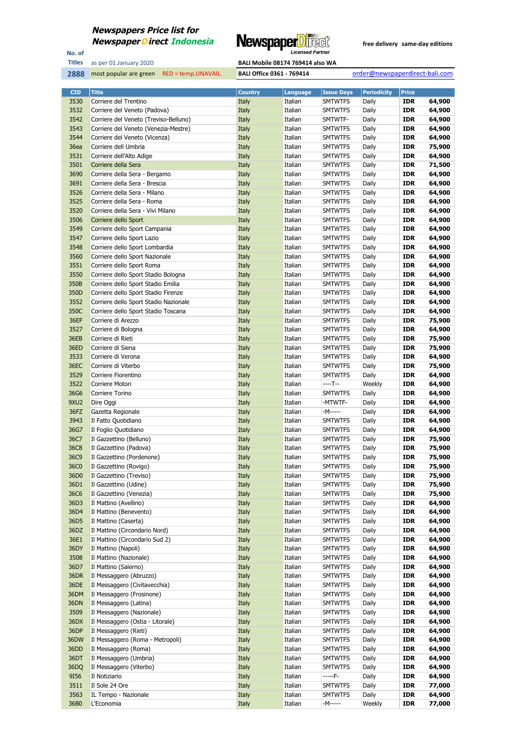**Newspapers Price list for Newspaper Direct Indonesia**

NewspaperDirect Licensed Partner

free delivery same-day editions

No. of Titles: 2888

as per 01.January 2020

most popular are green RED = temp.UNAVAIL.

BALI Mobile 08174 769414 also WA

BALI Office 0361 - 769414

order@newspaperdirect-bali.com

| CID | Title | Country | Language | Issue Days | Periodicity | Price | |
|---|---|---|---|---|---|---|---|
| 3530 | Corriere del Trentino | Italy | Italian | SMTWTFS | Daily | IDR | 64,900 |
| 3532 | Corriere del Veneto (Padova) | Italy | Italian | SMTWTFS | Daily | IDR | 64,900 |
| 3542 | Corriere del Veneto (Treviso-Belluno) | Italy | Italian | SMTWTF- | Daily | IDR | 64,900 |
| 3543 | Corriere del Veneto (Venezia-Mestre) | Italy | Italian | SMTWTFS | Daily | IDR | 64,900 |
| 3544 | Corriere del Veneto (Vicenza) | Italy | Italian | SMTWTFS | Daily | IDR | 64,900 |
| 36ea | Corriere dell Umbria | Italy | Italian | SMTWTFS | Daily | IDR | 75,900 |
| 3531 | Corriere dell'Alto Adige | Italy | Italian | SMTWTFS | Daily | IDR | 64,900 |
| 3501 | Corriere della Sera | Italy | Italian | SMTWTFS | Daily | IDR | 71,500 |
| 3690 | Corriere della Sera - Bergamo | Italy | Italian | SMTWTFS | Daily | IDR | 64,900 |
| 3691 | Corriere della Sera - Brescia | Italy | Italian | SMTWTFS | Daily | IDR | 64,900 |
| 3526 | Corriere della Sera - Milano | Italy | Italian | SMTWTFS | Daily | IDR | 64,900 |
| 3525 | Corriere della Sera - Roma | Italy | Italian | SMTWTFS | Daily | IDR | 64,900 |
| 3520 | Corriere della Sera - Vivi Milano | Italy | Italian | SMTWTFS | Daily | IDR | 64,900 |
| 3506 | Corriere dello Sport | Italy | Italian | SMTWTFS | Daily | IDR | 64,900 |
| 3549 | Corriere dello Sport Campania | Italy | Italian | SMTWTFS | Daily | IDR | 64,900 |
| 3547 | Corriere dello Sport Lazio | Italy | Italian | SMTWTFS | Daily | IDR | 64,900 |
| 3548 | Corriere dello Sport Lombardia | Italy | Italian | SMTWTFS | Daily | IDR | 64,900 |
| 3560 | Corriere dello Sport Nazionale | Italy | Italian | SMTWTFS | Daily | IDR | 64,900 |
| 3551 | Corriere dello Sport Roma | Italy | Italian | SMTWTFS | Daily | IDR | 64,900 |
| 3550 | Corriere dello Sport Stadio Bologna | Italy | Italian | SMTWTFS | Daily | IDR | 64,900 |
| 350B | Corriere dello Sport Stadio Emilia | Italy | Italian | SMTWTFS | Daily | IDR | 64,900 |
| 350D | Corriere dello Sport Stadio Firenze | Italy | Italian | SMTWTFS | Daily | IDR | 64,900 |
| 3552 | Corriere dello Sport Stadio Nazionale | Italy | Italian | SMTWTFS | Daily | IDR | 64,900 |
| 350C | Corriere dello Sport Stadio Toscana | Italy | Italian | SMTWTFS | Daily | IDR | 64,900 |
| 36EF | Corriere di Arezzo | Italy | Italian | SMTWTFS | Daily | IDR | 75,900 |
| 3527 | Corriere di Bologna | Italy | Italian | SMTWTFS | Daily | IDR | 64,900 |
| 36EB | Corriere di Rieti | Italy | Italian | SMTWTFS | Daily | IDR | 75,900 |
| 36ED | Corriere di Siena | Italy | Italian | SMTWTFS | Daily | IDR | 75,900 |
| 3533 | Corriere di Verona | Italy | Italian | SMTWTFS | Daily | IDR | 64,900 |
| 36EC | Corriere di Viterbo | Italy | Italian | SMTWTFS | Daily | IDR | 75,900 |
| 3529 | Corriere Fiorentino | Italy | Italian | SMTWTFS | Daily | IDR | 64,900 |
| 3522 | Corriere Motori | Italy | Italian | ----T-- | Weekly | IDR | 64,900 |
| 36G6 | Corriere Torino | Italy | Italian | SMTWTFS | Daily | IDR | 64,900 |
| 9XU2 | Dire Oggi | Italy | Italian | -MTWTF- | Daily | IDR | 64,900 |
| 36FZ | Gazzetta Regionale | Italy | Italian | -M----- | Daily | IDR | 64,900 |
| 3943 | Il Fatto Quotidiano | Italy | Italian | SMTWTFS | Daily | IDR | 64,900 |
| 36G7 | Il Foglio Quotidiano | Italy | Italian | SMTWTFS | Daily | IDR | 64,900 |
| 36C7 | Il Gazzettino (Belluno) | Italy | Italian | SMTWTFS | Daily | IDR | 75,900 |
| 36C8 | Il Gazzettino (Padova) | Italy | Italian | SMTWTFS | Daily | IDR | 75,900 |
| 36C9 | Il Gazzettino (Pordenone) | Italy | Italian | SMTWTFS | Daily | IDR | 75,900 |
| 36C0 | Il Gazzettino (Rovigo) | Italy | Italian | SMTWTFS | Daily | IDR | 75,900 |
| 36D0 | Il Gazzettino (Treviso) | Italy | Italian | SMTWTFS | Daily | IDR | 75,900 |
| 36D1 | Il Gazzettino (Udine) | Italy | Italian | SMTWTFS | Daily | IDR | 75,900 |
| 36C6 | Il Gazzettino (Venezia) | Italy | Italian | SMTWTFS | Daily | IDR | 75,900 |
| 36D3 | Il Mattino (Avellino) | Italy | Italian | SMTWTFS | Daily | IDR | 64,900 |
| 36D4 | Il Mattino (Benevento) | Italy | Italian | SMTWTFS | Daily | IDR | 64,900 |
| 36D5 | Il Mattino (Caserta) | Italy | Italian | SMTWTFS | Daily | IDR | 64,900 |
| 36DZ | Il Mattino (Circondario Nord) | Italy | Italian | SMTWTFS | Daily | IDR | 64,900 |
| 36E1 | Il Mattino (Circondario Sud 2) | Italy | Italian | SMTWTFS | Daily | IDR | 64,900 |
| 36DY | Il Mattino (Napoli) | Italy | Italian | SMTWTFS | Daily | IDR | 64,900 |
| 3508 | Il Mattino (Nazionale) | Italy | Italian | SMTWTFS | Daily | IDR | 64,900 |
| 36D7 | Il Mattino (Salerno) | Italy | Italian | SMTWTFS | Daily | IDR | 64,900 |
| 36DR | Il Messaggero (Abruzzo) | Italy | Italian | SMTWTFS | Daily | IDR | 64,900 |
| 36DE | Il Messaggero (Civitavecchia) | Italy | Italian | SMTWTFS | Daily | IDR | 64,900 |
| 36DM | Il Messaggero (Frosinone) | Italy | Italian | SMTWTFS | Daily | IDR | 64,900 |
| 36DN | Il Messaggero (Latina) | Italy | Italian | SMTWTFS | Daily | IDR | 64,900 |
| 3509 | Il Messaggero (Nazionale) | Italy | Italian | SMTWTFS | Daily | IDR | 64,900 |
| 36DX | Il Messaggero (Ostia - Litorale) | Italy | Italian | SMTWTFS | Daily | IDR | 64,900 |
| 36DP | Il Messaggero (Rieti) | Italy | Italian | SMTWTFS | Daily | IDR | 64,900 |
| 36DW | Il Messaggero (Roma - Metropoli) | Italy | Italian | SMTWTFS | Daily | IDR | 64,900 |
| 36DD | Il Messaggero (Roma) | Italy | Italian | SMTWTFS | Daily | IDR | 64,900 |
| 36DT | Il Messaggero (Umbria) | Italy | Italian | SMTWTFS | Daily | IDR | 64,900 |
| 36DQ | Il Messaggero (Viterbo) | Italy | Italian | SMTWTFS | Daily | IDR | 64,900 |
| 9I56 | Il Notiziario | Italy | Italian | -----F- | Daily | IDR | 64,900 |
| 3511 | Il Sole 24 Ore | Italy | Italian | SMTWTFS | Daily | IDR | 77,000 |
| 3563 | IL Tempo - Nazionale | Italy | Italian | SMTWTFS | Daily | IDR | 64,900 |
| 36B0 | L'Economia | Italy | Italian | -M----- | Weekly | IDR | 77,000 |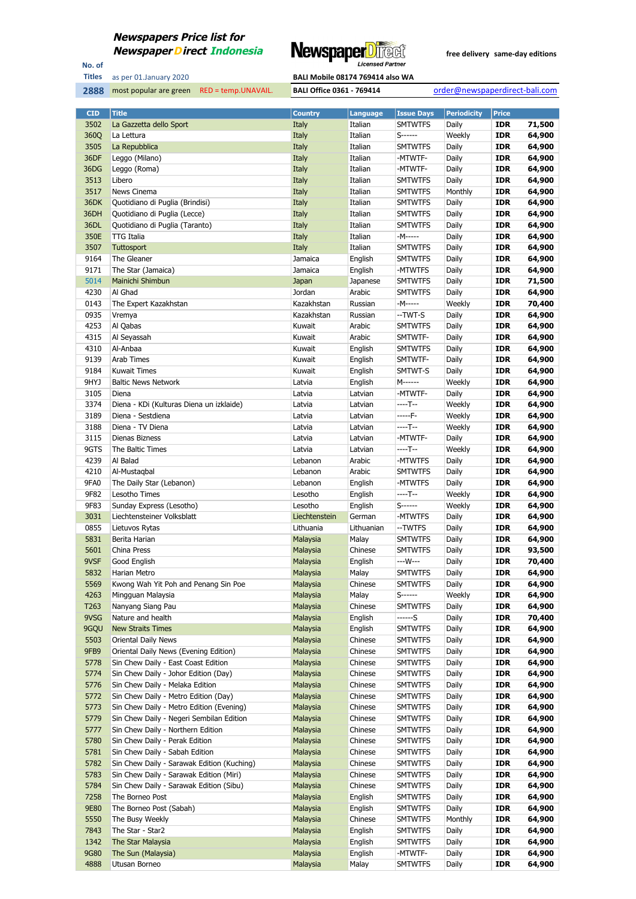**Newspapers Price list for**
**Newspaper Direct Indonesia**

NewspaperDirect Licensed Partner

free delivery same-day editions

No. of Titles: 2888

as per 01.January 2020

most popular are green RED = temp.UNAVAIL.

BALI Mobile 08174 769414 also WA

BALI Office 0361 - 769414

order@newspaperdirect-bali.com

| CID | Title | Country | Language | Issue Days | Periodicity | Price | |
|---|---|---|---|---|---|---|---|
| 3502 | La Gazzetta dello Sport | Italy | Italian | SMTWTFS | Daily | IDR | 71,500 |
| 360Q | La Lettura | Italy | Italian | S------ | Weekly | IDR | 64,900 |
| 3505 | La Repubblica | Italy | Italian | SMTWTFS | Daily | IDR | 64,900 |
| 36DF | Leggo (Milano) | Italy | Italian | -MTWTF- | Daily | IDR | 64,900 |
| 36DG | Leggo (Roma) | Italy | Italian | -MTWTF- | Daily | IDR | 64,900 |
| 3513 | Libero | Italy | Italian | SMTWTFS | Daily | IDR | 64,900 |
| 3517 | News Cinema | Italy | Italian | SMTWTFS | Monthly | IDR | 64,900 |
| 36DK | Quotidiano di Puglia (Brindisi) | Italy | Italian | SMTWTFS | Daily | IDR | 64,900 |
| 36DH | Quotidiano di Puglia (Lecce) | Italy | Italian | SMTWTFS | Daily | IDR | 64,900 |
| 36DL | Quotidiano di Puglia (Taranto) | Italy | Italian | SMTWTFS | Daily | IDR | 64,900 |
| 350E | TTG Italia | Italy | Italian | -M----- | Daily | IDR | 64,900 |
| 3507 | Tuttosport | Italy | Italian | SMTWTFS | Daily | IDR | 64,900 |
| 9164 | The Gleaner | Jamaica | English | SMTWTFS | Daily | IDR | 64,900 |
| 9171 | The Star (Jamaica) | Jamaica | English | -MTWTFS | Daily | IDR | 64,900 |
| 5014 | Mainichi Shimbun | Japan | Japanese | SMTWTFS | Daily | IDR | 71,500 |
| 4230 | Al Ghad | Jordan | Arabic | SMTWTFS | Daily | IDR | 64,900 |
| 0143 | The Expert Kazakhstan | Kazakhstan | Russian | -M----- | Weekly | IDR | 70,400 |
| 0935 | Vremya | Kazakhstan | Russian | --TWT-S | Daily | IDR | 64,900 |
| 4253 | Al Qabas | Kuwait | Arabic | SMTWTFS | Daily | IDR | 64,900 |
| 4315 | Al Seyassah | Kuwait | Arabic | SMTWTF- | Daily | IDR | 64,900 |
| 4310 | Al-Anbaa | Kuwait | English | SMTWTFS | Daily | IDR | 64,900 |
| 9139 | Arab Times | Kuwait | English | SMTWTF- | Daily | IDR | 64,900 |
| 9184 | Kuwait Times | Kuwait | English | SMTWT-S | Daily | IDR | 64,900 |
| 9HYJ | Baltic News Network | Latvia | English | M------ | Weekly | IDR | 64,900 |
| 3105 | Diena | Latvia | Latvian | -MTWTF- | Daily | IDR | 64,900 |
| 3374 | Diena - KDi (Kulturas Diena un izklaide) | Latvia | Latvian | ----T-- | Weekly | IDR | 64,900 |
| 3189 | Diena - Sestdiena | Latvia | Latvian | -----F- | Weekly | IDR | 64,900 |
| 3188 | Diena - TV Diena | Latvia | Latvian | ----T-- | Weekly | IDR | 64,900 |
| 3115 | Dienas Bizness | Latvia | Latvian | -MTWTF- | Daily | IDR | 64,900 |
| 9GTS | The Baltic Times | Latvia | Latvian | ----T-- | Weekly | IDR | 64,900 |
| 4239 | Al Balad | Lebanon | Arabic | -MTWTFS | Daily | IDR | 64,900 |
| 4210 | Al-Mustaqbal | Lebanon | Arabic | SMTWTFS | Daily | IDR | 64,900 |
| 9FA0 | The Daily Star (Lebanon) | Lebanon | English | -MTWTFS | Daily | IDR | 64,900 |
| 9F82 | Lesotho Times | Lesotho | English | ----T-- | Weekly | IDR | 64,900 |
| 9F83 | Sunday Express (Lesotho) | Lesotho | English | S------ | Weekly | IDR | 64,900 |
| 3031 | Liechtensteiner Volksblatt | Liechtenstein | German | -MTWTFS | Daily | IDR | 64,900 |
| 0855 | Lietuvos Rytas | Lithuania | Lithuanian | --TWTFS | Daily | IDR | 64,900 |
| 5831 | Berita Harian | Malaysia | Malay | SMTWTFS | Daily | IDR | 64,900 |
| 5601 | China Press | Malaysia | Chinese | SMTWTFS | Daily | IDR | 93,500 |
| 9VSF | Good English | Malaysia | English | ---W--- | Daily | IDR | 70,400 |
| 5832 | Harian Metro | Malaysia | Malay | SMTWTFS | Daily | IDR | 64,900 |
| 5569 | Kwong Wah Yit Poh and Penang Sin Poe | Malaysia | Chinese | SMTWTFS | Daily | IDR | 64,900 |
| 4263 | Mingguan Malaysia | Malaysia | Malay | S------ | Weekly | IDR | 64,900 |
| T263 | Nanyang Siang Pau | Malaysia | Chinese | SMTWTFS | Daily | IDR | 64,900 |
| 9VSG | Nature and health | Malaysia | English | ------S | Daily | IDR | 70,400 |
| 9GQU | New Straits Times | Malaysia | English | SMTWTFS | Daily | IDR | 64,900 |
| 5503 | Oriental Daily News | Malaysia | Chinese | SMTWTFS | Daily | IDR | 64,900 |
| 9FB9 | Oriental Daily News (Evening Edition) | Malaysia | Chinese | SMTWTFS | Daily | IDR | 64,900 |
| 5778 | Sin Chew Daily - East Coast Edition | Malaysia | Chinese | SMTWTFS | Daily | IDR | 64,900 |
| 5774 | Sin Chew Daily - Johor Edition (Day) | Malaysia | Chinese | SMTWTFS | Daily | IDR | 64,900 |
| 5776 | Sin Chew Daily - Melaka Edition | Malaysia | Chinese | SMTWTFS | Daily | IDR | 64,900 |
| 5772 | Sin Chew Daily - Metro Edition (Day) | Malaysia | Chinese | SMTWTFS | Daily | IDR | 64,900 |
| 5773 | Sin Chew Daily - Metro Edition (Evening) | Malaysia | Chinese | SMTWTFS | Daily | IDR | 64,900 |
| 5779 | Sin Chew Daily - Negeri Sembilan Edition | Malaysia | Chinese | SMTWTFS | Daily | IDR | 64,900 |
| 5777 | Sin Chew Daily - Northern Edition | Malaysia | Chinese | SMTWTFS | Daily | IDR | 64,900 |
| 5780 | Sin Chew Daily - Perak Edition | Malaysia | Chinese | SMTWTFS | Daily | IDR | 64,900 |
| 5781 | Sin Chew Daily - Sabah Edition | Malaysia | Chinese | SMTWTFS | Daily | IDR | 64,900 |
| 5782 | Sin Chew Daily - Sarawak Edition (Kuching) | Malaysia | Chinese | SMTWTFS | Daily | IDR | 64,900 |
| 5783 | Sin Chew Daily - Sarawak Edition (Miri) | Malaysia | Chinese | SMTWTFS | Daily | IDR | 64,900 |
| 5784 | Sin Chew Daily - Sarawak Edition (Sibu) | Malaysia | Chinese | SMTWTFS | Daily | IDR | 64,900 |
| 7258 | The Borneo Post | Malaysia | English | SMTWTFS | Daily | IDR | 64,900 |
| 9E80 | The Borneo Post (Sabah) | Malaysia | English | SMTWTFS | Daily | IDR | 64,900 |
| 5550 | The Busy Weekly | Malaysia | Chinese | SMTWTFS | Monthly | IDR | 64,900 |
| 7843 | The Star - Star2 | Malaysia | English | SMTWTFS | Daily | IDR | 64,900 |
| 1342 | The Star Malaysia | Malaysia | English | SMTWTFS | Daily | IDR | 64,900 |
| 9G80 | The Sun (Malaysia) | Malaysia | English | -MTWTF- | Daily | IDR | 64,900 |
| 4888 | Utusan Borneo | Malaysia | Malay | SMTWTFS | Daily | IDR | 64,900 |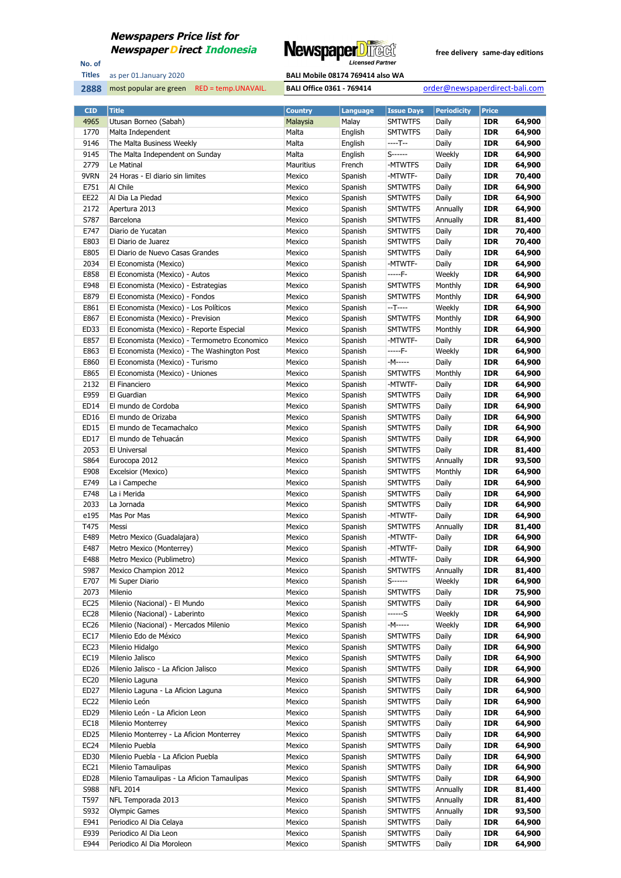**Newspapers Price list for**
**Newspaper Direct Indonesia**

NewspaperDirect Licensed Partner

free delivery same-day editions

No. of Titles: 2888

as per 01.January 2020

most popular are green RED = temp.UNAVAIL.

BALI Mobile 08174 769414 also WA

BALI Office 0361 - 769414

order@newspaperdirect-bali.com

| CID | Title | Country | Language | Issue Days | Periodicity | Price | |
|---|---|---|---|---|---|---|---|
| 4965 | Utusan Borneo (Sabah) | Malaysia | Malay | SMTWTFS | Daily | IDR | 64,900 |
| 1770 | Malta Independent | Malta | English | SMTWTFS | Daily | IDR | 64,900 |
| 9146 | The Malta Business Weekly | Malta | English | ----T-- | Daily | IDR | 64,900 |
| 9145 | The Malta Independent on Sunday | Malta | English | S------ | Weekly | IDR | 64,900 |
| 2779 | Le Matinal | Mauritius | French | -MTWTFS | Daily | IDR | 64,900 |
| 9VRN | 24 Horas - El diario sin limites | Mexico | Spanish | -MTWTF- | Daily | IDR | 70,400 |
| E751 | Al Chile | Mexico | Spanish | SMTWTFS | Daily | IDR | 64,900 |
| EE22 | Al Dia La Piedad | Mexico | Spanish | SMTWTFS | Daily | IDR | 64,900 |
| 2172 | Apertura 2013 | Mexico | Spanish | SMTWTFS | Annually | IDR | 64,900 |
| S787 | Barcelona | Mexico | Spanish | SMTWTFS | Annually | IDR | 81,400 |
| E747 | Diario de Yucatan | Mexico | Spanish | SMTWTFS | Daily | IDR | 70,400 |
| E803 | El Diario de Juarez | Mexico | Spanish | SMTWTFS | Daily | IDR | 70,400 |
| E805 | El Diario de Nuevo Casas Grandes | Mexico | Spanish | SMTWTFS | Daily | IDR | 64,900 |
| 2034 | El Economista (Mexico) | Mexico | Spanish | -MTWTF- | Daily | IDR | 64,900 |
| E858 | El Economista (Mexico) - Autos | Mexico | Spanish | -----F- | Weekly | IDR | 64,900 |
| E948 | El Economista (Mexico) - Estrategias | Mexico | Spanish | SMTWTFS | Monthly | IDR | 64,900 |
| E879 | El Economista (Mexico) - Fondos | Mexico | Spanish | SMTWTFS | Monthly | IDR | 64,900 |
| E861 | El Economista (Mexico) - Los Políticos | Mexico | Spanish | --T---- | Weekly | IDR | 64,900 |
| E867 | El Economista (Mexico) - Prevision | Mexico | Spanish | SMTWTFS | Monthly | IDR | 64,900 |
| ED33 | El Economista (Mexico) - Reporte Especial | Mexico | Spanish | SMTWTFS | Monthly | IDR | 64,900 |
| E857 | El Economista (Mexico) - Termometro Economico | Mexico | Spanish | -MTWTF- | Daily | IDR | 64,900 |
| E863 | El Economista (Mexico) - The Washington Post | Mexico | Spanish | -----F- | Weekly | IDR | 64,900 |
| E860 | El Economista (Mexico) - Turismo | Mexico | Spanish | -M----- | Daily | IDR | 64,900 |
| E865 | El Economista (Mexico) - Uniones | Mexico | Spanish | SMTWTFS | Monthly | IDR | 64,900 |
| 2132 | El Financiero | Mexico | Spanish | -MTWTF- | Daily | IDR | 64,900 |
| E959 | El Guardian | Mexico | Spanish | SMTWTFS | Daily | IDR | 64,900 |
| ED14 | El mundo de Cordoba | Mexico | Spanish | SMTWTFS | Daily | IDR | 64,900 |
| ED16 | El mundo de Orizaba | Mexico | Spanish | SMTWTFS | Daily | IDR | 64,900 |
| ED15 | El mundo de Tecamachalco | Mexico | Spanish | SMTWTFS | Daily | IDR | 64,900 |
| ED17 | El mundo de Tehuacán | Mexico | Spanish | SMTWTFS | Daily | IDR | 64,900 |
| 2053 | El Universal | Mexico | Spanish | SMTWTFS | Daily | IDR | 81,400 |
| S864 | Eurocopa 2012 | Mexico | Spanish | SMTWTFS | Annually | IDR | 93,500 |
| E908 | Excelsior (Mexico) | Mexico | Spanish | SMTWTFS | Monthly | IDR | 64,900 |
| E749 | La i Campeche | Mexico | Spanish | SMTWTFS | Daily | IDR | 64,900 |
| E748 | La i Merida | Mexico | Spanish | SMTWTFS | Daily | IDR | 64,900 |
| 2033 | La Jornada | Mexico | Spanish | SMTWTFS | Daily | IDR | 64,900 |
| e195 | Mas Por Mas | Mexico | Spanish | -MTWTF- | Daily | IDR | 64,900 |
| T475 | Messi | Mexico | Spanish | SMTWTFS | Annually | IDR | 81,400 |
| E489 | Metro Mexico (Guadalajara) | Mexico | Spanish | -MTWTF- | Daily | IDR | 64,900 |
| E487 | Metro Mexico (Monterrey) | Mexico | Spanish | -MTWTF- | Daily | IDR | 64,900 |
| E488 | Metro Mexico (Publimetro) | Mexico | Spanish | -MTWTF- | Daily | IDR | 64,900 |
| S987 | Mexico Champion 2012 | Mexico | Spanish | SMTWTFS | Annually | IDR | 81,400 |
| E707 | Mi Super Diario | Mexico | Spanish | S------ | Weekly | IDR | 64,900 |
| 2073 | Milenio | Mexico | Spanish | SMTWTFS | Daily | IDR | 75,900 |
| EC25 | Milenio (Nacional) - El Mundo | Mexico | Spanish | SMTWTFS | Daily | IDR | 64,900 |
| EC28 | Milenio (Nacional) - Laberinto | Mexico | Spanish | ------S | Weekly | IDR | 64,900 |
| EC26 | Milenio (Nacional) - Mercados Milenio | Mexico | Spanish | -M----- | Weekly | IDR | 64,900 |
| EC17 | Milenio Edo de México | Mexico | Spanish | SMTWTFS | Daily | IDR | 64,900 |
| EC23 | Milenio Hidalgo | Mexico | Spanish | SMTWTFS | Daily | IDR | 64,900 |
| EC19 | Milenio Jalisco | Mexico | Spanish | SMTWTFS | Daily | IDR | 64,900 |
| ED26 | Milenio Jalisco - La Aficion Jalisco | Mexico | Spanish | SMTWTFS | Daily | IDR | 64,900 |
| EC20 | Milenio Laguna | Mexico | Spanish | SMTWTFS | Daily | IDR | 64,900 |
| ED27 | Milenio Laguna - La Aficion Laguna | Mexico | Spanish | SMTWTFS | Daily | IDR | 64,900 |
| EC22 | Milenio León | Mexico | Spanish | SMTWTFS | Daily | IDR | 64,900 |
| ED29 | Milenio León - La Aficion Leon | Mexico | Spanish | SMTWTFS | Daily | IDR | 64,900 |
| EC18 | Milenio Monterrey | Mexico | Spanish | SMTWTFS | Daily | IDR | 64,900 |
| ED25 | Milenio Monterrey - La Aficion Monterrey | Mexico | Spanish | SMTWTFS | Daily | IDR | 64,900 |
| EC24 | Milenio Puebla | Mexico | Spanish | SMTWTFS | Daily | IDR | 64,900 |
| ED30 | Milenio Puebla - La Aficion Puebla | Mexico | Spanish | SMTWTFS | Daily | IDR | 64,900 |
| EC21 | Milenio Tamaulipas | Mexico | Spanish | SMTWTFS | Daily | IDR | 64,900 |
| ED28 | Milenio Tamaulipas - La Aficion Tamaulipas | Mexico | Spanish | SMTWTFS | Daily | IDR | 64,900 |
| S988 | NFL 2014 | Mexico | Spanish | SMTWTFS | Annually | IDR | 81,400 |
| T597 | NFL Temporada 2013 | Mexico | Spanish | SMTWTFS | Annually | IDR | 81,400 |
| S932 | Olympic Games | Mexico | Spanish | SMTWTFS | Annually | IDR | 93,500 |
| E941 | Periodico Al Dia Celaya | Mexico | Spanish | SMTWTFS | Daily | IDR | 64,900 |
| E939 | Periodico Al Dia Leon | Mexico | Spanish | SMTWTFS | Daily | IDR | 64,900 |
| E944 | Periodico Al Dia Moroleon | Mexico | Spanish | SMTWTFS | Daily | IDR | 64,900 |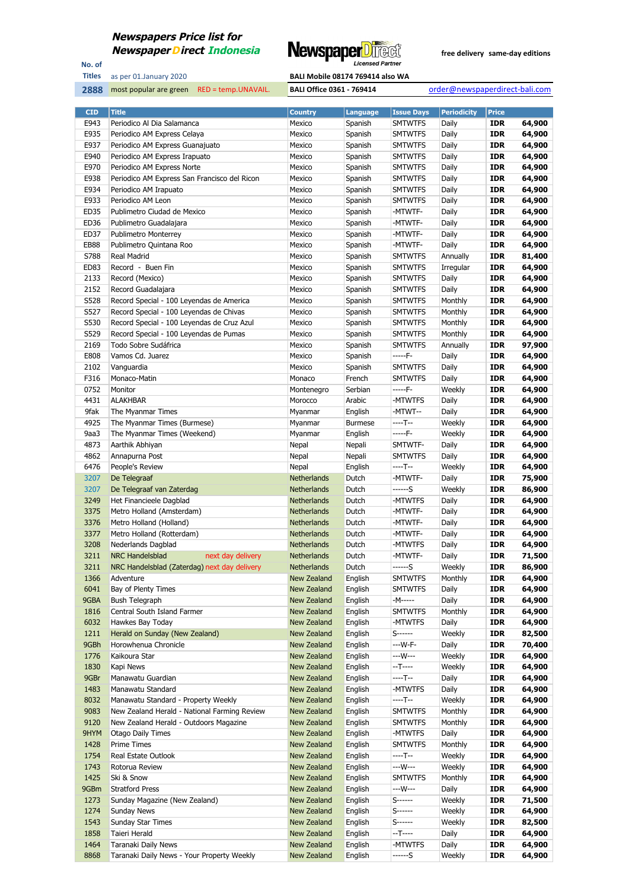**Newspapers Price list for Newspaper Direct Indonesia**

**No. of Titles** as per 01.January 2020

**2888** most popular are green RED = temp.UNAVAIL.

NewspaperDirect Licensed Partner

free delivery same-day editions

BALI Mobile 08174 769414 also WA

BALI Office 0361 - 769414

order@newspaperdirect-bali.com

| CID | Title | Country | Language | Issue Days | Periodicity | Price | |
|---|---|---|---|---|---|---|---|
| E943 | Periodico Al Dia Salamanca | Mexico | Spanish | SMTWTFS | Daily | IDR | 64,900 |
| E935 | Periodico AM Express Celaya | Mexico | Spanish | SMTWTFS | Daily | IDR | 64,900 |
| E937 | Periodico AM Express Guanajuato | Mexico | Spanish | SMTWTFS | Daily | IDR | 64,900 |
| E940 | Periodico AM Express Irapuato | Mexico | Spanish | SMTWTFS | Daily | IDR | 64,900 |
| E970 | Periodico AM Express Norte | Mexico | Spanish | SMTWTFS | Daily | IDR | 64,900 |
| E938 | Periodico AM Express San Francisco del Ricon | Mexico | Spanish | SMTWTFS | Daily | IDR | 64,900 |
| E934 | Periodico AM Irapuato | Mexico | Spanish | SMTWTFS | Daily | IDR | 64,900 |
| E933 | Periodico AM Leon | Mexico | Spanish | SMTWTFS | Daily | IDR | 64,900 |
| ED35 | Publimetro Ciudad de Mexico | Mexico | Spanish | -MTWTF- | Daily | IDR | 64,900 |
| ED36 | Publimetro Guadalajara | Mexico | Spanish | -MTWTF- | Daily | IDR | 64,900 |
| ED37 | Publimetro Monterrey | Mexico | Spanish | -MTWTF- | Daily | IDR | 64,900 |
| EB88 | Publimetro Quintana Roo | Mexico | Spanish | -MTWTF- | Daily | IDR | 64,900 |
| S788 | Real Madrid | Mexico | Spanish | SMTWTFS | Annually | IDR | 81,400 |
| ED83 | Record - Buen Fin | Mexico | Spanish | SMTWTFS | Irregular | IDR | 64,900 |
| 2133 | Record (Mexico) | Mexico | Spanish | SMTWTFS | Daily | IDR | 64,900 |
| 2152 | Record Guadalajara | Mexico | Spanish | SMTWTFS | Daily | IDR | 64,900 |
| S528 | Record Special - 100 Leyendas de America | Mexico | Spanish | SMTWTFS | Monthly | IDR | 64,900 |
| S527 | Record Special - 100 Leyendas de Chivas | Mexico | Spanish | SMTWTFS | Monthly | IDR | 64,900 |
| S530 | Record Special - 100 Leyendas de Cruz Azul | Mexico | Spanish | SMTWTFS | Monthly | IDR | 64,900 |
| S529 | Record Special - 100 Leyendas de Pumas | Mexico | Spanish | SMTWTFS | Monthly | IDR | 64,900 |
| 2169 | Todo Sobre Sudáfrica | Mexico | Spanish | SMTWTFS | Annually | IDR | 97,900 |
| E808 | Vamos Cd. Juarez | Mexico | Spanish | -----F- | Daily | IDR | 64,900 |
| 2102 | Vanguardia | Mexico | Spanish | SMTWTFS | Daily | IDR | 64,900 |
| F316 | Monaco-Matin | Monaco | French | SMTWTFS | Daily | IDR | 64,900 |
| 0752 | Monitor | Montenegro | Serbian | -----F- | Weekly | IDR | 64,900 |
| 4431 | ALAKHBAR | Morocco | Arabic | -MTWTFS | Daily | IDR | 64,900 |
| 9fak | The Myanmar Times | Myanmar | English | -MTWT-- | Daily | IDR | 64,900 |
| 4925 | The Myanmar Times (Burmese) | Myanmar | Burmese | ----T-- | Weekly | IDR | 64,900 |
| 9aa3 | The Myanmar Times (Weekend) | Myanmar | English | -----F- | Weekly | IDR | 64,900 |
| 4873 | Aarthik Abhiyan | Nepal | Nepali | SMTWTF- | Daily | IDR | 64,900 |
| 4862 | Annapurna Post | Nepal | Nepali | SMTWTFS | Daily | IDR | 64,900 |
| 6476 | People's Review | Nepal | English | ----T-- | Weekly | IDR | 64,900 |
| 3207 | De Telegraaf | Netherlands | Dutch | -MTWTF- | Daily | IDR | 75,900 |
| 3207 | De Telegraaf van Zaterdag | Netherlands | Dutch | ------S | Weekly | IDR | 86,900 |
| 3249 | Het Financieele Dagblad | Netherlands | Dutch | -MTWTFS | Daily | IDR | 64,900 |
| 3375 | Metro Holland (Amsterdam) | Netherlands | Dutch | -MTWTF- | Daily | IDR | 64,900 |
| 3376 | Metro Holland (Holland) | Netherlands | Dutch | -MTWTF- | Daily | IDR | 64,900 |
| 3377 | Metro Holland (Rotterdam) | Netherlands | Dutch | -MTWTF- | Daily | IDR | 64,900 |
| 3208 | Nederlands Dagblad | Netherlands | Dutch | -MTWTFS | Daily | IDR | 64,900 |
| 3211 | NRC Handelsblad next day delivery | Netherlands | Dutch | -MTWTF- | Daily | IDR | 71,500 |
| 3211 | NRC Handelsblad (Zaterdag) next day delivery | Netherlands | Dutch | ------S | Weekly | IDR | 86,900 |
| 1366 | Adventure | New Zealand | English | SMTWTFS | Monthly | IDR | 64,900 |
| 6041 | Bay of Plenty Times | New Zealand | English | SMTWTFS | Daily | IDR | 64,900 |
| 9GBA | Bush Telegraph | New Zealand | English | -M----- | Daily | IDR | 64,900 |
| 1816 | Central South Island Farmer | New Zealand | English | SMTWTFS | Monthly | IDR | 64,900 |
| 6032 | Hawkes Bay Today | New Zealand | English | -MTWTFS | Daily | IDR | 64,900 |
| 1211 | Herald on Sunday (New Zealand) | New Zealand | English | S------ | Weekly | IDR | 82,500 |
| 9GBh | Horowhenua Chronicle | New Zealand | English | ---W-F- | Daily | IDR | 70,400 |
| 1776 | Kaikoura Star | New Zealand | English | ---W--- | Weekly | IDR | 64,900 |
| 1830 | Kapi News | New Zealand | English | --T---- | Weekly | IDR | 64,900 |
| 9GBr | Manawatu Guardian | New Zealand | English | ----T-- | Daily | IDR | 64,900 |
| 1483 | Manawatu Standard | New Zealand | English | -MTWTFS | Daily | IDR | 64,900 |
| 8032 | Manawatu Standard - Property Weekly | New Zealand | English | ----T-- | Weekly | IDR | 64,900 |
| 9083 | New Zealand Herald - National Farming Review | New Zealand | English | SMTWTFS | Monthly | IDR | 64,900 |
| 9120 | New Zealand Herald - Outdoors Magazine | New Zealand | English | SMTWTFS | Monthly | IDR | 64,900 |
| 9HYM | Otago Daily Times | New Zealand | English | -MTWTFS | Daily | IDR | 64,900 |
| 1428 | Prime Times | New Zealand | English | SMTWTFS | Monthly | IDR | 64,900 |
| 1754 | Real Estate Outlook | New Zealand | English | ----T-- | Weekly | IDR | 64,900 |
| 1743 | Rotorua Review | New Zealand | English | ---W--- | Weekly | IDR | 64,900 |
| 1425 | Ski & Snow | New Zealand | English | SMTWTFS | Monthly | IDR | 64,900 |
| 9GBm | Stratford Press | New Zealand | English | ---W--- | Daily | IDR | 64,900 |
| 1273 | Sunday Magazine (New Zealand) | New Zealand | English | S------ | Weekly | IDR | 71,500 |
| 1274 | Sunday News | New Zealand | English | S------ | Weekly | IDR | 64,900 |
| 1543 | Sunday Star Times | New Zealand | English | S------ | Weekly | IDR | 82,500 |
| 1858 | Taieri Herald | New Zealand | English | --T---- | Daily | IDR | 64,900 |
| 1464 | Taranaki Daily News | New Zealand | English | -MTWTFS | Daily | IDR | 64,900 |
| 8868 | Taranaki Daily News - Your Property Weekly | New Zealand | English | ------S | Weekly | IDR | 64,900 |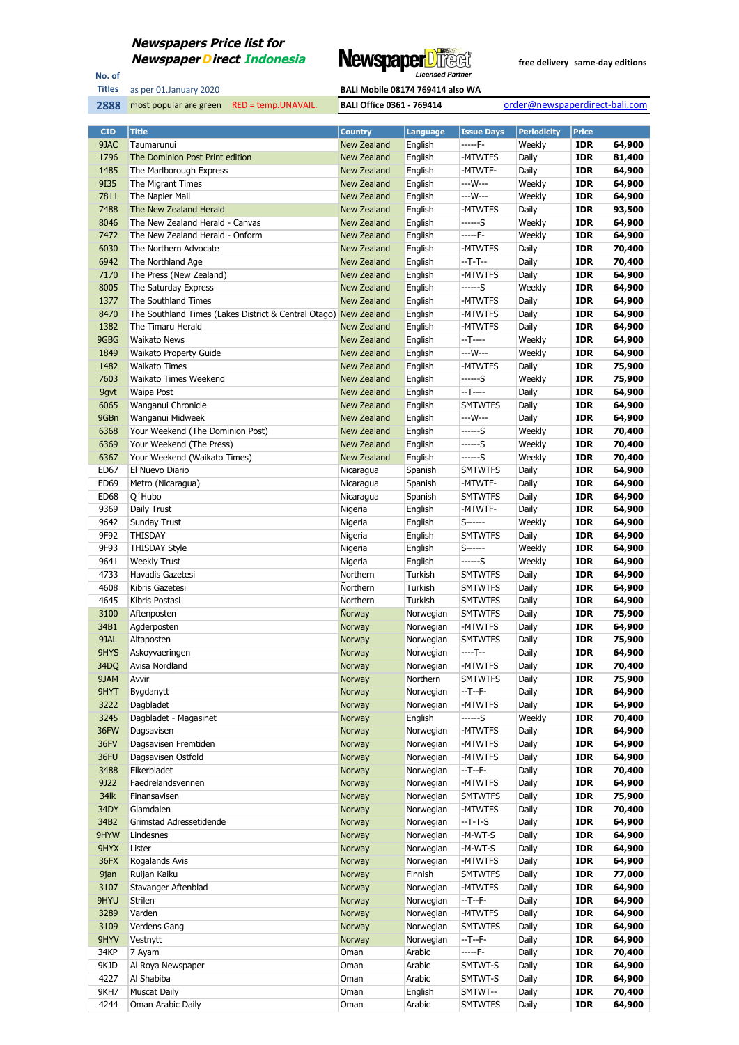**Newspapers Price list for**
**Newspaper Direct Indonesia**

NewspaperDirect Licensed Partner

free delivery same-day editions

No. of Titles: **2888**

as per 01.January 2020

most popular are green RED = temp.UNAVAIL.

BALI Mobile 08174 769414 also WA

BALI Office 0361 - 769414

order@newspaperdirect-bali.com

| CID | Title | Country | Language | Issue Days | Periodicity | Price | |
|---|---|---|---|---|---|---|---|
| 9JAC | Taumarunui | New Zealand | English | -----F- | Weekly | IDR | 64,900 |
| 1796 | The Dominion Post Print edition | New Zealand | English | -MTWTFS | Daily | IDR | 81,400 |
| 1485 | The Marlborough Express | New Zealand | English | -MTWTF- | Daily | IDR | 64,900 |
| 9I35 | The Migrant Times | New Zealand | English | ---W--- | Weekly | IDR | 64,900 |
| 7811 | The Napier Mail | New Zealand | English | ---W--- | Weekly | IDR | 64,900 |
| 7488 | The New Zealand Herald | New Zealand | English | -MTWTFS | Daily | IDR | 93,500 |
| 8046 | The New Zealand Herald - Canvas | New Zealand | English | ------S | Weekly | IDR | 64,900 |
| 7472 | The New Zealand Herald - Onform | New Zealand | English | -----F- | Weekly | IDR | 64,900 |
| 6030 | The Northern Advocate | New Zealand | English | -MTWTFS | Daily | IDR | 70,400 |
| 6942 | The Northland Age | New Zealand | English | --T-T-- | Daily | IDR | 70,400 |
| 7170 | The Press (New Zealand) | New Zealand | English | -MTWTFS | Daily | IDR | 64,900 |
| 8005 | The Saturday Express | New Zealand | English | ------S | Weekly | IDR | 64,900 |
| 1377 | The Southland Times | New Zealand | English | -MTWTFS | Daily | IDR | 64,900 |
| 8470 | The Southland Times (Lakes District & Central Otago) | New Zealand | English | -MTWTFS | Daily | IDR | 64,900 |
| 1382 | The Timaru Herald | New Zealand | English | -MTWTFS | Daily | IDR | 64,900 |
| 9GBG | Waikato News | New Zealand | English | --T---- | Weekly | IDR | 64,900 |
| 1849 | Waikato Property Guide | New Zealand | English | ---W--- | Weekly | IDR | 64,900 |
| 1482 | Waikato Times | New Zealand | English | -MTWTFS | Daily | IDR | 75,900 |
| 7603 | Waikato Times Weekend | New Zealand | English | ------S | Weekly | IDR | 75,900 |
| 9gvt | Waipa Post | New Zealand | English | --T---- | Daily | IDR | 64,900 |
| 6065 | Wanganui Chronicle | New Zealand | English | SMTWTFS | Daily | IDR | 64,900 |
| 9GBn | Wanganui Midweek | New Zealand | English | ---W--- | Daily | IDR | 64,900 |
| 6368 | Your Weekend (The Dominion Post) | New Zealand | English | ------S | Weekly | IDR | 70,400 |
| 6369 | Your Weekend (The Press) | New Zealand | English | ------S | Weekly | IDR | 70,400 |
| 6367 | Your Weekend (Waikato Times) | New Zealand | English | ------S | Weekly | IDR | 70,400 |
| ED67 | El Nuevo Diario | Nicaragua | Spanish | SMTWTFS | Daily | IDR | 64,900 |
| ED69 | Metro (Nicaragua) | Nicaragua | Spanish | -MTWTF- | Daily | IDR | 64,900 |
| ED68 | Q´Hubo | Nicaragua | Spanish | SMTWTFS | Daily | IDR | 64,900 |
| 9369 | Daily Trust | Nigeria | English | -MTWTF- | Daily | IDR | 64,900 |
| 9642 | Sunday Trust | Nigeria | English | S------ | Weekly | IDR | 64,900 |
| 9F92 | THISDAY | Nigeria | English | SMTWTFS | Daily | IDR | 64,900 |
| 9F93 | THISDAY Style | Nigeria | English | S------ | Weekly | IDR | 64,900 |
| 9641 | Weekly Trust | Nigeria | English | ------S | Weekly | IDR | 64,900 |
| 4733 | Havadis Gazetesi | Northern | Turkish | SMTWTFS | Daily | IDR | 64,900 |
| 4608 | Kibris Gazetesi | Northern | Turkish | SMTWTFS | Daily | IDR | 64,900 |
| 4645 | Kibris Postasi | Northern | Turkish | SMTWTFS | Daily | IDR | 64,900 |
| 3100 | Aftenposten | Norway | Norwegian | SMTWTFS | Daily | IDR | 75,900 |
| 34B1 | Agderposten | Norway | Norwegian | -MTWTFS | Daily | IDR | 64,900 |
| 9JAL | Altaposten | Norway | Norwegian | SMTWTFS | Daily | IDR | 75,900 |
| 9HYS | Askoyvaeringen | Norway | Norwegian | ----T-- | Daily | IDR | 64,900 |
| 34DQ | Avisa Nordland | Norway | Norwegian | -MTWTFS | Daily | IDR | 70,400 |
| 9JAM | Avvir | Norway | Northern | SMTWTFS | Daily | IDR | 75,900 |
| 9HYT | Bygdanytt | Norway | Norwegian | --T--F- | Daily | IDR | 64,900 |
| 3222 | Dagbladet | Norway | Norwegian | -MTWTFS | Daily | IDR | 64,900 |
| 3245 | Dagbladet - Magasinet | Norway | English | ------S | Weekly | IDR | 70,400 |
| 36FW | Dagsavisen | Norway | Norwegian | -MTWTFS | Daily | IDR | 64,900 |
| 36FV | Dagsavisen Fremtiden | Norway | Norwegian | -MTWTFS | Daily | IDR | 64,900 |
| 36FU | Dagsavisen Ostfold | Norway | Norwegian | -MTWTFS | Daily | IDR | 64,900 |
| 3488 | Eikerbladet | Norway | Norwegian | --T--F- | Daily | IDR | 70,400 |
| 9J22 | Faedrelandsvennen | Norway | Norwegian | -MTWTFS | Daily | IDR | 64,900 |
| 34lk | Finansavisen | Norway | Norwegian | SMTWTFS | Daily | IDR | 75,900 |
| 34DY | Glamdalen | Norway | Norwegian | -MTWTFS | Daily | IDR | 70,400 |
| 34B2 | Grimstad Adressetidende | Norway | Norwegian | --T-T-S | Daily | IDR | 64,900 |
| 9HYW | Lindesnes | Norway | Norwegian | -M-WT-S | Daily | IDR | 64,900 |
| 9HYX | Lister | Norway | Norwegian | -M-WT-S | Daily | IDR | 64,900 |
| 36FX | Rogalands Avis | Norway | Norwegian | -MTWTFS | Daily | IDR | 64,900 |
| 9jan | Ruijan Kaiku | Norway | Finnish | SMTWTFS | Daily | IDR | 77,000 |
| 3107 | Stavanger Aftenblad | Norway | Norwegian | -MTWTFS | Daily | IDR | 64,900 |
| 9HYU | Strilen | Norway | Norwegian | --T--F- | Daily | IDR | 64,900 |
| 3289 | Varden | Norway | Norwegian | -MTWTFS | Daily | IDR | 64,900 |
| 3109 | Verdens Gang | Norway | Norwegian | SMTWTFS | Daily | IDR | 64,900 |
| 9HYV | Vestnytt | Norway | Norwegian | --T--F- | Daily | IDR | 64,900 |
| 34KP | 7 Ayam | Oman | Arabic | -----F- | Daily | IDR | 70,400 |
| 9KJD | Al Roya Newspaper | Oman | Arabic | SMTWT-S | Daily | IDR | 64,900 |
| 4227 | Al Shabiba | Oman | Arabic | SMTWT-S | Daily | IDR | 64,900 |
| 9KH7 | Muscat Daily | Oman | English | SMTWT-- | Daily | IDR | 70,400 |
| 4244 | Oman Arabic Daily | Oman | Arabic | SMTWTFS | Daily | IDR | 64,900 |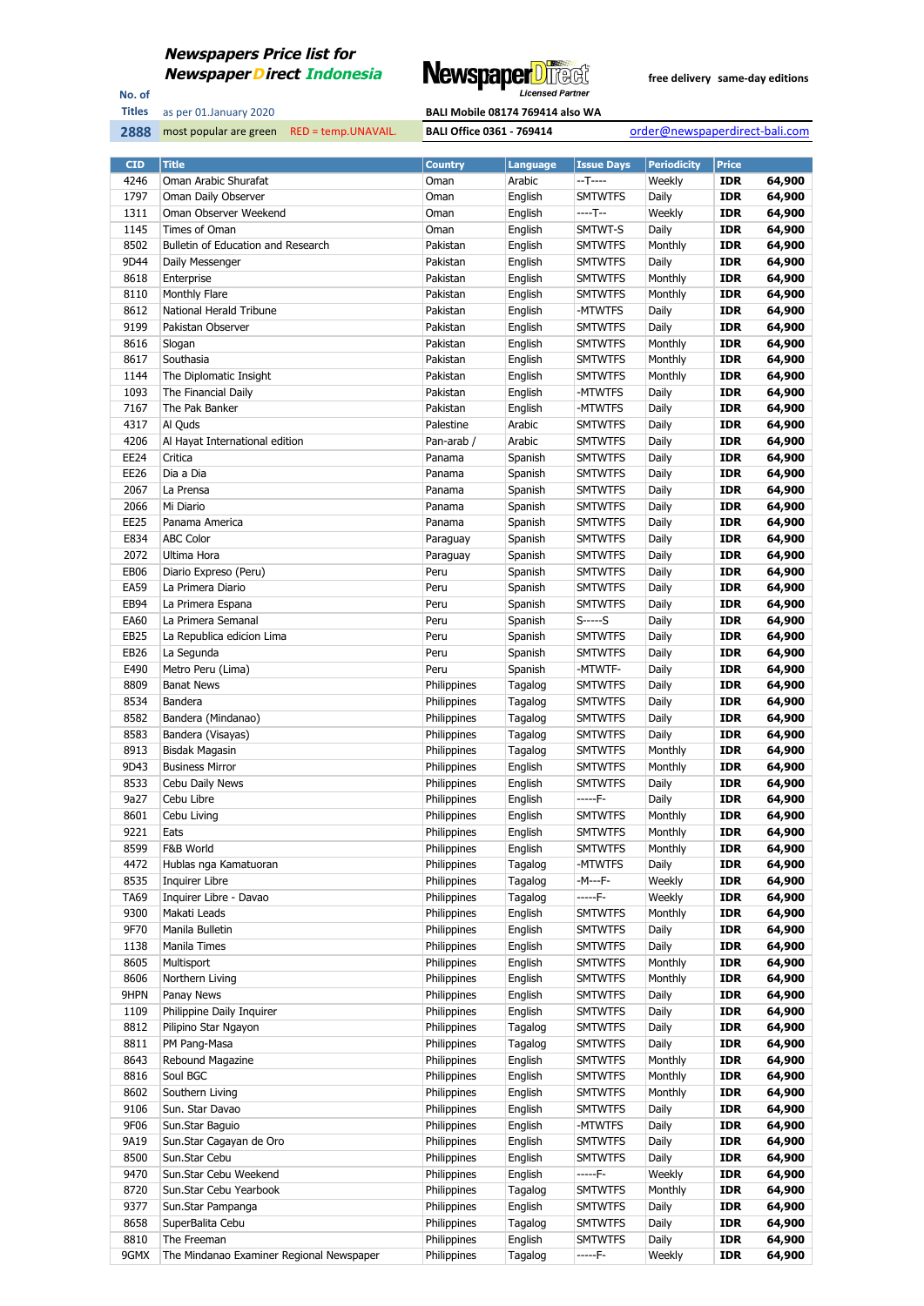# Newspapers Price list for Newspaper Direct Indonesia

NewspaperDirect Licensed Partner

free delivery same-day editions

| No. of Titles | as per 01.January 2020 | BALI Mobile 08174 769414 also WA | |
|---|---|---|---|
| 2888 | most popular are green RED = temp.UNAVAIL. | BALI Office 0361 - 769414 | order@newspaperdirect-bali.com |

| CID | Title | Country | Language | Issue Days | Periodicity | Price | |
|---|---|---|---|---|---|---|---|
| 4246 | Oman Arabic Shurafat | Oman | Arabic | --T---- | Weekly | IDR | 64,900 |
| 1797 | Oman Daily Observer | Oman | English | SMTWTFS | Daily | IDR | 64,900 |
| 1311 | Oman Observer Weekend | Oman | English | ----T-- | Weekly | IDR | 64,900 |
| 1145 | Times of Oman | Oman | English | SMTWT-S | Daily | IDR | 64,900 |
| 8502 | Bulletin of Education and Research | Pakistan | English | SMTWTFS | Monthly | IDR | 64,900 |
| 9D44 | Daily Messenger | Pakistan | English | SMTWTFS | Daily | IDR | 64,900 |
| 8618 | Enterprise | Pakistan | English | SMTWTFS | Monthly | IDR | 64,900 |
| 8110 | Monthly Flare | Pakistan | English | SMTWTFS | Monthly | IDR | 64,900 |
| 8612 | National Herald Tribune | Pakistan | English | -MTWTFS | Daily | IDR | 64,900 |
| 9199 | Pakistan Observer | Pakistan | English | SMTWTFS | Daily | IDR | 64,900 |
| 8616 | Slogan | Pakistan | English | SMTWTFS | Monthly | IDR | 64,900 |
| 8617 | Southasia | Pakistan | English | SMTWTFS | Monthly | IDR | 64,900 |
| 1144 | The Diplomatic Insight | Pakistan | English | SMTWTFS | Monthly | IDR | 64,900 |
| 1093 | The Financial Daily | Pakistan | English | -MTWTFS | Daily | IDR | 64,900 |
| 7167 | The Pak Banker | Pakistan | English | -MTWTFS | Daily | IDR | 64,900 |
| 4317 | Al Quds | Palestine | Arabic | SMTWTFS | Daily | IDR | 64,900 |
| 4206 | Al Hayat International edition | Pan-arab / | Arabic | SMTWTFS | Daily | IDR | 64,900 |
| EE24 | Critica | Panama | Spanish | SMTWTFS | Daily | IDR | 64,900 |
| EE26 | Dia a Dia | Panama | Spanish | SMTWTFS | Daily | IDR | 64,900 |
| 2067 | La Prensa | Panama | Spanish | SMTWTFS | Daily | IDR | 64,900 |
| 2066 | Mi Diario | Panama | Spanish | SMTWTFS | Daily | IDR | 64,900 |
| EE25 | Panama America | Panama | Spanish | SMTWTFS | Daily | IDR | 64,900 |
| E834 | ABC Color | Paraguay | Spanish | SMTWTFS | Daily | IDR | 64,900 |
| 2072 | Ultima Hora | Paraguay | Spanish | SMTWTFS | Daily | IDR | 64,900 |
| EB06 | Diario Expreso (Peru) | Peru | Spanish | SMTWTFS | Daily | IDR | 64,900 |
| EA59 | La Primera Diario | Peru | Spanish | SMTWTFS | Daily | IDR | 64,900 |
| EB94 | La Primera Espana | Peru | Spanish | SMTWTFS | Daily | IDR | 64,900 |
| EA60 | La Primera Semanal | Peru | Spanish | S-----S | Daily | IDR | 64,900 |
| EB25 | La Republica edicion Lima | Peru | Spanish | SMTWTFS | Daily | IDR | 64,900 |
| EB26 | La Segunda | Peru | Spanish | SMTWTFS | Daily | IDR | 64,900 |
| E490 | Metro Peru (Lima) | Peru | Spanish | -MTWTF- | Daily | IDR | 64,900 |
| 8809 | Banat News | Philippines | Tagalog | SMTWTFS | Daily | IDR | 64,900 |
| 8534 | Bandera | Philippines | Tagalog | SMTWTFS | Daily | IDR | 64,900 |
| 8582 | Bandera (Mindanao) | Philippines | Tagalog | SMTWTFS | Daily | IDR | 64,900 |
| 8583 | Bandera (Visayas) | Philippines | Tagalog | SMTWTFS | Daily | IDR | 64,900 |
| 8913 | Bisdak Magasin | Philippines | Tagalog | SMTWTFS | Monthly | IDR | 64,900 |
| 9D43 | Business Mirror | Philippines | English | SMTWTFS | Monthly | IDR | 64,900 |
| 8533 | Cebu Daily News | Philippines | English | SMTWTFS | Daily | IDR | 64,900 |
| 9a27 | Cebu Libre | Philippines | English | -----F- | Daily | IDR | 64,900 |
| 8601 | Cebu Living | Philippines | English | SMTWTFS | Monthly | IDR | 64,900 |
| 9221 | Eats | Philippines | English | SMTWTFS | Monthly | IDR | 64,900 |
| 8599 | F&B World | Philippines | English | SMTWTFS | Monthly | IDR | 64,900 |
| 4472 | Hublas nga Kamatuoran | Philippines | Tagalog | -MTWTFS | Daily | IDR | 64,900 |
| 8535 | Inquirer Libre | Philippines | Tagalog | -M---F- | Weekly | IDR | 64,900 |
| TA69 | Inquirer Libre - Davao | Philippines | Tagalog | -----F- | Weekly | IDR | 64,900 |
| 9300 | Makati Leads | Philippines | English | SMTWTFS | Monthly | IDR | 64,900 |
| 9F70 | Manila Bulletin | Philippines | English | SMTWTFS | Daily | IDR | 64,900 |
| 1138 | Manila Times | Philippines | English | SMTWTFS | Daily | IDR | 64,900 |
| 8605 | Multisport | Philippines | English | SMTWTFS | Monthly | IDR | 64,900 |
| 8606 | Northern Living | Philippines | English | SMTWTFS | Monthly | IDR | 64,900 |
| 9HPN | Panay News | Philippines | English | SMTWTFS | Daily | IDR | 64,900 |
| 1109 | Philippine Daily Inquirer | Philippines | English | SMTWTFS | Daily | IDR | 64,900 |
| 8812 | Pilipino Star Ngayon | Philippines | Tagalog | SMTWTFS | Daily | IDR | 64,900 |
| 8811 | PM Pang-Masa | Philippines | Tagalog | SMTWTFS | Daily | IDR | 64,900 |
| 8643 | Rebound Magazine | Philippines | English | SMTWTFS | Monthly | IDR | 64,900 |
| 8816 | Soul BGC | Philippines | English | SMTWTFS | Monthly | IDR | 64,900 |
| 8602 | Southern Living | Philippines | English | SMTWTFS | Monthly | IDR | 64,900 |
| 9106 | Sun. Star Davao | Philippines | English | SMTWTFS | Daily | IDR | 64,900 |
| 9F06 | Sun.Star Baguio | Philippines | English | -MTWTFS | Daily | IDR | 64,900 |
| 9A19 | Sun.Star Cagayan de Oro | Philippines | English | SMTWTFS | Daily | IDR | 64,900 |
| 8500 | Sun.Star Cebu | Philippines | English | SMTWTFS | Daily | IDR | 64,900 |
| 9470 | Sun.Star Cebu Weekend | Philippines | English | -----F- | Weekly | IDR | 64,900 |
| 8720 | Sun.Star Cebu Yearbook | Philippines | Tagalog | SMTWTFS | Monthly | IDR | 64,900 |
| 9377 | Sun.Star Pampanga | Philippines | English | SMTWTFS | Daily | IDR | 64,900 |
| 8658 | SuperBalita Cebu | Philippines | Tagalog | SMTWTFS | Daily | IDR | 64,900 |
| 8810 | The Freeman | Philippines | English | SMTWTFS | Daily | IDR | 64,900 |
| 9GMX | The Mindanao Examiner Regional Newspaper | Philippines | Tagalog | -----F- | Weekly | IDR | 64,900 |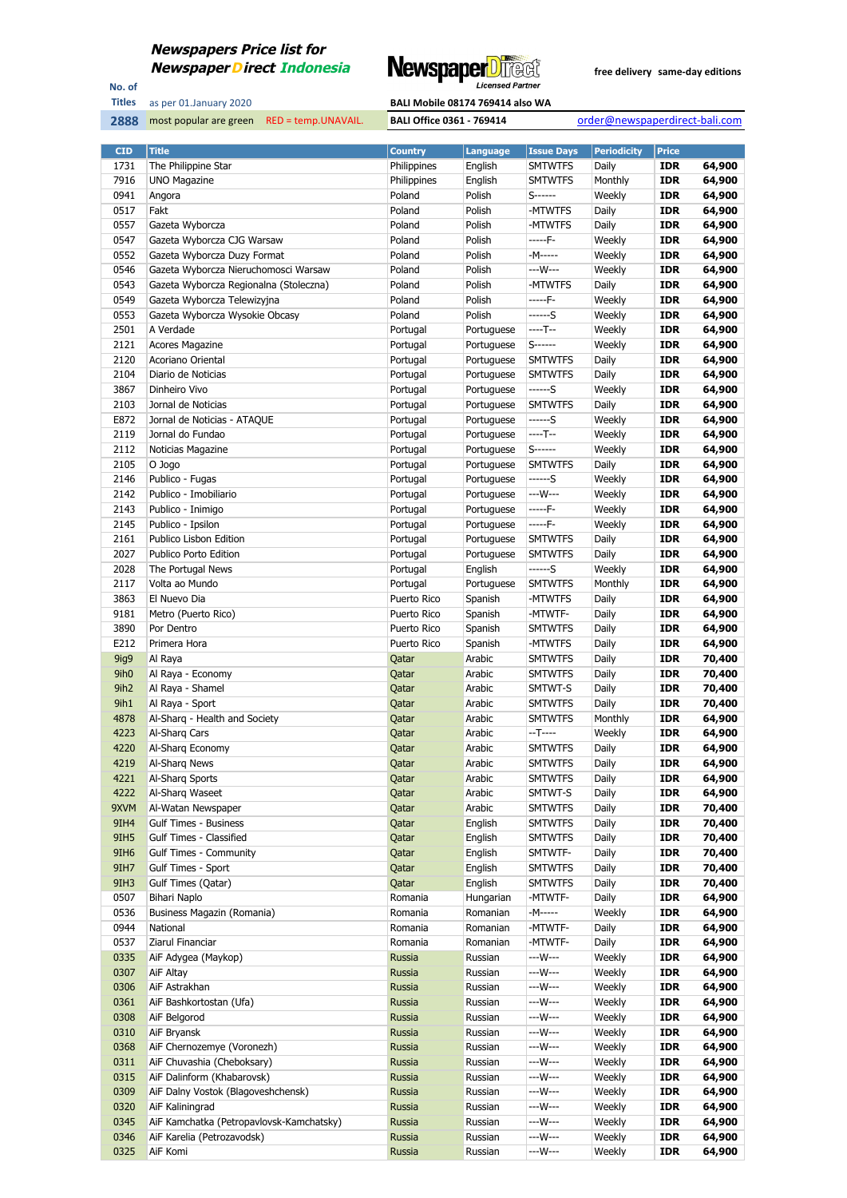# Newspapers Price list for NewspaperDirect Indonesia

**No. of Titles** as per 01.January 2020

**2888** most popular are green RED = temp.UNAVAIL.

NewspaperDirect Licensed Partner

free delivery same-day editions

BALI Mobile 08174 769414 also WA

BALI Office 0361 - 769414

order@newspaperdirect-bali.com

| CID | Title | Country | Language | Issue Days | Periodicity | Price | |
|---|---|---|---|---|---|---|---|
| 1731 | The Philippine Star | Philippines | English | SMTWTFS | Daily | IDR | 64,900 |
| 7916 | UNO Magazine | Philippines | English | SMTWTFS | Monthly | IDR | 64,900 |
| 0941 | Angora | Poland | Polish | S------ | Weekly | IDR | 64,900 |
| 0517 | Fakt | Poland | Polish | -MTWTFS | Daily | IDR | 64,900 |
| 0557 | Gazeta Wyborcza | Poland | Polish | -MTWTFS | Daily | IDR | 64,900 |
| 0547 | Gazeta Wyborcza CJG Warsaw | Poland | Polish | -----F- | Weekly | IDR | 64,900 |
| 0552 | Gazeta Wyborcza Duzy Format | Poland | Polish | -M----- | Weekly | IDR | 64,900 |
| 0546 | Gazeta Wyborcza Nieruchomosci Warsaw | Poland | Polish | ---W--- | Weekly | IDR | 64,900 |
| 0543 | Gazeta Wyborcza Regionalna (Stoleczna) | Poland | Polish | -MTWTFS | Daily | IDR | 64,900 |
| 0549 | Gazeta Wyborcza Telewizyjna | Poland | Polish | -----F- | Weekly | IDR | 64,900 |
| 0553 | Gazeta Wyborcza Wysokie Obcasy | Poland | Polish | ------S | Weekly | IDR | 64,900 |
| 2501 | A Verdade | Portugal | Portuguese | ----T-- | Weekly | IDR | 64,900 |
| 2121 | Acores Magazine | Portugal | Portuguese | S------ | Weekly | IDR | 64,900 |
| 2120 | Acoriano Oriental | Portugal | Portuguese | SMTWTFS | Daily | IDR | 64,900 |
| 2104 | Diario de Noticias | Portugal | Portuguese | SMTWTFS | Daily | IDR | 64,900 |
| 3867 | Dinheiro Vivo | Portugal | Portuguese | ------S | Weekly | IDR | 64,900 |
| 2103 | Jornal de Noticias | Portugal | Portuguese | SMTWTFS | Daily | IDR | 64,900 |
| E872 | Jornal de Noticias - ATAQUE | Portugal | Portuguese | ------S | Weekly | IDR | 64,900 |
| 2119 | Jornal do Fundao | Portugal | Portuguese | ----T-- | Weekly | IDR | 64,900 |
| 2112 | Noticias Magazine | Portugal | Portuguese | S------ | Weekly | IDR | 64,900 |
| 2105 | O Jogo | Portugal | Portuguese | SMTWTFS | Daily | IDR | 64,900 |
| 2146 | Publico - Fugas | Portugal | Portuguese | ------S | Weekly | IDR | 64,900 |
| 2142 | Publico - Imobiliario | Portugal | Portuguese | ---W--- | Weekly | IDR | 64,900 |
| 2143 | Publico - Inimigo | Portugal | Portuguese | -----F- | Weekly | IDR | 64,900 |
| 2145 | Publico - Ipsilon | Portugal | Portuguese | -----F- | Weekly | IDR | 64,900 |
| 2161 | Publico Lisbon Edition | Portugal | Portuguese | SMTWTFS | Daily | IDR | 64,900 |
| 2027 | Publico Porto Edition | Portugal | Portuguese | SMTWTFS | Daily | IDR | 64,900 |
| 2028 | The Portugal News | Portugal | English | ------S | Weekly | IDR | 64,900 |
| 2117 | Volta ao Mundo | Portugal | Portuguese | SMTWTFS | Monthly | IDR | 64,900 |
| 3863 | El Nuevo Dia | Puerto Rico | Spanish | -MTWTFS | Daily | IDR | 64,900 |
| 9181 | Metro (Puerto Rico) | Puerto Rico | Spanish | -MTWTF- | Daily | IDR | 64,900 |
| 3890 | Por Dentro | Puerto Rico | Spanish | SMTWTFS | Daily | IDR | 64,900 |
| E212 | Primera Hora | Puerto Rico | Spanish | -MTWTFS | Daily | IDR | 64,900 |
| 9ig9 | Al Raya | Qatar | Arabic | SMTWTFS | Daily | IDR | 70,400 |
| 9ih0 | Al Raya - Economy | Qatar | Arabic | SMTWTFS | Daily | IDR | 70,400 |
| 9ih2 | Al Raya - Shamel | Qatar | Arabic | SMTWT-S | Daily | IDR | 70,400 |
| 9ih1 | Al Raya - Sport | Qatar | Arabic | SMTWTFS | Daily | IDR | 70,400 |
| 4878 | Al-Sharq - Health and Society | Qatar | Arabic | SMTWTFS | Monthly | IDR | 64,900 |
| 4223 | Al-Sharq Cars | Qatar | Arabic | --T---- | Weekly | IDR | 64,900 |
| 4220 | Al-Sharq Economy | Qatar | Arabic | SMTWTFS | Daily | IDR | 64,900 |
| 4219 | Al-Sharq News | Qatar | Arabic | SMTWTFS | Daily | IDR | 64,900 |
| 4221 | Al-Sharq Sports | Qatar | Arabic | SMTWTFS | Daily | IDR | 64,900 |
| 4222 | Al-Sharq Waseet | Qatar | Arabic | SMTWT-S | Daily | IDR | 64,900 |
| 9XVM | Al-Watan Newspaper | Qatar | Arabic | SMTWTFS | Daily | IDR | 70,400 |
| 9IH4 | Gulf Times - Business | Qatar | English | SMTWTFS | Daily | IDR | 70,400 |
| 9IH5 | Gulf Times - Classified | Qatar | English | SMTWTFS | Daily | IDR | 70,400 |
| 9IH6 | Gulf Times - Community | Qatar | English | SMTWTF- | Daily | IDR | 70,400 |
| 9IH7 | Gulf Times - Sport | Qatar | English | SMTWTFS | Daily | IDR | 70,400 |
| 9IH3 | Gulf Times (Qatar) | Qatar | English | SMTWTFS | Daily | IDR | 70,400 |
| 0507 | Bihari Naplo | Romania | Hungarian | -MTWTF- | Daily | IDR | 64,900 |
| 0536 | Business Magazin (Romania) | Romania | Romanian | -M----- | Weekly | IDR | 64,900 |
| 0944 | National | Romania | Romanian | -MTWTF- | Daily | IDR | 64,900 |
| 0537 | Ziarul Financiar | Romania | Romanian | -MTWTF- | Daily | IDR | 64,900 |
| 0335 | AiF Adygea (Maykop) | Russia | Russian | ---W--- | Weekly | IDR | 64,900 |
| 0307 | AiF Altay | Russia | Russian | ---W--- | Weekly | IDR | 64,900 |
| 0306 | AiF Astrakhan | Russia | Russian | ---W--- | Weekly | IDR | 64,900 |
| 0361 | AiF Bashkortostan (Ufa) | Russia | Russian | ---W--- | Weekly | IDR | 64,900 |
| 0308 | AiF Belgorod | Russia | Russian | ---W--- | Weekly | IDR | 64,900 |
| 0310 | AiF Bryansk | Russia | Russian | ---W--- | Weekly | IDR | 64,900 |
| 0368 | AiF Chernozemye (Voronezh) | Russia | Russian | ---W--- | Weekly | IDR | 64,900 |
| 0311 | AiF Chuvashia (Cheboksary) | Russia | Russian | ---W--- | Weekly | IDR | 64,900 |
| 0315 | AiF Dalinform (Khabarovsk) | Russia | Russian | ---W--- | Weekly | IDR | 64,900 |
| 0309 | AiF Dalny Vostok (Blagoveshchensk) | Russia | Russian | ---W--- | Weekly | IDR | 64,900 |
| 0320 | AiF Kaliningrad | Russia | Russian | ---W--- | Weekly | IDR | 64,900 |
| 0345 | AiF Kamchatka (Petropavlovsk-Kamchatsky) | Russia | Russian | ---W--- | Weekly | IDR | 64,900 |
| 0346 | AiF Karelia (Petrozavodsk) | Russia | Russian | ---W--- | Weekly | IDR | 64,900 |
| 0325 | AiF Komi | Russia | Russian | ---W--- | Weekly | IDR | 64,900 |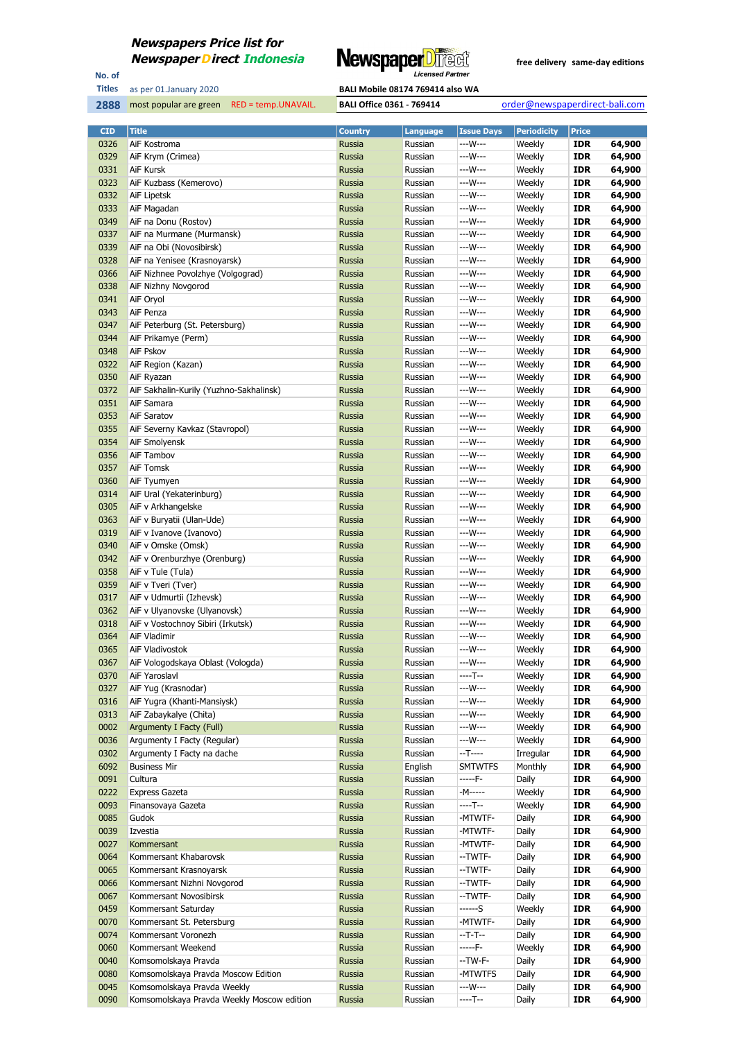**Newspapers Price list for Newspaper Direct Indonesia**

NewspaperDirect Licensed Partner

free delivery same-day editions

No. of Titles: **2888**

as per 01.January 2020

most popular are green RED = temp.UNAVAIL.

BALI Mobile 08174 769414 also WA

BALI Office 0361 - 769414

order@newspaperdirect-bali.com

| CID | Title | Country | Language | Issue Days | Periodicity | Price | |
|---|---|---|---|---|---|---|---|
| 0326 | AiF Kostroma | Russia | Russian | ---W--- | Weekly | IDR | 64,900 |
| 0329 | AiF Krym (Crimea) | Russia | Russian | ---W--- | Weekly | IDR | 64,900 |
| 0331 | AiF Kursk | Russia | Russian | ---W--- | Weekly | IDR | 64,900 |
| 0323 | AiF Kuzbass (Kemerovo) | Russia | Russian | ---W--- | Weekly | IDR | 64,900 |
| 0332 | AiF Lipetsk | Russia | Russian | ---W--- | Weekly | IDR | 64,900 |
| 0333 | AiF Magadan | Russia | Russian | ---W--- | Weekly | IDR | 64,900 |
| 0349 | AiF na Donu (Rostov) | Russia | Russian | ---W--- | Weekly | IDR | 64,900 |
| 0337 | AiF na Murmane (Murmansk) | Russia | Russian | ---W--- | Weekly | IDR | 64,900 |
| 0339 | AiF na Obi (Novosibirsk) | Russia | Russian | ---W--- | Weekly | IDR | 64,900 |
| 0328 | AiF na Yenisee (Krasnoyarsk) | Russia | Russian | ---W--- | Weekly | IDR | 64,900 |
| 0366 | AiF Nizhnee Povolzhye (Volgograd) | Russia | Russian | ---W--- | Weekly | IDR | 64,900 |
| 0338 | AiF Nizhny Novgorod | Russia | Russian | ---W--- | Weekly | IDR | 64,900 |
| 0341 | AiF Oryol | Russia | Russian | ---W--- | Weekly | IDR | 64,900 |
| 0343 | AiF Penza | Russia | Russian | ---W--- | Weekly | IDR | 64,900 |
| 0347 | AiF Peterburg (St. Petersburg) | Russia | Russian | ---W--- | Weekly | IDR | 64,900 |
| 0344 | AiF Prikamye (Perm) | Russia | Russian | ---W--- | Weekly | IDR | 64,900 |
| 0348 | AiF Pskov | Russia | Russian | ---W--- | Weekly | IDR | 64,900 |
| 0322 | AiF Region (Kazan) | Russia | Russian | ---W--- | Weekly | IDR | 64,900 |
| 0350 | AiF Ryazan | Russia | Russian | ---W--- | Weekly | IDR | 64,900 |
| 0372 | AiF Sakhalin-Kurily (Yuzhno-Sakhalinsk) | Russia | Russian | ---W--- | Weekly | IDR | 64,900 |
| 0351 | AiF Samara | Russia | Russian | ---W--- | Weekly | IDR | 64,900 |
| 0353 | AiF Saratov | Russia | Russian | ---W--- | Weekly | IDR | 64,900 |
| 0355 | AiF Severny Kavkaz (Stavropol) | Russia | Russian | ---W--- | Weekly | IDR | 64,900 |
| 0354 | AiF Smolyensk | Russia | Russian | ---W--- | Weekly | IDR | 64,900 |
| 0356 | AiF Tambov | Russia | Russian | ---W--- | Weekly | IDR | 64,900 |
| 0357 | AiF Tomsk | Russia | Russian | ---W--- | Weekly | IDR | 64,900 |
| 0360 | AiF Tyumyen | Russia | Russian | ---W--- | Weekly | IDR | 64,900 |
| 0314 | AiF Ural (Yekaterinburg) | Russia | Russian | ---W--- | Weekly | IDR | 64,900 |
| 0305 | AiF v Arkhangelske | Russia | Russian | ---W--- | Weekly | IDR | 64,900 |
| 0363 | AiF v Buryatii (Ulan-Ude) | Russia | Russian | ---W--- | Weekly | IDR | 64,900 |
| 0319 | AiF v Ivanove (Ivanovo) | Russia | Russian | ---W--- | Weekly | IDR | 64,900 |
| 0340 | AiF v Omske (Omsk) | Russia | Russian | ---W--- | Weekly | IDR | 64,900 |
| 0342 | AiF v Orenburzhye (Orenburg) | Russia | Russian | ---W--- | Weekly | IDR | 64,900 |
| 0358 | AiF v Tule (Tula) | Russia | Russian | ---W--- | Weekly | IDR | 64,900 |
| 0359 | AiF v Tveri (Tver) | Russia | Russian | ---W--- | Weekly | IDR | 64,900 |
| 0317 | AiF v Udmurtii (Izhevsk) | Russia | Russian | ---W--- | Weekly | IDR | 64,900 |
| 0362 | AiF v Ulyanovske (Ulyanovsk) | Russia | Russian | ---W--- | Weekly | IDR | 64,900 |
| 0318 | AiF v Vostochnoy Sibiri (Irkutsk) | Russia | Russian | ---W--- | Weekly | IDR | 64,900 |
| 0364 | AiF Vladimir | Russia | Russian | ---W--- | Weekly | IDR | 64,900 |
| 0365 | AiF Vladivostok | Russia | Russian | ---W--- | Weekly | IDR | 64,900 |
| 0367 | AiF Vologodskaya Oblast (Vologda) | Russia | Russian | ---W--- | Weekly | IDR | 64,900 |
| 0370 | AiF Yaroslavl | Russia | Russian | ----T-- | Weekly | IDR | 64,900 |
| 0327 | AiF Yug (Krasnodar) | Russia | Russian | ---W--- | Weekly | IDR | 64,900 |
| 0316 | AiF Yugra (Khanti-Mansiysk) | Russia | Russian | ---W--- | Weekly | IDR | 64,900 |
| 0313 | AiF Zabaykalye (Chita) | Russia | Russian | ---W--- | Weekly | IDR | 64,900 |
| 0002 | Argumenty I Facty (Full) | Russia | Russian | ---W--- | Weekly | IDR | 64,900 |
| 0036 | Argumenty I Facty (Regular) | Russia | Russian | ---W--- | Weekly | IDR | 64,900 |
| 0302 | Argumenty I Facty na dache | Russia | Russian | --T---- | Irregular | IDR | 64,900 |
| 6092 | Business Mir | Russia | English | SMTWTFS | Monthly | IDR | 64,900 |
| 0091 | Cultura | Russia | Russian | -----F- | Daily | IDR | 64,900 |
| 0222 | Express Gazeta | Russia | Russian | -M----- | Weekly | IDR | 64,900 |
| 0093 | Finansovaya Gazeta | Russia | Russian | ----T-- | Weekly | IDR | 64,900 |
| 0085 | Gudok | Russia | Russian | -MTWTF- | Daily | IDR | 64,900 |
| 0039 | Izvestia | Russia | Russian | -MTWTF- | Daily | IDR | 64,900 |
| 0027 | Kommersant | Russia | Russian | -MTWTF- | Daily | IDR | 64,900 |
| 0064 | Kommersant Khabarovsk | Russia | Russian | --TWTF- | Daily | IDR | 64,900 |
| 0065 | Kommersant Krasnoyarsk | Russia | Russian | --TWTF- | Daily | IDR | 64,900 |
| 0066 | Kommersant Nizhni Novgorod | Russia | Russian | --TWTF- | Daily | IDR | 64,900 |
| 0067 | Kommersant Novosibirsk | Russia | Russian | --TWTF- | Daily | IDR | 64,900 |
| 0459 | Kommersant Saturday | Russia | Russian | ------S | Weekly | IDR | 64,900 |
| 0070 | Kommersant St. Petersburg | Russia | Russian | -MTWTF- | Daily | IDR | 64,900 |
| 0074 | Kommersant Voronezh | Russia | Russian | --T-T-- | Daily | IDR | 64,900 |
| 0060 | Kommersant Weekend | Russia | Russian | -----F- | Weekly | IDR | 64,900 |
| 0040 | Komsomolskaya Pravda | Russia | Russian | --TW-F- | Daily | IDR | 64,900 |
| 0080 | Komsomolskaya Pravda Moscow Edition | Russia | Russian | -MTWTFS | Daily | IDR | 64,900 |
| 0045 | Komsomolskaya Pravda Weekly | Russia | Russian | ---W--- | Daily | IDR | 64,900 |
| 0090 | Komsomolskaya Pravda Weekly Moscow edition | Russia | Russian | ----T-- | Daily | IDR | 64,900 |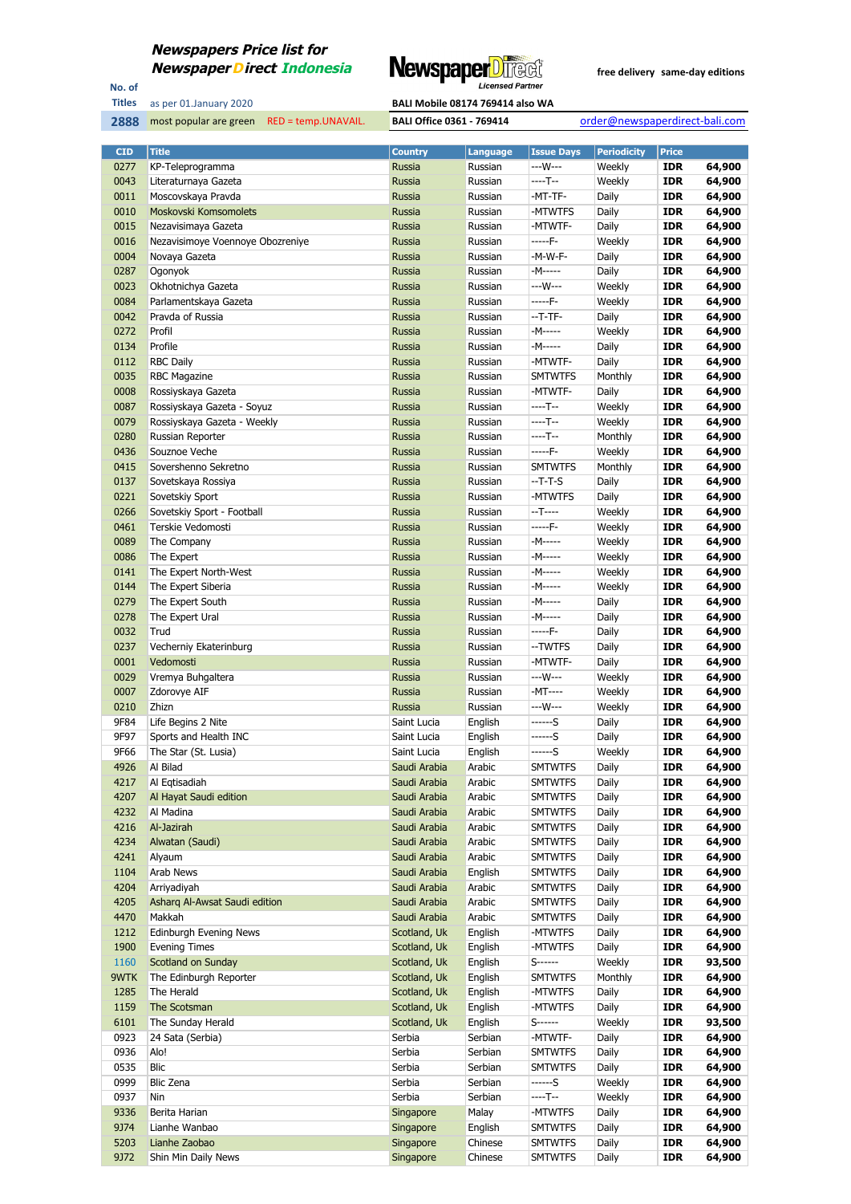# Newspapers Price list for Newspaper Direct Indonesia

No. of Titles: **2888**

as per 01.January 2020

most popular are green RED = temp.UNAVAIL.

NewspaperDirect Licensed Partner

free delivery same-day editions

BALI Mobile 08174 769414 also WA

BALI Office 0361 - 769414

order@newspaperdirect-bali.com

| CID | Title | Country | Language | Issue Days | Periodicity | Price | |
|---|---|---|---|---|---|---|---|
| 0277 | KP-Teleprogramma | Russia | Russian | ---W--- | Weekly | IDR | 64,900 |
| 0043 | Literaturnaya Gazeta | Russia | Russian | ----T-- | Weekly | IDR | 64,900 |
| 0011 | Moscovskaya Pravda | Russia | Russian | -MT-TF- | Daily | IDR | 64,900 |
| 0010 | Moskovski Komsomolets | Russia | Russian | -MTWTFS | Daily | IDR | 64,900 |
| 0015 | Nezavisimaya Gazeta | Russia | Russian | -MTWTF- | Daily | IDR | 64,900 |
| 0016 | Nezavisimoye Voennoye Obozreniye | Russia | Russian | -----F- | Weekly | IDR | 64,900 |
| 0004 | Novaya Gazeta | Russia | Russian | -M-W-F- | Daily | IDR | 64,900 |
| 0287 | Ogonyok | Russia | Russian | -M----- | Daily | IDR | 64,900 |
| 0023 | Okhotnichya Gazeta | Russia | Russian | ---W--- | Weekly | IDR | 64,900 |
| 0084 | Parlamentskaya Gazeta | Russia | Russian | -----F- | Weekly | IDR | 64,900 |
| 0042 | Pravda of Russia | Russia | Russian | --T-TF- | Daily | IDR | 64,900 |
| 0272 | Profil | Russia | Russian | -M----- | Weekly | IDR | 64,900 |
| 0134 | Profile | Russia | Russian | -M----- | Daily | IDR | 64,900 |
| 0112 | RBC Daily | Russia | Russian | -MTWTF- | Daily | IDR | 64,900 |
| 0035 | RBC Magazine | Russia | Russian | SMTWTFS | Monthly | IDR | 64,900 |
| 0008 | Rossiyskaya Gazeta | Russia | Russian | -MTWTF- | Daily | IDR | 64,900 |
| 0087 | Rossiyskaya Gazeta - Soyuz | Russia | Russian | ----T-- | Weekly | IDR | 64,900 |
| 0079 | Rossiyskaya Gazeta - Weekly | Russia | Russian | ----T-- | Weekly | IDR | 64,900 |
| 0280 | Russian Reporter | Russia | Russian | ----T-- | Monthly | IDR | 64,900 |
| 0436 | Souznoe Veche | Russia | Russian | -----F- | Weekly | IDR | 64,900 |
| 0415 | Sovershenno Sekretno | Russia | Russian | SMTWTFS | Monthly | IDR | 64,900 |
| 0137 | Sovetskaya Rossiya | Russia | Russian | --T-T-S | Daily | IDR | 64,900 |
| 0221 | Sovetskiy Sport | Russia | Russian | -MTWTFS | Daily | IDR | 64,900 |
| 0266 | Sovetskiy Sport - Football | Russia | Russian | --T---- | Weekly | IDR | 64,900 |
| 0461 | Terskie Vedomosti | Russia | Russian | -----F- | Weekly | IDR | 64,900 |
| 0089 | The Company | Russia | Russian | -M----- | Weekly | IDR | 64,900 |
| 0086 | The Expert | Russia | Russian | -M----- | Weekly | IDR | 64,900 |
| 0141 | The Expert North-West | Russia | Russian | -M----- | Weekly | IDR | 64,900 |
| 0144 | The Expert Siberia | Russia | Russian | -M----- | Weekly | IDR | 64,900 |
| 0279 | The Expert South | Russia | Russian | -M----- | Daily | IDR | 64,900 |
| 0278 | The Expert Ural | Russia | Russian | -M----- | Daily | IDR | 64,900 |
| 0032 | Trud | Russia | Russian | -----F- | Daily | IDR | 64,900 |
| 0237 | Vecherniy Ekaterinburg | Russia | Russian | --TWTFS | Daily | IDR | 64,900 |
| 0001 | Vedomosti | Russia | Russian | -MTWTF- | Daily | IDR | 64,900 |
| 0029 | Vremya Buhgaltera | Russia | Russian | ---W--- | Weekly | IDR | 64,900 |
| 0007 | Zdorovye AIF | Russia | Russian | -MT---- | Weekly | IDR | 64,900 |
| 0210 | Zhizn | Russia | Russian | ---W--- | Weekly | IDR | 64,900 |
| 9F84 | Life Begins 2 Nite | Saint Lucia | English | ------S | Daily | IDR | 64,900 |
| 9F97 | Sports and Health INC | Saint Lucia | English | ------S | Daily | IDR | 64,900 |
| 9F66 | The Star (St. Lusia) | Saint Lucia | English | ------S | Weekly | IDR | 64,900 |
| 4926 | Al Bilad | Saudi Arabia | Arabic | SMTWTFS | Daily | IDR | 64,900 |
| 4217 | Al Eqtisadiah | Saudi Arabia | Arabic | SMTWTFS | Daily | IDR | 64,900 |
| 4207 | Al Hayat Saudi edition | Saudi Arabia | Arabic | SMTWTFS | Daily | IDR | 64,900 |
| 4232 | Al Madina | Saudi Arabia | Arabic | SMTWTFS | Daily | IDR | 64,900 |
| 4216 | Al-Jazirah | Saudi Arabia | Arabic | SMTWTFS | Daily | IDR | 64,900 |
| 4234 | Alwatan (Saudi) | Saudi Arabia | Arabic | SMTWTFS | Daily | IDR | 64,900 |
| 4241 | Alyaum | Saudi Arabia | Arabic | SMTWTFS | Daily | IDR | 64,900 |
| 1104 | Arab News | Saudi Arabia | English | SMTWTFS | Daily | IDR | 64,900 |
| 4204 | Arriyadiyah | Saudi Arabia | Arabic | SMTWTFS | Daily | IDR | 64,900 |
| 4205 | Asharq Al-Awsat Saudi edition | Saudi Arabia | Arabic | SMTWTFS | Daily | IDR | 64,900 |
| 4470 | Makkah | Saudi Arabia | Arabic | SMTWTFS | Daily | IDR | 64,900 |
| 1212 | Edinburgh Evening News | Scotland, Uk | English | -MTWTFS | Daily | IDR | 64,900 |
| 1900 | Evening Times | Scotland, Uk | English | -MTWTFS | Daily | IDR | 64,900 |
| 1160 | Scotland on Sunday | Scotland, Uk | English | S------ | Weekly | IDR | 93,500 |
| 9WTK | The Edinburgh Reporter | Scotland, Uk | English | SMTWTFS | Monthly | IDR | 64,900 |
| 1285 | The Herald | Scotland, Uk | English | -MTWTFS | Daily | IDR | 64,900 |
| 1159 | The Scotsman | Scotland, Uk | English | -MTWTFS | Daily | IDR | 64,900 |
| 6101 | The Sunday Herald | Scotland, Uk | English | S------ | Weekly | IDR | 93,500 |
| 0923 | 24 Sata (Serbia) | Serbia | Serbian | -MTWTF- | Daily | IDR | 64,900 |
| 0936 | Alo! | Serbia | Serbian | SMTWTFS | Daily | IDR | 64,900 |
| 0535 | Blic | Serbia | Serbian | SMTWTFS | Daily | IDR | 64,900 |
| 0999 | Blic Zena | Serbia | Serbian | ------S | Weekly | IDR | 64,900 |
| 0937 | Nin | Serbia | Serbian | ----T-- | Weekly | IDR | 64,900 |
| 9336 | Berita Harian | Singapore | Malay | -MTWTFS | Daily | IDR | 64,900 |
| 9J74 | Lianhe Wanbao | Singapore | English | SMTWTFS | Daily | IDR | 64,900 |
| 5203 | Lianhe Zaobao | Singapore | Chinese | SMTWTFS | Daily | IDR | 64,900 |
| 9J72 | Shin Min Daily News | Singapore | Chinese | SMTWTFS | Daily | IDR | 64,900 |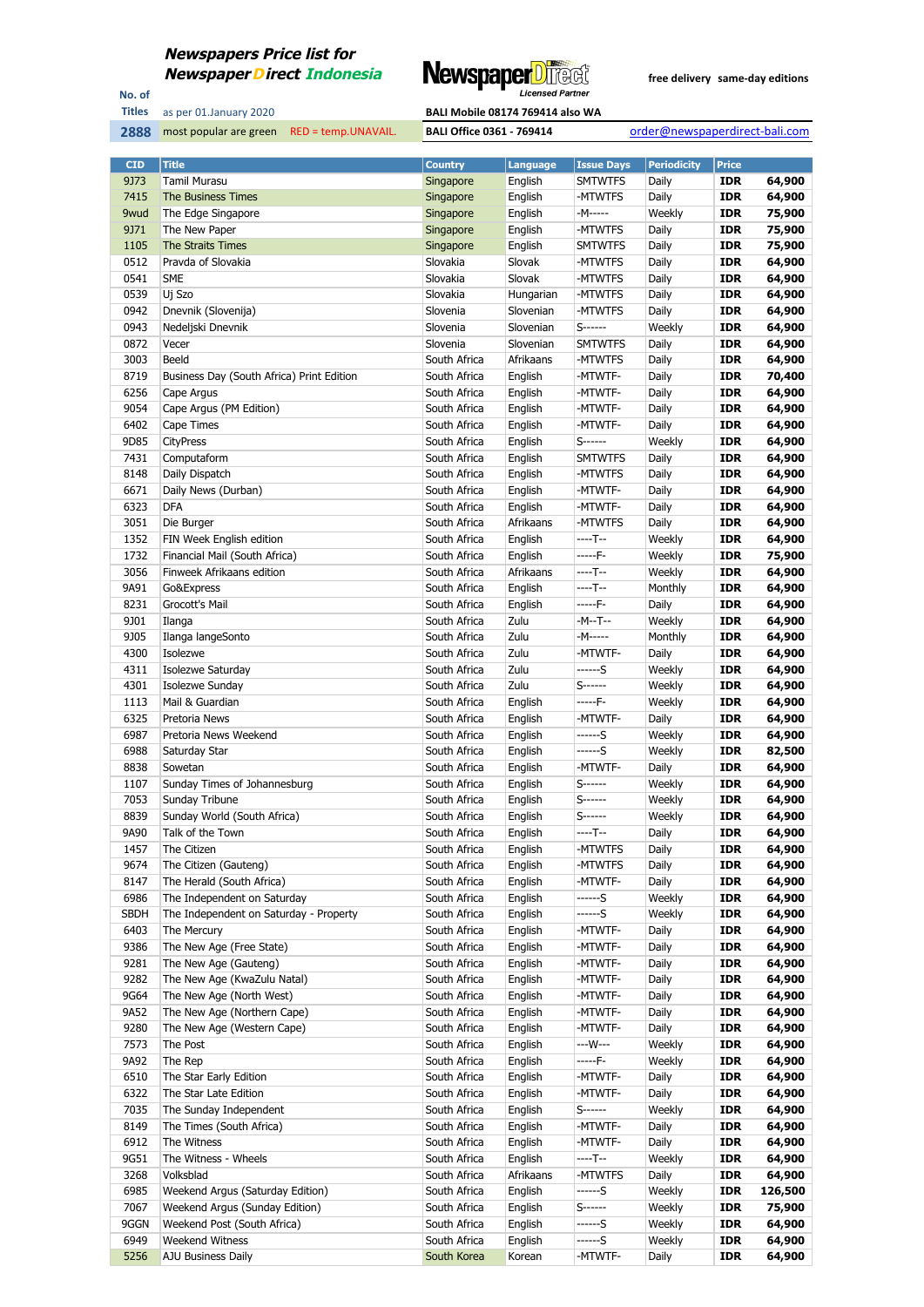**Newspapers Price list for NewspaperDirect Indonesia**

No. of Titles: **2888**

as per 01.January 2020

most popular are green RED = temp.UNAVAIL.

NewspaperDirect Licensed Partner

free delivery same-day editions

BALI Mobile 08174 769414 also WA

BALI Office 0361 - 769414

order@newspaperdirect-bali.com

| CID | Title | Country | Language | Issue Days | Periodicity | Price | |
|---|---|---|---|---|---|---|---|
| 9J73 | Tamil Murasu | Singapore | English | SMTWTFS | Daily | IDR | 64,900 |
| 7415 | The Business Times | Singapore | English | -MTWTFS | Daily | IDR | 64,900 |
| 9wud | The Edge Singapore | Singapore | English | -M----- | Weekly | IDR | 75,900 |
| 9J71 | The New Paper | Singapore | English | -MTWTFS | Daily | IDR | 75,900 |
| 1105 | The Straits Times | Singapore | English | SMTWTFS | Daily | IDR | 75,900 |
| 0512 | Pravda of Slovakia | Slovakia | Slovak | -MTWTFS | Daily | IDR | 64,900 |
| 0541 | SME | Slovakia | Slovak | -MTWTFS | Daily | IDR | 64,900 |
| 0539 | Uj Szo | Slovakia | Hungarian | -MTWTFS | Daily | IDR | 64,900 |
| 0942 | Dnevnik (Slovenija) | Slovenia | Slovenian | -MTWTFS | Daily | IDR | 64,900 |
| 0943 | Nedeljski Dnevnik | Slovenia | Slovenian | S------ | Weekly | IDR | 64,900 |
| 0872 | Vecer | Slovenia | Slovenian | SMTWTFS | Daily | IDR | 64,900 |
| 3003 | Beeld | South Africa | Afrikaans | -MTWTFS | Daily | IDR | 64,900 |
| 8719 | Business Day (South Africa) Print Edition | South Africa | English | -MTWTF- | Daily | IDR | 70,400 |
| 6256 | Cape Argus | South Africa | English | -MTWTF- | Daily | IDR | 64,900 |
| 9054 | Cape Argus (PM Edition) | South Africa | English | -MTWTF- | Daily | IDR | 64,900 |
| 6402 | Cape Times | South Africa | English | -MTWTF- | Daily | IDR | 64,900 |
| 9D85 | CityPress | South Africa | English | S------ | Weekly | IDR | 64,900 |
| 7431 | Computaform | South Africa | English | SMTWTFS | Daily | IDR | 64,900 |
| 8148 | Daily Dispatch | South Africa | English | -MTWTFS | Daily | IDR | 64,900 |
| 6671 | Daily News (Durban) | South Africa | English | -MTWTF- | Daily | IDR | 64,900 |
| 6323 | DFA | South Africa | English | -MTWTF- | Daily | IDR | 64,900 |
| 3051 | Die Burger | South Africa | Afrikaans | -MTWTFS | Daily | IDR | 64,900 |
| 1352 | FIN Week English edition | South Africa | English | ----T-- | Weekly | IDR | 64,900 |
| 1732 | Financial Mail (South Africa) | South Africa | English | -----F- | Weekly | IDR | 75,900 |
| 3056 | Finweek Afrikaans edition | South Africa | Afrikaans | ----T-- | Weekly | IDR | 64,900 |
| 9A91 | Go&Express | South Africa | English | ----T-- | Monthly | IDR | 64,900 |
| 8231 | Grocott's Mail | South Africa | English | -----F- | Daily | IDR | 64,900 |
| 9J01 | Ilanga | South Africa | Zulu | -M--T-- | Weekly | IDR | 64,900 |
| 9J05 | Ilanga langeSonto | South Africa | Zulu | -M----- | Monthly | IDR | 64,900 |
| 4300 | Isolezwe | South Africa | Zulu | -MTWTF- | Daily | IDR | 64,900 |
| 4311 | Isolezwe Saturday | South Africa | Zulu | ------S | Weekly | IDR | 64,900 |
| 4301 | Isolezwe Sunday | South Africa | Zulu | S------ | Weekly | IDR | 64,900 |
| 1113 | Mail & Guardian | South Africa | English | -----F- | Weekly | IDR | 64,900 |
| 6325 | Pretoria News | South Africa | English | -MTWTF- | Daily | IDR | 64,900 |
| 6987 | Pretoria News Weekend | South Africa | English | ------S | Weekly | IDR | 64,900 |
| 6988 | Saturday Star | South Africa | English | ------S | Weekly | IDR | 82,500 |
| 8838 | Sowetan | South Africa | English | -MTWTF- | Daily | IDR | 64,900 |
| 1107 | Sunday Times of Johannesburg | South Africa | English | S------ | Weekly | IDR | 64,900 |
| 7053 | Sunday Tribune | South Africa | English | S------ | Weekly | IDR | 64,900 |
| 8839 | Sunday World (South Africa) | South Africa | English | S------ | Weekly | IDR | 64,900 |
| 9A90 | Talk of the Town | South Africa | English | ----T-- | Daily | IDR | 64,900 |
| 1457 | The Citizen | South Africa | English | -MTWTFS | Daily | IDR | 64,900 |
| 9674 | The Citizen (Gauteng) | South Africa | English | -MTWTFS | Daily | IDR | 64,900 |
| 8147 | The Herald (South Africa) | South Africa | English | -MTWTF- | Daily | IDR | 64,900 |
| 6986 | The Independent on Saturday | South Africa | English | ------S | Weekly | IDR | 64,900 |
| SBDH | The Independent on Saturday - Property | South Africa | English | ------S | Weekly | IDR | 64,900 |
| 6403 | The Mercury | South Africa | English | -MTWTF- | Daily | IDR | 64,900 |
| 9386 | The New Age (Free State) | South Africa | English | -MTWTF- | Daily | IDR | 64,900 |
| 9281 | The New Age (Gauteng) | South Africa | English | -MTWTF- | Daily | IDR | 64,900 |
| 9282 | The New Age (KwaZulu Natal) | South Africa | English | -MTWTF- | Daily | IDR | 64,900 |
| 9G64 | The New Age (North West) | South Africa | English | -MTWTF- | Daily | IDR | 64,900 |
| 9A52 | The New Age (Northern Cape) | South Africa | English | -MTWTF- | Daily | IDR | 64,900 |
| 9280 | The New Age (Western Cape) | South Africa | English | -MTWTF- | Daily | IDR | 64,900 |
| 7573 | The Post | South Africa | English | ---W--- | Weekly | IDR | 64,900 |
| 9A92 | The Rep | South Africa | English | -----F- | Weekly | IDR | 64,900 |
| 6510 | The Star Early Edition | South Africa | English | -MTWTF- | Daily | IDR | 64,900 |
| 6322 | The Star Late Edition | South Africa | English | -MTWTF- | Daily | IDR | 64,900 |
| 7035 | The Sunday Independent | South Africa | English | S------ | Weekly | IDR | 64,900 |
| 8149 | The Times (South Africa) | South Africa | English | -MTWTF- | Daily | IDR | 64,900 |
| 6912 | The Witness | South Africa | English | -MTWTF- | Daily | IDR | 64,900 |
| 9G51 | The Witness - Wheels | South Africa | English | ----T-- | Weekly | IDR | 64,900 |
| 3268 | Volksblad | South Africa | Afrikaans | -MTWTFS | Daily | IDR | 64,900 |
| 6985 | Weekend Argus (Saturday Edition) | South Africa | English | ------S | Weekly | IDR | 126,500 |
| 7067 | Weekend Argus (Sunday Edition) | South Africa | English | S------ | Weekly | IDR | 75,900 |
| 9GGN | Weekend Post (South Africa) | South Africa | English | ------S | Weekly | IDR | 64,900 |
| 6949 | Weekend Witness | South Africa | English | ------S | Weekly | IDR | 64,900 |
| 5256 | AJU Business Daily | South Korea | Korean | -MTWTF- | Daily | IDR | 64,900 |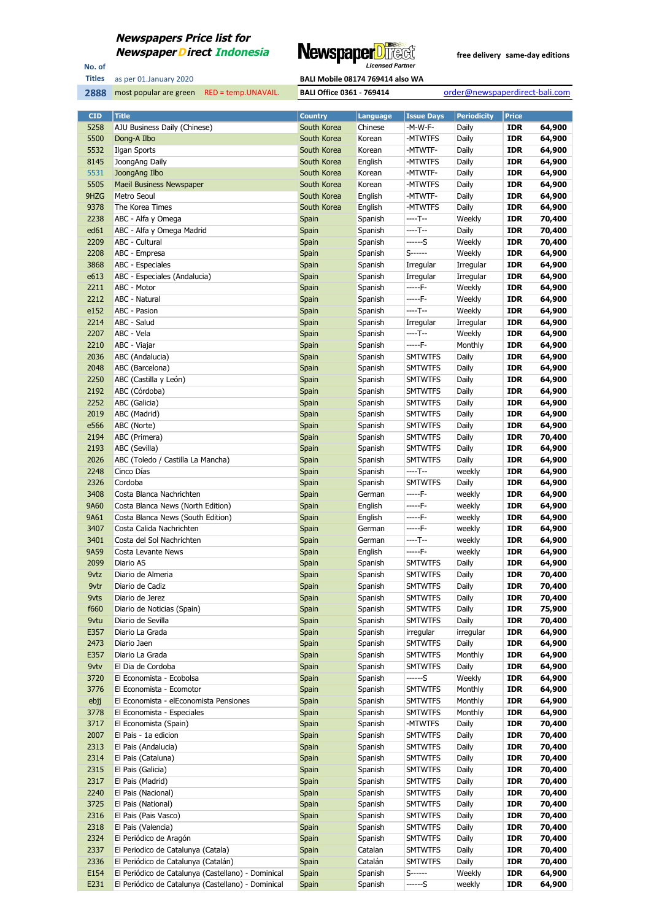# Newspapers Price list for Newspaper Direct Indonesia

**No. of Titles** as per 01.January 2020

**2888** most popular are green RED = temp.UNAVAIL.

free delivery same-day editions

Licensed Partner

BALI Mobile 08174 769414 also WA

BALI Office 0361 - 769414 order@newspaperdirect-bali.com

| CID | Title | Country | Language | Issue Days | Periodicity | Price | |
|---|---|---|---|---|---|---|---|
| 5258 | AJU Business Daily (Chinese) | South Korea | Chinese | -M-W-F- | Daily | IDR | 64,900 |
| 5500 | Dong-A Ilbo | South Korea | Korean | -MTWTFS | Daily | IDR | 64,900 |
| 5532 | Ilgan Sports | South Korea | Korean | -MTWTF- | Daily | IDR | 64,900 |
| 8145 | JoongAng Daily | South Korea | English | -MTWTFS | Daily | IDR | 64,900 |
| 5531 | JoongAng Ilbo | South Korea | Korean | -MTWTF- | Daily | IDR | 64,900 |
| 5505 | Maeil Business Newspaper | South Korea | Korean | -MTWTFS | Daily | IDR | 64,900 |
| 9HZG | Metro Seoul | South Korea | English | -MTWTF- | Daily | IDR | 64,900 |
| 9378 | The Korea Times | South Korea | English | -MTWTFS | Daily | IDR | 64,900 |
| 2238 | ABC - Alfa y Omega | Spain | Spanish | ----T-- | Weekly | IDR | 70,400 |
| ed61 | ABC - Alfa y Omega Madrid | Spain | Spanish | ----T-- | Daily | IDR | 70,400 |
| 2209 | ABC - Cultural | Spain | Spanish | ------S | Weekly | IDR | 70,400 |
| 2208 | ABC - Empresa | Spain | Spanish | S------ | Weekly | IDR | 64,900 |
| 3868 | ABC - Especiales | Spain | Spanish | Irregular | Irregular | IDR | 64,900 |
| e613 | ABC - Especiales (Andalucia) | Spain | Spanish | Irregular | Irregular | IDR | 64,900 |
| 2211 | ABC - Motor | Spain | Spanish | -----F- | Weekly | IDR | 64,900 |
| 2212 | ABC - Natural | Spain | Spanish | -----F- | Weekly | IDR | 64,900 |
| e152 | ABC - Pasion | Spain | Spanish | ----T-- | Weekly | IDR | 64,900 |
| 2214 | ABC - Salud | Spain | Spanish | Irregular | Irregular | IDR | 64,900 |
| 2207 | ABC - Vela | Spain | Spanish | ----T-- | Weekly | IDR | 64,900 |
| 2210 | ABC - Viajar | Spain | Spanish | -----F- | Monthly | IDR | 64,900 |
| 2036 | ABC (Andalucia) | Spain | Spanish | SMTWTFS | Daily | IDR | 64,900 |
| 2048 | ABC (Barcelona) | Spain | Spanish | SMTWTFS | Daily | IDR | 64,900 |
| 2250 | ABC (Castilla y León) | Spain | Spanish | SMTWTFS | Daily | IDR | 64,900 |
| 2192 | ABC (Córdoba) | Spain | Spanish | SMTWTFS | Daily | IDR | 64,900 |
| 2252 | ABC (Galicia) | Spain | Spanish | SMTWTFS | Daily | IDR | 64,900 |
| 2019 | ABC (Madrid) | Spain | Spanish | SMTWTFS | Daily | IDR | 64,900 |
| e566 | ABC (Norte) | Spain | Spanish | SMTWTFS | Daily | IDR | 64,900 |
| 2194 | ABC (Primera) | Spain | Spanish | SMTWTFS | Daily | IDR | 70,400 |
| 2193 | ABC (Sevilla) | Spain | Spanish | SMTWTFS | Daily | IDR | 64,900 |
| 2026 | ABC (Toledo / Castilla La Mancha) | Spain | Spanish | SMTWTFS | Daily | IDR | 64,900 |
| 2248 | Cinco Días | Spain | Spanish | ----T-- | weekly | IDR | 64,900 |
| 2326 | Cordoba | Spain | Spanish | SMTWTFS | Daily | IDR | 64,900 |
| 3408 | Costa Blanca Nachrichten | Spain | German | -----F- | weekly | IDR | 64,900 |
| 9A60 | Costa Blanca News (North Edition) | Spain | English | -----F- | weekly | IDR | 64,900 |
| 9A61 | Costa Blanca News (South Edition) | Spain | English | -----F- | weekly | IDR | 64,900 |
| 3407 | Costa Calida Nachrichten | Spain | German | -----F- | weekly | IDR | 64,900 |
| 3401 | Costa del Sol Nachrichten | Spain | German | ----T-- | weekly | IDR | 64,900 |
| 9A59 | Costa Levante News | Spain | English | -----F- | weekly | IDR | 64,900 |
| 2099 | Diario AS | Spain | Spanish | SMTWTFS | Daily | IDR | 64,900 |
| 9vtz | Diario de Almeria | Spain | Spanish | SMTWTFS | Daily | IDR | 70,400 |
| 9vtr | Diario de Cadiz | Spain | Spanish | SMTWTFS | Daily | IDR | 70,400 |
| 9vts | Diario de Jerez | Spain | Spanish | SMTWTFS | Daily | IDR | 70,400 |
| f660 | Diario de Noticias (Spain) | Spain | Spanish | SMTWTFS | Daily | IDR | 75,900 |
| 9vtu | Diario de Sevilla | Spain | Spanish | SMTWTFS | Daily | IDR | 70,400 |
| E357 | Diario La Grada | Spain | Spanish | irregular | irregular | IDR | 64,900 |
| 2473 | Diario Jaen | Spain | Spanish | SMTWTFS | Daily | IDR | 64,900 |
| E357 | Diario La Grada | Spain | Spanish | SMTWTFS | Monthly | IDR | 64,900 |
| 9vtv | El Dia de Cordoba | Spain | Spanish | SMTWTFS | Daily | IDR | 64,900 |
| 3720 | El Economista - Ecobolsa | Spain | Spanish | ------S | Weekly | IDR | 64,900 |
| 3776 | El Economista - Ecomotor | Spain | Spanish | SMTWTFS | Monthly | IDR | 64,900 |
| ebjj | El Economista - elEconomista Pensiones | Spain | Spanish | SMTWTFS | Monthly | IDR | 64,900 |
| 3778 | El Economista - Especiales | Spain | Spanish | SMTWTFS | Monthly | IDR | 64,900 |
| 3717 | El Economista (Spain) | Spain | Spanish | -MTWTFS | Daily | IDR | 70,400 |
| 2007 | El Pais - 1a edicion | Spain | Spanish | SMTWTFS | Daily | IDR | 70,400 |
| 2313 | El Pais (Andalucia) | Spain | Spanish | SMTWTFS | Daily | IDR | 70,400 |
| 2314 | El Pais (Cataluna) | Spain | Spanish | SMTWTFS | Daily | IDR | 70,400 |
| 2315 | El Pais (Galicia) | Spain | Spanish | SMTWTFS | Daily | IDR | 70,400 |
| 2317 | El Pais (Madrid) | Spain | Spanish | SMTWTFS | Daily | IDR | 70,400 |
| 2240 | El Pais (Nacional) | Spain | Spanish | SMTWTFS | Daily | IDR | 70,400 |
| 3725 | El Pais (National) | Spain | Spanish | SMTWTFS | Daily | IDR | 70,400 |
| 2316 | El Pais (Pais Vasco) | Spain | Spanish | SMTWTFS | Daily | IDR | 70,400 |
| 2318 | El Pais (Valencia) | Spain | Spanish | SMTWTFS | Daily | IDR | 70,400 |
| 2324 | El Periódico de Aragón | Spain | Spanish | SMTWTFS | Daily | IDR | 70,400 |
| 2337 | El Periodico de Catalunya (Catala) | Spain | Catalan | SMTWTFS | Daily | IDR | 70,400 |
| 2336 | El Periódico de Catalunya (Catalán) | Spain | Catalán | SMTWTFS | Daily | IDR | 70,400 |
| E154 | El Periódico de Catalunya (Castellano) - Dominical | Spain | Spanish | S------ | Weekly | IDR | 64,900 |
| E231 | El Periódico de Catalunya (Castellano) - Dominical | Spain | Spanish | ------S | weekly | IDR | 64,900 |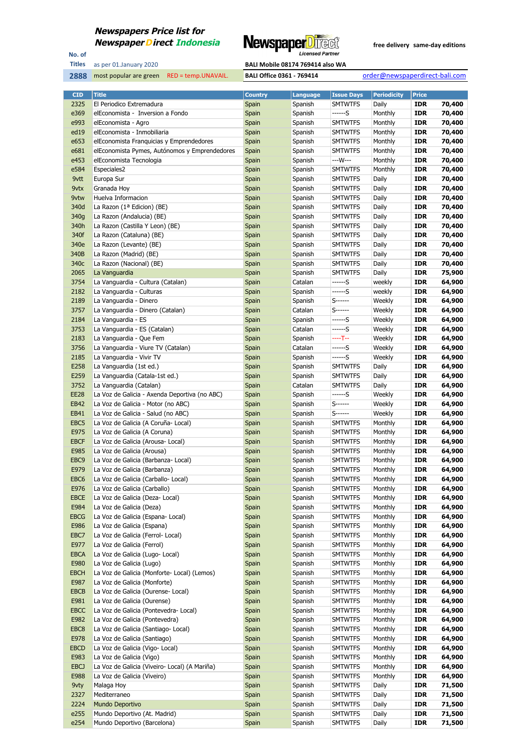**Newspapers Price list for NewspaperDirect Indonesia**

**Newspaper Direct** *Licensed Partner*

free delivery same-day editions

No. of Titles **2888**

as per 01.January 2020

most popular are green RED = temp.UNAVAIL.

BALI Mobile 08174 769414 also WA

BALI Office 0361 - 769414

order@newspaperdirect-bali.com

| CID | Title | Country | Language | Issue Days | Periodicity | Price | |
|---|---|---|---|---|---|---|---|
| 2325 | El Periodico Extremadura | Spain | Spanish | SMTWTFS | Daily | IDR | 70,400 |
| e369 | elEconomista - Inversion a Fondo | Spain | Spanish | ------S | Monthly | IDR | 70,400 |
| e993 | elEconomista - Agro | Spain | Spanish | SMTWTFS | Monthly | IDR | 70,400 |
| ed19 | elEconomista - Inmobiliaria | Spain | Spanish | SMTWTFS | Monthly | IDR | 70,400 |
| e653 | elEconomista Franquicias y Emprendedores | Spain | Spanish | SMTWTFS | Monthly | IDR | 70,400 |
| e681 | elEconomista Pymes, Autónomos y Emprendedores | Spain | Spanish | SMTWTFS | Monthly | IDR | 70,400 |
| e453 | elEconomista Tecnologia | Spain | Spanish | ---W--- | Monthly | IDR | 70,400 |
| e584 | Especiales2 | Spain | Spanish | SMTWTFS | Monthly | IDR | 70,400 |
| 9vtt | Europa Sur | Spain | Spanish | SMTWTFS | Daily | IDR | 70,400 |
| 9vtx | Granada Hoy | Spain | Spanish | SMTWTFS | Daily | IDR | 70,400 |
| 9vtw | Huelva Informacion | Spain | Spanish | SMTWTFS | Daily | IDR | 70,400 |
| 340d | La Razon (1ª Edicion) (BE) | Spain | Spanish | SMTWTFS | Daily | IDR | 70,400 |
| 340g | La Razon (Andalucia) (BE) | Spain | Spanish | SMTWTFS | Daily | IDR | 70,400 |
| 340h | La Razon (Castilla Y Leon) (BE) | Spain | Spanish | SMTWTFS | Daily | IDR | 70,400 |
| 340f | La Razon (Cataluna) (BE) | Spain | Spanish | SMTWTFS | Daily | IDR | 70,400 |
| 340e | La Razon (Levante) (BE) | Spain | Spanish | SMTWTFS | Daily | IDR | 70,400 |
| 340B | La Razon (Madrid) (BE) | Spain | Spanish | SMTWTFS | Daily | IDR | 70,400 |
| 340c | La Razon (Nacional) (BE) | Spain | Spanish | SMTWTFS | Daily | IDR | 70,400 |
| 2065 | La Vanguardia | Spain | Spanish | SMTWTFS | Daily | IDR | 75,900 |
| 3754 | La Vanguardia - Cultura (Catalan) | Spain | Catalan | ------S | weekly | IDR | 64,900 |
| 2182 | La Vanguardia - Culturas | Spain | Spanish | ------S | weekly | IDR | 64,900 |
| 2189 | La Vanguardia - Dinero | Spain | Spanish | S------ | Weekly | IDR | 64,900 |
| 3757 | La Vanguardia - Dinero (Catalan) | Spain | Catalan | S------ | Weekly | IDR | 64,900 |
| 2184 | La Vanguardia - ES | Spain | Spanish | ------S | Weekly | IDR | 64,900 |
| 3753 | La Vanguardia - ES (Catalan) | Spain | Catalan | ------S | Weekly | IDR | 64,900 |
| 2183 | La Vanguardia - Que Fem | Spain | Spanish | ----T-- | Weekly | IDR | 64,900 |
| 3756 | La Vanguardia - Viure TV (Catalan) | Spain | Catalan | ------S | Weekly | IDR | 64,900 |
| 2185 | La Vanguardia - Vivir TV | Spain | Spanish | ------S | Weekly | IDR | 64,900 |
| E258 | La Vanguardia (1st ed.) | Spain | Spanish | SMTWTFS | Daily | IDR | 64,900 |
| E259 | La Vanguardia (Catala-1st ed.) | Spain | Spanish | SMTWTFS | Daily | IDR | 64,900 |
| 3752 | La Vanguardia (Catalan) | Spain | Catalan | SMTWTFS | Daily | IDR | 64,900 |
| EE28 | La Voz de Galicia - Axenda Deportiva (no ABC) | Spain | Spanish | ------S | Weekly | IDR | 64,900 |
| EB42 | La Voz de Galicia - Motor (no ABC) | Spain | Spanish | S------ | Weekly | IDR | 64,900 |
| EB41 | La Voz de Galicia - Salud (no ABC) | Spain | Spanish | S------ | Weekly | IDR | 64,900 |
| EBC5 | La Voz de Galicia (A Coruña- Local) | Spain | Spanish | SMTWTFS | Monthly | IDR | 64,900 |
| E975 | La Voz de Galicia (A Coruna) | Spain | Spanish | SMTWTFS | Monthly | IDR | 64,900 |
| EBCF | La Voz de Galicia (Arousa- Local) | Spain | Spanish | SMTWTFS | Monthly | IDR | 64,900 |
| E985 | La Voz de Galicia (Arousa) | Spain | Spanish | SMTWTFS | Monthly | IDR | 64,900 |
| EBC9 | La Voz de Galicia (Barbanza- Local) | Spain | Spanish | SMTWTFS | Monthly | IDR | 64,900 |
| E979 | La Voz de Galicia (Barbanza) | Spain | Spanish | SMTWTFS | Monthly | IDR | 64,900 |
| EBC6 | La Voz de Galicia (Carballo- Local) | Spain | Spanish | SMTWTFS | Monthly | IDR | 64,900 |
| E976 | La Voz de Galicia (Carballo) | Spain | Spanish | SMTWTFS | Monthly | IDR | 64,900 |
| EBCE | La Voz de Galicia (Deza- Local) | Spain | Spanish | SMTWTFS | Monthly | IDR | 64,900 |
| E984 | La Voz de Galicia (Deza) | Spain | Spanish | SMTWTFS | Monthly | IDR | 64,900 |
| EBCG | La Voz de Galicia (Espana- Local) | Spain | Spanish | SMTWTFS | Monthly | IDR | 64,900 |
| E986 | La Voz de Galicia (Espana) | Spain | Spanish | SMTWTFS | Monthly | IDR | 64,900 |
| EBC7 | La Voz de Galicia (Ferrol- Local) | Spain | Spanish | SMTWTFS | Monthly | IDR | 64,900 |
| E977 | La Voz de Galicia (Ferrol) | Spain | Spanish | SMTWTFS | Monthly | IDR | 64,900 |
| EBCA | La Voz de Galicia (Lugo- Local) | Spain | Spanish | SMTWTFS | Monthly | IDR | 64,900 |
| E980 | La Voz de Galicia (Lugo) | Spain | Spanish | SMTWTFS | Monthly | IDR | 64,900 |
| EBCH | La Voz de Galicia (Monforte- Local) (Lemos) | Spain | Spanish | SMTWTFS | Monthly | IDR | 64,900 |
| E987 | La Voz de Galicia (Monforte) | Spain | Spanish | SMTWTFS | Monthly | IDR | 64,900 |
| EBCB | La Voz de Galicia (Ourense- Local) | Spain | Spanish | SMTWTFS | Monthly | IDR | 64,900 |
| E981 | La Voz de Galicia (Ourense) | Spain | Spanish | SMTWTFS | Monthly | IDR | 64,900 |
| EBCC | La Voz de Galicia (Pontevedra- Local) | Spain | Spanish | SMTWTFS | Monthly | IDR | 64,900 |
| E982 | La Voz de Galicia (Pontevedra) | Spain | Spanish | SMTWTFS | Monthly | IDR | 64,900 |
| EBC8 | La Voz de Galicia (Santiago- Local) | Spain | Spanish | SMTWTFS | Monthly | IDR | 64,900 |
| E978 | La Voz de Galicia (Santiago) | Spain | Spanish | SMTWTFS | Monthly | IDR | 64,900 |
| EBCD | La Voz de Galicia (Vigo- Local) | Spain | Spanish | SMTWTFS | Monthly | IDR | 64,900 |
| E983 | La Voz de Galicia (Vigo) | Spain | Spanish | SMTWTFS | Monthly | IDR | 64,900 |
| EBCJ | La Voz de Galicia (Viveiro- Local) (A Mariña) | Spain | Spanish | SMTWTFS | Monthly | IDR | 64,900 |
| E988 | La Voz de Galicia (Viveiro) | Spain | Spanish | SMTWTFS | Monthly | IDR | 64,900 |
| 9vty | Malaga Hoy | Spain | Spanish | SMTWTFS | Daily | IDR | 71,500 |
| 2327 | Mediterraneo | Spain | Spanish | SMTWTFS | Daily | IDR | 71,500 |
| 2224 | Mundo Deportivo | Spain | Spanish | SMTWTFS | Daily | IDR | 71,500 |
| e255 | Mundo Deportivo (At. Madrid) | Spain | Spanish | SMTWTFS | Daily | IDR | 71,500 |
| e254 | Mundo Deportivo (Barcelona) | Spain | Spanish | SMTWTFS | Daily | IDR | 71,500 |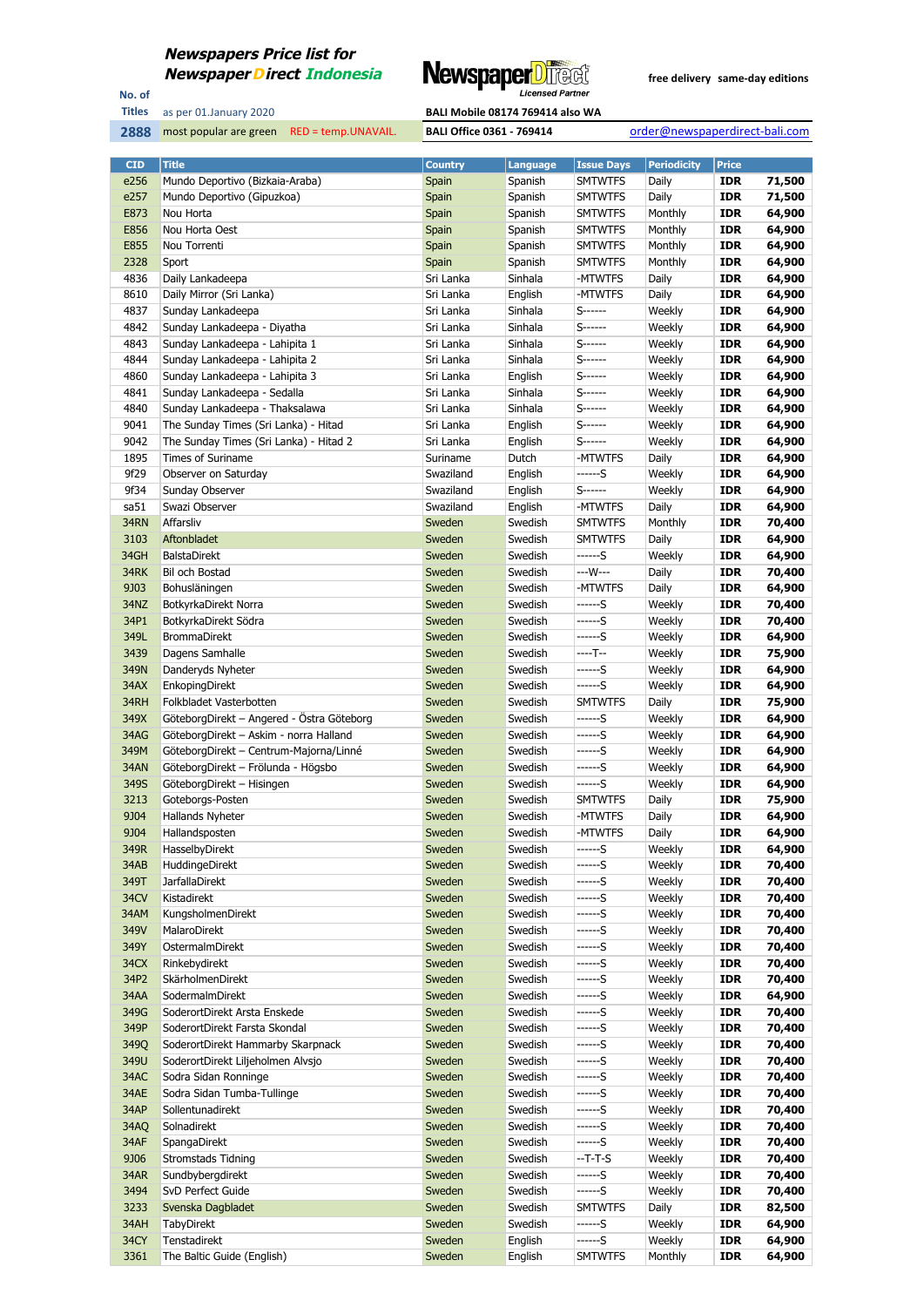**Newspapers Price list for Newspaper Direct Indonesia**

No. of Titles: **2888**

as per 01.January 2020

most popular are green    RED = temp.UNAVAIL.

NewspaperDirect Licensed Partner

free delivery  same-day editions

BALI Mobile 08174 769414 also WA

BALI Office 0361 - 769414

order@newspaperdirect-bali.com

| CID | Title | Country | Language | Issue Days | Periodicity | Price | |
|---|---|---|---|---|---|---|---|
| e256 | Mundo Deportivo (Bizkaia-Araba) | Spain | Spanish | SMTWTFS | Daily | IDR | 71,500 |
| e257 | Mundo Deportivo (Gipuzkoa) | Spain | Spanish | SMTWTFS | Daily | IDR | 71,500 |
| E873 | Nou Horta | Spain | Spanish | SMTWTFS | Monthly | IDR | 64,900 |
| E856 | Nou Horta Oest | Spain | Spanish | SMTWTFS | Monthly | IDR | 64,900 |
| E855 | Nou Torrenti | Spain | Spanish | SMTWTFS | Monthly | IDR | 64,900 |
| 2328 | Sport | Spain | Spanish | SMTWTFS | Monthly | IDR | 64,900 |
| 4836 | Daily Lankadeepa | Sri Lanka | Sinhala | -MTWTFS | Daily | IDR | 64,900 |
| 8610 | Daily Mirror (Sri Lanka) | Sri Lanka | English | -MTWTFS | Daily | IDR | 64,900 |
| 4837 | Sunday Lankadeepa | Sri Lanka | Sinhala | S------ | Weekly | IDR | 64,900 |
| 4842 | Sunday Lankadeepa - Diyatha | Sri Lanka | Sinhala | S------ | Weekly | IDR | 64,900 |
| 4843 | Sunday Lankadeepa - Lahipita 1 | Sri Lanka | Sinhala | S------ | Weekly | IDR | 64,900 |
| 4844 | Sunday Lankadeepa - Lahipita 2 | Sri Lanka | Sinhala | S------ | Weekly | IDR | 64,900 |
| 4860 | Sunday Lankadeepa - Lahipita 3 | Sri Lanka | English | S------ | Weekly | IDR | 64,900 |
| 4841 | Sunday Lankadeepa - Sedalla | Sri Lanka | Sinhala | S------ | Weekly | IDR | 64,900 |
| 4840 | Sunday Lankadeepa - Thaksalawa | Sri Lanka | Sinhala | S------ | Weekly | IDR | 64,900 |
| 9041 | The Sunday Times (Sri Lanka) - Hitad | Sri Lanka | English | S------ | Weekly | IDR | 64,900 |
| 9042 | The Sunday Times (Sri Lanka) - Hitad 2 | Sri Lanka | English | S------ | Weekly | IDR | 64,900 |
| 1895 | Times of Suriname | Suriname | Dutch | -MTWTFS | Daily | IDR | 64,900 |
| 9f29 | Observer on Saturday | Swaziland | English | ------S | Weekly | IDR | 64,900 |
| 9f34 | Sunday Observer | Swaziland | English | S------ | Weekly | IDR | 64,900 |
| sa51 | Swazi Observer | Swaziland | English | -MTWTFS | Daily | IDR | 64,900 |
| 34RN | Affarsliv | Sweden | Swedish | SMTWTFS | Monthly | IDR | 70,400 |
| 3103 | Aftonbladet | Sweden | Swedish | SMTWTFS | Daily | IDR | 64,900 |
| 34GH | BalstaDirekt | Sweden | Swedish | ------S | Weekly | IDR | 64,900 |
| 34RK | Bil och Bostad | Sweden | Swedish | ---W--- | Daily | IDR | 70,400 |
| 9J03 | Bohusläningen | Sweden | Swedish | -MTWTFS | Daily | IDR | 64,900 |
| 34NZ | BotkyrkaDirekt Norra | Sweden | Swedish | ------S | Weekly | IDR | 70,400 |
| 34P1 | BotkyrkaDirekt Södra | Sweden | Swedish | ------S | Weekly | IDR | 70,400 |
| 349L | BrommaDirekt | Sweden | Swedish | ------S | Weekly | IDR | 64,900 |
| 3439 | Dagens Samhalle | Sweden | Swedish | ----T-- | Weekly | IDR | 75,900 |
| 349N | Danderyds Nyheter | Sweden | Swedish | ------S | Weekly | IDR | 64,900 |
| 34AX | EnkopingDirekt | Sweden | Swedish | ------S | Weekly | IDR | 64,900 |
| 34RH | Folkbladet Vasterbotten | Sweden | Swedish | SMTWTFS | Daily | IDR | 75,900 |
| 349X | GöteborgDirekt – Angered - Östra Göteborg | Sweden | Swedish | ------S | Weekly | IDR | 64,900 |
| 34AG | GöteborgDirekt – Askim - norra Halland | Sweden | Swedish | ------S | Weekly | IDR | 64,900 |
| 349M | GöteborgDirekt – Centrum-Majorna/Linné | Sweden | Swedish | ------S | Weekly | IDR | 64,900 |
| 34AN | GöteborgDirekt – Frölunda - Högsbo | Sweden | Swedish | ------S | Weekly | IDR | 64,900 |
| 349S | GöteborgDirekt – Hisingen | Sweden | Swedish | ------S | Weekly | IDR | 64,900 |
| 3213 | Goteborgs-Posten | Sweden | Swedish | SMTWTFS | Daily | IDR | 75,900 |
| 9J04 | Hallands Nyheter | Sweden | Swedish | -MTWTFS | Daily | IDR | 64,900 |
| 9J04 | Hallandsposten | Sweden | Swedish | -MTWTFS | Daily | IDR | 64,900 |
| 349R | HasselbyDirekt | Sweden | Swedish | ------S | Weekly | IDR | 64,900 |
| 34AB | HuddingeDirekt | Sweden | Swedish | ------S | Weekly | IDR | 70,400 |
| 349T | JarfallaDirekt | Sweden | Swedish | ------S | Weekly | IDR | 70,400 |
| 34CV | Kistadirekt | Sweden | Swedish | ------S | Weekly | IDR | 70,400 |
| 34AM | KungsholmenDirekt | Sweden | Swedish | ------S | Weekly | IDR | 70,400 |
| 349V | MalaroDirekt | Sweden | Swedish | ------S | Weekly | IDR | 70,400 |
| 349Y | OstermalmDirekt | Sweden | Swedish | ------S | Weekly | IDR | 70,400 |
| 34CX | Rinkebydirekt | Sweden | Swedish | ------S | Weekly | IDR | 70,400 |
| 34P2 | SkärholmenDirekt | Sweden | Swedish | ------S | Weekly | IDR | 70,400 |
| 34AA | SodermalmDirekt | Sweden | Swedish | ------S | Weekly | IDR | 64,900 |
| 349G | SoderortDirekt Arsta Enskede | Sweden | Swedish | ------S | Weekly | IDR | 70,400 |
| 349P | SoderortDirekt Farsta Skondal | Sweden | Swedish | ------S | Weekly | IDR | 70,400 |
| 349Q | SoderortDirekt Hammarby Skarpnack | Sweden | Swedish | ------S | Weekly | IDR | 70,400 |
| 349U | SoderortDirekt Liljeholmen Alvsjo | Sweden | Swedish | ------S | Weekly | IDR | 70,400 |
| 34AC | Sodra Sidan Ronninge | Sweden | Swedish | ------S | Weekly | IDR | 70,400 |
| 34AE | Sodra Sidan Tumba-Tullinge | Sweden | Swedish | ------S | Weekly | IDR | 70,400 |
| 34AP | Sollentunadirekt | Sweden | Swedish | ------S | Weekly | IDR | 70,400 |
| 34AQ | Solnadirekt | Sweden | Swedish | ------S | Weekly | IDR | 70,400 |
| 34AF | SpangaDirekt | Sweden | Swedish | ------S | Weekly | IDR | 70,400 |
| 9J06 | Stromstads Tidning | Sweden | Swedish | --T-T-S | Weekly | IDR | 70,400 |
| 34AR | Sundbybergdirekt | Sweden | Swedish | ------S | Weekly | IDR | 70,400 |
| 3494 | SvD Perfect Guide | Sweden | Swedish | ------S | Weekly | IDR | 70,400 |
| 3233 | Svenska Dagbladet | Sweden | Swedish | SMTWTFS | Daily | IDR | 82,500 |
| 34AH | TabyDirekt | Sweden | Swedish | ------S | Weekly | IDR | 64,900 |
| 34CY | Tenstadirekt | Sweden | English | ------S | Weekly | IDR | 64,900 |
| 3361 | The Baltic Guide (English) | Sweden | English | SMTWTFS | Monthly | IDR | 64,900 |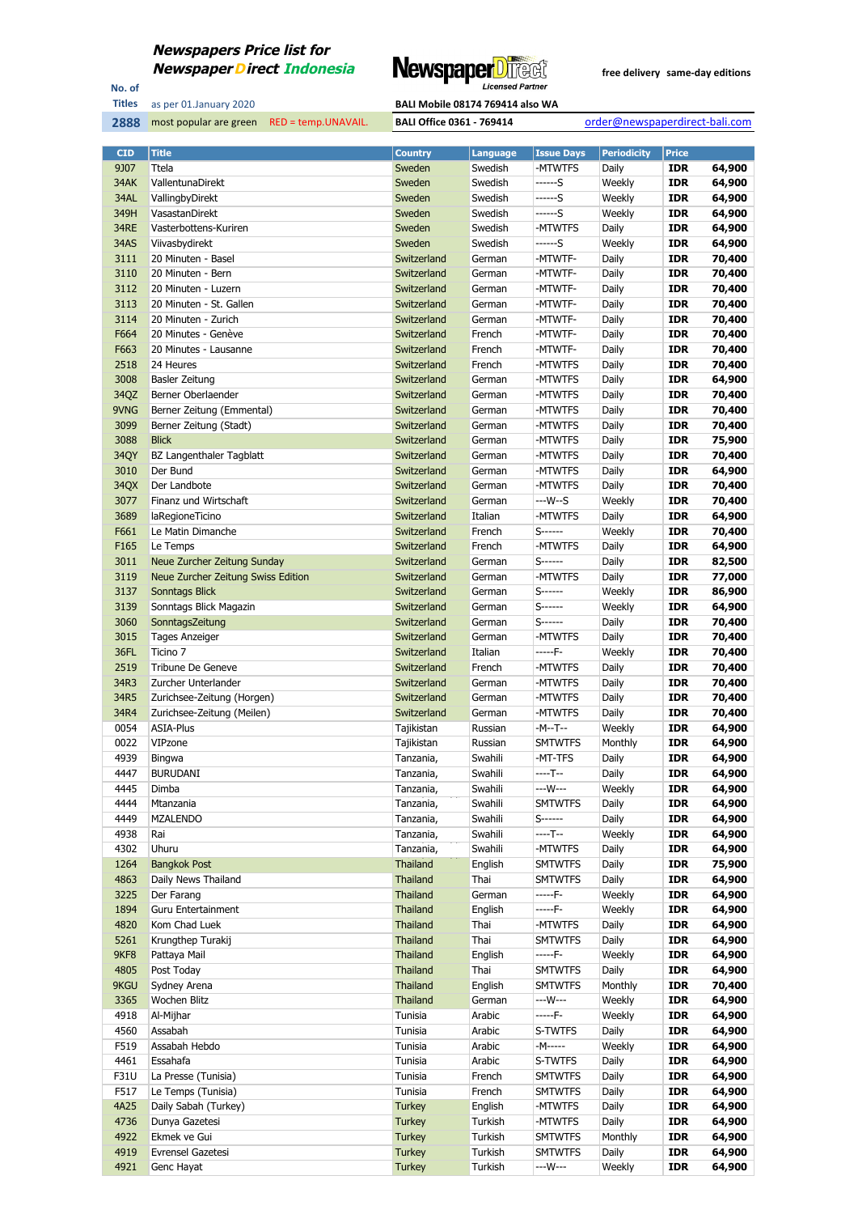**Newspapers Price list for Newspaper Direct Indonesia**

NewspaperDirect Licensed Partner

free delivery same-day editions

No. of Titles: **2888**

as per 01.January 2020

most popular are green RED = temp.UNAVAIL.

BALI Mobile 08174 769414 also WA

BALI Office 0361 - 769414

order@newspaperdirect-bali.com

| CID | Title | Country | Language | Issue Days | Periodicity | Price | |
|---|---|---|---|---|---|---|---|
| 9J07 | Ttela | Sweden | Swedish | -MTWTFS | Daily | IDR | 64,900 |
| 34AK | VallentunaDirekt | Sweden | Swedish | ------S | Weekly | IDR | 64,900 |
| 34AL | VallingbyDirekt | Sweden | Swedish | ------S | Weekly | IDR | 64,900 |
| 349H | VasastanDirekt | Sweden | Swedish | ------S | Weekly | IDR | 64,900 |
| 34RE | Vasterbottens-Kuriren | Sweden | Swedish | -MTWTFS | Daily | IDR | 64,900 |
| 34AS | Viivasbydirekt | Sweden | Swedish | ------S | Weekly | IDR | 64,900 |
| 3111 | 20 Minuten - Basel | Switzerland | German | -MTWTF- | Daily | IDR | 70,400 |
| 3110 | 20 Minuten - Bern | Switzerland | German | -MTWTF- | Daily | IDR | 70,400 |
| 3112 | 20 Minuten - Luzern | Switzerland | German | -MTWTF- | Daily | IDR | 70,400 |
| 3113 | 20 Minuten - St. Gallen | Switzerland | German | -MTWTF- | Daily | IDR | 70,400 |
| 3114 | 20 Minuten - Zurich | Switzerland | German | -MTWTF- | Daily | IDR | 70,400 |
| F664 | 20 Minutes - Genève | Switzerland | French | -MTWTF- | Daily | IDR | 70,400 |
| F663 | 20 Minutes - Lausanne | Switzerland | French | -MTWTF- | Daily | IDR | 70,400 |
| 2518 | 24 Heures | Switzerland | French | -MTWTFS | Daily | IDR | 70,400 |
| 3008 | Basler Zeitung | Switzerland | German | -MTWTFS | Daily | IDR | 64,900 |
| 34QZ | Berner Oberlaender | Switzerland | German | -MTWTFS | Daily | IDR | 70,400 |
| 9VNG | Berner Zeitung (Emmental) | Switzerland | German | -MTWTFS | Daily | IDR | 70,400 |
| 3099 | Berner Zeitung (Stadt) | Switzerland | German | -MTWTFS | Daily | IDR | 70,400 |
| 3088 | Blick | Switzerland | German | -MTWTFS | Daily | IDR | 75,900 |
| 34QY | BZ Langenthaler Tagblatt | Switzerland | German | -MTWTFS | Daily | IDR | 70,400 |
| 3010 | Der Bund | Switzerland | German | -MTWTFS | Daily | IDR | 64,900 |
| 34QX | Der Landbote | Switzerland | German | -MTWTFS | Daily | IDR | 70,400 |
| 3077 | Finanz und Wirtschaft | Switzerland | German | ---W--S | Weekly | IDR | 70,400 |
| 3689 | laRegioneTicino | Switzerland | Italian | -MTWTFS | Daily | IDR | 64,900 |
| F661 | Le Matin Dimanche | Switzerland | French | S------ | Weekly | IDR | 70,400 |
| F165 | Le Temps | Switzerland | French | -MTWTFS | Daily | IDR | 64,900 |
| 3011 | Neue Zurcher Zeitung Sunday | Switzerland | German | S------ | Daily | IDR | 82,500 |
| 3119 | Neue Zurcher Zeitung Swiss Edition | Switzerland | German | -MTWTFS | Daily | IDR | 77,000 |
| 3137 | Sonntags Blick | Switzerland | German | S------ | Weekly | IDR | 86,900 |
| 3139 | Sonntags Blick Magazin | Switzerland | German | S------ | Weekly | IDR | 64,900 |
| 3060 | SonntagsZeitung | Switzerland | German | S------ | Daily | IDR | 70,400 |
| 3015 | Tages Anzeiger | Switzerland | German | -MTWTFS | Daily | IDR | 70,400 |
| 36FL | Ticino 7 | Switzerland | Italian | -----F- | Weekly | IDR | 70,400 |
| 2519 | Tribune De Geneve | Switzerland | French | -MTWTFS | Daily | IDR | 70,400 |
| 34R3 | Zurcher Unterlander | Switzerland | German | -MTWTFS | Daily | IDR | 70,400 |
| 34R5 | Zurichsee-Zeitung (Horgen) | Switzerland | German | -MTWTFS | Daily | IDR | 70,400 |
| 34R4 | Zurichsee-Zeitung (Meilen) | Switzerland | German | -MTWTFS | Daily | IDR | 70,400 |
| 0054 | ASIA-Plus | Tajikistan | Russian | -M--T-- | Weekly | IDR | 64,900 |
| 0022 | VIPzone | Tajikistan | Russian | SMTWTFS | Monthly | IDR | 64,900 |
| 4939 | Bingwa | Tanzania, | Swahili | -MT-TFS | Daily | IDR | 64,900 |
| 4447 | BURUDANI | Tanzania, | Swahili | ----T-- | Daily | IDR | 64,900 |
| 4445 | Dimba | Tanzania, | Swahili | ---W--- | Weekly | IDR | 64,900 |
| 4444 | Mtanzania | Tanzania, | Swahili | SMTWTFS | Daily | IDR | 64,900 |
| 4449 | MZALENDO | Tanzania, | Swahili | S------ | Daily | IDR | 64,900 |
| 4938 | Rai | Tanzania, | Swahili | ----T-- | Weekly | IDR | 64,900 |
| 4302 | Uhuru | Tanzania, | Swahili | -MTWTFS | Daily | IDR | 64,900 |
| 1264 | Bangkok Post | Thailand | English | SMTWTFS | Daily | IDR | 75,900 |
| 4863 | Daily News Thailand | Thailand | Thai | SMTWTFS | Daily | IDR | 64,900 |
| 3225 | Der Farang | Thailand | German | -----F- | Weekly | IDR | 64,900 |
| 1894 | Guru Entertainment | Thailand | English | -----F- | Weekly | IDR | 64,900 |
| 4820 | Kom Chad Luek | Thailand | Thai | -MTWTFS | Daily | IDR | 64,900 |
| 5261 | Krungthep Turakij | Thailand | Thai | SMTWTFS | Daily | IDR | 64,900 |
| 9KF8 | Pattaya Mail | Thailand | English | -----F- | Weekly | IDR | 64,900 |
| 4805 | Post Today | Thailand | Thai | SMTWTFS | Daily | IDR | 64,900 |
| 9KGU | Sydney Arena | Thailand | English | SMTWTFS | Monthly | IDR | 70,400 |
| 3365 | Wochen Blitz | Thailand | German | ---W--- | Weekly | IDR | 64,900 |
| 4918 | Al-Mijhar | Tunisia | Arabic | -----F- | Weekly | IDR | 64,900 |
| 4560 | Assabah | Tunisia | Arabic | S-TWTFS | Daily | IDR | 64,900 |
| F519 | Assabah Hebdo | Tunisia | Arabic | -M----- | Weekly | IDR | 64,900 |
| 4461 | Essahafa | Tunisia | Arabic | S-TWTFS | Daily | IDR | 64,900 |
| F31U | La Presse (Tunisia) | Tunisia | French | SMTWTFS | Daily | IDR | 64,900 |
| F517 | Le Temps (Tunisia) | Tunisia | French | SMTWTFS | Daily | IDR | 64,900 |
| 4A25 | Daily Sabah (Turkey) | Turkey | English | -MTWTFS | Daily | IDR | 64,900 |
| 4736 | Dunya Gazetesi | Turkey | Turkish | -MTWTFS | Daily | IDR | 64,900 |
| 4922 | Ekmek ve Gui | Turkey | Turkish | SMTWTFS | Monthly | IDR | 64,900 |
| 4919 | Evrensel Gazetesi | Turkey | Turkish | SMTWTFS | Daily | IDR | 64,900 |
| 4921 | Genc Hayat | Turkey | Turkish | ---W--- | Weekly | IDR | 64,900 |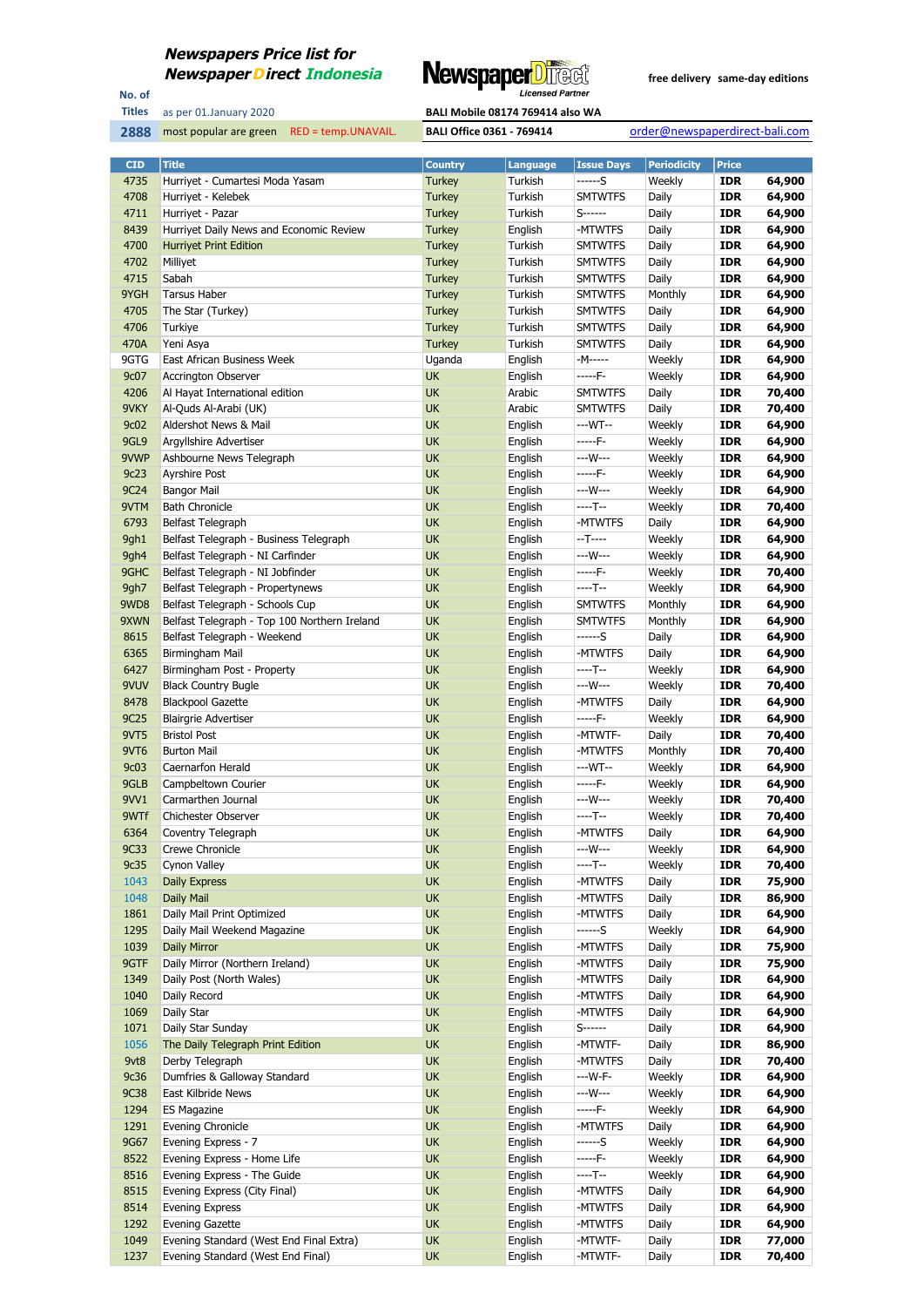## Newspapers Price list for NewspaperDirect Indonesia

NewspaperDirect Licensed Partner

free delivery same-day editions

No. of Titles: 2888

as per 01.January 2020

most popular are green RED = temp.UNAVAIL.

BALI Mobile 08174 769414 also WA

BALI Office 0361 - 769414

order@newspaperdirect-bali.com

| CID | Title | Country | Language | Issue Days | Periodicity | Price | |
|---|---|---|---|---|---|---|---|
| 4735 | Hurriyet - Cumartesi Moda Yasam | Turkey | Turkish | ------S | Weekly | IDR | 64,900 |
| 4708 | Hurriyet - Kelebek | Turkey | Turkish | SMTWTFS | Daily | IDR | 64,900 |
| 4711 | Hurriyet - Pazar | Turkey | Turkish | S------ | Daily | IDR | 64,900 |
| 8439 | Hurriyet Daily News and Economic Review | Turkey | English | -MTWTFS | Daily | IDR | 64,900 |
| 4700 | Hurriyet Print Edition | Turkey | Turkish | SMTWTFS | Daily | IDR | 64,900 |
| 4702 | Milliyet | Turkey | Turkish | SMTWTFS | Daily | IDR | 64,900 |
| 4715 | Sabah | Turkey | Turkish | SMTWTFS | Daily | IDR | 64,900 |
| 9YGH | Tarsus Haber | Turkey | Turkish | SMTWTFS | Monthly | IDR | 64,900 |
| 4705 | The Star (Turkey) | Turkey | Turkish | SMTWTFS | Daily | IDR | 64,900 |
| 4706 | Turkiye | Turkey | Turkish | SMTWTFS | Daily | IDR | 64,900 |
| 470A | Yeni Asya | Turkey | Turkish | SMTWTFS | Daily | IDR | 64,900 |
| 9GTG | East African Business Week | Uganda | English | -M----- | Weekly | IDR | 64,900 |
| 9c07 | Accrington Observer | UK | English | -----F- | Weekly | IDR | 64,900 |
| 4206 | Al Hayat International edition | UK | Arabic | SMTWTFS | Daily | IDR | 70,400 |
| 9VKY | Al-Quds Al-Arabi (UK) | UK | Arabic | SMTWTFS | Daily | IDR | 70,400 |
| 9c02 | Aldershot News & Mail | UK | English | ---WT-- | Weekly | IDR | 64,900 |
| 9GL9 | Argyllshire Advertiser | UK | English | -----F- | Weekly | IDR | 64,900 |
| 9VWP | Ashbourne News Telegraph | UK | English | ---W--- | Weekly | IDR | 64,900 |
| 9c23 | Ayrshire Post | UK | English | -----F- | Weekly | IDR | 64,900 |
| 9C24 | Bangor Mail | UK | English | ---W--- | Weekly | IDR | 64,900 |
| 9VTM | Bath Chronicle | UK | English | ----T-- | Weekly | IDR | 70,400 |
| 6793 | Belfast Telegraph | UK | English | -MTWTFS | Daily | IDR | 64,900 |
| 9gh1 | Belfast Telegraph - Business Telegraph | UK | English | --T---- | Weekly | IDR | 64,900 |
| 9gh4 | Belfast Telegraph - NI Carfinder | UK | English | ---W--- | Weekly | IDR | 64,900 |
| 9GHC | Belfast Telegraph - NI Jobfinder | UK | English | -----F- | Weekly | IDR | 70,400 |
| 9gh7 | Belfast Telegraph - Propertynews | UK | English | ----T-- | Weekly | IDR | 64,900 |
| 9WD8 | Belfast Telegraph - Schools Cup | UK | English | SMTWTFS | Monthly | IDR | 64,900 |
| 9XWN | Belfast Telegraph - Top 100 Northern Ireland | UK | English | SMTWTFS | Monthly | IDR | 64,900 |
| 8615 | Belfast Telegraph - Weekend | UK | English | ------S | Daily | IDR | 64,900 |
| 6365 | Birmingham Mail | UK | English | -MTWTFS | Daily | IDR | 64,900 |
| 6427 | Birmingham Post - Property | UK | English | ----T-- | Weekly | IDR | 64,900 |
| 9VUV | Black Country Bugle | UK | English | ---W--- | Weekly | IDR | 70,400 |
| 8478 | Blackpool Gazette | UK | English | -MTWTFS | Daily | IDR | 64,900 |
| 9C25 | Blairgrie Advertiser | UK | English | -----F- | Weekly | IDR | 64,900 |
| 9VT5 | Bristol Post | UK | English | -MTWTF- | Daily | IDR | 70,400 |
| 9VT6 | Burton Mail | UK | English | -MTWTFS | Monthly | IDR | 70,400 |
| 9c03 | Caernarfon Herald | UK | English | ---WT-- | Weekly | IDR | 64,900 |
| 9GLB | Campbeltown Courier | UK | English | -----F- | Weekly | IDR | 64,900 |
| 9VV1 | Carmarthen Journal | UK | English | ---W--- | Weekly | IDR | 70,400 |
| 9WTf | Chichester Observer | UK | English | ----T-- | Weekly | IDR | 70,400 |
| 6364 | Coventry Telegraph | UK | English | -MTWTFS | Daily | IDR | 64,900 |
| 9C33 | Crewe Chronicle | UK | English | ---W--- | Weekly | IDR | 64,900 |
| 9c35 | Cynon Valley | UK | English | ----T-- | Weekly | IDR | 70,400 |
| 1043 | Daily Express | UK | English | -MTWTFS | Daily | IDR | 75,900 |
| 1048 | Daily Mail | UK | English | -MTWTFS | Daily | IDR | 86,900 |
| 1861 | Daily Mail Print Optimized | UK | English | -MTWTFS | Daily | IDR | 64,900 |
| 1295 | Daily Mail Weekend Magazine | UK | English | ------S | Weekly | IDR | 64,900 |
| 1039 | Daily Mirror | UK | English | -MTWTFS | Daily | IDR | 75,900 |
| 9GTF | Daily Mirror (Northern Ireland) | UK | English | -MTWTFS | Daily | IDR | 75,900 |
| 1349 | Daily Post (North Wales) | UK | English | -MTWTFS | Daily | IDR | 64,900 |
| 1040 | Daily Record | UK | English | -MTWTFS | Daily | IDR | 64,900 |
| 1069 | Daily Star | UK | English | -MTWTFS | Daily | IDR | 64,900 |
| 1071 | Daily Star Sunday | UK | English | S------ | Daily | IDR | 64,900 |
| 1056 | The Daily Telegraph Print Edition | UK | English | -MTWTF- | Daily | IDR | 86,900 |
| 9vt8 | Derby Telegraph | UK | English | -MTWTFS | Daily | IDR | 70,400 |
| 9c36 | Dumfries & Galloway Standard | UK | English | ---W-F- | Weekly | IDR | 64,900 |
| 9C38 | East Kilbride News | UK | English | ---W--- | Weekly | IDR | 64,900 |
| 1294 | ES Magazine | UK | English | -----F- | Weekly | IDR | 64,900 |
| 1291 | Evening Chronicle | UK | English | -MTWTFS | Daily | IDR | 64,900 |
| 9G67 | Evening Express - 7 | UK | English | ------S | Weekly | IDR | 64,900 |
| 8522 | Evening Express - Home Life | UK | English | -----F- | Weekly | IDR | 64,900 |
| 8516 | Evening Express - The Guide | UK | English | ----T-- | Weekly | IDR | 64,900 |
| 8515 | Evening Express (City Final) | UK | English | -MTWTFS | Daily | IDR | 64,900 |
| 8514 | Evening Express | UK | English | -MTWTFS | Daily | IDR | 64,900 |
| 1292 | Evening Gazette | UK | English | -MTWTFS | Daily | IDR | 64,900 |
| 1049 | Evening Standard (West End Final Extra) | UK | English | -MTWTF- | Daily | IDR | 77,000 |
| 1237 | Evening Standard (West End Final) | UK | English | -MTWTF- | Daily | IDR | 70,400 |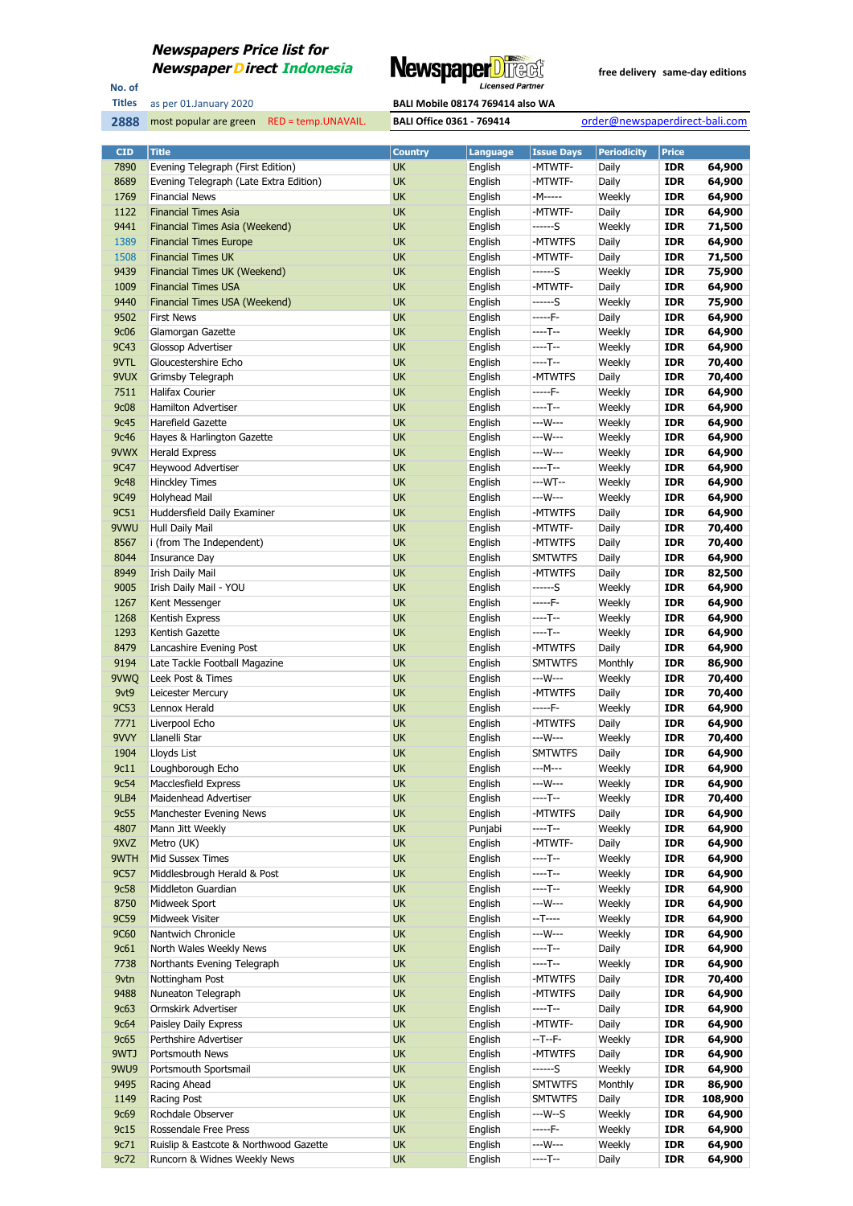**Newspapers Price list for**
**NewspaperDirect Indonesia**

NewspaperDirect Licensed Partner

free delivery same-day editions

No. of Titles: 2888

as per 01.January 2020

most popular are green RED = temp.UNAVAIL.

BALI Mobile 08174 769414 also WA

BALI Office 0361 - 769414

order@newspaperdirect-bali.com

| CID | Title | Country | Language | Issue Days | Periodicity | Price | |
|---|---|---|---|---|---|---|---|
| 7890 | Evening Telegraph (First Edition) | UK | English | -MTWTF- | Daily | IDR | 64,900 |
| 8689 | Evening Telegraph (Late Extra Edition) | UK | English | -MTWTF- | Daily | IDR | 64,900 |
| 1769 | Financial News | UK | English | -M----- | Weekly | IDR | 64,900 |
| 1122 | Financial Times Asia | UK | English | -MTWTF- | Daily | IDR | 64,900 |
| 9441 | Financial Times Asia (Weekend) | UK | English | ------S | Weekly | IDR | 71,500 |
| 1389 | Financial Times Europe | UK | English | -MTWTFS | Daily | IDR | 64,900 |
| 1508 | Financial Times UK | UK | English | -MTWTF- | Daily | IDR | 71,500 |
| 9439 | Financial Times UK (Weekend) | UK | English | ------S | Weekly | IDR | 75,900 |
| 1009 | Financial Times USA | UK | English | -MTWTF- | Daily | IDR | 64,900 |
| 9440 | Financial Times USA (Weekend) | UK | English | ------S | Weekly | IDR | 75,900 |
| 9502 | First News | UK | English | -----F- | Daily | IDR | 64,900 |
| 9c06 | Glamorgan Gazette | UK | English | ----T-- | Weekly | IDR | 64,900 |
| 9C43 | Glossop Advertiser | UK | English | ----T-- | Weekly | IDR | 64,900 |
| 9VTL | Gloucestershire Echo | UK | English | ----T-- | Weekly | IDR | 70,400 |
| 9VUX | Grimsby Telegraph | UK | English | -MTWTFS | Daily | IDR | 70,400 |
| 7511 | Halifax Courier | UK | English | -----F- | Weekly | IDR | 64,900 |
| 9c08 | Hamilton Advertiser | UK | English | ----T-- | Weekly | IDR | 64,900 |
| 9c45 | Harefield Gazette | UK | English | ---W--- | Weekly | IDR | 64,900 |
| 9c46 | Hayes & Harlington Gazette | UK | English | ---W--- | Weekly | IDR | 64,900 |
| 9VWX | Herald Express | UK | English | ---W--- | Weekly | IDR | 64,900 |
| 9C47 | Heywood Advertiser | UK | English | ----T-- | Weekly | IDR | 64,900 |
| 9c48 | Hinckley Times | UK | English | ---WT-- | Weekly | IDR | 64,900 |
| 9C49 | Holyhead Mail | UK | English | ---W--- | Weekly | IDR | 64,900 |
| 9C51 | Huddersfield Daily Examiner | UK | English | -MTWTFS | Daily | IDR | 64,900 |
| 9VWU | Hull Daily Mail | UK | English | -MTWTF- | Daily | IDR | 70,400 |
| 8567 | i (from The Independent) | UK | English | -MTWTFS | Daily | IDR | 70,400 |
| 8044 | Insurance Day | UK | English | SMTWTFS | Daily | IDR | 64,900 |
| 8949 | Irish Daily Mail | UK | English | -MTWTFS | Daily | IDR | 82,500 |
| 9005 | Irish Daily Mail - YOU | UK | English | ------S | Weekly | IDR | 64,900 |
| 1267 | Kent Messenger | UK | English | -----F- | Weekly | IDR | 64,900 |
| 1268 | Kentish Express | UK | English | ----T-- | Weekly | IDR | 64,900 |
| 1293 | Kentish Gazette | UK | English | ----T-- | Weekly | IDR | 64,900 |
| 8479 | Lancashire Evening Post | UK | English | -MTWTFS | Daily | IDR | 64,900 |
| 9194 | Late Tackle Football Magazine | UK | English | SMTWTFS | Monthly | IDR | 86,900 |
| 9VWQ | Leek Post & Times | UK | English | ---W--- | Weekly | IDR | 70,400 |
| 9vt9 | Leicester Mercury | UK | English | -MTWTFS | Daily | IDR | 70,400 |
| 9C53 | Lennox Herald | UK | English | -----F- | Weekly | IDR | 64,900 |
| 7771 | Liverpool Echo | UK | English | -MTWTFS | Daily | IDR | 64,900 |
| 9VVY | Llanelli Star | UK | English | ---W--- | Weekly | IDR | 70,400 |
| 1904 | Lloyds List | UK | English | SMTWTFS | Daily | IDR | 64,900 |
| 9c11 | Loughborough Echo | UK | English | ---M--- | Weekly | IDR | 64,900 |
| 9c54 | Macclesfield Express | UK | English | ---W--- | Weekly | IDR | 64,900 |
| 9LB4 | Maidenhead Advertiser | UK | English | ----T-- | Weekly | IDR | 70,400 |
| 9c55 | Manchester Evening News | UK | English | -MTWTFS | Daily | IDR | 64,900 |
| 4807 | Mann Jitt Weekly | UK | Punjabi | ----T-- | Weekly | IDR | 64,900 |
| 9XVZ | Metro (UK) | UK | English | -MTWTF- | Daily | IDR | 64,900 |
| 9WTH | Mid Sussex Times | UK | English | ----T-- | Weekly | IDR | 64,900 |
| 9C57 | Middlesbrough Herald & Post | UK | English | ----T-- | Weekly | IDR | 64,900 |
| 9c58 | Middleton Guardian | UK | English | ----T-- | Weekly | IDR | 64,900 |
| 8750 | Midweek Sport | UK | English | ---W--- | Weekly | IDR | 64,900 |
| 9C59 | Midweek Visiter | UK | English | --T---- | Weekly | IDR | 64,900 |
| 9C60 | Nantwich Chronicle | UK | English | ---W--- | Weekly | IDR | 64,900 |
| 9c61 | North Wales Weekly News | UK | English | ----T-- | Daily | IDR | 64,900 |
| 7738 | Northants Evening Telegraph | UK | English | ----T-- | Weekly | IDR | 64,900 |
| 9vtn | Nottingham Post | UK | English | -MTWTFS | Daily | IDR | 70,400 |
| 9488 | Nuneaton Telegraph | UK | English | -MTWTFS | Daily | IDR | 64,900 |
| 9c63 | Ormskirk Advertiser | UK | English | ----T-- | Daily | IDR | 64,900 |
| 9c64 | Paisley Daily Express | UK | English | -MTWTF- | Daily | IDR | 64,900 |
| 9c65 | Perthshire Advertiser | UK | English | --T--F- | Weekly | IDR | 64,900 |
| 9WTJ | Portsmouth News | UK | English | -MTWTFS | Daily | IDR | 64,900 |
| 9WU9 | Portsmouth Sportsmail | UK | English | ------S | Weekly | IDR | 64,900 |
| 9495 | Racing Ahead | UK | English | SMTWTFS | Monthly | IDR | 86,900 |
| 1149 | Racing Post | UK | English | SMTWTFS | Daily | IDR | 108,900 |
| 9c69 | Rochdale Observer | UK | English | ---W--S | Weekly | IDR | 64,900 |
| 9c15 | Rossendale Free Press | UK | English | -----F- | Weekly | IDR | 64,900 |
| 9c71 | Ruislip & Eastcote & Northwood Gazette | UK | English | ---W--- | Weekly | IDR | 64,900 |
| 9c72 | Runcorn & Widnes Weekly News | UK | English | ----T-- | Daily | IDR | 64,900 |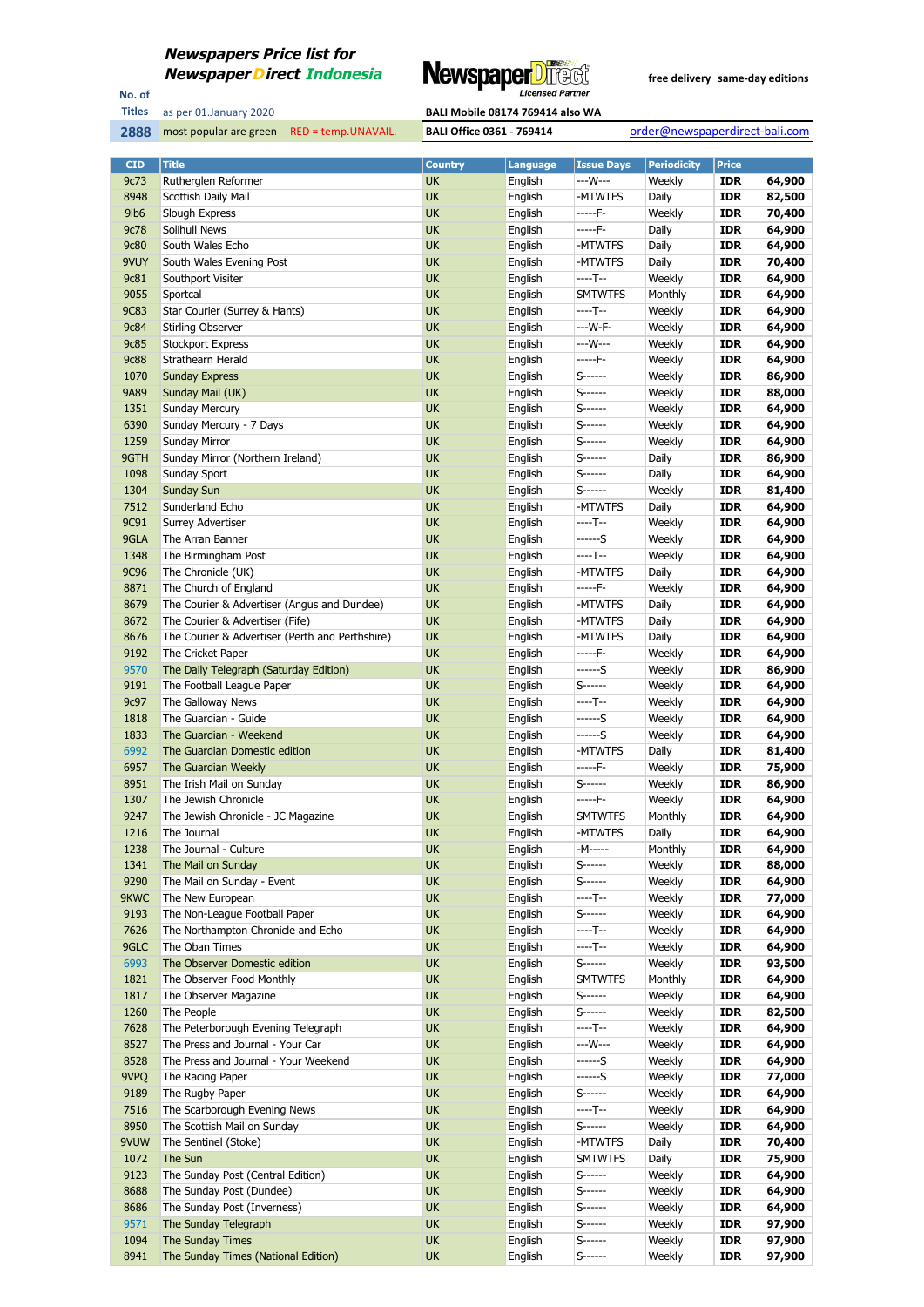**Newspapers Price list for**
**Newspaper Direct Indonesia**

Newspaper Direct Licensed Partner

free delivery same-day editions

| No. of Titles | as per 01.January 2020 | BALI Mobile 08174 769414 also WA |
|---|---|---|
| 2888 | most popular are green RED = temp.UNAVAIL. | BALI Office 0361 - 769414 order@newspaperdirect-bali.com |

| CID | Title | Country | Language | Issue Days | Periodicity | Price | |
|---|---|---|---|---|---|---|---|
| 9c73 | Rutherglen Reformer | UK | English | ---W--- | Weekly | IDR | 64,900 |
| 8948 | Scottish Daily Mail | UK | English | -MTWTFS | Daily | IDR | 82,500 |
| 9lb6 | Slough Express | UK | English | -----F- | Weekly | IDR | 70,400 |
| 9c78 | Solihull News | UK | English | -----F- | Daily | IDR | 64,900 |
| 9c80 | South Wales Echo | UK | English | -MTWTFS | Daily | IDR | 64,900 |
| 9VUY | South Wales Evening Post | UK | English | -MTWTFS | Daily | IDR | 70,400 |
| 9c81 | Southport Visiter | UK | English | ----T-- | Weekly | IDR | 64,900 |
| 9055 | Sportcal | UK | English | SMTWTFS | Monthly | IDR | 64,900 |
| 9C83 | Star Courier (Surrey & Hants) | UK | English | ----T-- | Weekly | IDR | 64,900 |
| 9c84 | Stirling Observer | UK | English | ---W-F- | Weekly | IDR | 64,900 |
| 9c85 | Stockport Express | UK | English | ---W--- | Weekly | IDR | 64,900 |
| 9c88 | Strathearn Herald | UK | English | -----F- | Weekly | IDR | 64,900 |
| 1070 | Sunday Express | UK | English | S------ | Weekly | IDR | 86,900 |
| 9A89 | Sunday Mail (UK) | UK | English | S------ | Weekly | IDR | 88,000 |
| 1351 | Sunday Mercury | UK | English | S------ | Weekly | IDR | 64,900 |
| 6390 | Sunday Mercury - 7 Days | UK | English | S------ | Weekly | IDR | 64,900 |
| 1259 | Sunday Mirror | UK | English | S------ | Weekly | IDR | 64,900 |
| 9GTH | Sunday Mirror (Northern Ireland) | UK | English | S------ | Daily | IDR | 86,900 |
| 1098 | Sunday Sport | UK | English | S------ | Daily | IDR | 64,900 |
| 1304 | Sunday Sun | UK | English | S------ | Weekly | IDR | 81,400 |
| 7512 | Sunderland Echo | UK | English | -MTWTFS | Daily | IDR | 64,900 |
| 9C91 | Surrey Advertiser | UK | English | ----T-- | Weekly | IDR | 64,900 |
| 9GLA | The Arran Banner | UK | English | ------S | Weekly | IDR | 64,900 |
| 1348 | The Birmingham Post | UK | English | ----T-- | Weekly | IDR | 64,900 |
| 9C96 | The Chronicle (UK) | UK | English | -MTWTFS | Daily | IDR | 64,900 |
| 8871 | The Church of England | UK | English | -----F- | Weekly | IDR | 64,900 |
| 8679 | The Courier & Advertiser (Angus and Dundee) | UK | English | -MTWTFS | Daily | IDR | 64,900 |
| 8672 | The Courier & Advertiser (Fife) | UK | English | -MTWTFS | Daily | IDR | 64,900 |
| 8676 | The Courier & Advertiser (Perth and Perthshire) | UK | English | -MTWTFS | Daily | IDR | 64,900 |
| 9192 | The Cricket Paper | UK | English | -----F- | Weekly | IDR | 64,900 |
| 9570 | The Daily Telegraph (Saturday Edition) | UK | English | ------S | Weekly | IDR | 86,900 |
| 9191 | The Football League Paper | UK | English | S------ | Weekly | IDR | 64,900 |
| 9c97 | The Galloway News | UK | English | ----T-- | Weekly | IDR | 64,900 |
| 1818 | The Guardian - Guide | UK | English | ------S | Weekly | IDR | 64,900 |
| 1833 | The Guardian - Weekend | UK | English | ------S | Weekly | IDR | 64,900 |
| 6992 | The Guardian Domestic edition | UK | English | -MTWTFS | Daily | IDR | 81,400 |
| 6957 | The Guardian Weekly | UK | English | -----F- | Weekly | IDR | 75,900 |
| 8951 | The Irish Mail on Sunday | UK | English | S------ | Weekly | IDR | 86,900 |
| 1307 | The Jewish Chronicle | UK | English | -----F- | Weekly | IDR | 64,900 |
| 9247 | The Jewish Chronicle - JC Magazine | UK | English | SMTWTFS | Monthly | IDR | 64,900 |
| 1216 | The Journal | UK | English | -MTWTFS | Daily | IDR | 64,900 |
| 1238 | The Journal - Culture | UK | English | -M----- | Monthly | IDR | 64,900 |
| 1341 | The Mail on Sunday | UK | English | S------ | Weekly | IDR | 88,000 |
| 9290 | The Mail on Sunday - Event | UK | English | S------ | Weekly | IDR | 64,900 |
| 9KWC | The New European | UK | English | ----T-- | Weekly | IDR | 77,000 |
| 9193 | The Non-League Football Paper | UK | English | S------ | Weekly | IDR | 64,900 |
| 7626 | The Northampton Chronicle and Echo | UK | English | ----T-- | Weekly | IDR | 64,900 |
| 9GLC | The Oban Times | UK | English | ----T-- | Weekly | IDR | 64,900 |
| 6993 | The Observer Domestic edition | UK | English | S------ | Weekly | IDR | 93,500 |
| 1821 | The Observer Food Monthly | UK | English | SMTWTFS | Monthly | IDR | 64,900 |
| 1817 | The Observer Magazine | UK | English | S------ | Weekly | IDR | 64,900 |
| 1260 | The People | UK | English | S------ | Weekly | IDR | 82,500 |
| 7628 | The Peterborough Evening Telegraph | UK | English | ----T-- | Weekly | IDR | 64,900 |
| 8527 | The Press and Journal - Your Car | UK | English | ---W--- | Weekly | IDR | 64,900 |
| 8528 | The Press and Journal - Your Weekend | UK | English | ------S | Weekly | IDR | 64,900 |
| 9VPQ | The Racing Paper | UK | English | ------S | Weekly | IDR | 77,000 |
| 9189 | The Rugby Paper | UK | English | S------ | Weekly | IDR | 64,900 |
| 7516 | The Scarborough Evening News | UK | English | ----T-- | Weekly | IDR | 64,900 |
| 8950 | The Scottish Mail on Sunday | UK | English | S------ | Weekly | IDR | 64,900 |
| 9VUW | The Sentinel (Stoke) | UK | English | -MTWTFS | Daily | IDR | 70,400 |
| 1072 | The Sun | UK | English | SMTWTFS | Daily | IDR | 75,900 |
| 9123 | The Sunday Post (Central Edition) | UK | English | S------ | Weekly | IDR | 64,900 |
| 8688 | The Sunday Post (Dundee) | UK | English | S------ | Weekly | IDR | 64,900 |
| 8686 | The Sunday Post (Inverness) | UK | English | S------ | Weekly | IDR | 64,900 |
| 9571 | The Sunday Telegraph | UK | English | S------ | Weekly | IDR | 97,900 |
| 1094 | The Sunday Times | UK | English | S------ | Weekly | IDR | 97,900 |
| 8941 | The Sunday Times (National Edition) | UK | English | S------ | Weekly | IDR | 97,900 |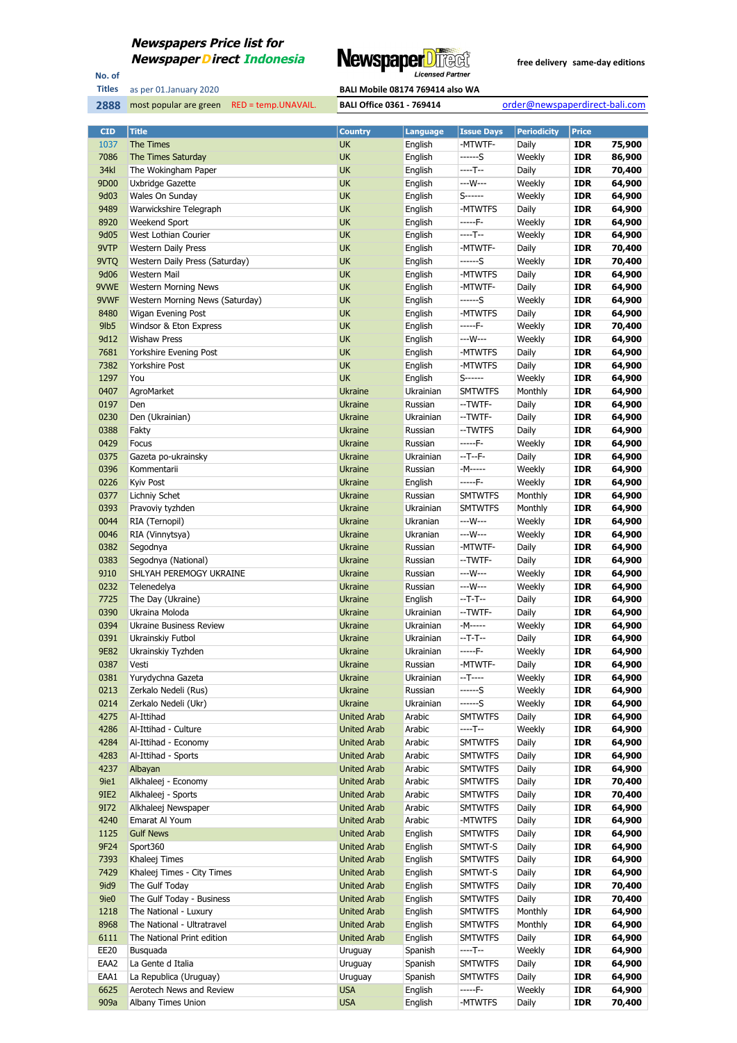**Newspapers Price list for Newspaper Direct Indonesia**

NewspaperDirect Licensed Partner

free delivery same-day editions

No. of Titles: 2888

as per 01.January 2020

most popular are green RED = temp.UNAVAIL.

BALI Mobile 08174 769414 also WA

BALI Office 0361 - 769414

order@newspaperdirect-bali.com

| CID | Title | Country | Language | Issue Days | Periodicity | Price | |
|---|---|---|---|---|---|---|---|
| 1037 | The Times | UK | English | -MTWTF- | Daily | IDR | 75,900 |
| 7086 | The Times Saturday | UK | English | ------S | Weekly | IDR | 86,900 |
| 34kl | The Wokingham Paper | UK | English | ----T-- | Daily | IDR | 70,400 |
| 9D00 | Uxbridge Gazette | UK | English | ---W--- | Weekly | IDR | 64,900 |
| 9d03 | Wales On Sunday | UK | English | S------ | Weekly | IDR | 64,900 |
| 9489 | Warwickshire Telegraph | UK | English | -MTWTFS | Daily | IDR | 64,900 |
| 8920 | Weekend Sport | UK | English | -----F- | Weekly | IDR | 64,900 |
| 9d05 | West Lothian Courier | UK | English | ----T-- | Weekly | IDR | 64,900 |
| 9VTP | Western Daily Press | UK | English | -MTWTF- | Daily | IDR | 70,400 |
| 9VTQ | Western Daily Press (Saturday) | UK | English | ------S | Weekly | IDR | 70,400 |
| 9d06 | Western Mail | UK | English | -MTWTFS | Daily | IDR | 64,900 |
| 9VWE | Western Morning News | UK | English | -MTWTF- | Daily | IDR | 64,900 |
| 9VWF | Western Morning News (Saturday) | UK | English | ------S | Weekly | IDR | 64,900 |
| 8480 | Wigan Evening Post | UK | English | -MTWTFS | Daily | IDR | 64,900 |
| 9lb5 | Windsor & Eton Express | UK | English | -----F- | Weekly | IDR | 70,400 |
| 9d12 | Wishaw Press | UK | English | ---W--- | Weekly | IDR | 64,900 |
| 7681 | Yorkshire Evening Post | UK | English | -MTWTFS | Daily | IDR | 64,900 |
| 7382 | Yorkshire Post | UK | English | -MTWTFS | Daily | IDR | 64,900 |
| 1297 | You | UK | English | S------ | Weekly | IDR | 64,900 |
| 0407 | AgroMarket | Ukraine | Ukrainian | SMTWTFS | Monthly | IDR | 64,900 |
| 0197 | Den | Ukraine | Russian | --TWTF- | Daily | IDR | 64,900 |
| 0230 | Den (Ukrainian) | Ukraine | Ukrainian | --TWTF- | Daily | IDR | 64,900 |
| 0388 | Fakty | Ukraine | Russian | --TWTFS | Daily | IDR | 64,900 |
| 0429 | Focus | Ukraine | Russian | -----F- | Weekly | IDR | 64,900 |
| 0375 | Gazeta po-ukrainsky | Ukraine | Ukrainian | --T--F- | Daily | IDR | 64,900 |
| 0396 | Kommentarii | Ukraine | Russian | -M----- | Weekly | IDR | 64,900 |
| 0226 | Kyiv Post | Ukraine | English | -----F- | Weekly | IDR | 64,900 |
| 0377 | Lichniy Schet | Ukraine | Russian | SMTWTFS | Monthly | IDR | 64,900 |
| 0393 | Pravoviy tyzhden | Ukraine | Ukrainian | SMTWTFS | Monthly | IDR | 64,900 |
| 0044 | RIA (Ternopil) | Ukraine | Ukranian | ---W--- | Weekly | IDR | 64,900 |
| 0046 | RIA (Vinnytsya) | Ukraine | Ukranian | ---W--- | Weekly | IDR | 64,900 |
| 0382 | Segodnya | Ukraine | Russian | -MTWTF- | Daily | IDR | 64,900 |
| 0383 | Segodnya (National) | Ukraine | Russian | --TWTF- | Daily | IDR | 64,900 |
| 9J10 | SHLYAH PEREMOGY UKRAINE | Ukraine | Russian | ---W--- | Weekly | IDR | 64,900 |
| 0232 | Telenedelya | Ukraine | Russian | ---W--- | Weekly | IDR | 64,900 |
| 7725 | The Day (Ukraine) | Ukraine | English | --T-T-- | Daily | IDR | 64,900 |
| 0390 | Ukraina Moloda | Ukraine | Ukrainian | --TWTF- | Daily | IDR | 64,900 |
| 0394 | Ukraine Business Review | Ukraine | Ukrainian | -M----- | Weekly | IDR | 64,900 |
| 0391 | Ukrainskiy Futbol | Ukraine | Ukrainian | --T-T-- | Daily | IDR | 64,900 |
| 9E82 | Ukrainskiy Tyzhden | Ukraine | Ukrainian | -----F- | Weekly | IDR | 64,900 |
| 0387 | Vesti | Ukraine | Russian | -MTWTF- | Daily | IDR | 64,900 |
| 0381 | Yurydychna Gazeta | Ukraine | Ukrainian | --T---- | Weekly | IDR | 64,900 |
| 0213 | Zerkalo Nedeli (Rus) | Ukraine | Russian | ------S | Weekly | IDR | 64,900 |
| 0214 | Zerkalo Nedeli (Ukr) | Ukraine | Ukrainian | ------S | Weekly | IDR | 64,900 |
| 4275 | Al-Ittihad | United Arab | Arabic | SMTWTFS | Daily | IDR | 64,900 |
| 4286 | Al-Ittihad - Culture | United Arab | Arabic | ----T-- | Weekly | IDR | 64,900 |
| 4284 | Al-Ittihad - Economy | United Arab | Arabic | SMTWTFS | Daily | IDR | 64,900 |
| 4283 | Al-Ittihad - Sports | United Arab | Arabic | SMTWTFS | Daily | IDR | 64,900 |
| 4237 | Albayan | United Arab | Arabic | SMTWTFS | Daily | IDR | 64,900 |
| 9ie1 | Alkhaleej - Economy | United Arab | Arabic | SMTWTFS | Daily | IDR | 70,400 |
| 9IE2 | Alkhaleej - Sports | United Arab | Arabic | SMTWTFS | Daily | IDR | 70,400 |
| 9I72 | Alkhaleej Newspaper | United Arab | Arabic | SMTWTFS | Daily | IDR | 64,900 |
| 4240 | Emarat Al Youm | United Arab | Arabic | -MTWTFS | Daily | IDR | 64,900 |
| 1125 | Gulf News | United Arab | English | SMTWTFS | Daily | IDR | 64,900 |
| 9F24 | Sport360 | United Arab | English | SMTWT-S | Daily | IDR | 64,900 |
| 7393 | Khaleej Times | United Arab | English | SMTWTFS | Daily | IDR | 64,900 |
| 7429 | Khaleej Times - City Times | United Arab | English | SMTWT-S | Daily | IDR | 64,900 |
| 9id9 | The Gulf Today | United Arab | English | SMTWTFS | Daily | IDR | 70,400 |
| 9ie0 | The Gulf Today - Business | United Arab | English | SMTWTFS | Daily | IDR | 70,400 |
| 1218 | The National - Luxury | United Arab | English | SMTWTFS | Monthly | IDR | 64,900 |
| 8968 | The National - Ultratravel | United Arab | English | SMTWTFS | Monthly | IDR | 64,900 |
| 6111 | The National Print edition | United Arab | English | SMTWTFS | Daily | IDR | 64,900 |
| EE20 | Busquada | Uruguay | Spanish | ----T-- | Weekly | IDR | 64,900 |
| EAA2 | La Gente d Italia | Uruguay | Spanish | SMTWTFS | Daily | IDR | 64,900 |
| EAA1 | La Republica (Uruguay) | Uruguay | Spanish | SMTWTFS | Daily | IDR | 64,900 |
| 6625 | Aerotech News and Review | USA | English | -----F- | Weekly | IDR | 64,900 |
| 909a | Albany Times Union | USA | English | -MTWTFS | Daily | IDR | 70,400 |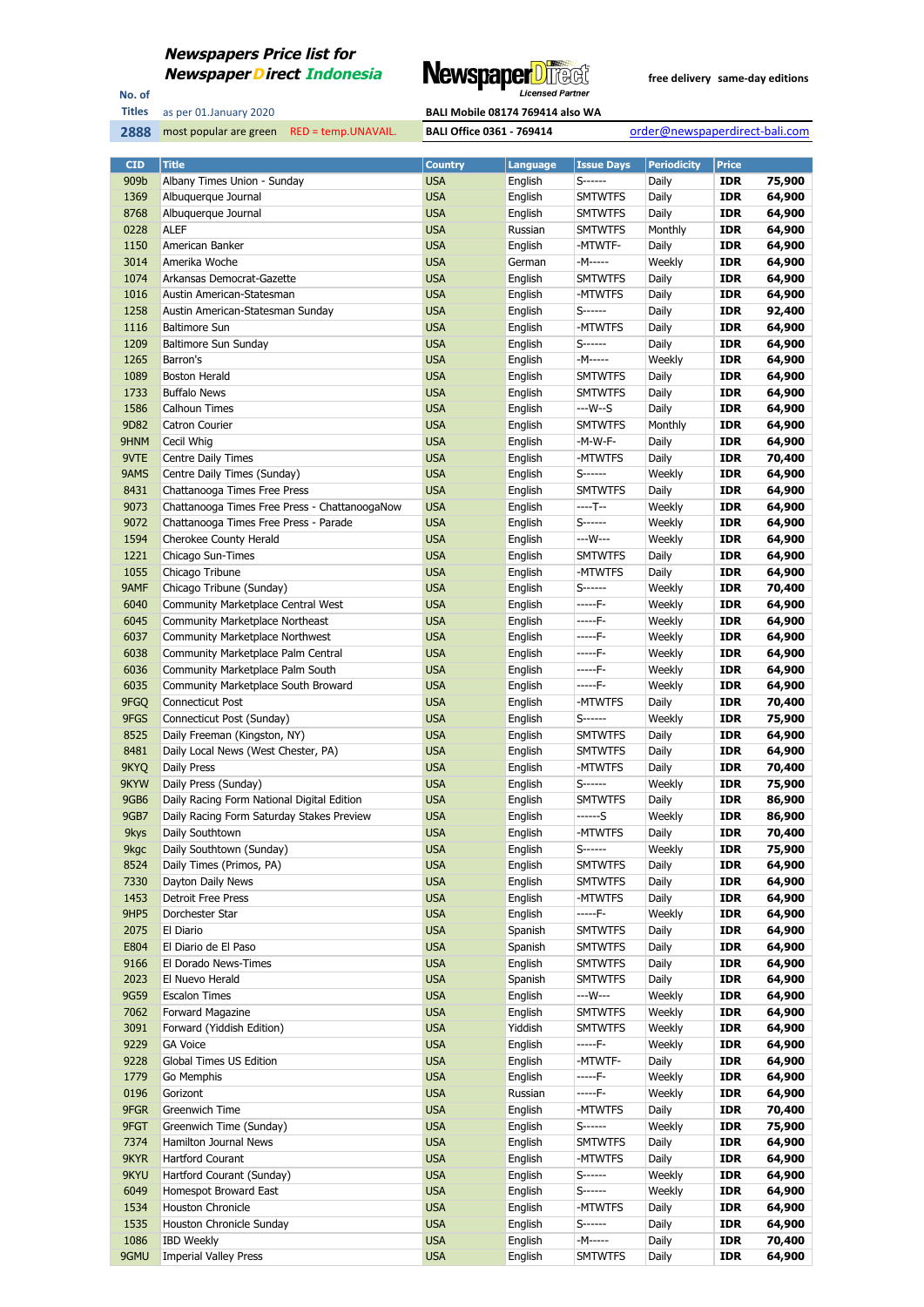**Newspapers Price list for**
**NewspaperDirect Indonesia**

NewspaperDirect Licensed Partner

free delivery  same-day editions

No. of Titles: 2888

as per 01.January 2020

most popular are green  RED = temp.UNAVAIL.

BALI Mobile 08174 769414 also WA

BALI Office 0361 - 769414

order@newspaperdirect-bali.com

| CID | Title | Country | Language | Issue Days | Periodicity | Price | |
|---|---|---|---|---|---|---|---|
| 909b | Albany Times Union - Sunday | USA | English | S------ | Daily | IDR | 75,900 |
| 1369 | Albuquerque Journal | USA | English | SMTWTFS | Daily | IDR | 64,900 |
| 8768 | Albuquerque Journal | USA | English | SMTWTFS | Daily | IDR | 64,900 |
| 0228 | ALEF | USA | Russian | SMTWTFS | Monthly | IDR | 64,900 |
| 1150 | American Banker | USA | English | -MTWTF- | Daily | IDR | 64,900 |
| 3014 | Amerika Woche | USA | German | -M----- | Weekly | IDR | 64,900 |
| 1074 | Arkansas Democrat-Gazette | USA | English | SMTWTFS | Daily | IDR | 64,900 |
| 1016 | Austin American-Statesman | USA | English | -MTWTFS | Daily | IDR | 64,900 |
| 1258 | Austin American-Statesman Sunday | USA | English | S------ | Daily | IDR | 92,400 |
| 1116 | Baltimore Sun | USA | English | -MTWTFS | Daily | IDR | 64,900 |
| 1209 | Baltimore Sun Sunday | USA | English | S------ | Daily | IDR | 64,900 |
| 1265 | Barron's | USA | English | -M----- | Weekly | IDR | 64,900 |
| 1089 | Boston Herald | USA | English | SMTWTFS | Daily | IDR | 64,900 |
| 1733 | Buffalo News | USA | English | SMTWTFS | Daily | IDR | 64,900 |
| 1586 | Calhoun Times | USA | English | ---W--S | Daily | IDR | 64,900 |
| 9D82 | Catron Courier | USA | English | SMTWTFS | Monthly | IDR | 64,900 |
| 9HNM | Cecil Whig | USA | English | -M-W-F- | Daily | IDR | 64,900 |
| 9VTE | Centre Daily Times | USA | English | -MTWTFS | Daily | IDR | 70,400 |
| 9AMS | Centre Daily Times (Sunday) | USA | English | S------ | Weekly | IDR | 64,900 |
| 8431 | Chattanooga Times Free Press | USA | English | SMTWTFS | Daily | IDR | 64,900 |
| 9073 | Chattanooga Times Free Press - ChattanoogaNow | USA | English | ----T-- | Weekly | IDR | 64,900 |
| 9072 | Chattanooga Times Free Press - Parade | USA | English | S------ | Weekly | IDR | 64,900 |
| 1594 | Cherokee County Herald | USA | English | ---W--- | Weekly | IDR | 64,900 |
| 1221 | Chicago Sun-Times | USA | English | SMTWTFS | Daily | IDR | 64,900 |
| 1055 | Chicago Tribune | USA | English | -MTWTFS | Daily | IDR | 64,900 |
| 9AMF | Chicago Tribune (Sunday) | USA | English | S------ | Weekly | IDR | 70,400 |
| 6040 | Community Marketplace Central West | USA | English | -----F- | Weekly | IDR | 64,900 |
| 6045 | Community Marketplace Northeast | USA | English | -----F- | Weekly | IDR | 64,900 |
| 6037 | Community Marketplace Northwest | USA | English | -----F- | Weekly | IDR | 64,900 |
| 6038 | Community Marketplace Palm Central | USA | English | -----F- | Weekly | IDR | 64,900 |
| 6036 | Community Marketplace Palm South | USA | English | -----F- | Weekly | IDR | 64,900 |
| 6035 | Community Marketplace South Broward | USA | English | -----F- | Weekly | IDR | 64,900 |
| 9FGQ | Connecticut Post | USA | English | -MTWTFS | Daily | IDR | 70,400 |
| 9FGS | Connecticut Post (Sunday) | USA | English | S------ | Weekly | IDR | 75,900 |
| 8525 | Daily Freeman (Kingston, NY) | USA | English | SMTWTFS | Daily | IDR | 64,900 |
| 8481 | Daily Local News (West Chester, PA) | USA | English | SMTWTFS | Daily | IDR | 64,900 |
| 9KYQ | Daily Press | USA | English | -MTWTFS | Daily | IDR | 70,400 |
| 9KYW | Daily Press (Sunday) | USA | English | S------ | Weekly | IDR | 75,900 |
| 9GB6 | Daily Racing Form National Digital Edition | USA | English | SMTWTFS | Daily | IDR | 86,900 |
| 9GB7 | Daily Racing Form Saturday Stakes Preview | USA | English | ------S | Weekly | IDR | 86,900 |
| 9kys | Daily Southtown | USA | English | -MTWTFS | Daily | IDR | 70,400 |
| 9kgc | Daily Southtown (Sunday) | USA | English | S------ | Weekly | IDR | 75,900 |
| 8524 | Daily Times (Primos, PA) | USA | English | SMTWTFS | Daily | IDR | 64,900 |
| 7330 | Dayton Daily News | USA | English | SMTWTFS | Daily | IDR | 64,900 |
| 1453 | Detroit Free Press | USA | English | -MTWTFS | Daily | IDR | 64,900 |
| 9HP5 | Dorchester Star | USA | English | -----F- | Weekly | IDR | 64,900 |
| 2075 | El Diario | USA | Spanish | SMTWTFS | Daily | IDR | 64,900 |
| E804 | El Diario de El Paso | USA | Spanish | SMTWTFS | Daily | IDR | 64,900 |
| 9166 | El Dorado News-Times | USA | English | SMTWTFS | Daily | IDR | 64,900 |
| 2023 | El Nuevo Herald | USA | Spanish | SMTWTFS | Daily | IDR | 64,900 |
| 9G59 | Escalon Times | USA | English | ---W--- | Weekly | IDR | 64,900 |
| 7062 | Forward Magazine | USA | English | SMTWTFS | Weekly | IDR | 64,900 |
| 3091 | Forward (Yiddish Edition) | USA | Yiddish | SMTWTFS | Weekly | IDR | 64,900 |
| 9229 | GA Voice | USA | English | -----F- | Weekly | IDR | 64,900 |
| 9228 | Global Times US Edition | USA | English | -MTWTF- | Daily | IDR | 64,900 |
| 1779 | Go Memphis | USA | English | -----F- | Weekly | IDR | 64,900 |
| 0196 | Gorizont | USA | Russian | -----F- | Weekly | IDR | 64,900 |
| 9FGR | Greenwich Time | USA | English | -MTWTFS | Daily | IDR | 70,400 |
| 9FGT | Greenwich Time (Sunday) | USA | English | S------ | Weekly | IDR | 75,900 |
| 7374 | Hamilton Journal News | USA | English | SMTWTFS | Daily | IDR | 64,900 |
| 9KYR | Hartford Courant | USA | English | -MTWTFS | Daily | IDR | 64,900 |
| 9KYU | Hartford Courant (Sunday) | USA | English | S------ | Weekly | IDR | 64,900 |
| 6049 | Homespot Broward East | USA | English | S------ | Weekly | IDR | 64,900 |
| 1534 | Houston Chronicle | USA | English | -MTWTFS | Daily | IDR | 64,900 |
| 1535 | Houston Chronicle Sunday | USA | English | S------ | Daily | IDR | 64,900 |
| 1086 | IBD Weekly | USA | English | -M----- | Daily | IDR | 70,400 |
| 9GMU | Imperial Valley Press | USA | English | SMTWTFS | Daily | IDR | 64,900 |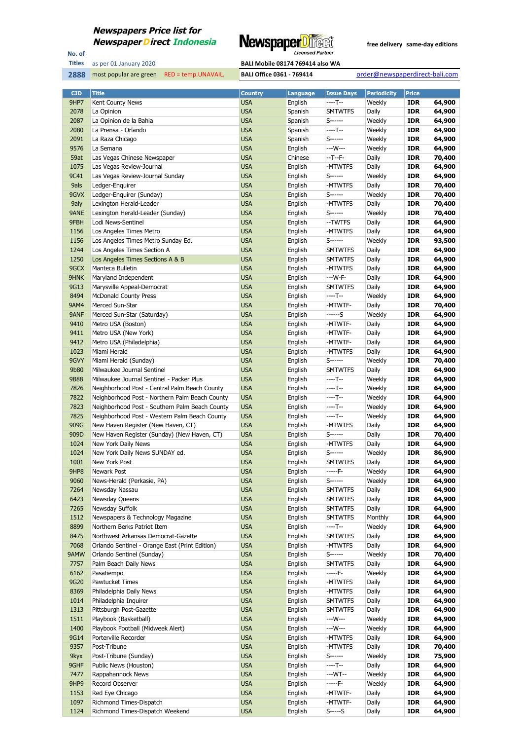**Newspapers Price list for**
**NewspaperDirect Indonesia**

Newspaper**Direct** Licensed Partner

free delivery same-day editions

No. of Titles **2888**

as per 01.January 2020

most popular are green RED = temp.UNAVAIL.

BALI Mobile 08174 769414 also WA

BALI Office 0361 - 769414

order@newspaperdirect-bali.com

| CID | Title | Country | Language | Issue Days | Periodicity | Price | |
|---|---|---|---|---|---|---|---|
| 9HP7 | Kent County News | USA | English | ----T-- | Weekly | IDR | 64,900 |
| 2078 | La Opinion | USA | Spanish | SMTWTFS | Daily | IDR | 64,900 |
| 2087 | La Opinion de la Bahia | USA | Spanish | S------ | Weekly | IDR | 64,900 |
| 2080 | La Prensa - Orlando | USA | Spanish | ----T-- | Weekly | IDR | 64,900 |
| 2091 | La Raza Chicago | USA | Spanish | S------ | Weekly | IDR | 64,900 |
| 9576 | La Semana | USA | English | ---W--- | Weekly | IDR | 64,900 |
| 59at | Las Vegas Chinese Newspaper | USA | Chinese | --T--F- | Daily | IDR | 70,400 |
| 1075 | Las Vegas Review-Journal | USA | English | -MTWTFS | Daily | IDR | 64,900 |
| 9C41 | Las Vegas Review-Journal Sunday | USA | English | S------ | Weekly | IDR | 64,900 |
| 9als | Ledger-Enquirer | USA | English | -MTWTFS | Daily | IDR | 70,400 |
| 9GVX | Ledger-Enquirer (Sunday) | USA | English | S------ | Weekly | IDR | 70,400 |
| 9aly | Lexington Herald-Leader | USA | English | -MTWTFS | Daily | IDR | 70,400 |
| 9ANE | Lexington Herald-Leader (Sunday) | USA | English | S------ | Weekly | IDR | 70,400 |
| 9FBH | Lodi News-Sentinel | USA | English | --TWTFS | Daily | IDR | 64,900 |
| 1156 | Los Angeles Times Metro | USA | English | -MTWTFS | Daily | IDR | 64,900 |
| 1156 | Los Angeles Times Metro Sunday Ed. | USA | English | S------ | Weekly | IDR | 93,500 |
| 1244 | Los Angeles Times Section A | USA | English | SMTWTFS | Daily | IDR | 64,900 |
| 1250 | Los Angeles Times Sections A & B | USA | English | SMTWTFS | Daily | IDR | 64,900 |
| 9GCX | Manteca Bulletin | USA | English | -MTWTFS | Daily | IDR | 64,900 |
| 9HNK | Maryland Independent | USA | English | ---W-F- | Daily | IDR | 64,900 |
| 9G13 | Marysville Appeal-Democrat | USA | English | SMTWTFS | Daily | IDR | 64,900 |
| 8494 | McDonald County Press | USA | English | ----T-- | Weekly | IDR | 64,900 |
| 9AM4 | Merced Sun-Star | USA | English | -MTWTF- | Daily | IDR | 70,400 |
| 9ANF | Merced Sun-Star (Saturday) | USA | English | ------S | Weekly | IDR | 64,900 |
| 9410 | Metro USA (Boston) | USA | English | -MTWTF- | Daily | IDR | 64,900 |
| 9411 | Metro USA (New York) | USA | English | -MTWTF- | Daily | IDR | 64,900 |
| 9412 | Metro USA (Philadelphia) | USA | English | -MTWTF- | Daily | IDR | 64,900 |
| 1023 | Miami Herald | USA | English | -MTWTFS | Daily | IDR | 64,900 |
| 9GVY | Miami Herald (Sunday) | USA | English | S------ | Weekly | IDR | 70,400 |
| 9b80 | Milwaukee Journal Sentinel | USA | English | SMTWTFS | Daily | IDR | 64,900 |
| 9B88 | Milwaukee Journal Sentinel - Packer Plus | USA | English | ----T-- | Weekly | IDR | 64,900 |
| 7826 | Neighborhood Post - Central Palm Beach County | USA | English | ----T-- | Weekly | IDR | 64,900 |
| 7822 | Neighborhood Post - Northern Palm Beach County | USA | English | ----T-- | Weekly | IDR | 64,900 |
| 7823 | Neighborhood Post - Southern Palm Beach County | USA | English | ----T-- | Weekly | IDR | 64,900 |
| 7825 | Neighborhood Post - Western Palm Beach County | USA | English | ----T-- | Weekly | IDR | 64,900 |
| 909G | New Haven Register (New Haven, CT) | USA | English | -MTWTFS | Daily | IDR | 64,900 |
| 909D | New Haven Register (Sunday) (New Haven, CT) | USA | English | S------ | Daily | IDR | 70,400 |
| 1024 | New York Daily News | USA | English | -MTWTFS | Daily | IDR | 64,900 |
| 1024 | New York Daily News SUNDAY ed. | USA | English | S------ | Weekly | IDR | 86,900 |
| 1001 | New York Post | USA | English | SMTWTFS | Daily | IDR | 64,900 |
| 9HP8 | Newark Post | USA | English | -----F- | Weekly | IDR | 64,900 |
| 9060 | News-Herald (Perkasie, PA) | USA | English | S------ | Weekly | IDR | 64,900 |
| 7264 | Newsday Nassau | USA | English | SMTWTFS | Daily | IDR | 64,900 |
| 6423 | Newsday Queens | USA | English | SMTWTFS | Daily | IDR | 64,900 |
| 7265 | Newsday Suffolk | USA | English | SMTWTFS | Daily | IDR | 64,900 |
| 1512 | Newspapers & Technology Magazine | USA | English | SMTWTFS | Monthly | IDR | 64,900 |
| 8899 | Northern Berks Patriot Item | USA | English | ----T-- | Weekly | IDR | 64,900 |
| 8475 | Northwest Arkansas Democrat-Gazette | USA | English | SMTWTFS | Daily | IDR | 64,900 |
| 7068 | Orlando Sentinel - Orange East (Print Edition) | USA | English | -MTWTFS | Daily | IDR | 64,900 |
| 9AMW | Orlando Sentinel (Sunday) | USA | English | S------ | Weekly | IDR | 70,400 |
| 7757 | Palm Beach Daily News | USA | English | SMTWTFS | Daily | IDR | 64,900 |
| 6162 | Pasatiempo | USA | English | -----F- | Weekly | IDR | 64,900 |
| 9G20 | Pawtucket Times | USA | English | -MTWTFS | Daily | IDR | 64,900 |
| 8369 | Philadelphia Daily News | USA | English | -MTWTFS | Daily | IDR | 64,900 |
| 1014 | Philadelphia Inquirer | USA | English | SMTWTFS | Daily | IDR | 64,900 |
| 1313 | Pittsburgh Post-Gazette | USA | English | SMTWTFS | Daily | IDR | 64,900 |
| 1511 | Playbook (Basketball) | USA | English | ---W--- | Weekly | IDR | 64,900 |
| 1400 | Playbook Football (Midweek Alert) | USA | English | ---W--- | Weekly | IDR | 64,900 |
| 9G14 | Porterville Recorder | USA | English | -MTWTFS | Daily | IDR | 64,900 |
| 9357 | Post-Tribune | USA | English | -MTWTFS | Daily | IDR | 70,400 |
| 9kyx | Post-Tribune (Sunday) | USA | English | S------ | Weekly | IDR | 75,900 |
| 9GHF | Public News (Houston) | USA | English | ----T-- | Daily | IDR | 64,900 |
| 7477 | Rappahannock News | USA | English | ---WT-- | Weekly | IDR | 64,900 |
| 9HP9 | Record Observer | USA | English | -----F- | Weekly | IDR | 64,900 |
| 1153 | Red Eye Chicago | USA | English | -MTWTF- | Daily | IDR | 64,900 |
| 1097 | Richmond Times-Dispatch | USA | English | -MTWTF- | Daily | IDR | 64,900 |
| 1124 | Richmond Times-Dispatch Weekend | USA | English | S-----S | Daily | IDR | 64,900 |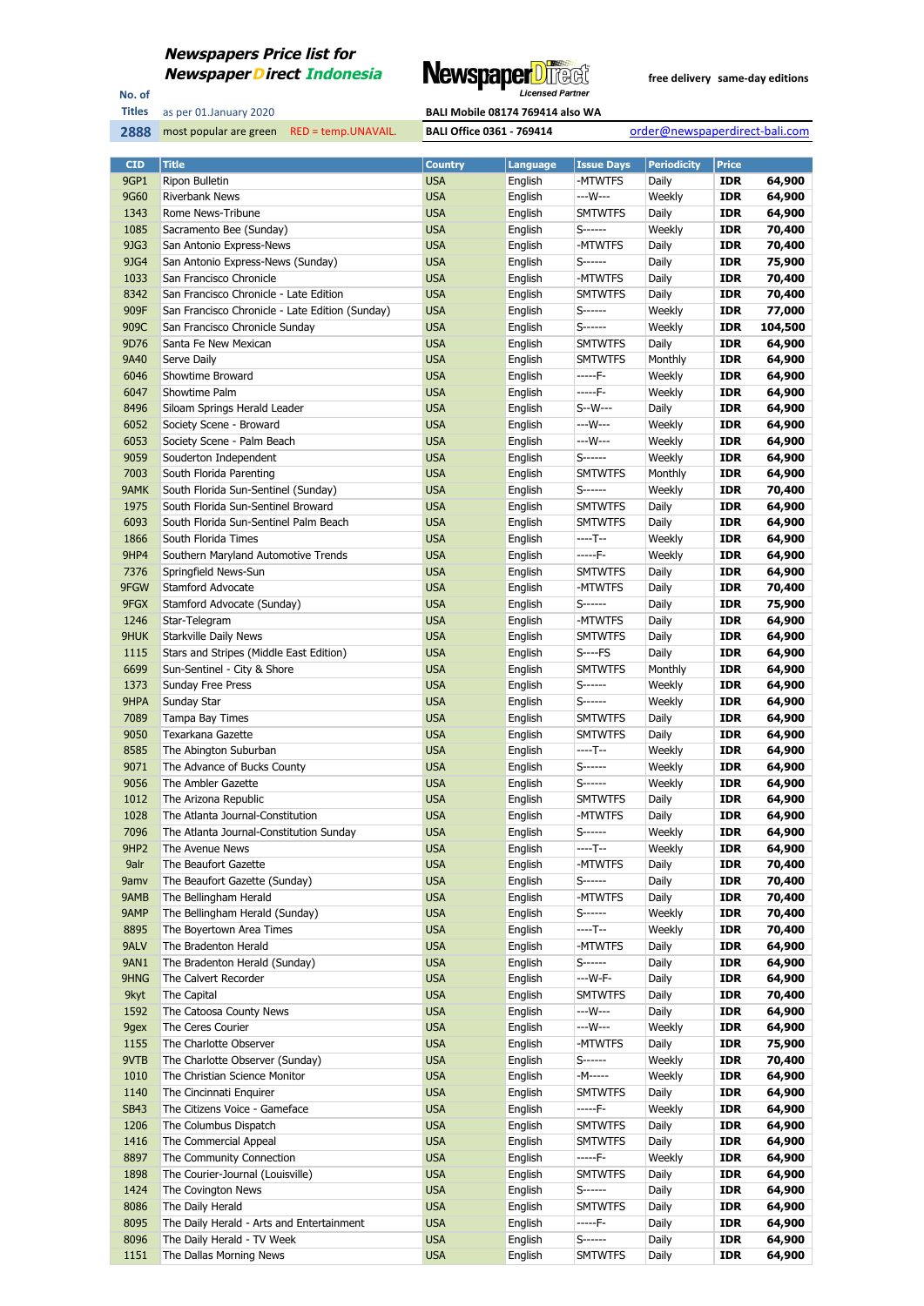**Newspapers Price list for Newspaper Direct Indonesia**

NewspaperDirect Licensed Partner

free delivery same-day editions

No. of Titles: 2888

as per 01.January 2020

most popular are green RED = temp.UNAVAIL.

BALI Mobile 08174 769414 also WA

BALI Office 0361 - 769414

order@newspaperdirect-bali.com

| CID | Title | Country | Language | Issue Days | Periodicity | Price | |
|---|---|---|---|---|---|---|---|
| 9GP1 | Ripon Bulletin | USA | English | -MTWTFS | Daily | IDR | 64,900 |
| 9G60 | Riverbank News | USA | English | ---W--- | Weekly | IDR | 64,900 |
| 1343 | Rome News-Tribune | USA | English | SMTWTFS | Daily | IDR | 64,900 |
| 1085 | Sacramento Bee (Sunday) | USA | English | S------ | Weekly | IDR | 70,400 |
| 9JG3 | San Antonio Express-News | USA | English | -MTWTFS | Daily | IDR | 64,900 |
| 9JG4 | San Antonio Express-News (Sunday) | USA | English | S------ | Daily | IDR | 75,900 |
| 1033 | San Francisco Chronicle | USA | English | -MTWTFS | Daily | IDR | 70,400 |
| 8342 | San Francisco Chronicle - Late Edition | USA | English | SMTWTFS | Daily | IDR | 70,400 |
| 909F | San Francisco Chronicle - Late Edition (Sunday) | USA | English | S------ | Weekly | IDR | 77,000 |
| 909C | San Francisco Chronicle Sunday | USA | English | S------ | Weekly | IDR | 104,500 |
| 9D76 | Santa Fe New Mexican | USA | English | SMTWTFS | Daily | IDR | 64,900 |
| 9A40 | Serve Daily | USA | English | SMTWTFS | Monthly | IDR | 64,900 |
| 6046 | Showtime Broward | USA | English | -----F- | Weekly | IDR | 64,900 |
| 6047 | Showtime Palm | USA | English | -----F- | Weekly | IDR | 64,900 |
| 8496 | Siloam Springs Herald Leader | USA | English | S--W--- | Daily | IDR | 64,900 |
| 6052 | Society Scene - Broward | USA | English | ---W--- | Weekly | IDR | 64,900 |
| 6053 | Society Scene - Palm Beach | USA | English | ---W--- | Weekly | IDR | 64,900 |
| 9059 | Souderton Independent | USA | English | S------ | Weekly | IDR | 64,900 |
| 7003 | South Florida Parenting | USA | English | SMTWTFS | Monthly | IDR | 64,900 |
| 9AMK | South Florida Sun-Sentinel (Sunday) | USA | English | S------ | Weekly | IDR | 70,400 |
| 1975 | South Florida Sun-Sentinel Broward | USA | English | SMTWTFS | Daily | IDR | 64,900 |
| 6093 | South Florida Sun-Sentinel Palm Beach | USA | English | SMTWTFS | Daily | IDR | 64,900 |
| 1866 | South Florida Times | USA | English | ----T-- | Weekly | IDR | 64,900 |
| 9HP4 | Southern Maryland Automotive Trends | USA | English | -----F- | Weekly | IDR | 64,900 |
| 7376 | Springfield News-Sun | USA | English | SMTWTFS | Daily | IDR | 64,900 |
| 9FGW | Stamford Advocate | USA | English | -MTWTFS | Daily | IDR | 70,400 |
| 9FGX | Stamford Advocate (Sunday) | USA | English | S------ | Daily | IDR | 75,900 |
| 1246 | Star-Telegram | USA | English | -MTWTFS | Daily | IDR | 64,900 |
| 9HUK | Starkville Daily News | USA | English | SMTWTFS | Daily | IDR | 64,900 |
| 1115 | Stars and Stripes (Middle East Edition) | USA | English | S----FS | Daily | IDR | 64,900 |
| 6699 | Sun-Sentinel - City & Shore | USA | English | SMTWTFS | Monthly | IDR | 64,900 |
| 1373 | Sunday Free Press | USA | English | S------ | Weekly | IDR | 64,900 |
| 9HPA | Sunday Star | USA | English | S------ | Weekly | IDR | 64,900 |
| 7089 | Tampa Bay Times | USA | English | SMTWTFS | Daily | IDR | 64,900 |
| 9050 | Texarkana Gazette | USA | English | SMTWTFS | Daily | IDR | 64,900 |
| 8585 | The Abington Suburban | USA | English | ----T-- | Weekly | IDR | 64,900 |
| 9071 | The Advance of Bucks County | USA | English | S------ | Weekly | IDR | 64,900 |
| 9056 | The Ambler Gazette | USA | English | S------ | Weekly | IDR | 64,900 |
| 1012 | The Arizona Republic | USA | English | SMTWTFS | Daily | IDR | 64,900 |
| 1028 | The Atlanta Journal-Constitution | USA | English | -MTWTFS | Daily | IDR | 64,900 |
| 7096 | The Atlanta Journal-Constitution Sunday | USA | English | S------ | Weekly | IDR | 64,900 |
| 9HP2 | The Avenue News | USA | English | ----T-- | Weekly | IDR | 64,900 |
| 9alr | The Beaufort Gazette | USA | English | -MTWTFS | Daily | IDR | 70,400 |
| 9amv | The Beaufort Gazette (Sunday) | USA | English | S------ | Daily | IDR | 70,400 |
| 9AMB | The Bellingham Herald | USA | English | -MTWTFS | Daily | IDR | 70,400 |
| 9AMP | The Bellingham Herald (Sunday) | USA | English | S------ | Weekly | IDR | 70,400 |
| 8895 | The Boyertown Area Times | USA | English | ----T-- | Weekly | IDR | 70,400 |
| 9ALV | The Bradenton Herald | USA | English | -MTWTFS | Daily | IDR | 64,900 |
| 9AN1 | The Bradenton Herald (Sunday) | USA | English | S------ | Daily | IDR | 64,900 |
| 9HNG | The Calvert Recorder | USA | English | ---W-F- | Daily | IDR | 64,900 |
| 9kyt | The Capital | USA | English | SMTWTFS | Daily | IDR | 70,400 |
| 1592 | The Catoosa County News | USA | English | ---W--- | Daily | IDR | 64,900 |
| 9gex | The Ceres Courier | USA | English | ---W--- | Weekly | IDR | 64,900 |
| 1155 | The Charlotte Observer | USA | English | -MTWTFS | Daily | IDR | 75,900 |
| 9VTB | The Charlotte Observer (Sunday) | USA | English | S------ | Weekly | IDR | 70,400 |
| 1010 | The Christian Science Monitor | USA | English | -M----- | Weekly | IDR | 64,900 |
| 1140 | The Cincinnati Enquirer | USA | English | SMTWTFS | Daily | IDR | 64,900 |
| SB43 | The Citizens Voice - Gameface | USA | English | -----F- | Weekly | IDR | 64,900 |
| 1206 | The Columbus Dispatch | USA | English | SMTWTFS | Daily | IDR | 64,900 |
| 1416 | The Commercial Appeal | USA | English | SMTWTFS | Daily | IDR | 64,900 |
| 8897 | The Community Connection | USA | English | -----F- | Weekly | IDR | 64,900 |
| 1898 | The Courier-Journal (Louisville) | USA | English | SMTWTFS | Daily | IDR | 64,900 |
| 1424 | The Covington News | USA | English | S------ | Daily | IDR | 64,900 |
| 8086 | The Daily Herald | USA | English | SMTWTFS | Daily | IDR | 64,900 |
| 8095 | The Daily Herald - Arts and Entertainment | USA | English | -----F- | Daily | IDR | 64,900 |
| 8096 | The Daily Herald - TV Week | USA | English | S------ | Daily | IDR | 64,900 |
| 1151 | The Dallas Morning News | USA | English | SMTWTFS | Daily | IDR | 64,900 |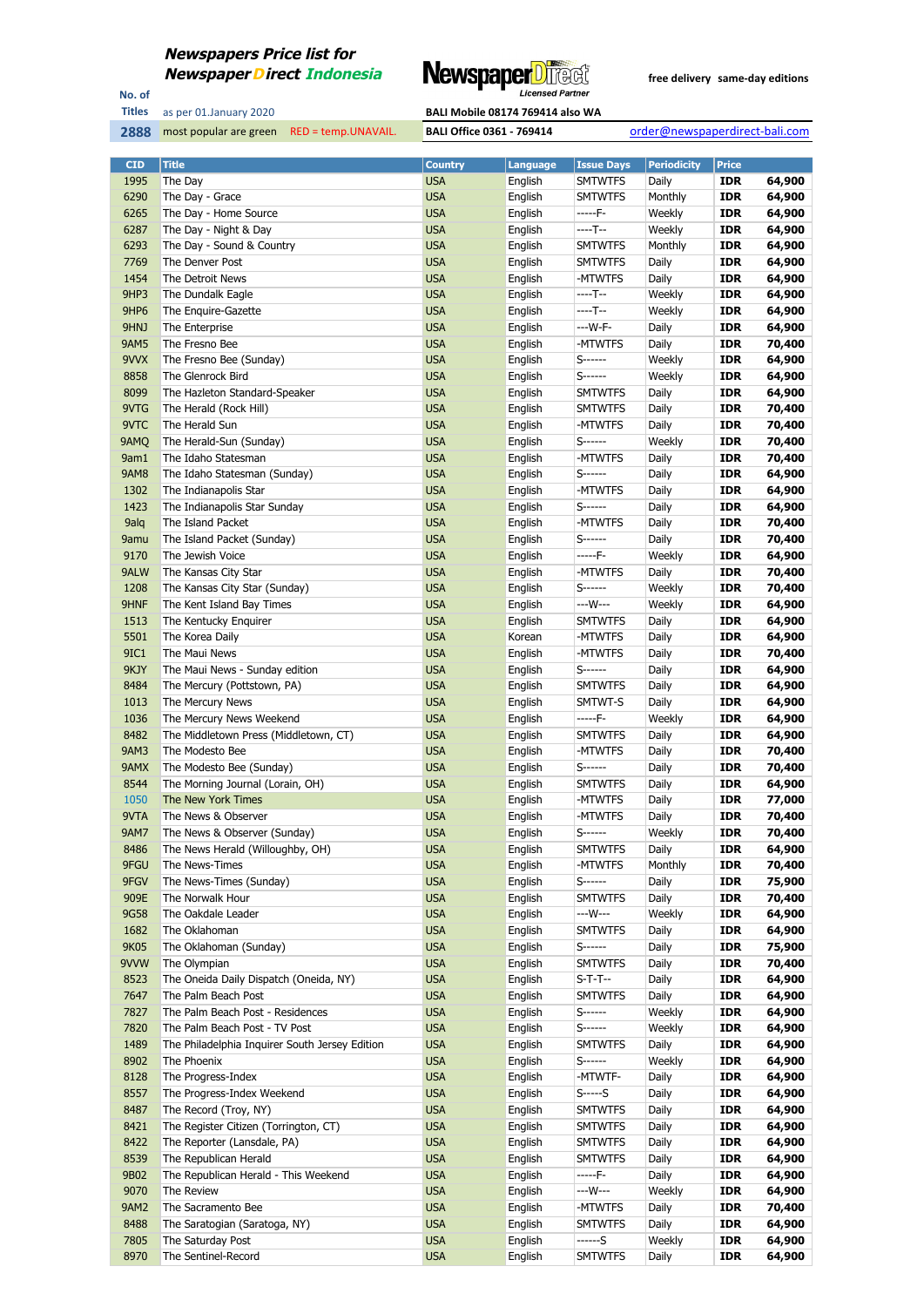**Newspapers Price list for Newspaper Direct Indonesia**

NewspaperDirect Licensed Partner

free delivery same-day editions

No. of Titles: 2888

as per 01.January 2020

most popular are green RED = temp.UNAVAIL.

BALI Mobile 08174 769414 also WA

BALI Office 0361 - 769414

order@newspaperdirect-bali.com

| CID | Title | Country | Language | Issue Days | Periodicity | Price | |
|---|---|---|---|---|---|---|---|
| 1995 | The Day | USA | English | SMTWTFS | Daily | IDR | 64,900 |
| 6290 | The Day - Grace | USA | English | SMTWTFS | Monthly | IDR | 64,900 |
| 6265 | The Day - Home Source | USA | English | -----F- | Weekly | IDR | 64,900 |
| 6287 | The Day - Night & Day | USA | English | ----T-- | Weekly | IDR | 64,900 |
| 6293 | The Day - Sound & Country | USA | English | SMTWTFS | Monthly | IDR | 64,900 |
| 7769 | The Denver Post | USA | English | SMTWTFS | Daily | IDR | 64,900 |
| 1454 | The Detroit News | USA | English | -MTWTFS | Daily | IDR | 64,900 |
| 9HP3 | The Dundalk Eagle | USA | English | ----T-- | Weekly | IDR | 64,900 |
| 9HP6 | The Enquire-Gazette | USA | English | ----T-- | Weekly | IDR | 64,900 |
| 9HNJ | The Enterprise | USA | English | ---W-F- | Daily | IDR | 64,900 |
| 9AM5 | The Fresno Bee | USA | English | -MTWTFS | Daily | IDR | 70,400 |
| 9VVX | The Fresno Bee (Sunday) | USA | English | S------ | Weekly | IDR | 64,900 |
| 8858 | The Glenrock Bird | USA | English | S------ | Weekly | IDR | 64,900 |
| 8099 | The Hazleton Standard-Speaker | USA | English | SMTWTFS | Daily | IDR | 64,900 |
| 9VTG | The Herald (Rock Hill) | USA | English | SMTWTFS | Daily | IDR | 70,400 |
| 9VTC | The Herald Sun | USA | English | -MTWTFS | Daily | IDR | 70,400 |
| 9AMQ | The Herald-Sun (Sunday) | USA | English | S------ | Weekly | IDR | 70,400 |
| 9am1 | The Idaho Statesman | USA | English | -MTWTFS | Daily | IDR | 70,400 |
| 9AM8 | The Idaho Statesman (Sunday) | USA | English | S------ | Daily | IDR | 64,900 |
| 1302 | The Indianapolis Star | USA | English | -MTWTFS | Daily | IDR | 64,900 |
| 1423 | The Indianapolis Star Sunday | USA | English | S------ | Daily | IDR | 64,900 |
| 9alq | The Island Packet | USA | English | -MTWTFS | Daily | IDR | 70,400 |
| 9amu | The Island Packet (Sunday) | USA | English | S------ | Daily | IDR | 70,400 |
| 9170 | The Jewish Voice | USA | English | -----F- | Weekly | IDR | 64,900 |
| 9ALW | The Kansas City Star | USA | English | -MTWTFS | Daily | IDR | 70,400 |
| 1208 | The Kansas City Star (Sunday) | USA | English | S------ | Weekly | IDR | 70,400 |
| 9HNF | The Kent Island Bay Times | USA | English | ---W--- | Weekly | IDR | 64,900 |
| 1513 | The Kentucky Enquirer | USA | English | SMTWTFS | Daily | IDR | 64,900 |
| 5501 | The Korea Daily | USA | Korean | -MTWTFS | Daily | IDR | 64,900 |
| 9IC1 | The Maui News | USA | English | -MTWTFS | Daily | IDR | 70,400 |
| 9KJY | The Maui News - Sunday edition | USA | English | S------ | Daily | IDR | 64,900 |
| 8484 | The Mercury (Pottstown, PA) | USA | English | SMTWTFS | Daily | IDR | 64,900 |
| 1013 | The Mercury News | USA | English | SMTWT-S | Daily | IDR | 64,900 |
| 1036 | The Mercury News Weekend | USA | English | -----F- | Weekly | IDR | 64,900 |
| 8482 | The Middletown Press (Middletown, CT) | USA | English | SMTWTFS | Daily | IDR | 64,900 |
| 9AM3 | The Modesto Bee | USA | English | -MTWTFS | Daily | IDR | 70,400 |
| 9AMX | The Modesto Bee (Sunday) | USA | English | S------ | Daily | IDR | 70,400 |
| 8544 | The Morning Journal (Lorain, OH) | USA | English | SMTWTFS | Daily | IDR | 64,900 |
| 1050 | The New York Times | USA | English | -MTWTFS | Daily | IDR | 77,000 |
| 9VTA | The News & Observer | USA | English | -MTWTFS | Daily | IDR | 70,400 |
| 9AM7 | The News & Observer (Sunday) | USA | English | S------ | Weekly | IDR | 70,400 |
| 8486 | The News Herald (Willoughby, OH) | USA | English | SMTWTFS | Daily | IDR | 64,900 |
| 9FGU | The News-Times | USA | English | -MTWTFS | Monthly | IDR | 70,400 |
| 9FGV | The News-Times (Sunday) | USA | English | S------ | Daily | IDR | 75,900 |
| 909E | The Norwalk Hour | USA | English | SMTWTFS | Daily | IDR | 70,400 |
| 9G58 | The Oakdale Leader | USA | English | ---W--- | Weekly | IDR | 64,900 |
| 1682 | The Oklahoman | USA | English | SMTWTFS | Daily | IDR | 64,900 |
| 9K05 | The Oklahoman (Sunday) | USA | English | S------ | Daily | IDR | 75,900 |
| 9VVW | The Olympian | USA | English | SMTWTFS | Daily | IDR | 70,400 |
| 8523 | The Oneida Daily Dispatch (Oneida, NY) | USA | English | S-T-T-- | Daily | IDR | 64,900 |
| 7647 | The Palm Beach Post | USA | English | SMTWTFS | Daily | IDR | 64,900 |
| 7827 | The Palm Beach Post - Residences | USA | English | S------ | Weekly | IDR | 64,900 |
| 7820 | The Palm Beach Post - TV Post | USA | English | S------ | Weekly | IDR | 64,900 |
| 1489 | The Philadelphia Inquirer South Jersey Edition | USA | English | SMTWTFS | Daily | IDR | 64,900 |
| 8902 | The Phoenix | USA | English | S------ | Weekly | IDR | 64,900 |
| 8128 | The Progress-Index | USA | English | -MTWTF- | Daily | IDR | 64,900 |
| 8557 | The Progress-Index Weekend | USA | English | S-----S | Daily | IDR | 64,900 |
| 8487 | The Record (Troy, NY) | USA | English | SMTWTFS | Daily | IDR | 64,900 |
| 8421 | The Register Citizen (Torrington, CT) | USA | English | SMTWTFS | Daily | IDR | 64,900 |
| 8422 | The Reporter (Lansdale, PA) | USA | English | SMTWTFS | Daily | IDR | 64,900 |
| 8539 | The Republican Herald | USA | English | SMTWTFS | Daily | IDR | 64,900 |
| 9B02 | The Republican Herald - This Weekend | USA | English | -----F- | Daily | IDR | 64,900 |
| 9070 | The Review | USA | English | ---W--- | Weekly | IDR | 64,900 |
| 9AM2 | The Sacramento Bee | USA | English | -MTWTFS | Daily | IDR | 70,400 |
| 8488 | The Saratogian (Saratoga, NY) | USA | English | SMTWTFS | Daily | IDR | 64,900 |
| 7805 | The Saturday Post | USA | English | ------S | Weekly | IDR | 64,900 |
| 8970 | The Sentinel-Record | USA | English | SMTWTFS | Daily | IDR | 64,900 |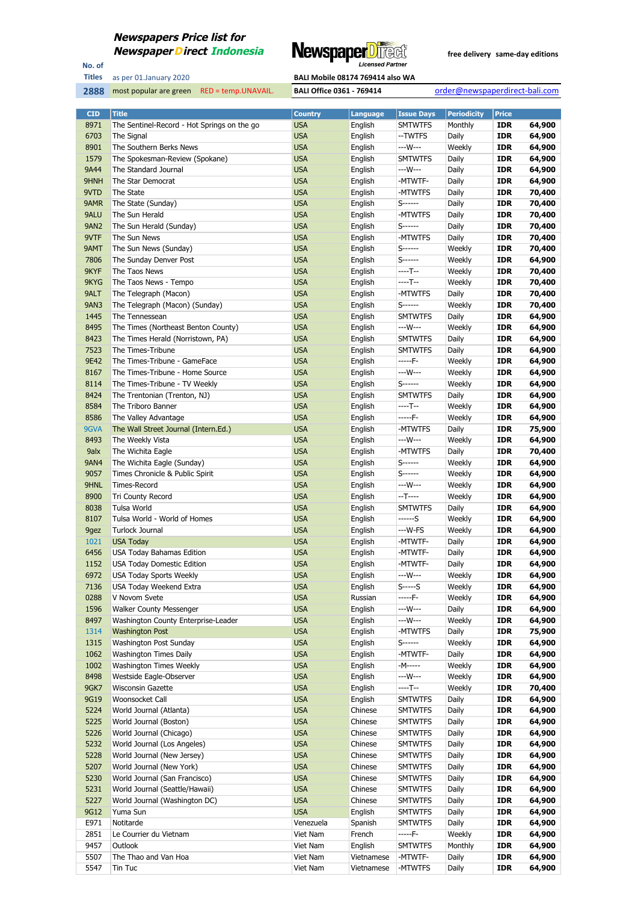**Newspapers Price list for Newspaper Direct Indonesia**

No. of Titles: **2888**

as per 01.January 2020

most popular are green   RED = temp.UNAVAIL.

NewspaperDirect Licensed Partner

free delivery  same-day editions

BALI Mobile 08174 769414 also WA

BALI Office 0361 - 769414

order@newspaperdirect-bali.com

| CID | Title | Country | Language | Issue Days | Periodicity | Price | |
|---|---|---|---|---|---|---|---|
| 8971 | The Sentinel-Record - Hot Springs on the go | USA | English | SMTWTFS | Monthly | IDR | 64,900 |
| 6703 | The Signal | USA | English | --TWTFS | Daily | IDR | 64,900 |
| 8901 | The Southern Berks News | USA | English | ---W--- | Weekly | IDR | 64,900 |
| 1579 | The Spokesman-Review (Spokane) | USA | English | SMTWTFS | Daily | IDR | 64,900 |
| 9A44 | The Standard Journal | USA | English | ---W--- | Daily | IDR | 64,900 |
| 9HNH | The Star Democrat | USA | English | -MTWTF- | Daily | IDR | 64,900 |
| 9VTD | The State | USA | English | -MTWTFS | Daily | IDR | 70,400 |
| 9AMR | The State (Sunday) | USA | English | S------ | Daily | IDR | 70,400 |
| 9ALU | The Sun Herald | USA | English | -MTWTFS | Daily | IDR | 70,400 |
| 9AN2 | The Sun Herald (Sunday) | USA | English | S------ | Daily | IDR | 70,400 |
| 9VTF | The Sun News | USA | English | -MTWTFS | Daily | IDR | 70,400 |
| 9AMT | The Sun News (Sunday) | USA | English | S------ | Weekly | IDR | 70,400 |
| 7806 | The Sunday Denver Post | USA | English | S------ | Weekly | IDR | 64,900 |
| 9KYF | The Taos News | USA | English | ----T-- | Weekly | IDR | 70,400 |
| 9KYG | The Taos News - Tempo | USA | English | ----T-- | Weekly | IDR | 70,400 |
| 9ALT | The Telegraph (Macon) | USA | English | -MTWTFS | Daily | IDR | 70,400 |
| 9AN3 | The Telegraph (Macon) (Sunday) | USA | English | S------ | Weekly | IDR | 70,400 |
| 1445 | The Tennessean | USA | English | SMTWTFS | Daily | IDR | 64,900 |
| 8495 | The Times (Northeast Benton County) | USA | English | ---W--- | Weekly | IDR | 64,900 |
| 8423 | The Times Herald (Norristown, PA) | USA | English | SMTWTFS | Daily | IDR | 64,900 |
| 7523 | The Times-Tribune | USA | English | SMTWTFS | Daily | IDR | 64,900 |
| 9E42 | The Times-Tribune - GameFace | USA | English | -----F- | Weekly | IDR | 64,900 |
| 8167 | The Times-Tribune - Home Source | USA | English | ---W--- | Weekly | IDR | 64,900 |
| 8114 | The Times-Tribune - TV Weekly | USA | English | S------ | Weekly | IDR | 64,900 |
| 8424 | The Trentonian (Trenton, NJ) | USA | English | SMTWTFS | Daily | IDR | 64,900 |
| 8584 | The Triboro Banner | USA | English | ----T-- | Weekly | IDR | 64,900 |
| 8586 | The Valley Advantage | USA | English | -----F- | Weekly | IDR | 64,900 |
| 9GVA | The Wall Street Journal (Intern.Ed.) | USA | English | -MTWTFS | Daily | IDR | 75,900 |
| 8493 | The Weekly Vista | USA | English | ---W--- | Weekly | IDR | 64,900 |
| 9alx | The Wichita Eagle | USA | English | -MTWTFS | Daily | IDR | 70,400 |
| 9AN4 | The Wichita Eagle (Sunday) | USA | English | S------ | Weekly | IDR | 64,900 |
| 9057 | Times Chronicle & Public Spirit | USA | English | S------ | Weekly | IDR | 64,900 |
| 9HNL | Times-Record | USA | English | ---W--- | Weekly | IDR | 64,900 |
| 8900 | Tri County Record | USA | English | --T---- | Weekly | IDR | 64,900 |
| 8038 | Tulsa World | USA | English | SMTWTFS | Daily | IDR | 64,900 |
| 8107 | Tulsa World - World of Homes | USA | English | ------S | Weekly | IDR | 64,900 |
| 9gez | Turlock Journal | USA | English | ---W-FS | Weekly | IDR | 64,900 |
| 1021 | USA Today | USA | English | -MTWTF- | Daily | IDR | 64,900 |
| 6456 | USA Today Bahamas Edition | USA | English | -MTWTF- | Daily | IDR | 64,900 |
| 1152 | USA Today Domestic Edition | USA | English | -MTWTF- | Daily | IDR | 64,900 |
| 6972 | USA Today Sports Weekly | USA | English | ---W--- | Weekly | IDR | 64,900 |
| 7136 | USA Today Weekend Extra | USA | English | S-----S | Weekly | IDR | 64,900 |
| 0288 | V Novom Svete | USA | Russian | -----F- | Weekly | IDR | 64,900 |
| 1596 | Walker County Messenger | USA | English | ---W--- | Daily | IDR | 64,900 |
| 8497 | Washington County Enterprise-Leader | USA | English | ---W--- | Weekly | IDR | 64,900 |
| 1314 | Washington Post | USA | English | -MTWTFS | Daily | IDR | 75,900 |
| 1315 | Washington Post Sunday | USA | English | S------ | Weekly | IDR | 64,900 |
| 1062 | Washington Times Daily | USA | English | -MTWTF- | Daily | IDR | 64,900 |
| 1002 | Washington Times Weekly | USA | English | -M----- | Weekly | IDR | 64,900 |
| 8498 | Westside Eagle-Observer | USA | English | ---W--- | Weekly | IDR | 64,900 |
| 9GK7 | Wisconsin Gazette | USA | English | ----T-- | Weekly | IDR | 70,400 |
| 9G19 | Woonsocket Call | USA | English | SMTWTFS | Daily | IDR | 64,900 |
| 5224 | World Journal (Atlanta) | USA | Chinese | SMTWTFS | Daily | IDR | 64,900 |
| 5225 | World Journal (Boston) | USA | Chinese | SMTWTFS | Daily | IDR | 64,900 |
| 5226 | World Journal (Chicago) | USA | Chinese | SMTWTFS | Daily | IDR | 64,900 |
| 5232 | World Journal (Los Angeles) | USA | Chinese | SMTWTFS | Daily | IDR | 64,900 |
| 5228 | World Journal (New Jersey) | USA | Chinese | SMTWTFS | Daily | IDR | 64,900 |
| 5207 | World Journal (New York) | USA | Chinese | SMTWTFS | Daily | IDR | 64,900 |
| 5230 | World Journal (San Francisco) | USA | Chinese | SMTWTFS | Daily | IDR | 64,900 |
| 5231 | World Journal (Seattle/Hawaii) | USA | Chinese | SMTWTFS | Daily | IDR | 64,900 |
| 5227 | World Journal (Washington DC) | USA | Chinese | SMTWTFS | Daily | IDR | 64,900 |
| 9G12 | Yuma Sun | USA | English | SMTWTFS | Daily | IDR | 64,900 |
| E971 | Notitarde | Venezuela | Spanish | SMTWTFS | Daily | IDR | 64,900 |
| 2851 | Le Courrier du Vietnam | Viet Nam | French | -----F- | Weekly | IDR | 64,900 |
| 9457 | Outlook | Viet Nam | English | SMTWTFS | Monthly | IDR | 64,900 |
| 5507 | The Thao and Van Hoa | Viet Nam | Vietnamese | -MTWTF- | Daily | IDR | 64,900 |
| 5547 | Tin Tuc | Viet Nam | Vietnamese | -MTWTFS | Daily | IDR | 64,900 |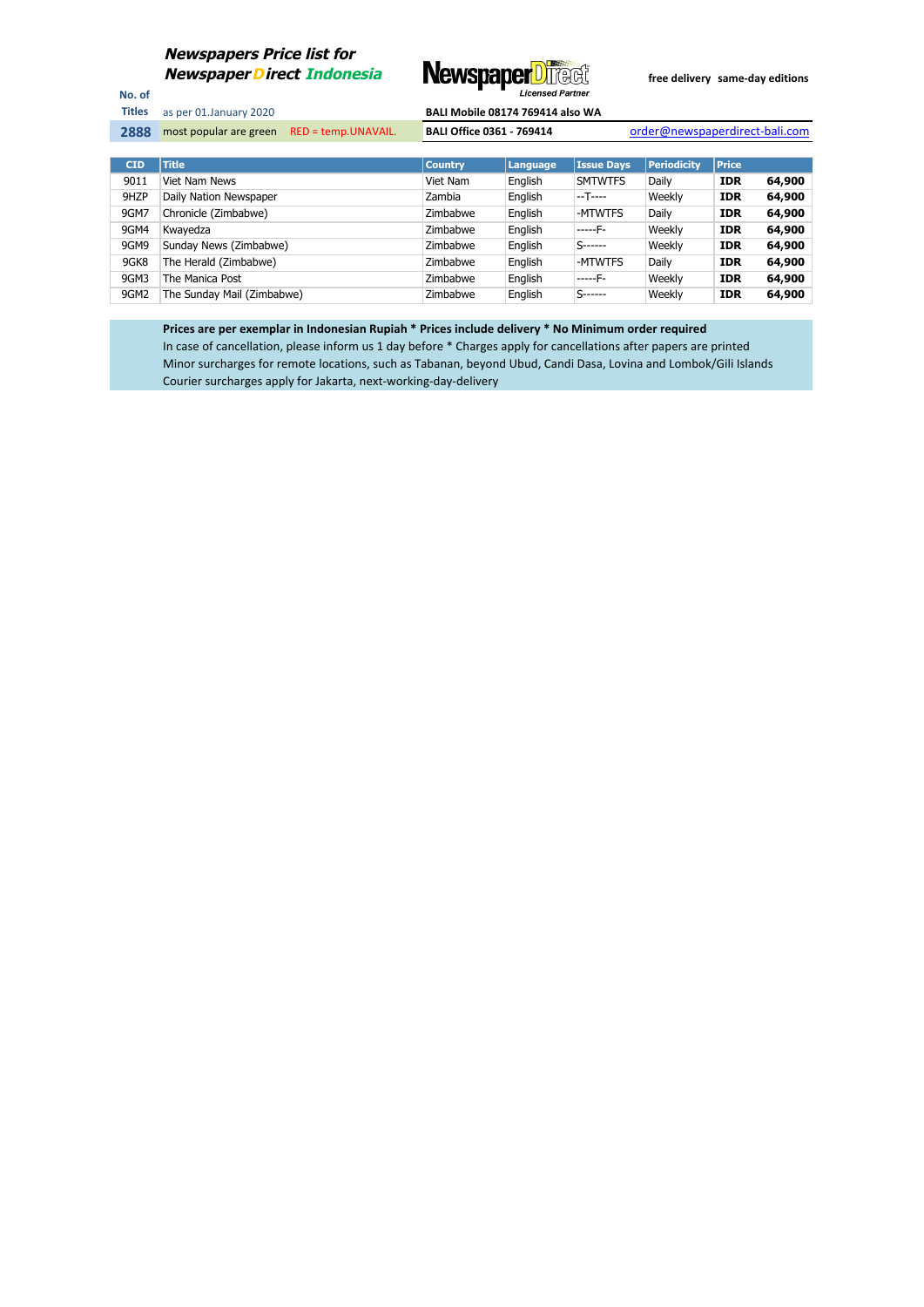## Newspapers Price list for Newspaper Direct Indonesia

NewspaperDirect Licensed Partner

free delivery same-day editions

No. of Titles: 2888

as per 01.January 2020

most popular are green RED = temp.UNAVAIL.

BALI Mobile 08174 769414 also WA

BALI Office 0361 - 769414

order@newspaperdirect-bali.com

| CID | Title | Country | Language | Issue Days | Periodicity | Price | |
|---|---|---|---|---|---|---|---|
| 9011 | Viet Nam News | Viet Nam | English | SMTWTFS | Daily | IDR | 64,900 |
| 9HZP | Daily Nation Newspaper | Zambia | English | --T---- | Weekly | IDR | 64,900 |
| 9GM7 | Chronicle (Zimbabwe) | Zimbabwe | English | -MTWTFS | Daily | IDR | 64,900 |
| 9GM4 | Kwayedza | Zimbabwe | English | -----F- | Weekly | IDR | 64,900 |
| 9GM9 | Sunday News (Zimbabwe) | Zimbabwe | English | S------ | Weekly | IDR | 64,900 |
| 9GK8 | The Herald (Zimbabwe) | Zimbabwe | English | -MTWTFS | Daily | IDR | 64,900 |
| 9GM3 | The Manica Post | Zimbabwe | English | -----F- | Weekly | IDR | 64,900 |
| 9GM2 | The Sunday Mail (Zimbabwe) | Zimbabwe | English | S------ | Weekly | IDR | 64,900 |

**Prices are per exemplar in Indonesian Rupiah * Prices include delivery * No Minimum order required**

In case of cancellation, please inform us 1 day before * Charges apply for cancellations after papers are printed

Minor surcharges for remote locations, such as Tabanan, beyond Ubud, Candi Dasa, Lovina and Lombok/Gili Islands

Courier surcharges apply for Jakarta, next-working-day-delivery